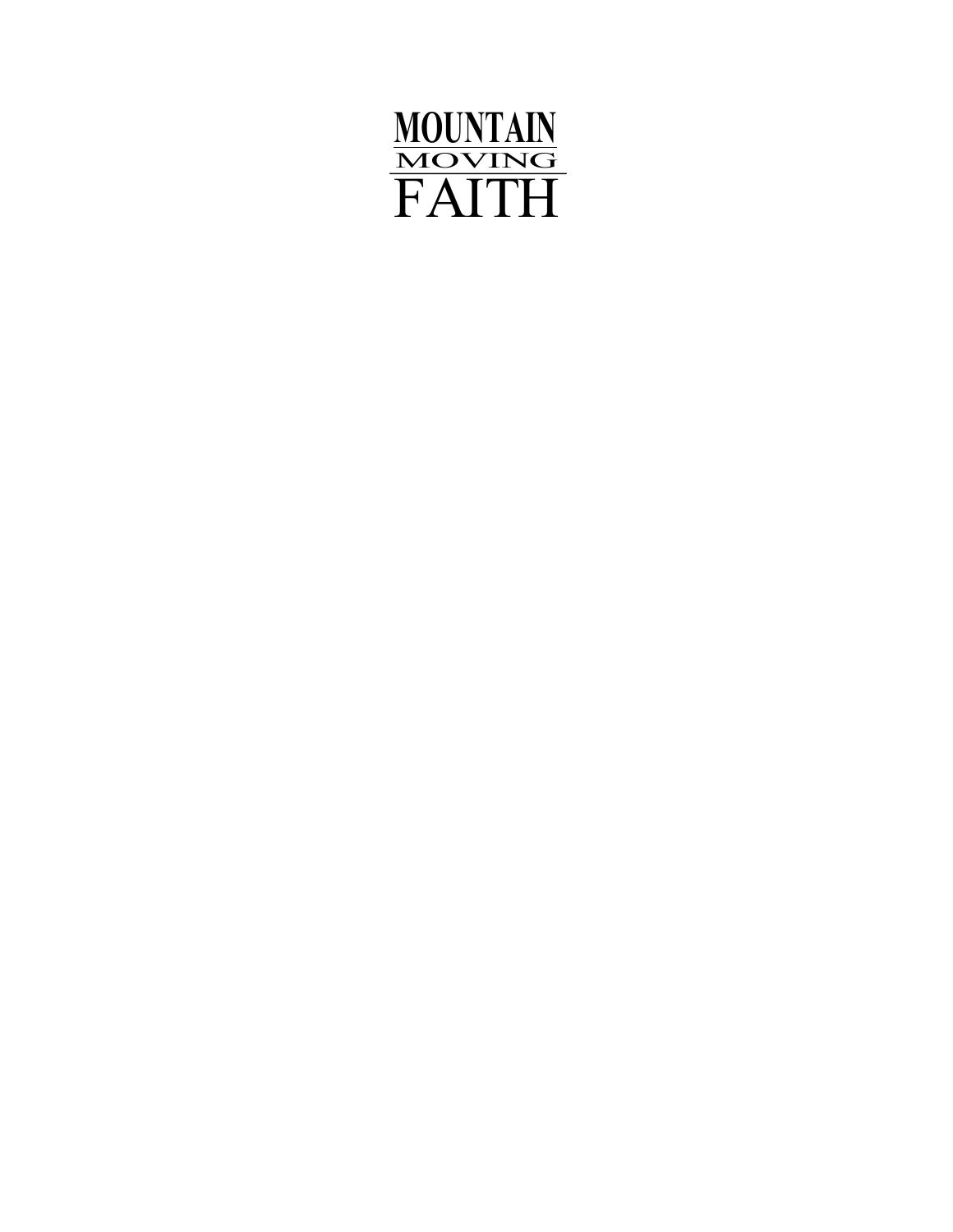# MOUNTAIN MOVING FAITH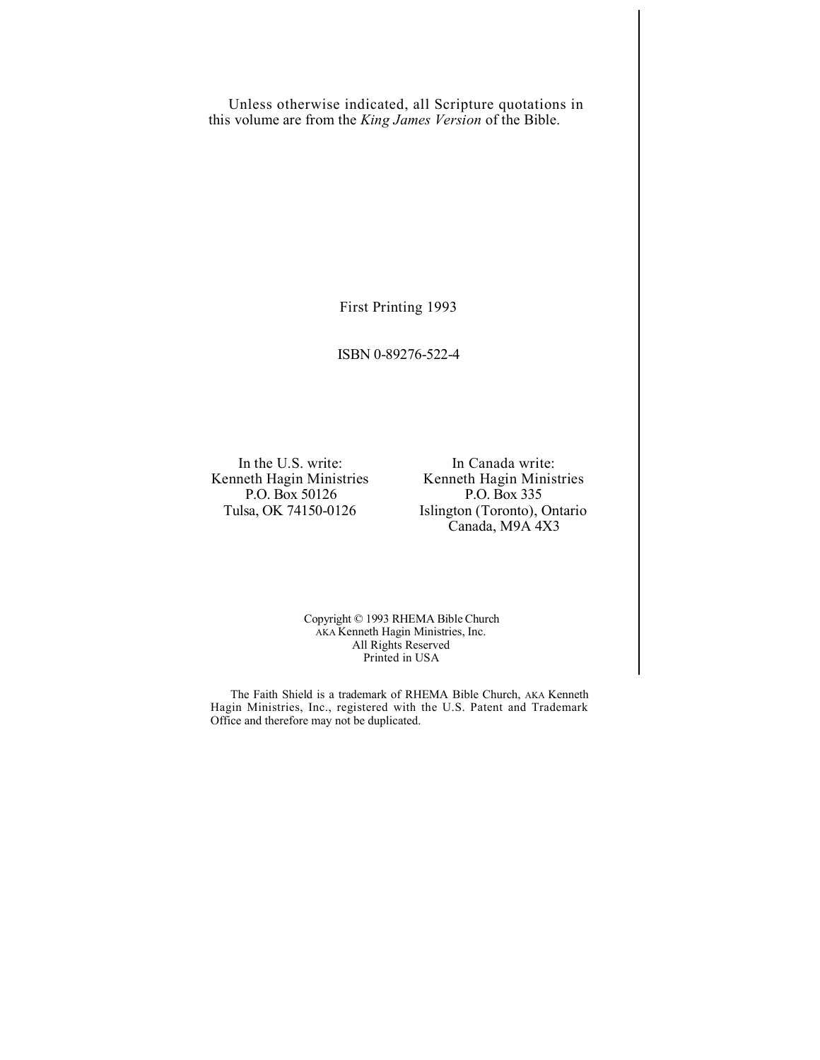Unless otherwise indicated, all Scripture quotations in this volume are from the *King James Version* of the Bible.

First Printing 1993

ISBN 0-89276-522-4

In the U.S. write:
Kenneth Hagin Ministries
P.O. Box 50126
Tulsa, OK 74150-0126

In Canada write:
Kenneth Hagin Ministries
P.O. Box 335
Islington (Toronto), Ontario
Canada, M9A 4X3

Copyright © 1993 RHEMA Bible Church
AKA Kenneth Hagin Ministries, Inc.
All Rights Reserved
Printed in USA

The Faith Shield is a trademark of RHEMA Bible Church, AKA Kenneth Hagin Ministries, Inc., registered with the U.S. Patent and Trademark Office and therefore may not be duplicated.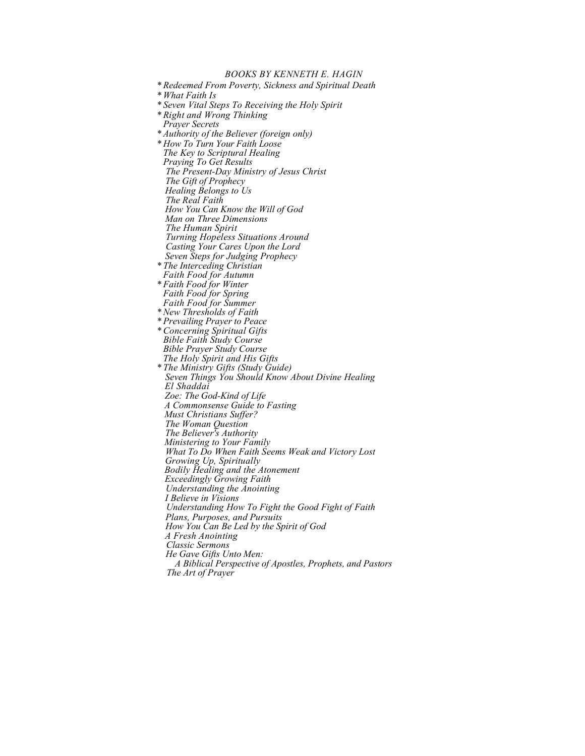*BOOKS BY KENNETH E. HAGIN*

*Redeemed From Poverty, Sickness and Spiritual Death*
*What Faith Is*
*Seven Vital Steps To Receiving the Holy Spirit*
*Right and Wrong Thinking*
*Prayer Secrets*
*Authority of the Believer (foreign only)*
*How To Turn Your Faith Loose*
*The Key to Scriptural Healing*
*Praying To Get Results*
*The Present-Day Ministry of Jesus Christ*
*The Gift of Prophecy*
*Healing Belongs to Us*
*The Real Faith*
*How You Can Know the Will of God*
*Man on Three Dimensions*
*The Human Spirit*
*Turning Hopeless Situations Around*
*Casting Your Cares Upon the Lord*
*Seven Steps for Judging Prophecy*
*The Interceding Christian*
*Faith Food for Autumn*
*Faith Food for Winter*
*Faith Food for Spring*
*Faith Food for Summer*
*New Thresholds of Faith*
*Prevailing Prayer to Peace*
*Concerning Spiritual Gifts*
*Bible Faith Study Course*
*Bible Prayer Study Course*
*The Holy Spirit and His Gifts*
*The Ministry Gifts (Study Guide)*
*Seven Things You Should Know About Divine Healing*
*El Shaddai*
*Zoe: The God-Kind of Life*
*A Commonsense Guide to Fasting*
*Must Christians Suffer?*
*The Woman Question*
*The Believer's Authority*
*Ministering to Your Family*
*What To Do When Faith Seems Weak and Victory Lost*
*Growing Up, Spiritually*
*Bodily Healing and the Atonement*
*Exceedingly Growing Faith*
*Understanding the Anointing*
*I Believe in Visions*
*Understanding How To Fight the Good Fight of Faith*
*Plans, Purposes, and Pursuits*
*How You Can Be Led by the Spirit of God*
*A Fresh Anointing*
*Classic Sermons*
*He Gave Gifts Unto Men:*
*A Biblical Perspective of Apostles, Prophets, and Pastors*
*The Art of Prayer*

*BOOKS BY KENNETH E. HAGIN*

\* *Redeemed From Poverty, Sickness and Spiritual Death*
\* *What Faith Is*
\* *Seven Vital Steps To Receiving the Holy Spirit*
\* *Right and Wrong Thinking*
*Prayer Secrets*
\* *Authority of the Believer (foreign only)*
\* *How To Turn Your Faith Loose*
*The Key to Scriptural Healing*
*Praying To Get Results*
*The Present-Day Ministry of Jesus Christ*
*The Gift of Prophecy*
*Healing Belongs to Us*
*The Real Faith*
*How You Can Know the Will of God*
*Man on Three Dimensions*
*The Human Spirit*
*Turning Hopeless Situations Around*
*Casting Your Cares Upon the Lord*
*Seven Steps for Judging Prophecy*
\* *The Interceding Christian*
*Faith Food for Autumn*
\* *Faith Food for Winter*
*Faith Food for Spring*
*Faith Food for Summer*
\* *New Thresholds of Faith*
\* *Prevailing Prayer to Peace*
\* *Concerning Spiritual Gifts*
*Bible Faith Study Course*
*Bible Prayer Study Course*
*The Holy Spirit and His Gifts*
\* *The Ministry Gifts (Study Guide)*
*Seven Things You Should Know About Divine Healing*
*El Shaddai*
*Zoe: The God-Kind of Life*
*A Commonsense Guide to Fasting*
*Must Christians Suffer?*
*The Woman Question*
*The Believer's Authority*
*Ministering to Your Family*
*What To Do When Faith Seems Weak and Victory Lost*
*Growing Up, Spiritually*
*Bodily Healing and the Atonement*
*Exceedingly Growing Faith*
*Understanding the Anointing*
*I Believe in Visions*
*Understanding How To Fight the Good Fight of Faith*
*Plans, Purposes, and Pursuits*
*How You Can Be Led by the Spirit of God*
*A Fresh Anointing*
*Classic Sermons*
*He Gave Gifts Unto Men:*
*A Biblical Perspective of Apostles, Prophets, and Pastors*
*The Art of Prayer*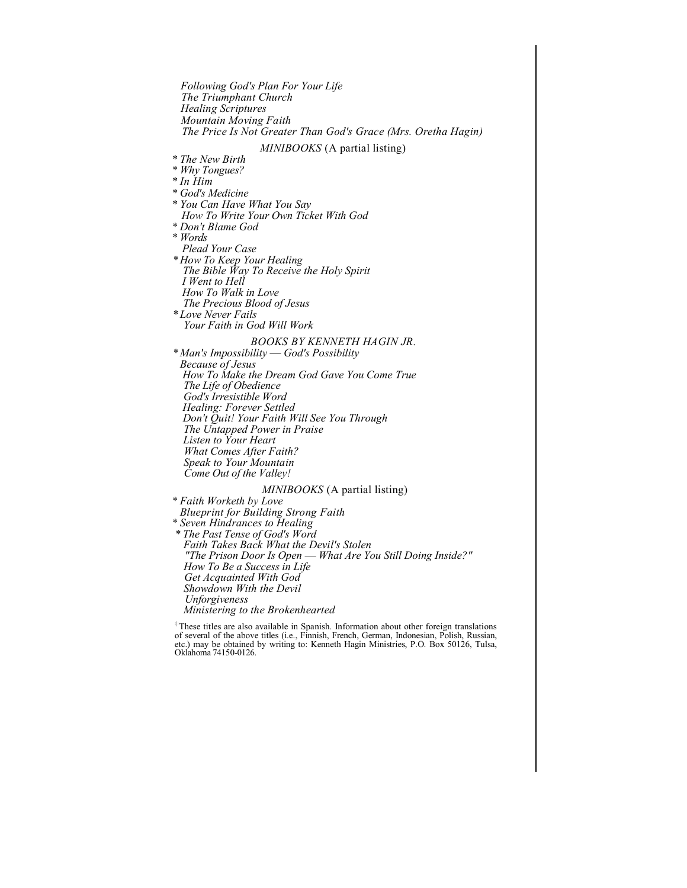*Following God's Plan For Your Life*
*The Triumphant Church*
*Healing Scriptures*
*Mountain Moving Faith*
*The Price Is Not Greater Than God's Grace (Mrs. Oretha Hagin)*

*MINIBOOKS* (A partial listing)

\* *The New Birth*
\* *Why Tongues?*
\* *In Him*
\* *God's Medicine*
\* *You Can Have What You Say*
*How To Write Your Own Ticket With God*
\* *Don't Blame God*
\* *Words*
*Plead Your Case*
\* *How To Keep Your Healing*
*The Bible Way To Receive the Holy Spirit*
*I Went to Hell*
*How To Walk in Love*
*The Precious Blood of Jesus*
\* *Love Never Fails*
*Your Faith in God Will Work*

*BOOKS BY KENNETH HAGIN JR.*

\* *Man's Impossibility — God's Possibility*
*Because of Jesus*
*How To Make the Dream God Gave You Come True*
*The Life of Obedience*
*God's Irresistible Word*
*Healing: Forever Settled*
*Don't Quit! Your Faith Will See You Through*
*The Untapped Power in Praise*
*Listen to Your Heart*
*What Comes After Faith?*
*Speak to Your Mountain*
*Come Out of the Valley!*

*MINIBOOKS* (A partial listing)

\* *Faith Worketh by Love*
*Blueprint for Building Strong Faith*
\* *Seven Hindrances to Healing*
\* *The Past Tense of God's Word*
*Faith Takes Back What the Devil's Stolen*
*"The Prison Door Is Open — What Are You Still Doing Inside?"*
*How To Be a Success in Life*
*Get Acquainted With God*
*Showdown With the Devil*
*Unforgiveness*
*Ministering to the Brokenhearted*

\*These titles are also available in Spanish. Information about other foreign translations of several of the above titles (i.e., Finnish, French, German, Indonesian, Polish, Russian, etc.) may be obtained by writing to: Kenneth Hagin Ministries, P.O. Box 50126, Tulsa, Oklahoma 74150-0126.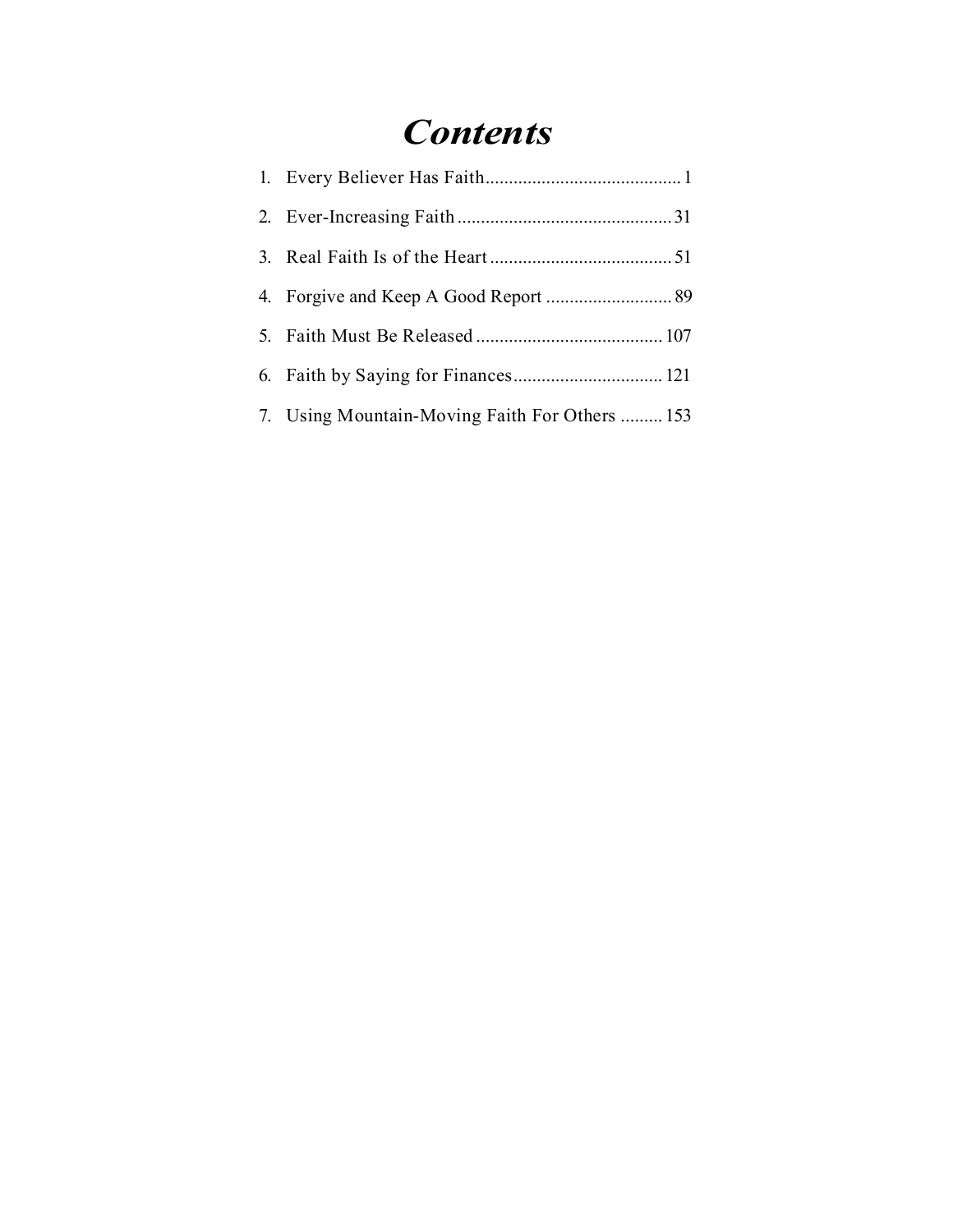# *Contents*

1. Every Believer Has Faith .......................................... 1
2. Ever-Increasing Faith .............................................. 31
3. Real Faith Is of the Heart ....................................... 51
4. Forgive and Keep A Good Report ........................... 89
5. Faith Must Be Released ........................................ 107
6. Faith by Saying for Finances ................................ 121
7. Using Mountain-Moving Faith For Others ......... 153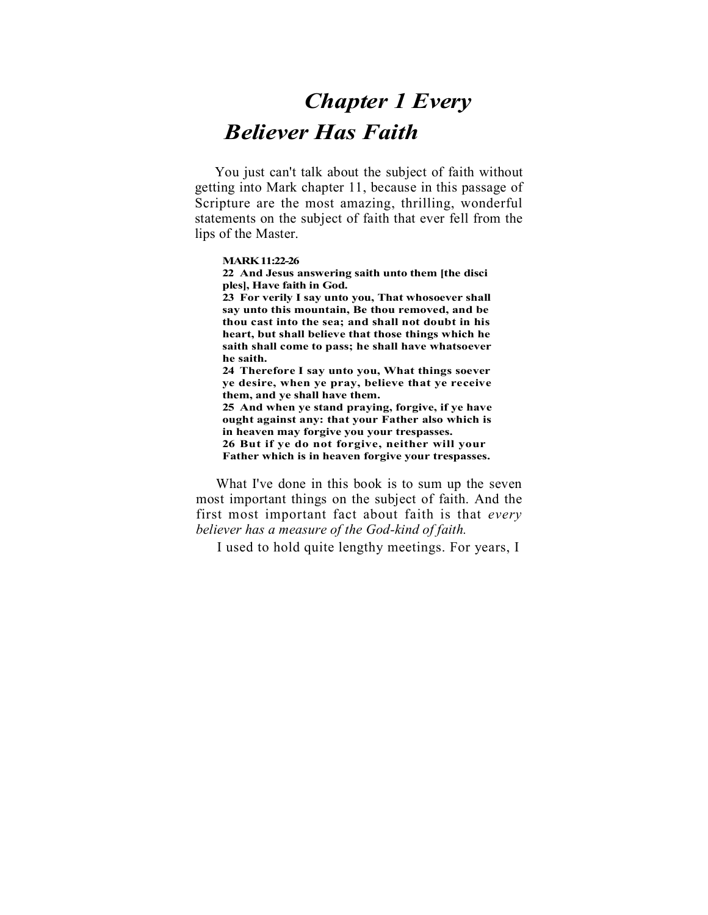# Chapter 1 Every Believer Has Faith

You just can't talk about the subject of faith without getting into Mark chapter 11, because in this passage of Scripture are the most amazing, thrilling, wonderful statements on the subject of faith that ever fell from the lips of the Master.

> **MARK 11:22-26**
> **22 And Jesus answering saith unto them [the disciples], Have faith in God.**
> **23 For verily I say unto you, That whosoever shall say unto this mountain, Be thou removed, and be thou cast into the sea; and shall not doubt in his heart, but shall believe that those things which he saith shall come to pass; he shall have whatsoever he saith.**
> **24 Therefore I say unto you, What things soever ye desire, when ye pray, believe that ye receive them, and ye shall have them.**
> **25 And when ye stand praying, forgive, if ye have ought against any: that your Father also which is in heaven may forgive you your trespasses.**
> **26 But if ye do not forgive, neither will your Father which is in heaven forgive your trespasses.**

What I've done in this book is to sum up the seven most important things on the subject of faith. And the first most important fact about faith is that *every believer has a measure of the God-kind of faith.*

I used to hold quite lengthy meetings. For years, I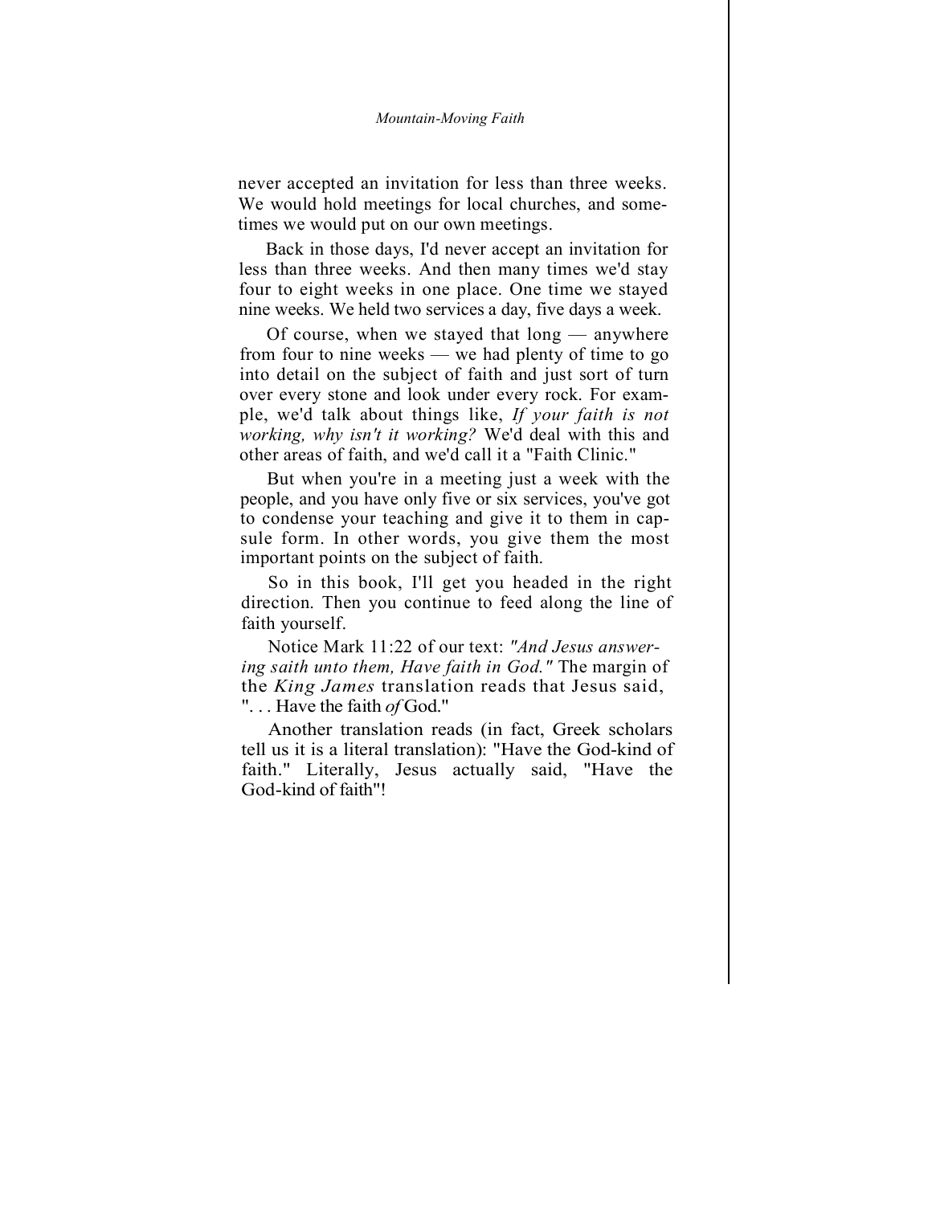never accepted an invitation for less than three weeks. We would hold meetings for local churches, and sometimes we would put on our own meetings.

Back in those days, I'd never accept an invitation for less than three weeks. And then many times we'd stay four to eight weeks in one place. One time we stayed nine weeks. We held two services a day, five days a week.

Of course, when we stayed that long — anywhere from four to nine weeks — we had plenty of time to go into detail on the subject of faith and just sort of turn over every stone and look under every rock. For example, we'd talk about things like, *If your faith is not working, why isn't it working?* We'd deal with this and other areas of faith, and we'd call it a "Faith Clinic."

But when you're in a meeting just a week with the people, and you have only five or six services, you've got to condense your teaching and give it to them in capsule form. In other words, you give them the most important points on the subject of faith.

So in this book, I'll get you headed in the right direction. Then you continue to feed along the line of faith yourself.

Notice Mark 11:22 of our text: *"And Jesus answering saith unto them, Have faith in God."* The margin of the *King James* translation reads that Jesus said, ". . . Have the faith *of* God."

Another translation reads (in fact, Greek scholars tell us it is a literal translation): "Have the God-kind of faith." Literally, Jesus actually said, "Have the God-kind of faith"!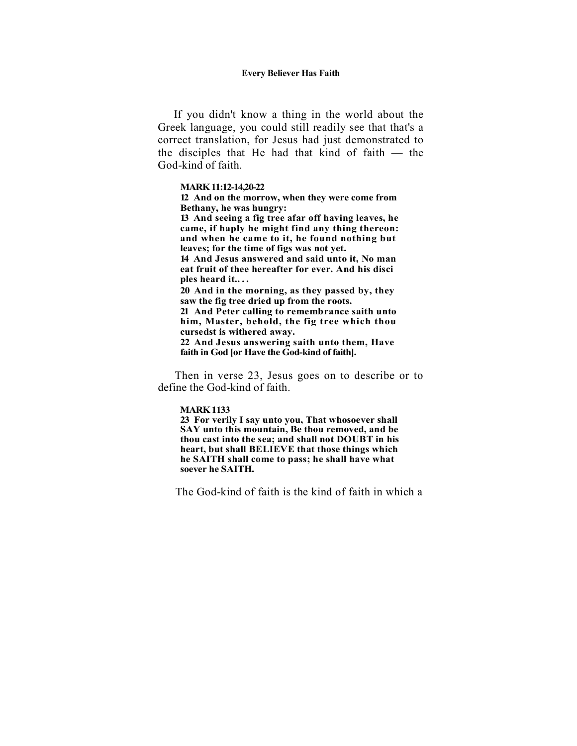If you didn't know a thing in the world about the Greek language, you could still readily see that that's a correct translation, for Jesus had just demonstrated to the disciples that He had that kind of faith — the God-kind of faith.

**MARK 11:12-14,20-22**
**12 And on the morrow, when they were come from Bethany, he was hungry:**
**13 And seeing a fig tree afar off having leaves, he came, if haply he might find any thing thereon: and when he came to it, he found nothing but leaves; for the time of figs was not yet.**
**14 And Jesus answered and said unto it, No man eat fruit of thee hereafter for ever. And his disciples heard it.. . .**
**20 And in the morning, as they passed by, they saw the fig tree dried up from the roots.**
**21 And Peter calling to remembrance saith unto him, Master, behold, the fig tree which thou cursedst is withered away.**
**22 And Jesus answering saith unto them, Have faith in God [or Have the God-kind of faith].**

Then in verse 23, Jesus goes on to describe or to define the God-kind of faith.

**MARK 1133**
**23 For verily I say unto you, That whosoever shall SAY unto this mountain, Be thou removed, and be thou cast into the sea; and shall not DOUBT in his heart, but shall BELIEVE that those things which he SAITH shall come to pass; he shall have whatsoever he SAITH.**

The God-kind of faith is the kind of faith in which a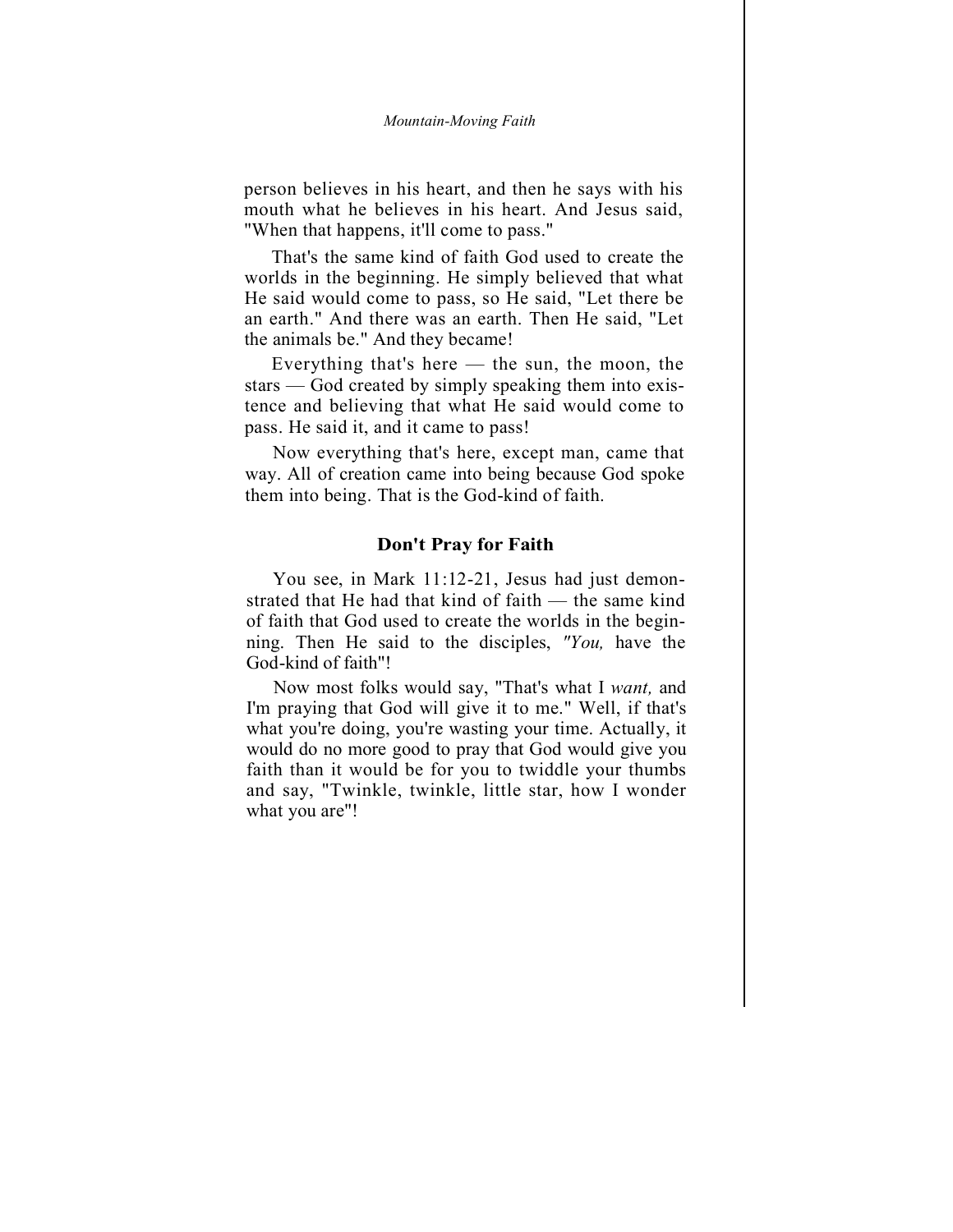person believes in his heart, and then he says with his mouth what he believes in his heart. And Jesus said, "When that happens, it'll come to pass."

That's the same kind of faith God used to create the worlds in the beginning. He simply believed that what He said would come to pass, so He said, "Let there be an earth." And there was an earth. Then He said, "Let the animals be." And they became!

Everything that's here — the sun, the moon, the stars — God created by simply speaking them into existence and believing that what He said would come to pass. He said it, and it came to pass!

Now everything that's here, except man, came that way. All of creation came into being because God spoke them into being. That is the God-kind of faith.

### Don't Pray for Faith

You see, in Mark 11:12-21, Jesus had just demonstrated that He had that kind of faith — the same kind of faith that God used to create the worlds in the beginning. Then He said to the disciples, *"You,* have the God-kind of faith"!

Now most folks would say, "That's what I *want,* and I'm praying that God will give it to me." Well, if that's what you're doing, you're wasting your time. Actually, it would do no more good to pray that God would give you faith than it would be for you to twiddle your thumbs and say, "Twinkle, twinkle, little star, how I wonder what you are"!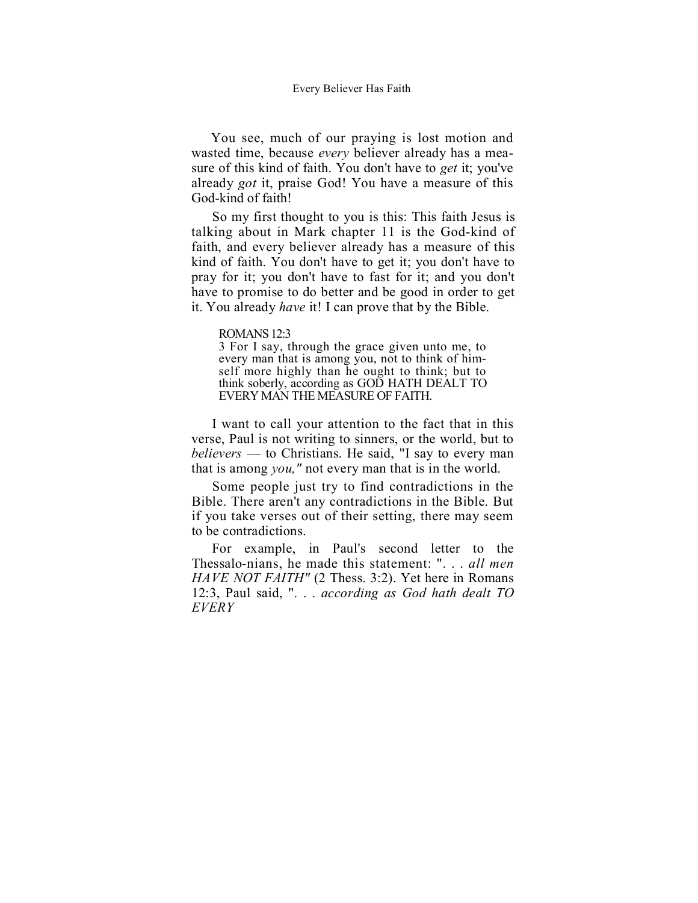You see, much of our praying is lost motion and wasted time, because *every* believer already has a measure of this kind of faith. You don't have to *get* it; you've already *got* it, praise God! You have a measure of this God-kind of faith!

So my first thought to you is this: This faith Jesus is talking about in Mark chapter 11 is the God-kind of faith, and every believer already has a measure of this kind of faith. You don't have to get it; you don't have to pray for it; you don't have to fast for it; and you don't have to promise to do better and be good in order to get it. You already *have* it! I can prove that by the Bible.

> ROMANS 12:3
> 3 For I say, through the grace given unto me, to every man that is among you, not to think of himself more highly than he ought to think; but to think soberly, according as GOD HATH DEALT TO EVERY MAN THE MEASURE OF FAITH.

I want to call your attention to the fact that in this verse, Paul is not writing to sinners, or the world, but to *believers* — to Christians. He said, "I say to every man that is among *you,"* not every man that is in the world.

Some people just try to find contradictions in the Bible. There aren't any contradictions in the Bible. But if you take verses out of their setting, there may seem to be contradictions.

For example, in Paul's second letter to the Thessalo-nians, he made this statement: ". . . *all men HAVE NOT FAITH"* (2 Thess. 3:2). Yet here in Romans 12:3, Paul said, ". . . *according as God hath dealt TO EVERY*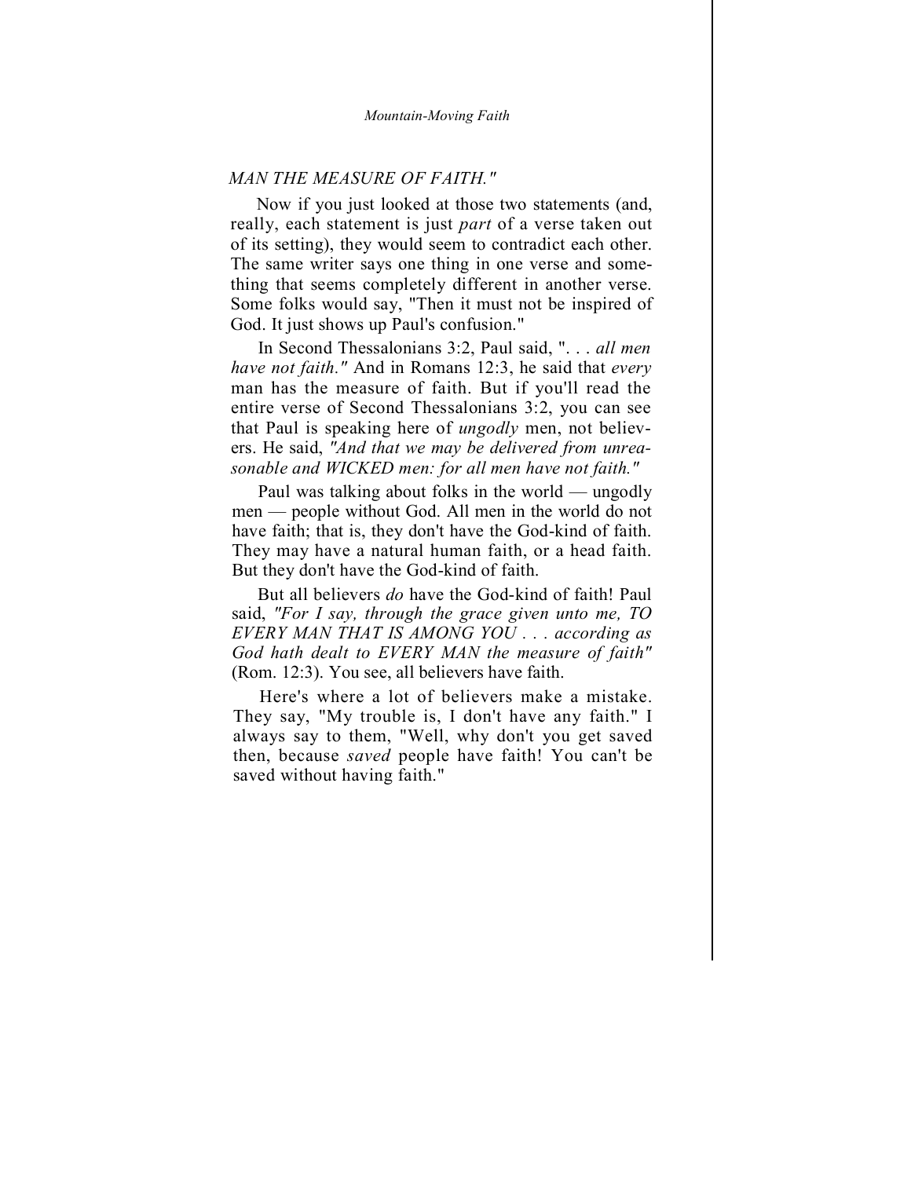*MAN THE MEASURE OF FAITH."*

Now if you just looked at those two statements (and, really, each statement is just *part* of a verse taken out of its setting), they would seem to contradict each other. The same writer says one thing in one verse and something that seems completely different in another verse. Some folks would say, "Then it must not be inspired of God. It just shows up Paul's confusion."

In Second Thessalonians 3:2, Paul said, ". . . *all men have not faith."* And in Romans 12:3, he said that *every* man has the measure of faith. But if you'll read the entire verse of Second Thessalonians 3:2, you can see that Paul is speaking here of *ungodly* men, not believers. He said, *"And that we may be delivered from unreasonable and WICKED men: for all men have not faith."*

Paul was talking about folks in the world — ungodly men — people without God. All men in the world do not have faith; that is, they don't have the God-kind of faith. They may have a natural human faith, or a head faith. But they don't have the God-kind of faith.

But all believers *do* have the God-kind of faith! Paul said, *"For I say, through the grace given unto me, TO EVERY MAN THAT IS AMONG YOU . . . according as God hath dealt to EVERY MAN the measure of faith"* (Rom. 12:3). You see, all believers have faith.

Here's where a lot of believers make a mistake. They say, "My trouble is, I don't have any faith." I always say to them, "Well, why don't you get saved then, because *saved* people have faith! You can't be saved without having faith."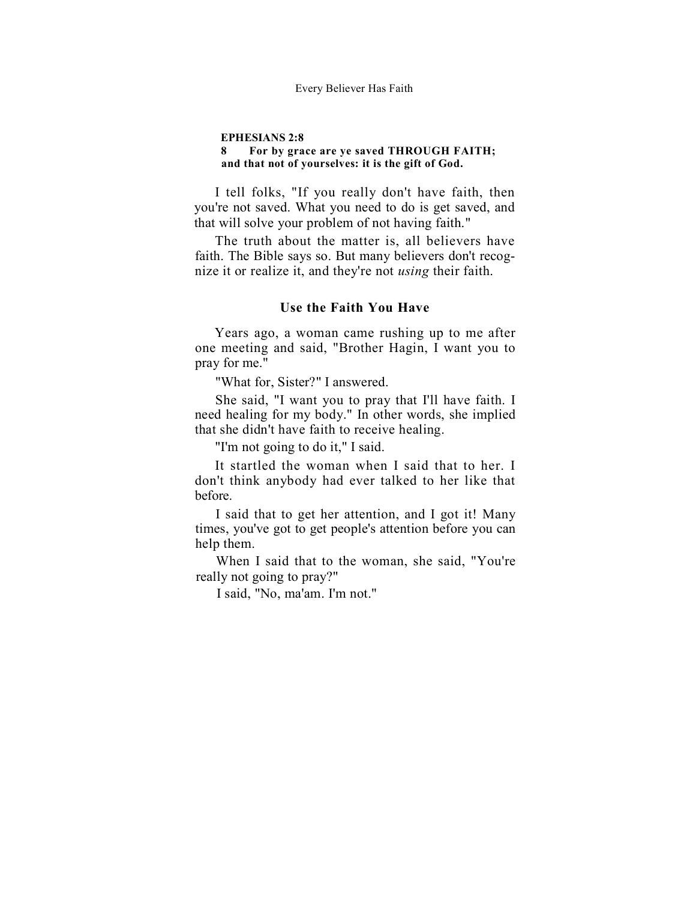**EPHESIANS 2:8**
**8 For by grace are ye saved THROUGH FAITH; and that not of yourselves: it is the gift of God.**

I tell folks, "If you really don't have faith, then you're not saved. What you need to do is get saved, and that will solve your problem of not having faith."

The truth about the matter is, all believers have faith. The Bible says so. But many believers don't recognize it or realize it, and they're not *using* their faith.

### Use the Faith You Have

Years ago, a woman came rushing up to me after one meeting and said, "Brother Hagin, I want you to pray for me."

"What for, Sister?" I answered.

She said, "I want you to pray that I'll have faith. I need healing for my body." In other words, she implied that she didn't have faith to receive healing.

"I'm not going to do it," I said.

It startled the woman when I said that to her. I don't think anybody had ever talked to her like that before.

I said that to get her attention, and I got it! Many times, you've got to get people's attention before you can help them.

When I said that to the woman, she said, "You're really not going to pray?"

I said, "No, ma'am. I'm not."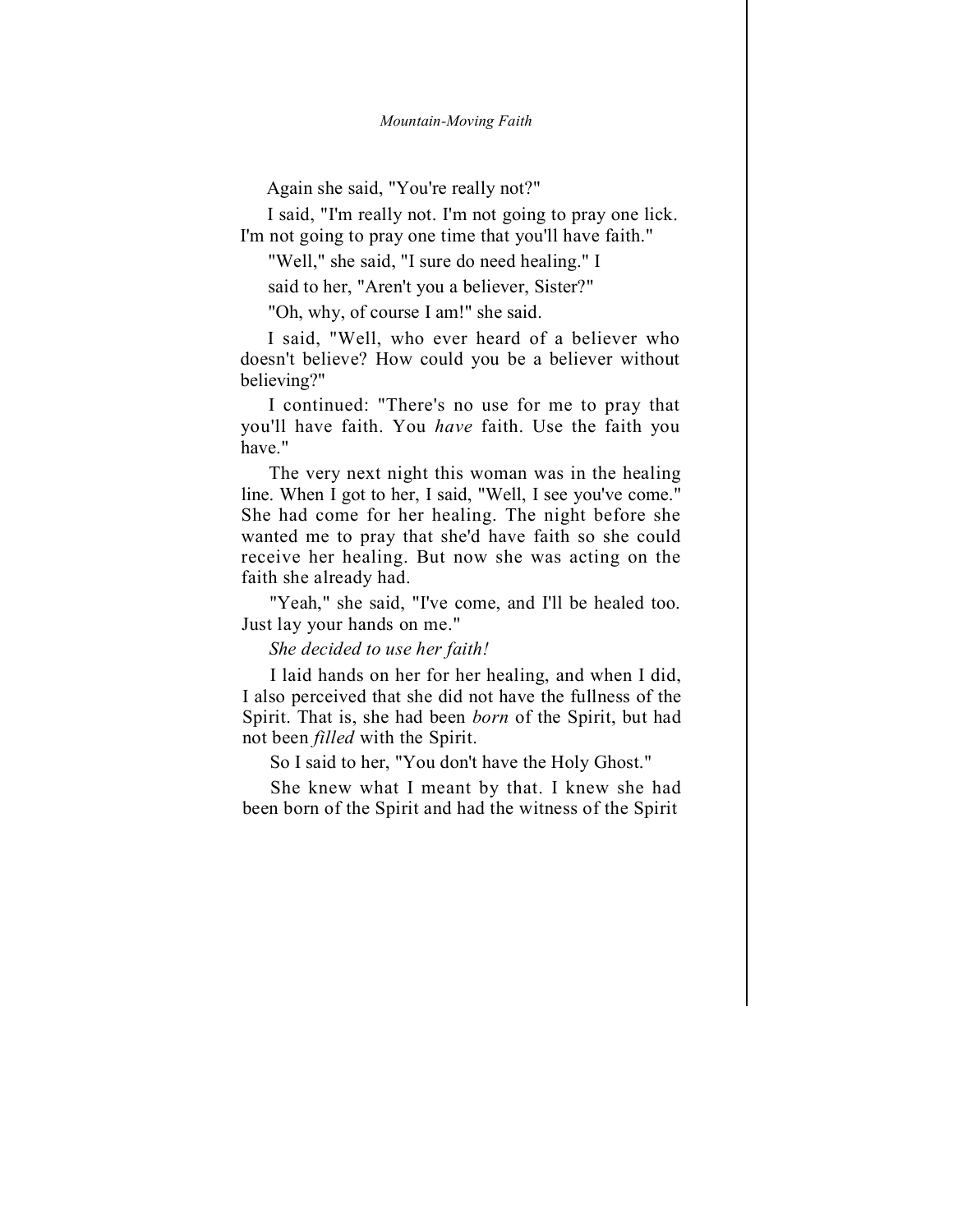Again she said, "You're really not?"

I said, "I'm really not. I'm not going to pray one lick. I'm not going to pray one time that you'll have faith."

"Well," she said, "I sure do need healing." I said to her, "Aren't you a believer, Sister?"

"Oh, why, of course I am!" she said.

I said, "Well, who ever heard of a believer who doesn't believe? How could you be a believer without believing?"

I continued: "There's no use for me to pray that you'll have faith. You *have* faith. Use the faith you have."

The very next night this woman was in the healing line. When I got to her, I said, "Well, I see you've come." She had come for her healing. The night before she wanted me to pray that she'd have faith so she could receive her healing. But now she was acting on the faith she already had.

"Yeah," she said, "I've come, and I'll be healed too. Just lay your hands on me."

*She decided to use her faith!*

I laid hands on her for her healing, and when I did, I also perceived that she did not have the fullness of the Spirit. That is, she had been *born* of the Spirit, but had not been *filled* with the Spirit.

So I said to her, "You don't have the Holy Ghost."

She knew what I meant by that. I knew she had been born of the Spirit and had the witness of the Spirit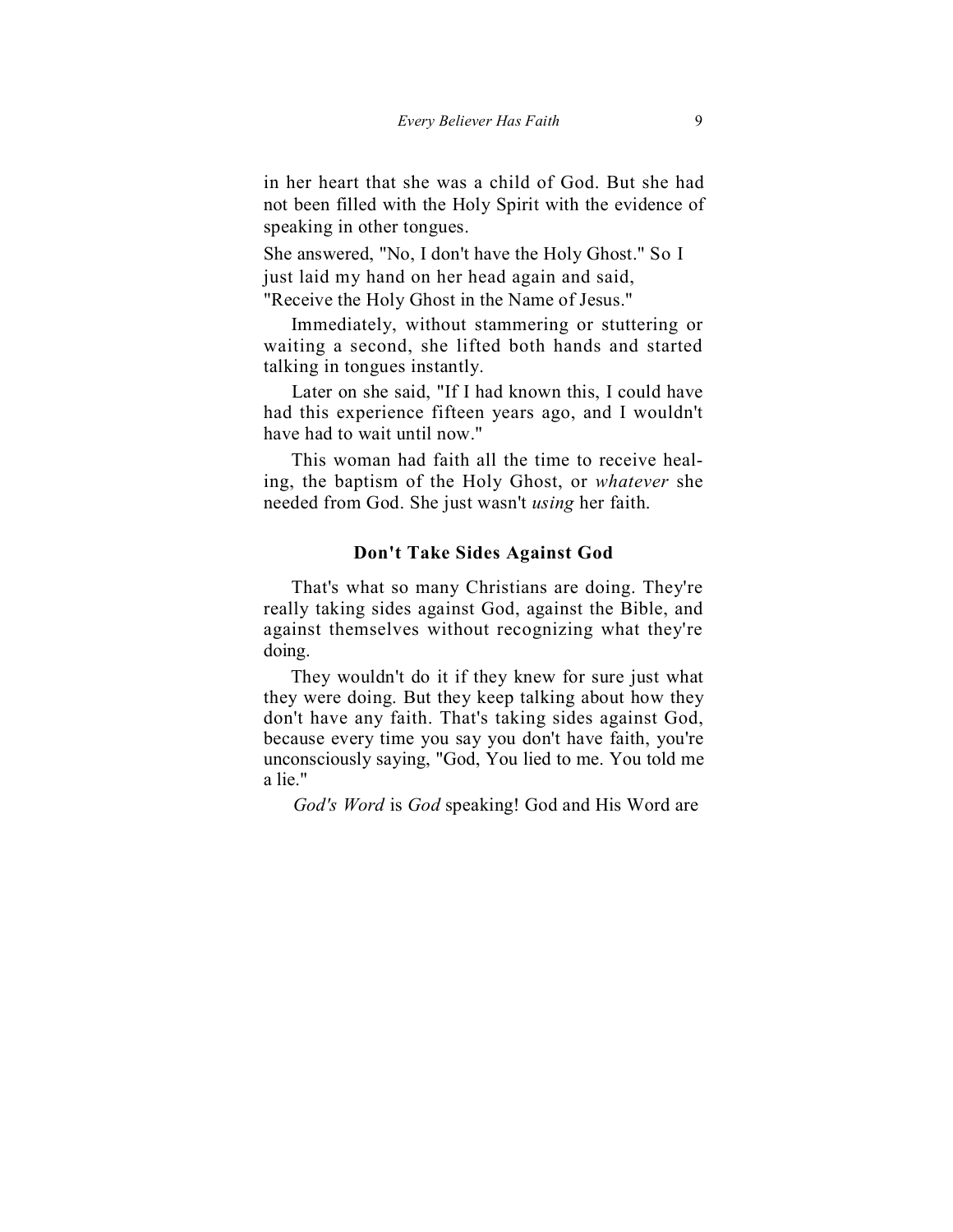in her heart that she was a child of God. But she had not been filled with the Holy Spirit with the evidence of speaking in other tongues.

She answered, "No, I don't have the Holy Ghost." So I just laid my hand on her head again and said, "Receive the Holy Ghost in the Name of Jesus."

Immediately, without stammering or stuttering or waiting a second, she lifted both hands and started talking in tongues instantly.

Later on she said, "If I had known this, I could have had this experience fifteen years ago, and I wouldn't have had to wait until now."

This woman had faith all the time to receive healing, the baptism of the Holy Ghost, or *whatever* she needed from God. She just wasn't *using* her faith.

### Don't Take Sides Against God

That's what so many Christians are doing. They're really taking sides against God, against the Bible, and against themselves without recognizing what they're doing.

They wouldn't do it if they knew for sure just what they were doing. But they keep talking about how they don't have any faith. That's taking sides against God, because every time you say you don't have faith, you're unconsciously saying, "God, You lied to me. You told me a lie."

*God's Word* is *God* speaking! God and His Word are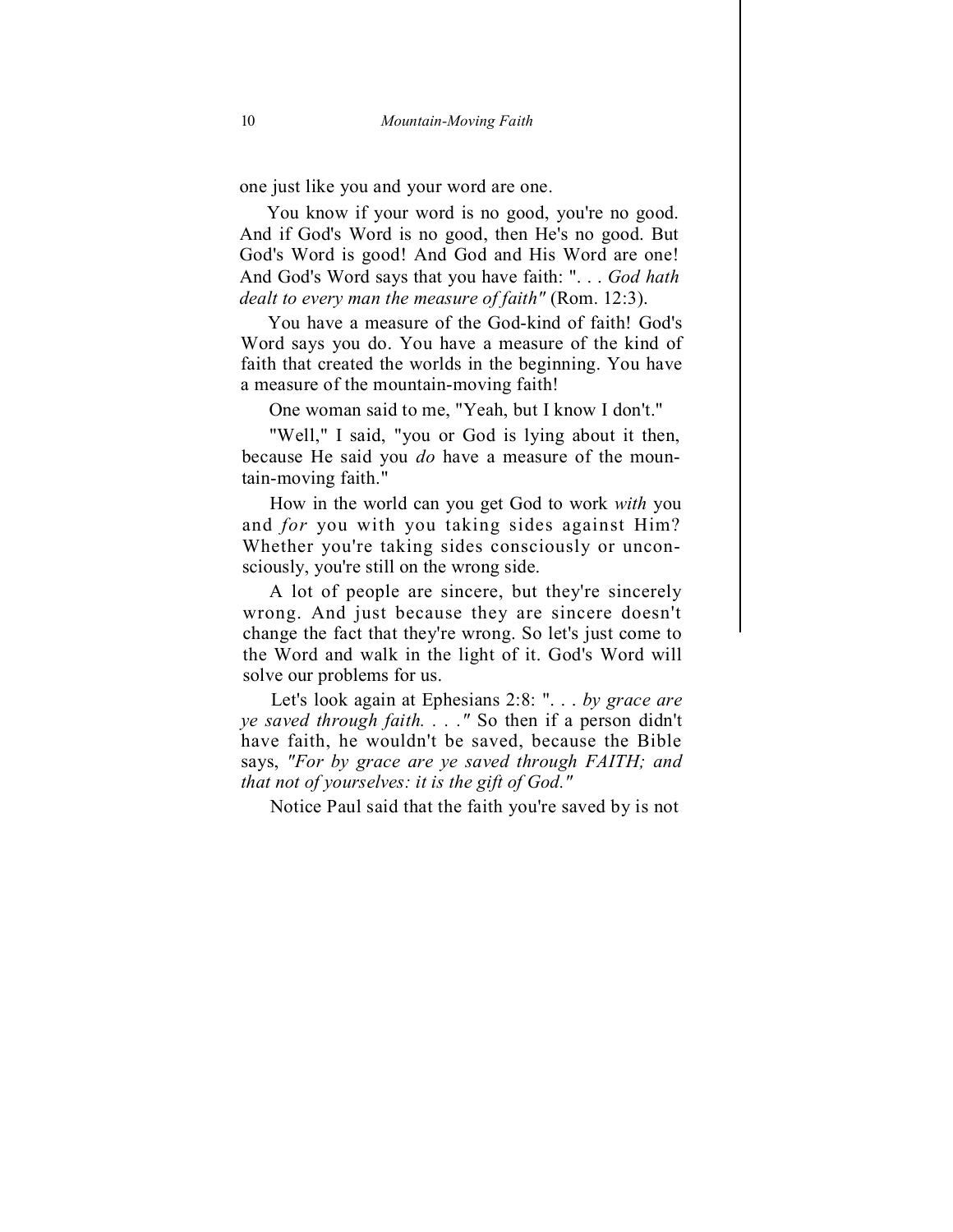one just like you and your word are one.

You know if your word is no good, you're no good. And if God's Word is no good, then He's no good. But God's Word is good! And God and His Word are one! And God's Word says that you have faith: ". . . *God hath dealt to every man the measure of faith"* (Rom. 12:3).

You have a measure of the God-kind of faith! God's Word says you do. You have a measure of the kind of faith that created the worlds in the beginning. You have a measure of the mountain-moving faith!

One woman said to me, "Yeah, but I know I don't."

"Well," I said, "you or God is lying about it then, because He said you *do* have a measure of the mountain-moving faith."

How in the world can you get God to work *with* you and *for* you with you taking sides against Him? Whether you're taking sides consciously or unconsciously, you're still on the wrong side.

A lot of people are sincere, but they're sincerely wrong. And just because they are sincere doesn't change the fact that they're wrong. So let's just come to the Word and walk in the light of it. God's Word will solve our problems for us.

Let's look again at Ephesians 2:8: ". . . *by grace are ye saved through faith. . . ."* So then if a person didn't have faith, he wouldn't be saved, because the Bible says, *"For by grace are ye saved through FAITH; and that not of yourselves: it is the gift of God."*

Notice Paul said that the faith you're saved by is not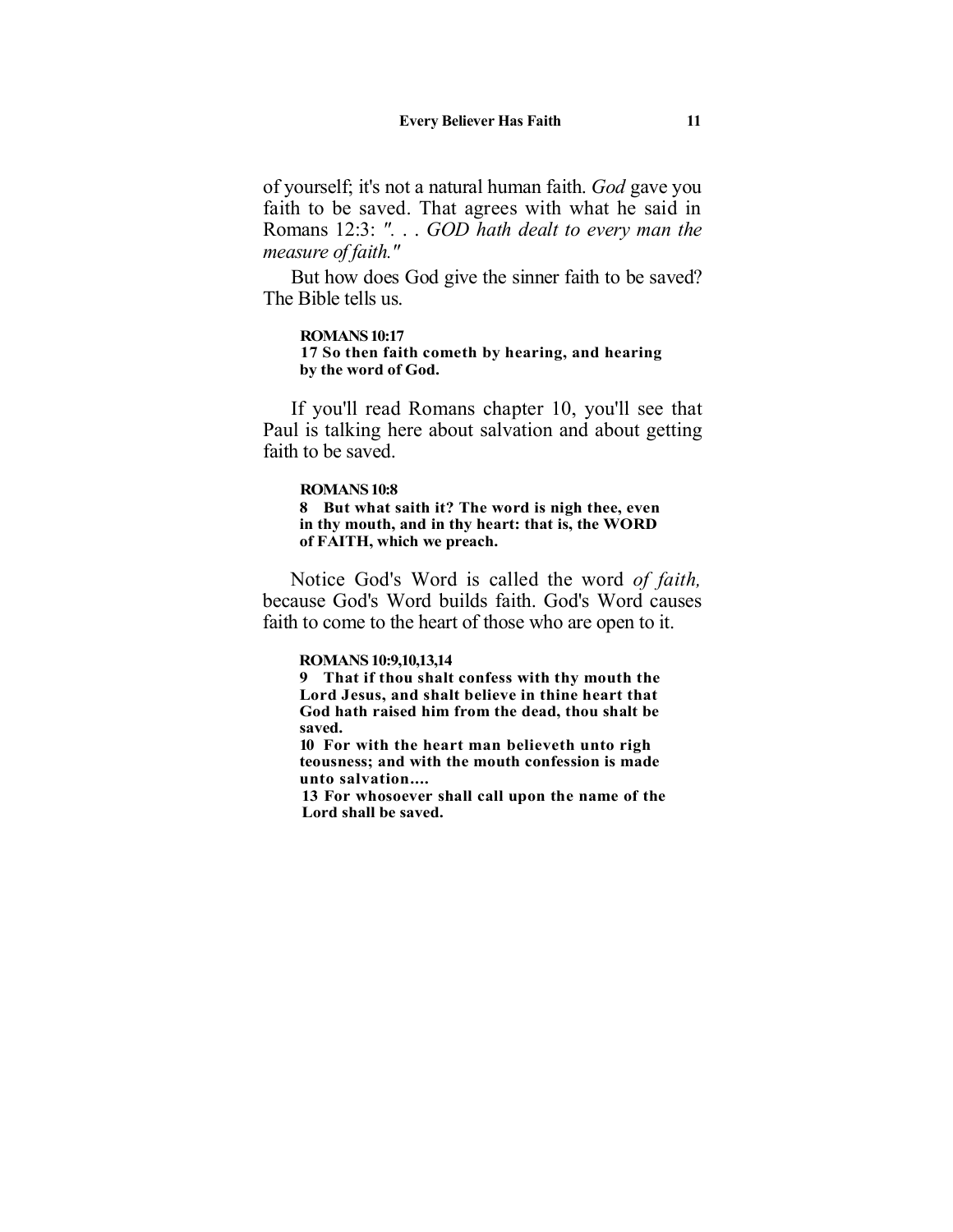of yourself; it's not a natural human faith. *God* gave you faith to be saved. That agrees with what he said in Romans 12:3: *". . . GOD hath dealt to every man the measure of faith."*

But how does God give the sinner faith to be saved? The Bible tells us.

**ROMANS 10:17**
**17 So then faith cometh by hearing, and hearing by the word of God.**

If you'll read Romans chapter 10, you'll see that Paul is talking here about salvation and about getting faith to be saved.

**ROMANS 10:8**
**8 But what saith it? The word is nigh thee, even in thy mouth, and in thy heart: that is, the WORD of FAITH, which we preach.**

Notice God's Word is called the word *of faith,* because God's Word builds faith. God's Word causes faith to come to the heart of those who are open to it.

**ROMANS 10:9,10,13,14**
**9 That if thou shalt confess with thy mouth the Lord Jesus, and shalt believe in thine heart that God hath raised him from the dead, thou shalt be saved.**
**10 For with the heart man believeth unto righ teousness; and with the mouth confession is made unto salvation….**
**13 For whosoever shall call upon the name of the Lord shall be saved.**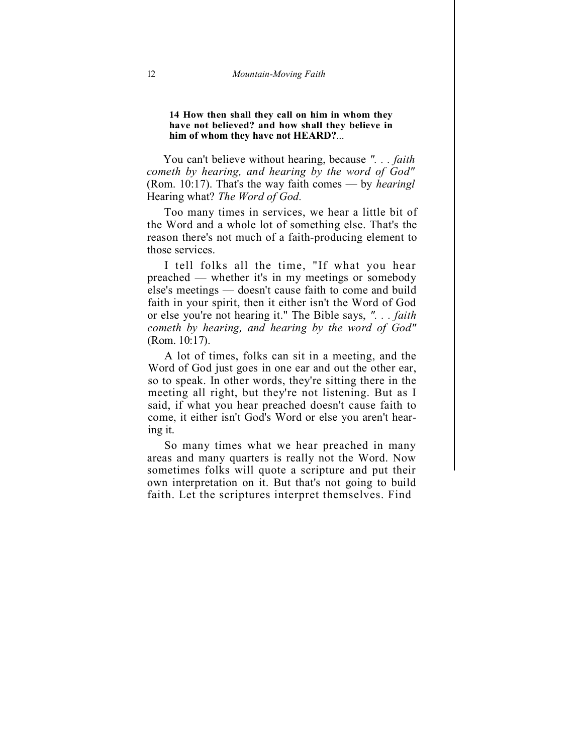**14 How then shall they call on him in whom they have not believed? and how shall they believe in him of whom they have not HEARD?**...

You can't believe without hearing, because *". . . faith cometh by hearing, and hearing by the word of God"* (Rom. 10:17). That's the way faith comes — by *hearingl* Hearing what? *The Word of God.*

Too many times in services, we hear a little bit of the Word and a whole lot of something else. That's the reason there's not much of a faith-producing element to those services.

I tell folks all the time, "If what you hear preached — whether it's in my meetings or somebody else's meetings — doesn't cause faith to come and build faith in your spirit, then it either isn't the Word of God or else you're not hearing it." The Bible says, *". . . faith cometh by hearing, and hearing by the word of God"* (Rom. 10:17).

A lot of times, folks can sit in a meeting, and the Word of God just goes in one ear and out the other ear, so to speak. In other words, they're sitting there in the meeting all right, but they're not listening. But as I said, if what you hear preached doesn't cause faith to come, it either isn't God's Word or else you aren't hearing it.

So many times what we hear preached in many areas and many quarters is really not the Word. Now sometimes folks will quote a scripture and put their own interpretation on it. But that's not going to build faith. Let the scriptures interpret themselves. Find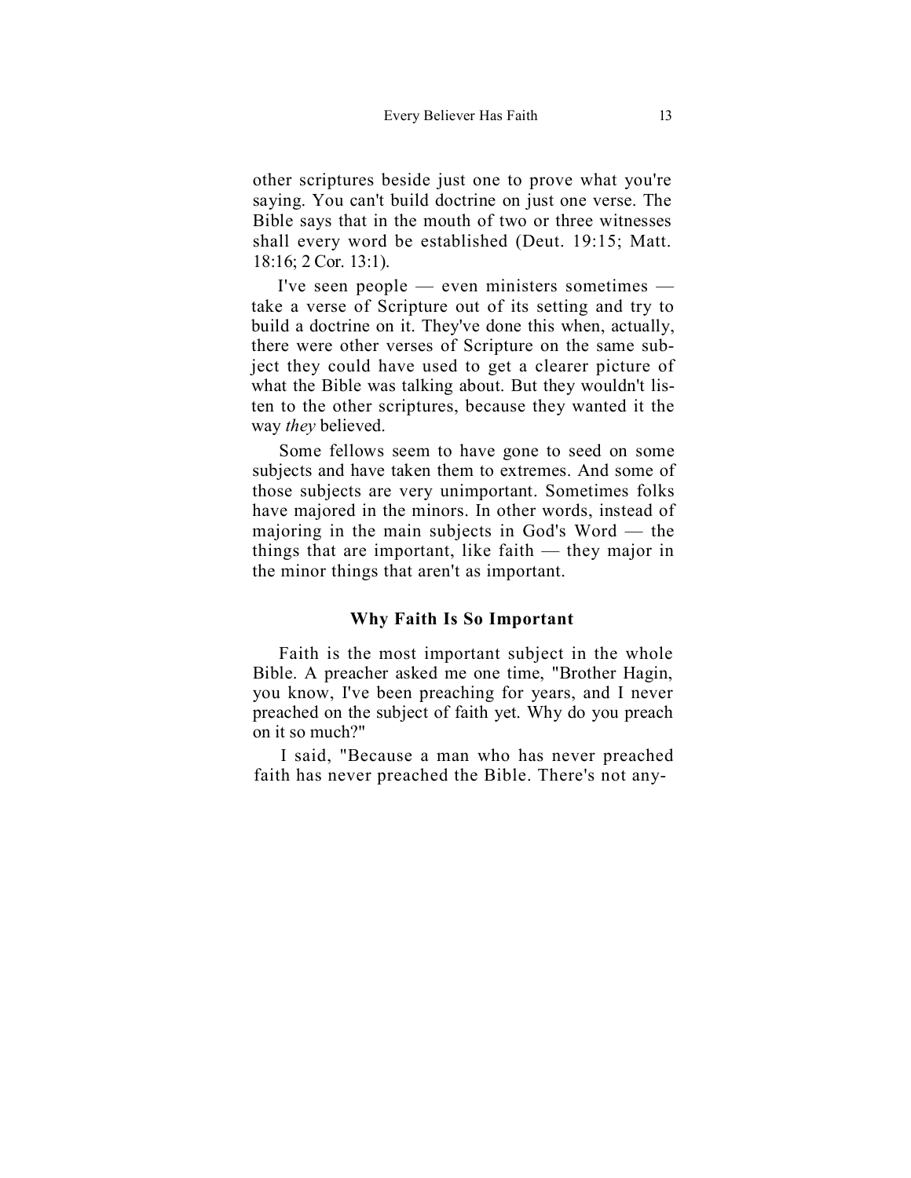other scriptures beside just one to prove what you're saying. You can't build doctrine on just one verse. The Bible says that in the mouth of two or three witnesses shall every word be established (Deut. 19:15; Matt. 18:16; 2 Cor. 13:1).

I've seen people — even ministers sometimes — take a verse of Scripture out of its setting and try to build a doctrine on it. They've done this when, actually, there were other verses of Scripture on the same subject they could have used to get a clearer picture of what the Bible was talking about. But they wouldn't listen to the other scriptures, because they wanted it the way *they* believed.

Some fellows seem to have gone to seed on some subjects and have taken them to extremes. And some of those subjects are very unimportant. Sometimes folks have majored in the minors. In other words, instead of majoring in the main subjects in God's Word — the things that are important, like faith — they major in the minor things that aren't as important.

### Why Faith Is So Important

Faith is the most important subject in the whole Bible. A preacher asked me one time, "Brother Hagin, you know, I've been preaching for years, and I never preached on the subject of faith yet. Why do you preach on it so much?"

I said, "Because a man who has never preached faith has never preached the Bible. There's not any-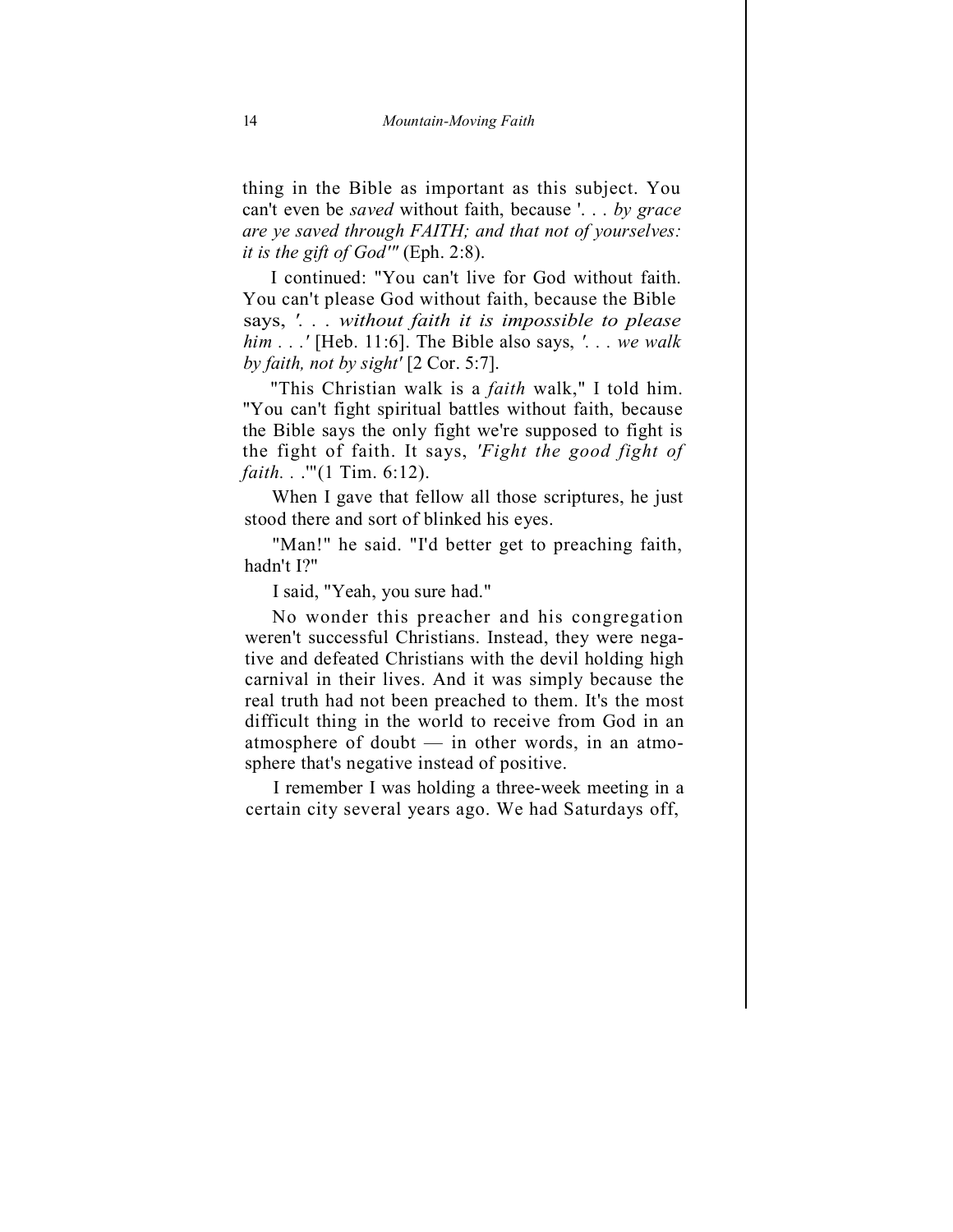thing in the Bible as important as this subject. You can't even be *saved* without faith, because '. . . *by grace are ye saved through FAITH; and that not of yourselves: it is the gift of God'"* (Eph. 2:8).

I continued: "You can't live for God without faith. You can't please God without faith, because the Bible says, *'. . . without faith it is impossible to please him . . .'* [Heb. 11:6]. The Bible also says, *'. . . we walk by faith, not by sight'* [2 Cor. 5:7].

"This Christian walk is a *faith* walk," I told him. "You can't fight spiritual battles without faith, because the Bible says the only fight we're supposed to fight is the fight of faith. It says, *'Fight the good fight of faith. . .'"*(1 Tim. 6:12).

When I gave that fellow all those scriptures, he just stood there and sort of blinked his eyes.

"Man!" he said. "I'd better get to preaching faith, hadn't I?"

I said, "Yeah, you sure had."

No wonder this preacher and his congregation weren't successful Christians. Instead, they were negative and defeated Christians with the devil holding high carnival in their lives. And it was simply because the real truth had not been preached to them. It's the most difficult thing in the world to receive from God in an atmosphere of doubt — in other words, in an atmosphere that's negative instead of positive.

I remember I was holding a three-week meeting in a certain city several years ago. We had Saturdays off,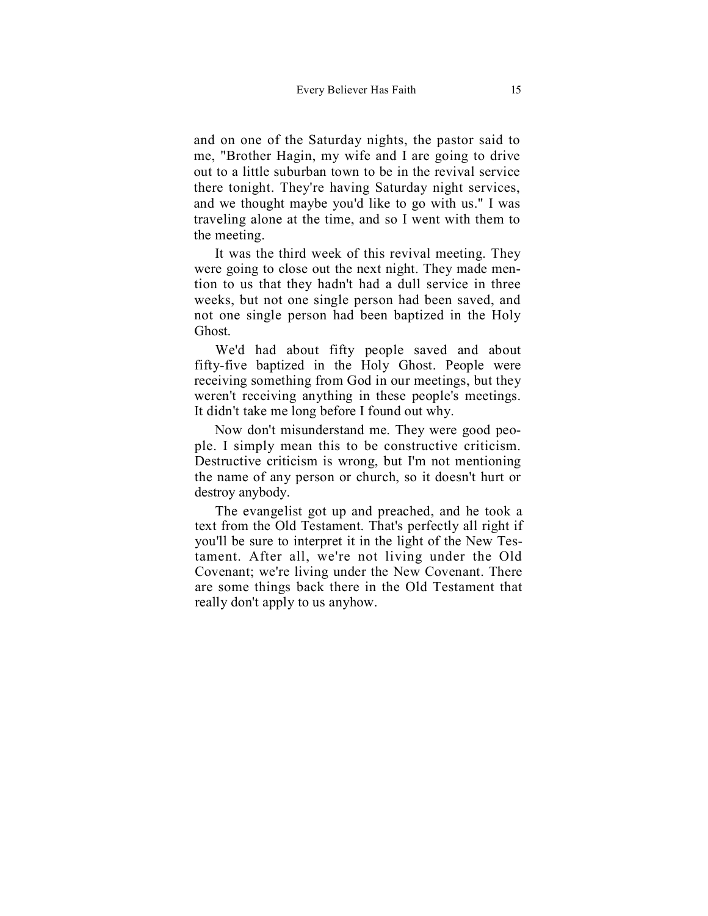and on one of the Saturday nights, the pastor said to me, "Brother Hagin, my wife and I are going to drive out to a little suburban town to be in the revival service there tonight. They're having Saturday night services, and we thought maybe you'd like to go with us." I was traveling alone at the time, and so I went with them to the meeting.

It was the third week of this revival meeting. They were going to close out the next night. They made mention to us that they hadn't had a dull service in three weeks, but not one single person had been saved, and not one single person had been baptized in the Holy Ghost.

We'd had about fifty people saved and about fifty-five baptized in the Holy Ghost. People were receiving something from God in our meetings, but they weren't receiving anything in these people's meetings. It didn't take me long before I found out why.

Now don't misunderstand me. They were good people. I simply mean this to be constructive criticism. Destructive criticism is wrong, but I'm not mentioning the name of any person or church, so it doesn't hurt or destroy anybody.

The evangelist got up and preached, and he took a text from the Old Testament. That's perfectly all right if you'll be sure to interpret it in the light of the New Testament. After all, we're not living under the Old Covenant; we're living under the New Covenant. There are some things back there in the Old Testament that really don't apply to us anyhow.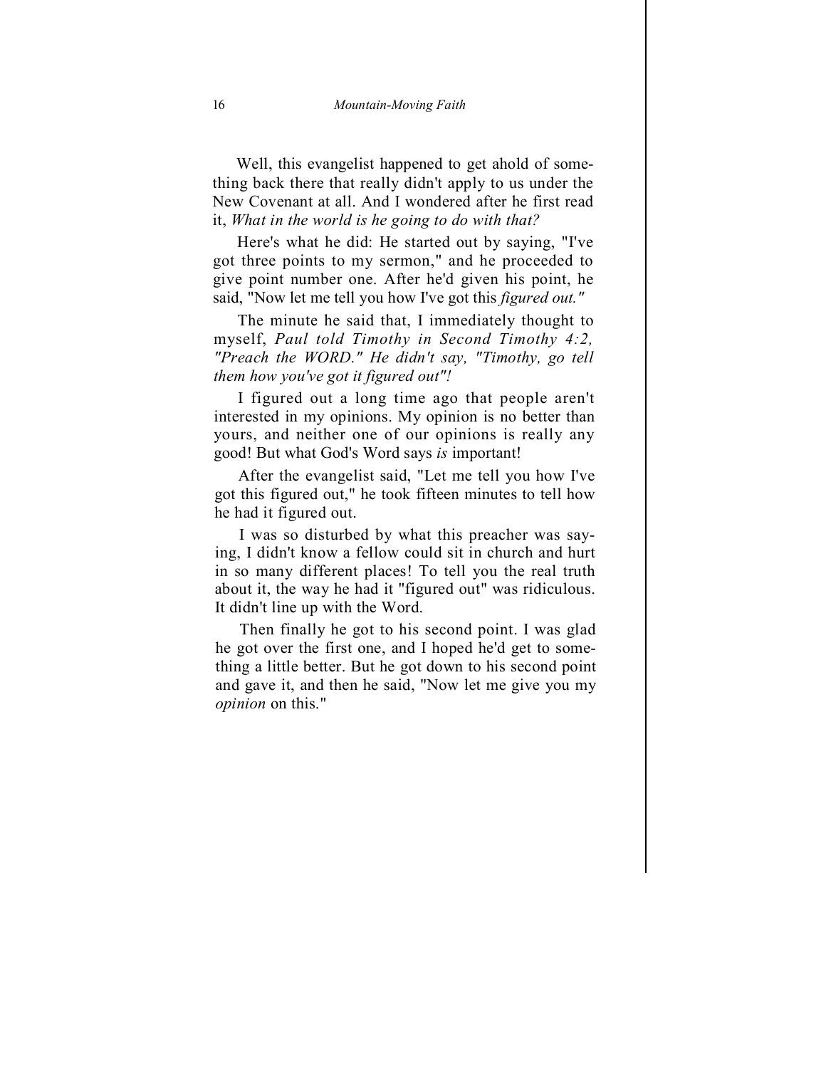Well, this evangelist happened to get ahold of something back there that really didn't apply to us under the New Covenant at all. And I wondered after he first read it, *What in the world is he going to do with that?*

Here's what he did: He started out by saying, "I've got three points to my sermon," and he proceeded to give point number one. After he'd given his point, he said, "Now let me tell you how I've got this *figured out."*

The minute he said that, I immediately thought to myself, *Paul told Timothy in Second Timothy 4:2, "Preach the WORD." He didn't say, "Timothy, go tell them how you've got it figured out"!*

I figured out a long time ago that people aren't interested in my opinions. My opinion is no better than yours, and neither one of our opinions is really any good! But what God's Word says *is* important!

After the evangelist said, "Let me tell you how I've got this figured out," he took fifteen minutes to tell how he had it figured out.

I was so disturbed by what this preacher was saying, I didn't know a fellow could sit in church and hurt in so many different places! To tell you the real truth about it, the way he had it "figured out" was ridiculous. It didn't line up with the Word.

Then finally he got to his second point. I was glad he got over the first one, and I hoped he'd get to something a little better. But he got down to his second point and gave it, and then he said, "Now let me give you my *opinion* on this."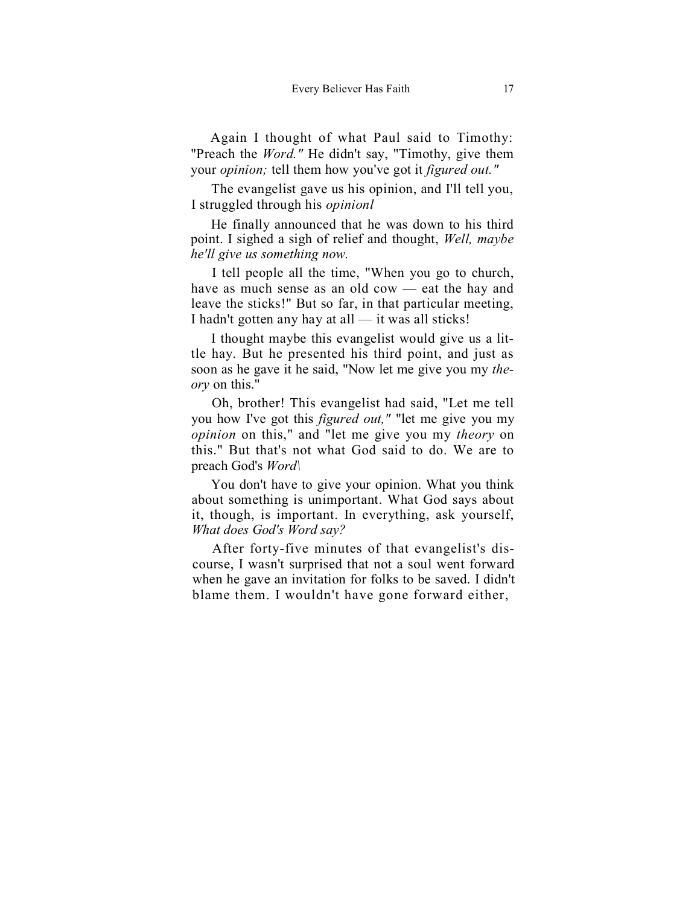Again I thought of what Paul said to Timothy: "Preach the *Word."* He didn't say, "Timothy, give them your *opinion;* tell them how you've got it *figured out."*

The evangelist gave us his opinion, and I'll tell you, I struggled through his *opinionl*

He finally announced that he was down to his third point. I sighed a sigh of relief and thought, *Well, maybe he'll give us something now.*

I tell people all the time, "When you go to church, have as much sense as an old cow — eat the hay and leave the sticks!" But so far, in that particular meeting, I hadn't gotten any hay at all — it was all sticks!

I thought maybe this evangelist would give us a little hay. But he presented his third point, and just as soon as he gave it he said, "Now let me give you my *theory* on this."

Oh, brother! This evangelist had said, "Let me tell you how I've got this *figured out,"* "let me give you my *opinion* on this," and "let me give you my *theory* on this." But that's not what God said to do. We are to preach God's *Word\*

You don't have to give your opinion. What you think about something is unimportant. What God says about it, though, is important. In everything, ask yourself, *What does God's Word say?*

After forty-five minutes of that evangelist's discourse, I wasn't surprised that not a soul went forward when he gave an invitation for folks to be saved. I didn't blame them. I wouldn't have gone forward either,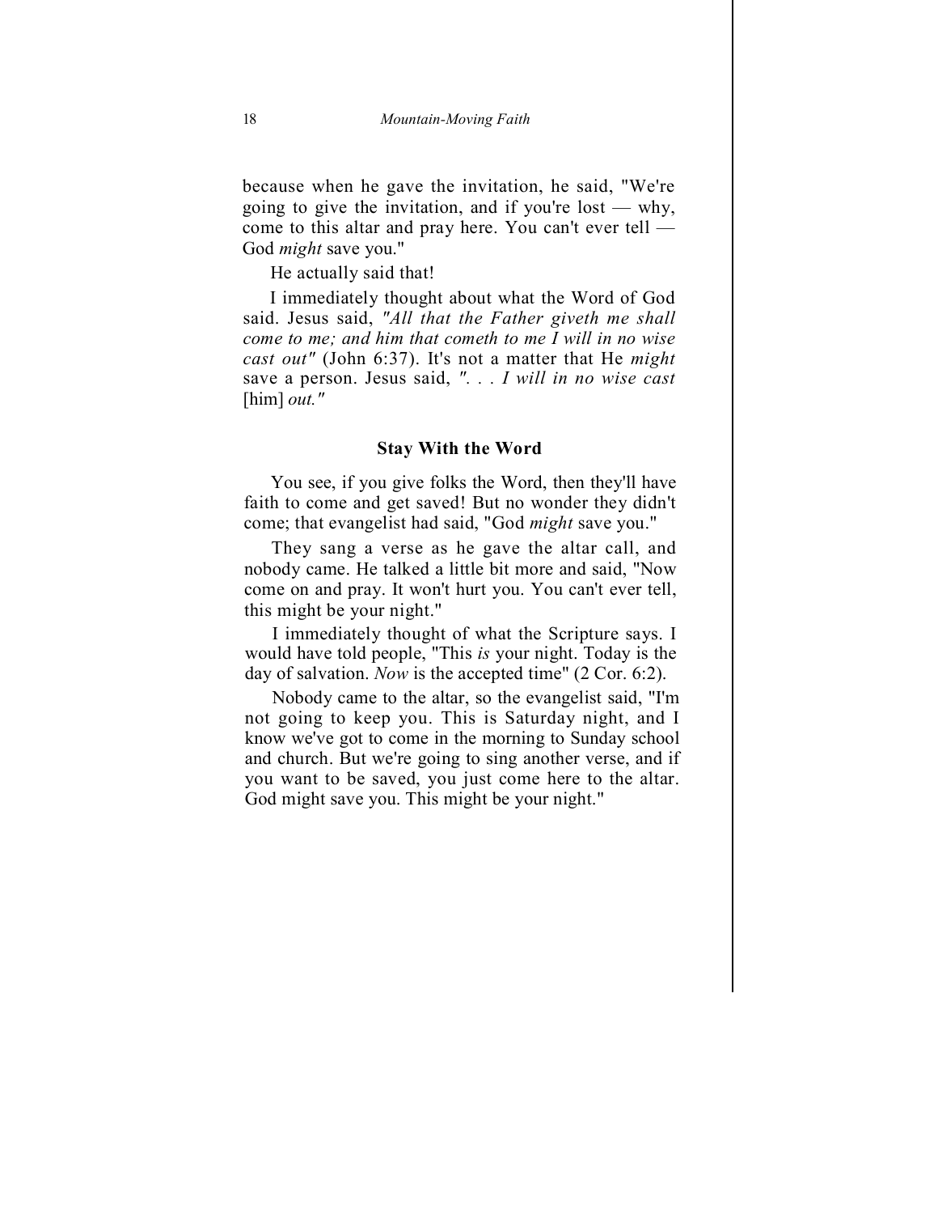because when he gave the invitation, he said, "We're going to give the invitation, and if you're lost — why, come to this altar and pray here. You can't ever tell — God *might* save you."

He actually said that!

I immediately thought about what the Word of God said. Jesus said, *"All that the Father giveth me shall come to me; and him that cometh to me I will in no wise cast out"* (John 6:37). It's not a matter that He *might* save a person. Jesus said, *". . . I will in no wise cast* [him] *out."*

### Stay With the Word

You see, if you give folks the Word, then they'll have faith to come and get saved! But no wonder they didn't come; that evangelist had said, "God *might* save you."

They sang a verse as he gave the altar call, and nobody came. He talked a little bit more and said, "Now come on and pray. It won't hurt you. You can't ever tell, this might be your night."

I immediately thought of what the Scripture says. I would have told people, "This *is* your night. Today is the day of salvation. *Now* is the accepted time" (2 Cor. 6:2).

Nobody came to the altar, so the evangelist said, "I'm not going to keep you. This is Saturday night, and I know we've got to come in the morning to Sunday school and church. But we're going to sing another verse, and if you want to be saved, you just come here to the altar. God might save you. This might be your night."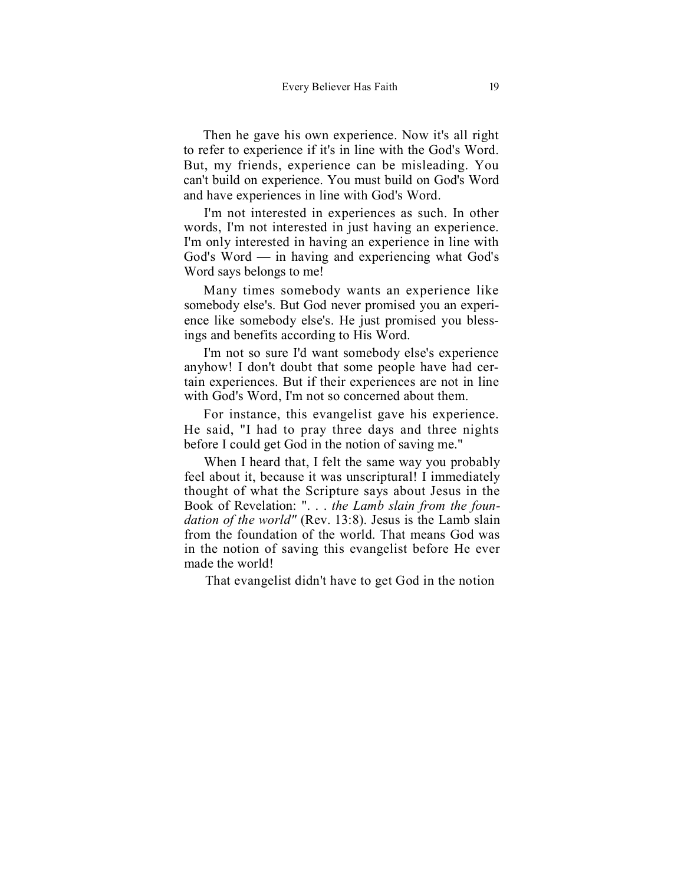Then he gave his own experience. Now it's all right to refer to experience if it's in line with the God's Word. But, my friends, experience can be misleading. You can't build on experience. You must build on God's Word and have experiences in line with God's Word.

I'm not interested in experiences as such. In other words, I'm not interested in just having an experience. I'm only interested in having an experience in line with God's Word — in having and experiencing what God's Word says belongs to me!

Many times somebody wants an experience like somebody else's. But God never promised you an experience like somebody else's. He just promised you blessings and benefits according to His Word.

I'm not so sure I'd want somebody else's experience anyhow! I don't doubt that some people have had certain experiences. But if their experiences are not in line with God's Word, I'm not so concerned about them.

For instance, this evangelist gave his experience. He said, "I had to pray three days and three nights before I could get God in the notion of saving me."

When I heard that, I felt the same way you probably feel about it, because it was unscriptural! I immediately thought of what the Scripture says about Jesus in the Book of Revelation: ". . . *the Lamb slain from the foundation of the world"* (Rev. 13:8). Jesus is the Lamb slain from the foundation of the world. That means God was in the notion of saving this evangelist before He ever made the world!

That evangelist didn't have to get God in the notion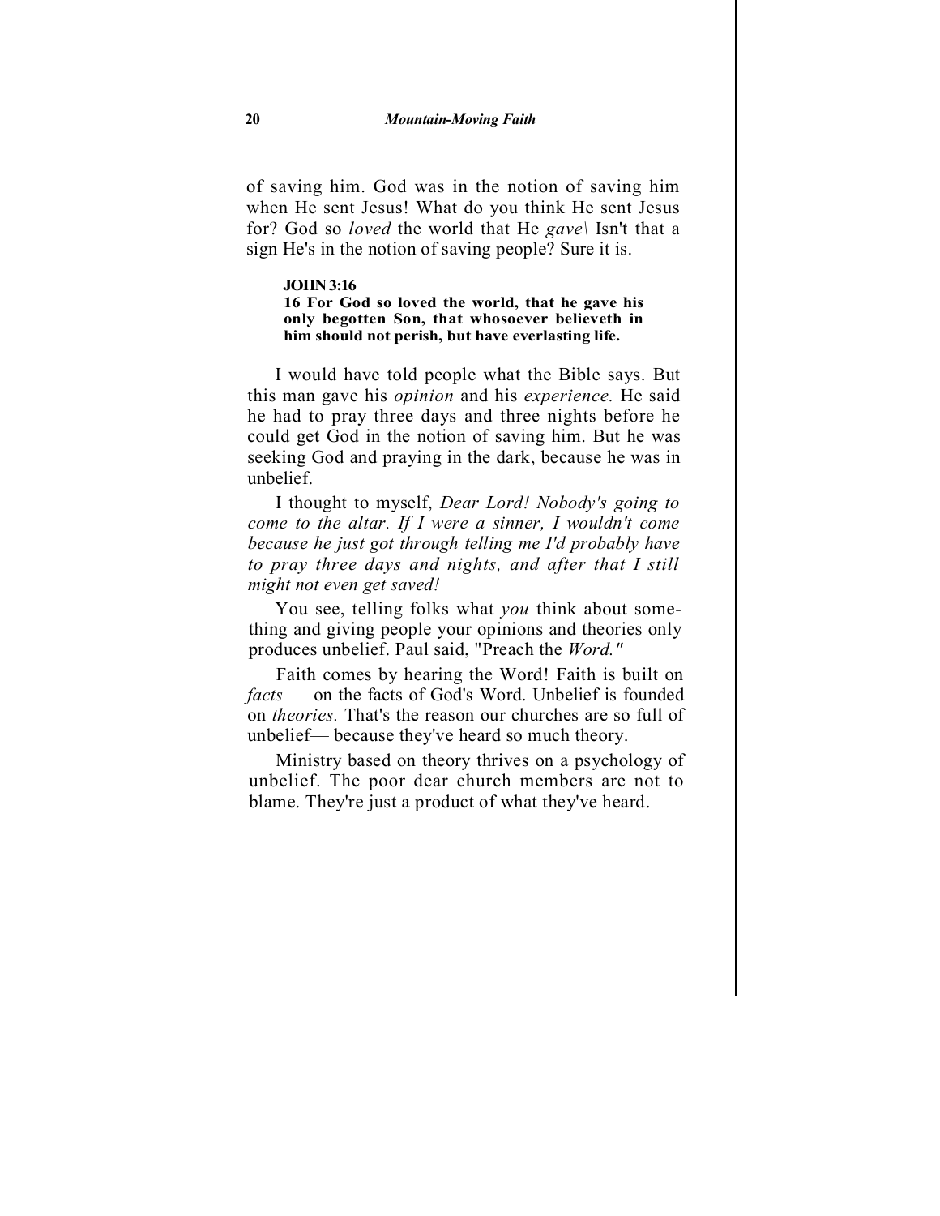of saving him. God was in the notion of saving him when He sent Jesus! What do you think He sent Jesus for? God so *loved* the world that He *gave*\ Isn't that a sign He's in the notion of saving people? Sure it is.

> **JOHN 3:16**
> **16 For God so loved the world, that he gave his only begotten Son, that whosoever believeth in him should not perish, but have everlasting life.**

I would have told people what the Bible says. But this man gave his *opinion* and his *experience.* He said he had to pray three days and three nights before he could get God in the notion of saving him. But he was seeking God and praying in the dark, because he was in unbelief.

I thought to myself, *Dear Lord! Nobody's going to come to the altar. If I were a sinner, I wouldn't come because he just got through telling me I'd probably have to pray three days and nights, and after that I still might not even get saved!*

You see, telling folks what *you* think about something and giving people your opinions and theories only produces unbelief. Paul said, "Preach the *Word."*

Faith comes by hearing the Word! Faith is built on *facts* — on the facts of God's Word. Unbelief is founded on *theories.* That's the reason our churches are so full of unbelief— because they've heard so much theory.

Ministry based on theory thrives on a psychology of unbelief. The poor dear church members are not to blame. They're just a product of what they've heard.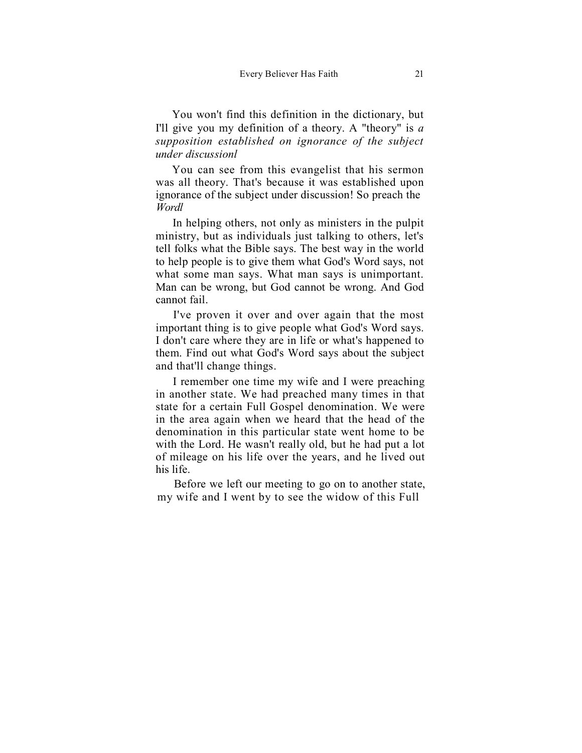You won't find this definition in the dictionary, but I'll give you my definition of a theory. A "theory" is *a supposition established on ignorance of the subject under discussionl*

You can see from this evangelist that his sermon was all theory. That's because it was established upon ignorance of the subject under discussion! So preach the *Wordl*

In helping others, not only as ministers in the pulpit ministry, but as individuals just talking to others, let's tell folks what the Bible says. The best way in the world to help people is to give them what God's Word says, not what some man says. What man says is unimportant. Man can be wrong, but God cannot be wrong. And God cannot fail.

I've proven it over and over again that the most important thing is to give people what God's Word says. I don't care where they are in life or what's happened to them. Find out what God's Word says about the subject and that'll change things.

I remember one time my wife and I were preaching in another state. We had preached many times in that state for a certain Full Gospel denomination. We were in the area again when we heard that the head of the denomination in this particular state went home to be with the Lord. He wasn't really old, but he had put a lot of mileage on his life over the years, and he lived out his life.

Before we left our meeting to go on to another state, my wife and I went by to see the widow of this Full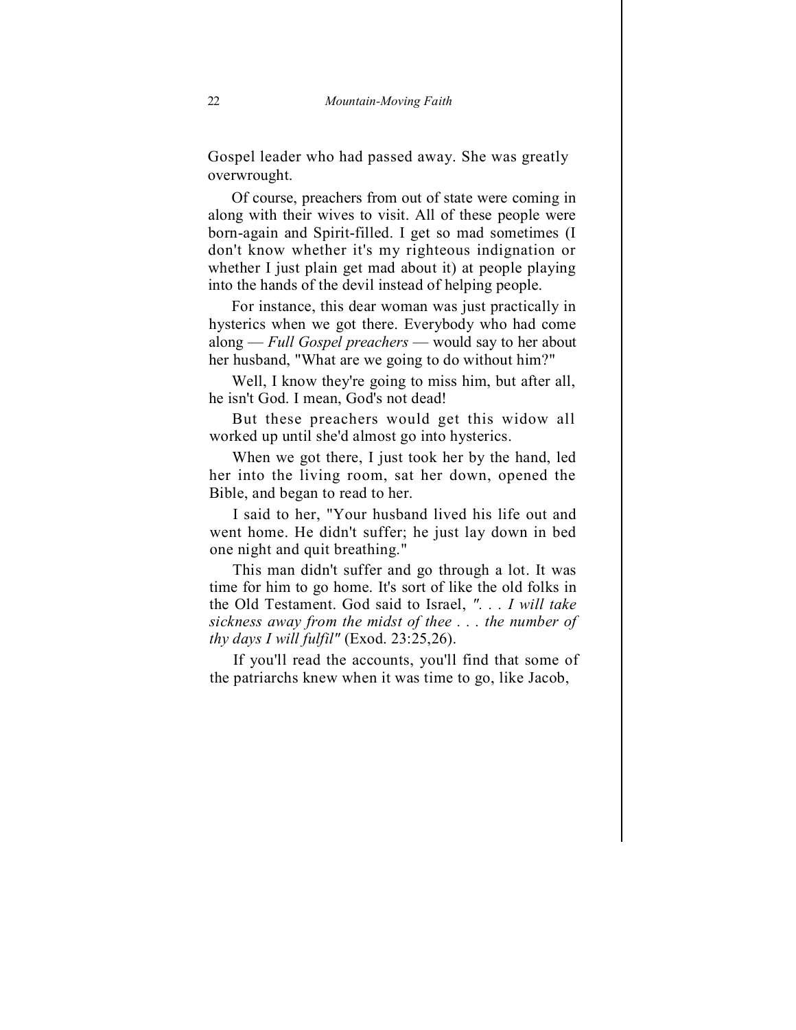Gospel leader who had passed away. She was greatly overwrought.

Of course, preachers from out of state were coming in along with their wives to visit. All of these people were born-again and Spirit-filled. I get so mad sometimes (I don't know whether it's my righteous indignation or whether I just plain get mad about it) at people playing into the hands of the devil instead of helping people.

For instance, this dear woman was just practically in hysterics when we got there. Everybody who had come along — *Full Gospel preachers* — would say to her about her husband, "What are we going to do without him?"

Well, I know they're going to miss him, but after all, he isn't God. I mean, God's not dead!

But these preachers would get this widow all worked up until she'd almost go into hysterics.

When we got there, I just took her by the hand, led her into the living room, sat her down, opened the Bible, and began to read to her.

I said to her, "Your husband lived his life out and went home. He didn't suffer; he just lay down in bed one night and quit breathing."

This man didn't suffer and go through a lot. It was time for him to go home. It's sort of like the old folks in the Old Testament. God said to Israel, *". . . I will take sickness away from the midst of thee . . . the number of thy days I will fulfil"* (Exod. 23:25,26).

If you'll read the accounts, you'll find that some of the patriarchs knew when it was time to go, like Jacob,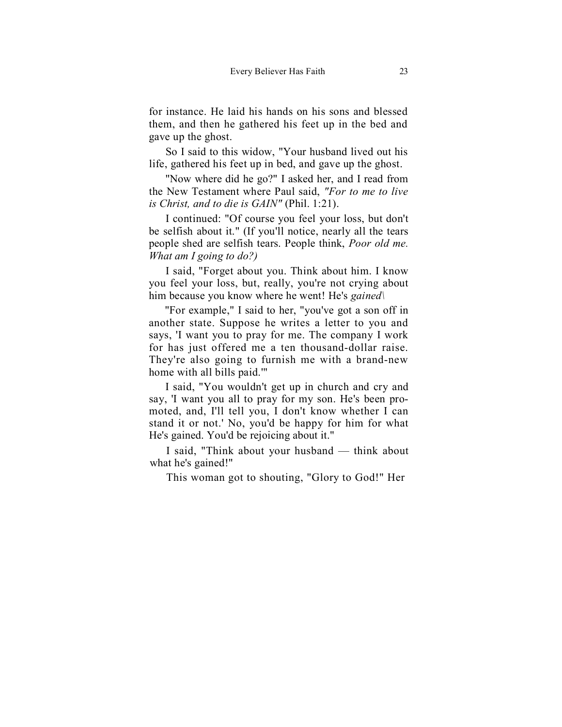for instance. He laid his hands on his sons and blessed them, and then he gathered his feet up in the bed and gave up the ghost.

So I said to this widow, "Your husband lived out his life, gathered his feet up in bed, and gave up the ghost.

"Now where did he go?" I asked her, and I read from the New Testament where Paul said, *"For to me to live is Christ, and to die is GAIN"* (Phil. 1:21).

I continued: "Of course you feel your loss, but don't be selfish about it." (If you'll notice, nearly all the tears people shed are selfish tears. People think, *Poor old me. What am I going to do?)*

I said, "Forget about you. Think about him. I know you feel your loss, but, really, you're not crying about him because you know where he went! He's *gained\*

"For example," I said to her, "you've got a son off in another state. Suppose he writes a letter to you and says, 'I want you to pray for me. The company I work for has just offered me a ten thousand-dollar raise. They're also going to furnish me with a brand-new home with all bills paid.'"

I said, "You wouldn't get up in church and cry and say, 'I want you all to pray for my son. He's been promoted, and, I'll tell you, I don't know whether I can stand it or not.' No, you'd be happy for him for what He's gained. You'd be rejoicing about it."

I said, "Think about your husband — think about what he's gained!"

This woman got to shouting, "Glory to God!" Her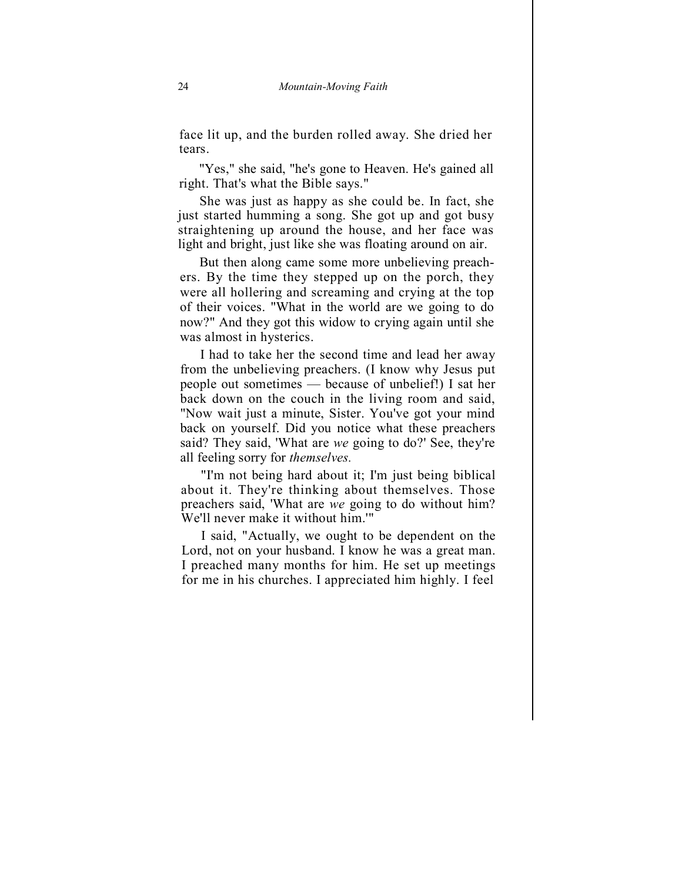face lit up, and the burden rolled away. She dried her tears.

"Yes," she said, "he's gone to Heaven. He's gained all right. That's what the Bible says."

She was just as happy as she could be. In fact, she just started humming a song. She got up and got busy straightening up around the house, and her face was light and bright, just like she was floating around on air.

But then along came some more unbelieving preachers. By the time they stepped up on the porch, they were all hollering and screaming and crying at the top of their voices. "What in the world are we going to do now?" And they got this widow to crying again until she was almost in hysterics.

I had to take her the second time and lead her away from the unbelieving preachers. (I know why Jesus put people out sometimes — because of unbelief!) I sat her back down on the couch in the living room and said, "Now wait just a minute, Sister. You've got your mind back on yourself. Did you notice what these preachers said? They said, 'What are *we* going to do?' See, they're all feeling sorry for *themselves.*

"I'm not being hard about it; I'm just being biblical about it. They're thinking about themselves. Those preachers said, 'What are *we* going to do without him? We'll never make it without him.'"

I said, "Actually, we ought to be dependent on the Lord, not on your husband. I know he was a great man. I preached many months for him. He set up meetings for me in his churches. I appreciated him highly. I feel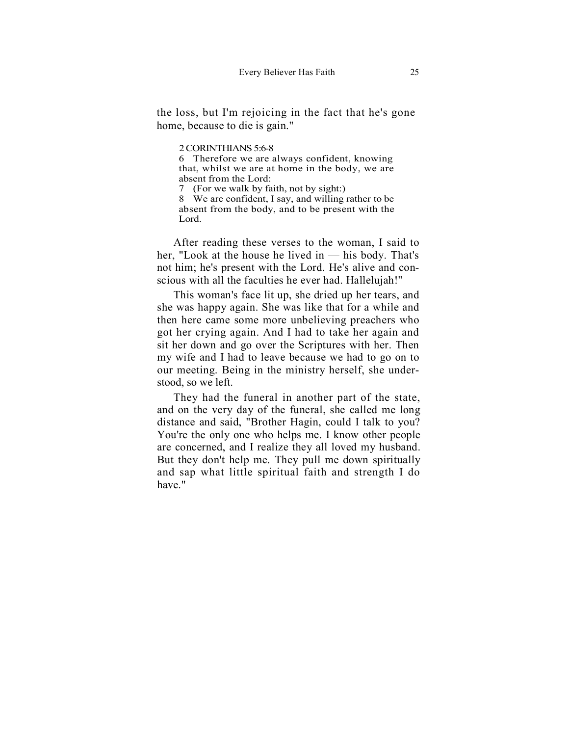the loss, but I'm rejoicing in the fact that he's gone home, because to die is gain."

> 2 CORINTHIANS 5:6-8
> 6 Therefore we are always confident, knowing that, whilst we are at home in the body, we are absent from the Lord:
> 7 (For we walk by faith, not by sight:)
> 8 We are confident, I say, and willing rather to be absent from the body, and to be present with the Lord.

After reading these verses to the woman, I said to her, "Look at the house he lived in — his body. That's not him; he's present with the Lord. He's alive and conscious with all the faculties he ever had. Hallelujah!"

This woman's face lit up, she dried up her tears, and she was happy again. She was like that for a while and then here came some more unbelieving preachers who got her crying again. And I had to take her again and sit her down and go over the Scriptures with her. Then my wife and I had to leave because we had to go on to our meeting. Being in the ministry herself, she understood, so we left.

They had the funeral in another part of the state, and on the very day of the funeral, she called me long distance and said, "Brother Hagin, could I talk to you? You're the only one who helps me. I know other people are concerned, and I realize they all loved my husband. But they don't help me. They pull me down spiritually and sap what little spiritual faith and strength I do have."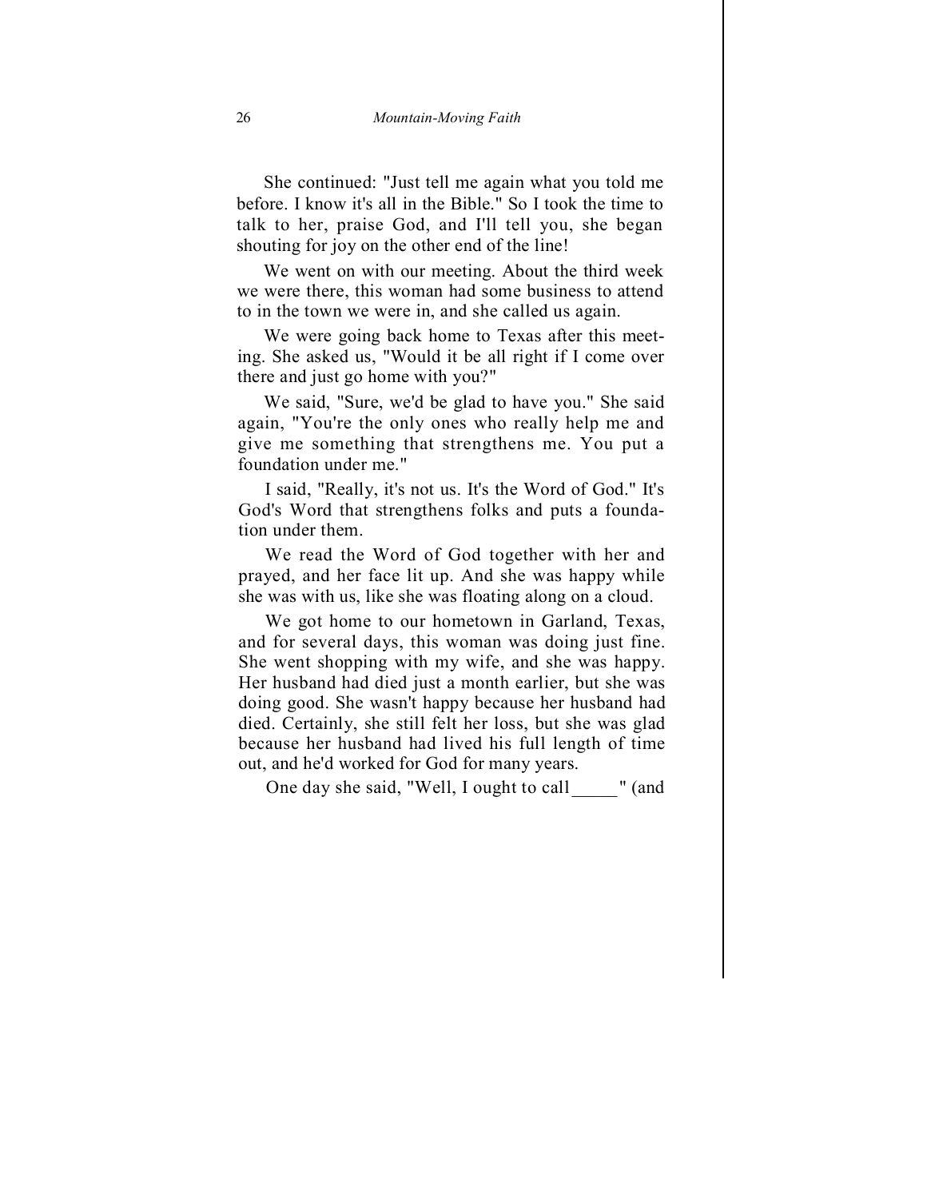She continued: "Just tell me again what you told me before. I know it's all in the Bible." So I took the time to talk to her, praise God, and I'll tell you, she began shouting for joy on the other end of the line!

We went on with our meeting. About the third week we were there, this woman had some business to attend to in the town we were in, and she called us again.

We were going back home to Texas after this meeting. She asked us, "Would it be all right if I come over there and just go home with you?"

We said, "Sure, we'd be glad to have you." She said again, "You're the only ones who really help me and give me something that strengthens me. You put a foundation under me."

I said, "Really, it's not us. It's the Word of God." It's God's Word that strengthens folks and puts a foundation under them.

We read the Word of God together with her and prayed, and her face lit up. And she was happy while she was with us, like she was floating along on a cloud.

We got home to our hometown in Garland, Texas, and for several days, this woman was doing just fine. She went shopping with my wife, and she was happy. Her husband had died just a month earlier, but she was doing good. She wasn't happy because her husband had died. Certainly, she still felt her loss, but she was glad because her husband had lived his full length of time out, and he'd worked for God for many years.

One day she said, "Well, I ought to call _____" (and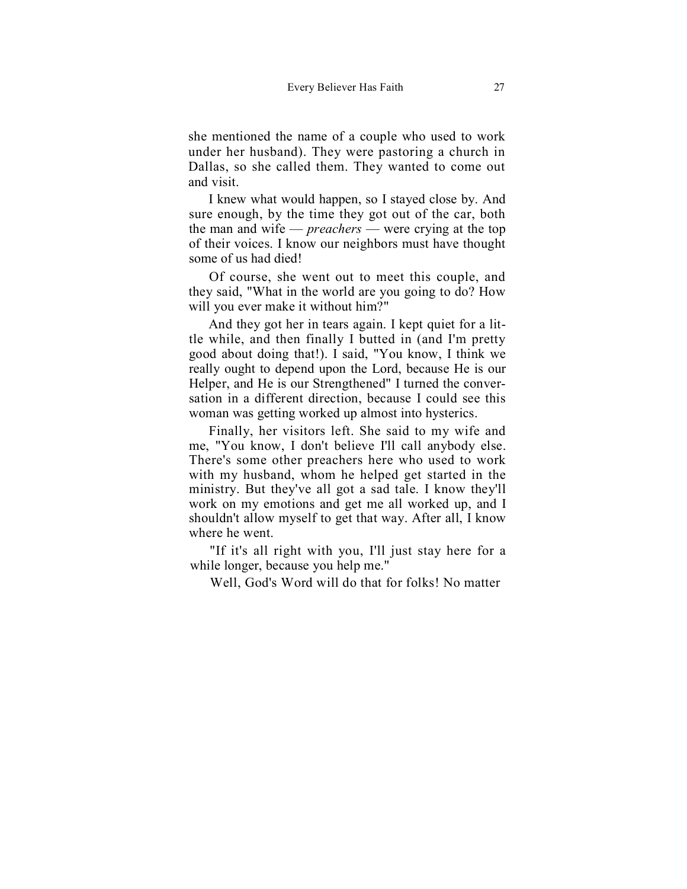she mentioned the name of a couple who used to work under her husband). They were pastoring a church in Dallas, so she called them. They wanted to come out and visit.

I knew what would happen, so I stayed close by. And sure enough, by the time they got out of the car, both the man and wife — *preachers* — were crying at the top of their voices. I know our neighbors must have thought some of us had died!

Of course, she went out to meet this couple, and they said, "What in the world are you going to do? How will you ever make it without him?"

And they got her in tears again. I kept quiet for a little while, and then finally I butted in (and I'm pretty good about doing that!). I said, "You know, I think we really ought to depend upon the Lord, because He is our Helper, and He is our Strengthened" I turned the conversation in a different direction, because I could see this woman was getting worked up almost into hysterics.

Finally, her visitors left. She said to my wife and me, "You know, I don't believe I'll call anybody else. There's some other preachers here who used to work with my husband, whom he helped get started in the ministry. But they've all got a sad tale. I know they'll work on my emotions and get me all worked up, and I shouldn't allow myself to get that way. After all, I know where he went.

"If it's all right with you, I'll just stay here for a while longer, because you help me."

Well, God's Word will do that for folks! No matter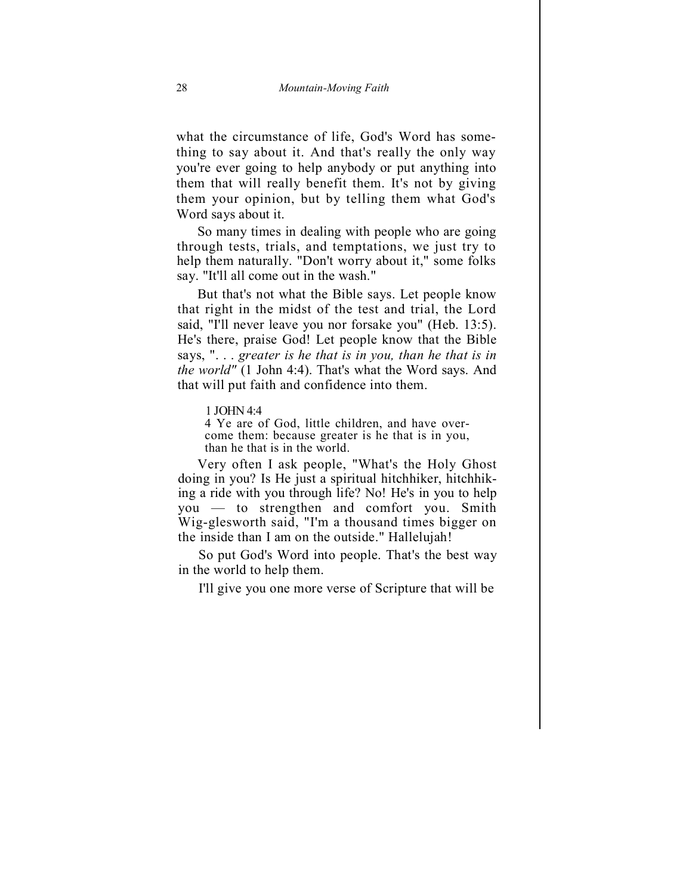what the circumstance of life, God's Word has something to say about it. And that's really the only way you're ever going to help anybody or put anything into them that will really benefit them. It's not by giving them your opinion, but by telling them what God's Word says about it.

So many times in dealing with people who are going through tests, trials, and temptations, we just try to help them naturally. "Don't worry about it," some folks say. "It'll all come out in the wash."

But that's not what the Bible says. Let people know that right in the midst of the test and trial, the Lord said, "I'll never leave you nor forsake you" (Heb. 13:5). He's there, praise God! Let people know that the Bible says, ". . . *greater is he that is in you, than he that is in the world"* (1 John 4:4). That's what the Word says. And that will put faith and confidence into them.

> 1 JOHN 4:4
> 4 Ye are of God, little children, and have overcome them: because greater is he that is in you, than he that is in the world.

Very often I ask people, "What's the Holy Ghost doing in you? Is He just a spiritual hitchhiker, hitchhiking a ride with you through life? No! He's in you to help you — to strengthen and comfort you. Smith Wigglesworth said, "I'm a thousand times bigger on the inside than I am on the outside." Hallelujah!

So put God's Word into people. That's the best way in the world to help them.

I'll give you one more verse of Scripture that will be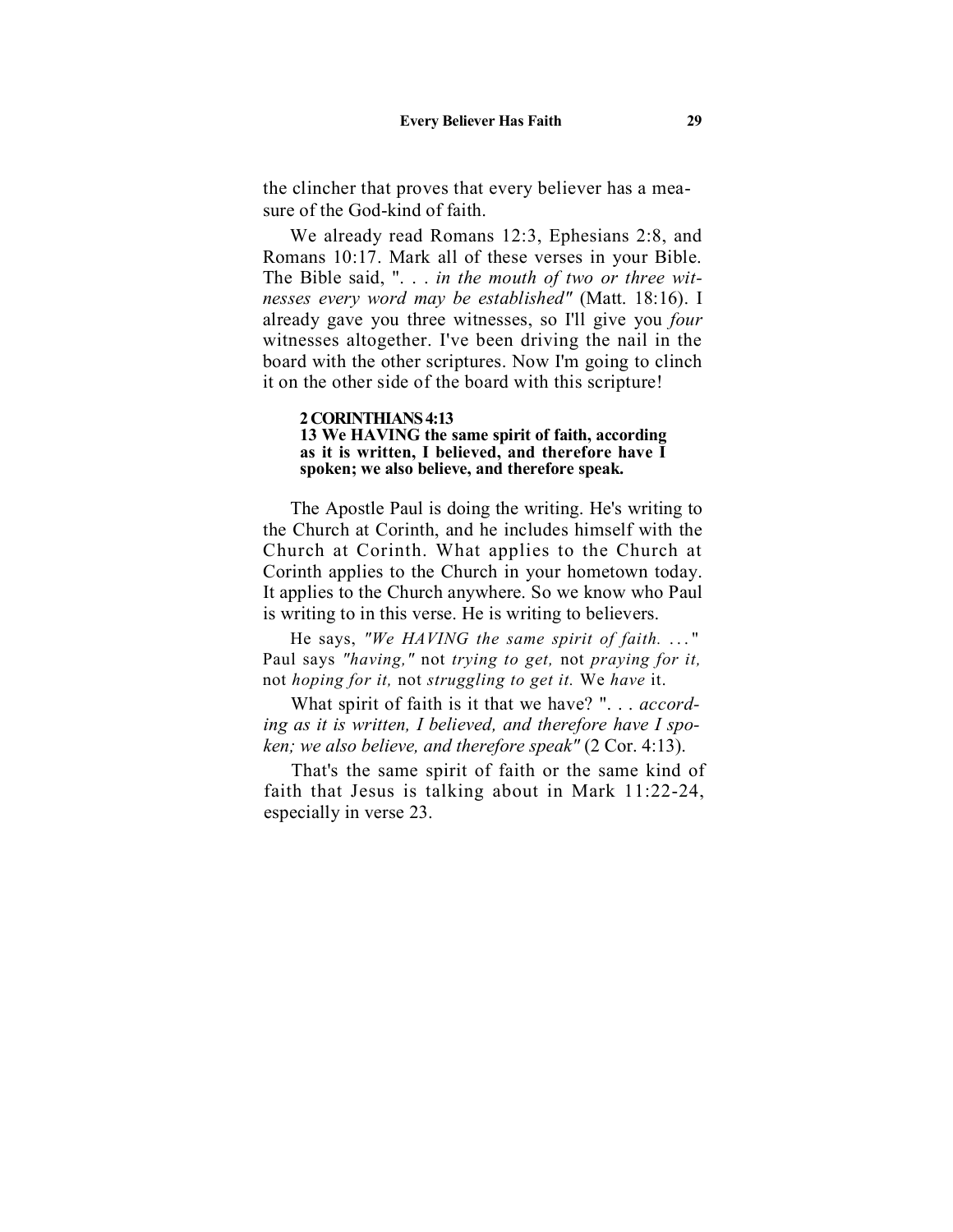the clincher that proves that every believer has a measure of the God-kind of faith.

We already read Romans 12:3, Ephesians 2:8, and Romans 10:17. Mark all of these verses in your Bible. The Bible said, ". . . *in the mouth of two or three witnesses every word may be established"* (Matt. 18:16). I already gave you three witnesses, so I'll give you *four* witnesses altogether. I've been driving the nail in the board with the other scriptures. Now I'm going to clinch it on the other side of the board with this scripture!

> **2 CORINTHIANS 4:13**
> **13 We HAVING the same spirit of faith, according as it is written, I believed, and therefore have I spoken; we also believe, and therefore speak.**

The Apostle Paul is doing the writing. He's writing to the Church at Corinth, and he includes himself with the Church at Corinth. What applies to the Church at Corinth applies to the Church in your hometown today. It applies to the Church anywhere. So we know who Paul is writing to in this verse. He is writing to believers.

He says, *"We HAVING the same spirit of faith. . . ."* Paul says *"having,"* not *trying to get,* not *praying for it,* not *hoping for it,* not *struggling to get it.* We *have* it.

What spirit of faith is it that we have? ". . . *according as it is written, I believed, and therefore have I spoken; we also believe, and therefore speak"* (2 Cor. 4:13).

That's the same spirit of faith or the same kind of faith that Jesus is talking about in Mark 11:22-24, especially in verse 23.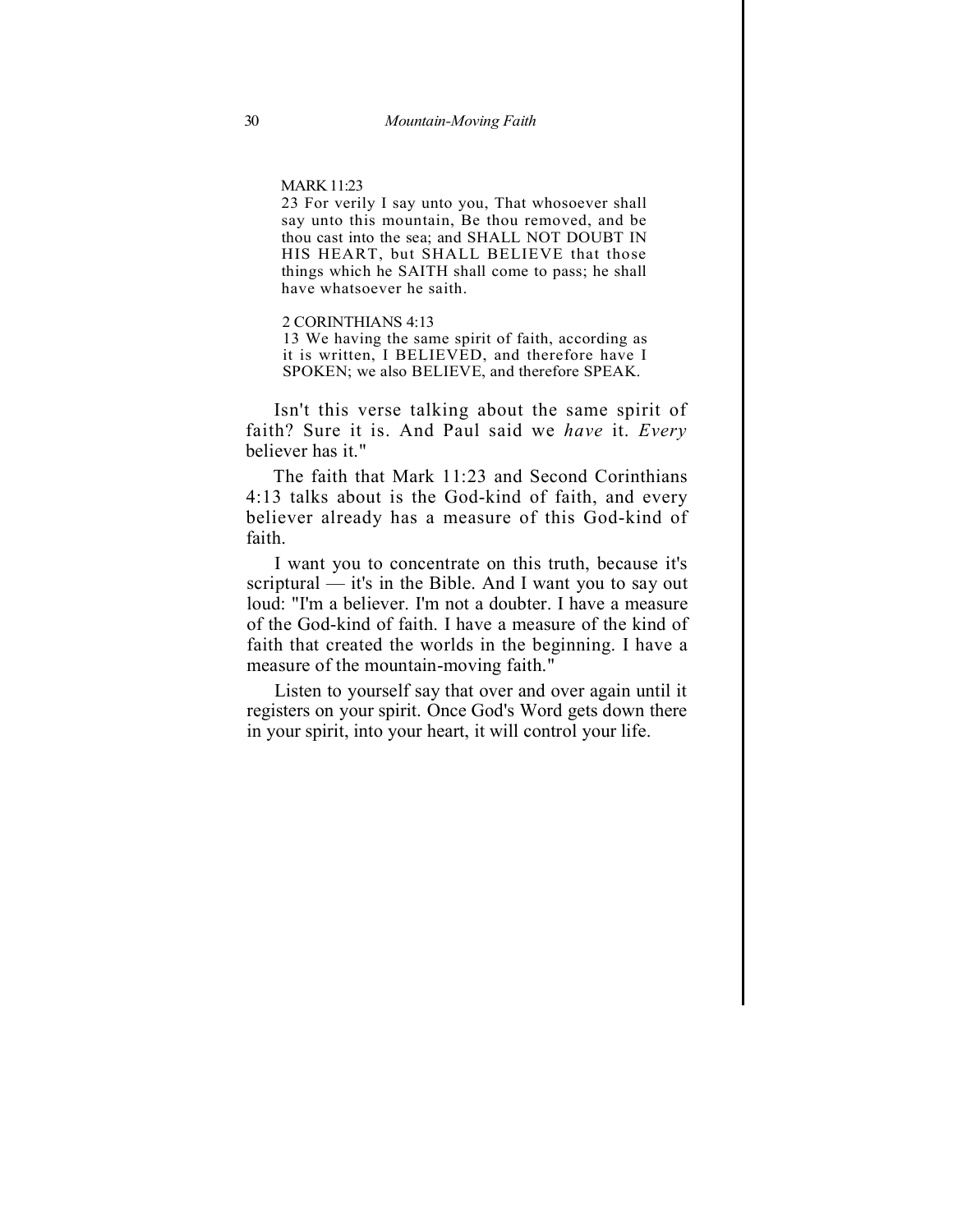MARK 11:23

23 For verily I say unto you, That whosoever shall say unto this mountain, Be thou removed, and be thou cast into the sea; and SHALL NOT DOUBT IN HIS HEART, but SHALL BELIEVE that those things which he SAITH shall come to pass; he shall have whatsoever he saith.

2 CORINTHIANS 4:13

13 We having the same spirit of faith, according as it is written, I BELIEVED, and therefore have I SPOKEN; we also BELIEVE, and therefore SPEAK.

Isn't this verse talking about the same spirit of faith? Sure it is. And Paul said we *have* it. *Every* believer has it."

The faith that Mark 11:23 and Second Corinthians 4:13 talks about is the God-kind of faith, and every believer already has a measure of this God-kind of faith.

I want you to concentrate on this truth, because it's scriptural — it's in the Bible. And I want you to say out loud: "I'm a believer. I'm not a doubter. I have a measure of the God-kind of faith. I have a measure of the kind of faith that created the worlds in the beginning. I have a measure of the mountain-moving faith."

Listen to yourself say that over and over again until it registers on your spirit. Once God's Word gets down there in your spirit, into your heart, it will control your life.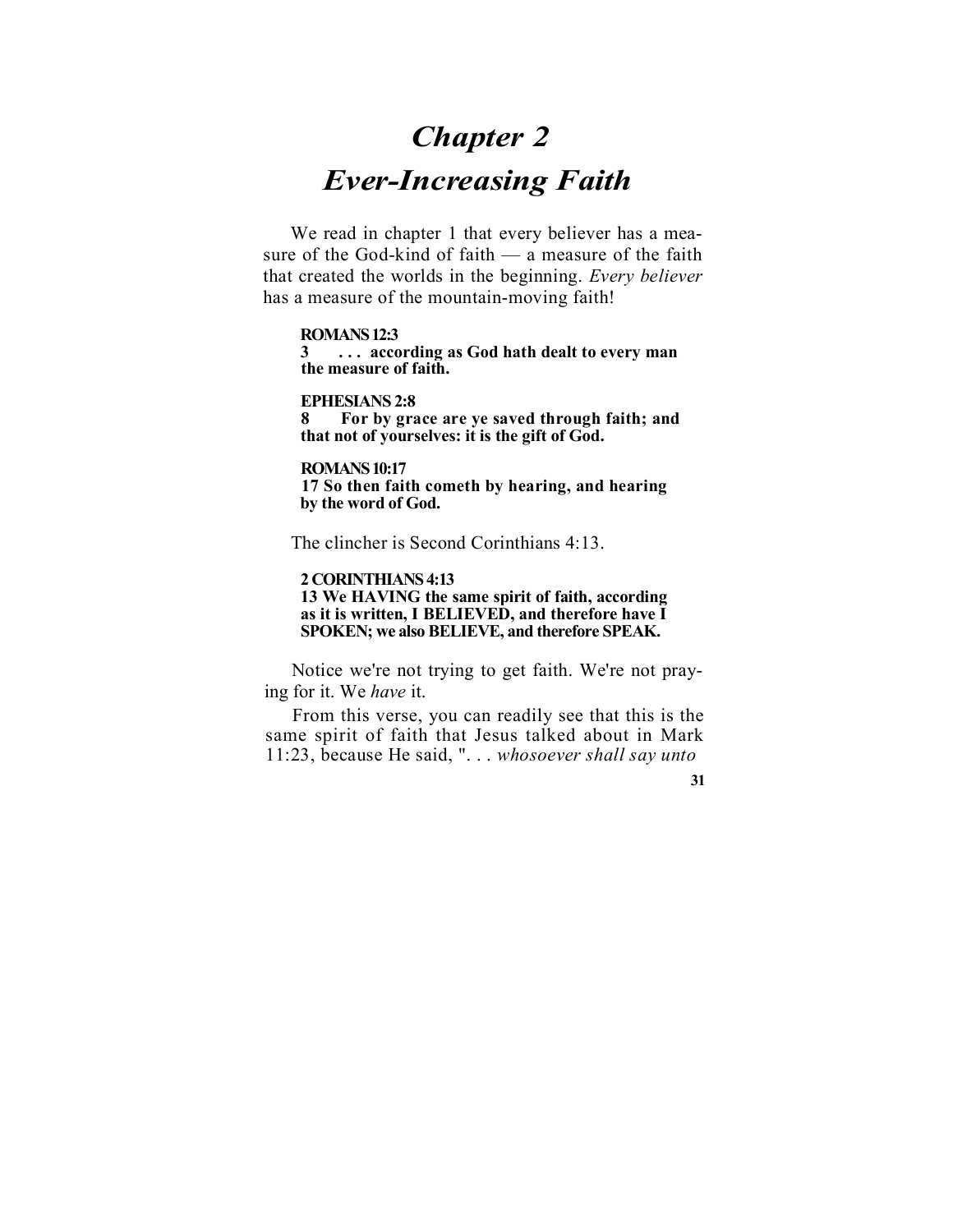# Chapter 2
# Ever-Increasing Faith

We read in chapter 1 that every believer has a measure of the God-kind of faith — a measure of the faith that created the worlds in the beginning. *Every believer* has a measure of the mountain-moving faith!

**ROMANS 12:3**
**3 . . . according as God hath dealt to every man the measure of faith.**

**EPHESIANS 2:8**
**8 For by grace are ye saved through faith; and that not of yourselves: it is the gift of God.**

**ROMANS 10:17**
**17 So then faith cometh by hearing, and hearing by the word of God.**

The clincher is Second Corinthians 4:13.

**2 CORINTHIANS 4:13**
**13 We HAVING the same spirit of faith, according as it is written, I BELIEVED, and therefore have I SPOKEN; we also BELIEVE, and therefore SPEAK.**

Notice we're not trying to get faith. We're not praying for it. We *have* it.

From this verse, you can readily see that this is the same spirit of faith that Jesus talked about in Mark 11:23, because He said, ". . . *whosoever shall say unto*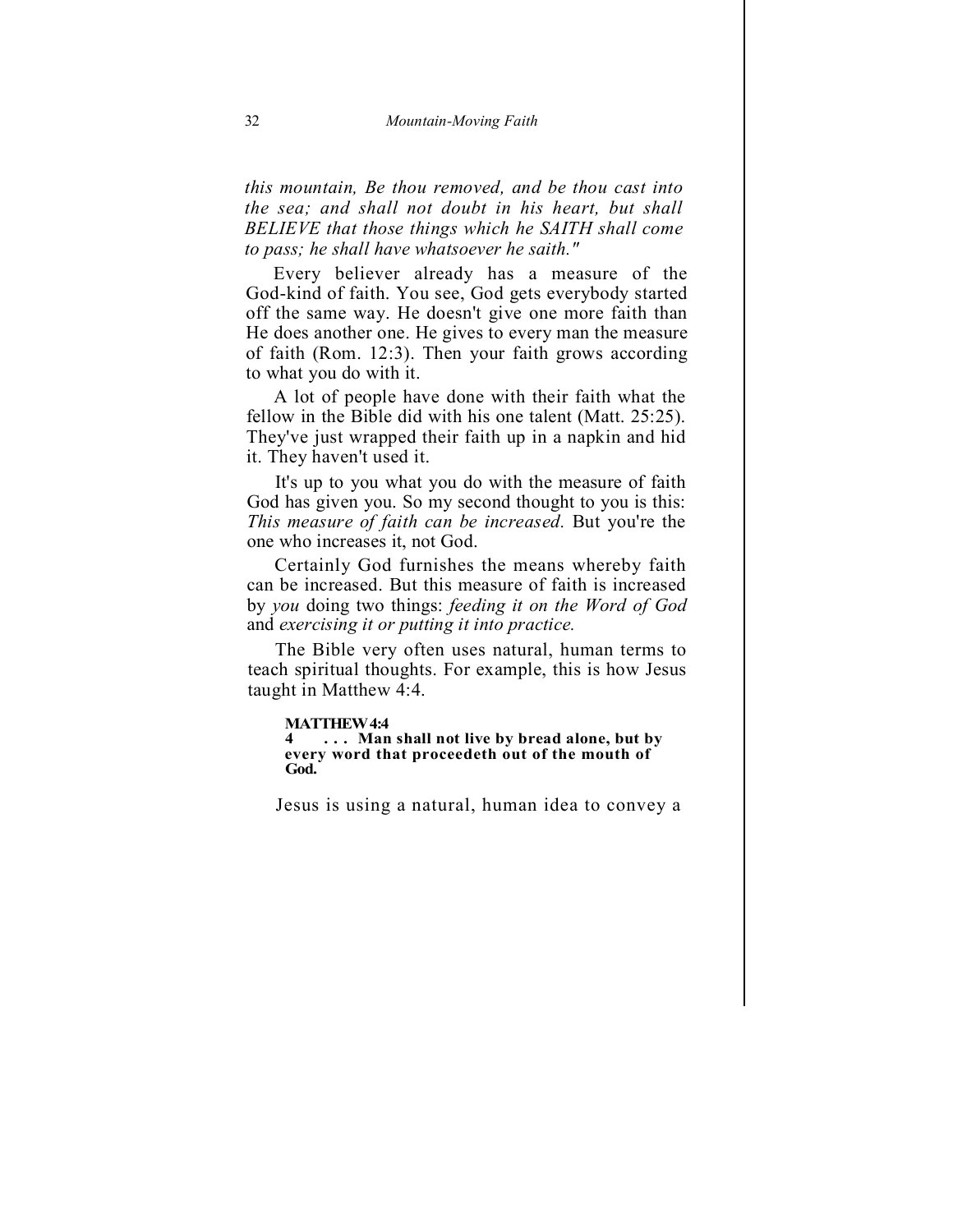*this mountain, Be thou removed, and be thou cast into the sea; and shall not doubt in his heart, but shall BELIEVE that those things which he SAITH shall come to pass; he shall have whatsoever he saith."*

Every believer already has a measure of the God-kind of faith. You see, God gets everybody started off the same way. He doesn't give one more faith than He does another one. He gives to every man the measure of faith (Rom. 12:3). Then your faith grows according to what you do with it.

A lot of people have done with their faith what the fellow in the Bible did with his one talent (Matt. 25:25). They've just wrapped their faith up in a napkin and hid it. They haven't used it.

It's up to you what you do with the measure of faith God has given you. So my second thought to you is this: *This measure of faith can be increased.* But you're the one who increases it, not God.

Certainly God furnishes the means whereby faith can be increased. But this measure of faith is increased by *you* doing two things: *feeding it on the Word of God* and *exercising it or putting it into practice.*

The Bible very often uses natural, human terms to teach spiritual thoughts. For example, this is how Jesus taught in Matthew 4:4.

**MATTHEW 4:4**
**4 . . . Man shall not live by bread alone, but by every word that proceedeth out of the mouth of God.**

Jesus is using a natural, human idea to convey a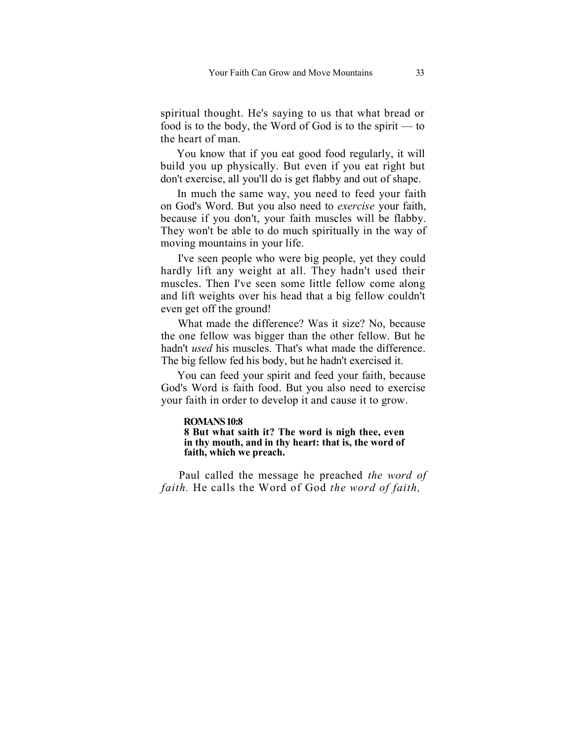spiritual thought. He's saying to us that what bread or food is to the body, the Word of God is to the spirit — to the heart of man.

You know that if you eat good food regularly, it will build you up physically. But even if you eat right but don't exercise, all you'll do is get flabby and out of shape.

In much the same way, you need to feed your faith on God's Word. But you also need to *exercise* your faith, because if you don't, your faith muscles will be flabby. They won't be able to do much spiritually in the way of moving mountains in your life.

I've seen people who were big people, yet they could hardly lift any weight at all. They hadn't used their muscles. Then I've seen some little fellow come along and lift weights over his head that a big fellow couldn't even get off the ground!

What made the difference? Was it size? No, because the one fellow was bigger than the other fellow. But he hadn't *used* his muscles. That's what made the difference. The big fellow fed his body, but he hadn't exercised it.

You can feed your spirit and feed your faith, because God's Word is faith food. But you also need to exercise your faith in order to develop it and cause it to grow.

> **ROMANS 10:8**
> **8 But what saith it? The word is nigh thee, even in thy mouth, and in thy heart: that is, the word of faith, which we preach.**

Paul called the message he preached *the word of faith.* He calls the Word of God *the word of faith,*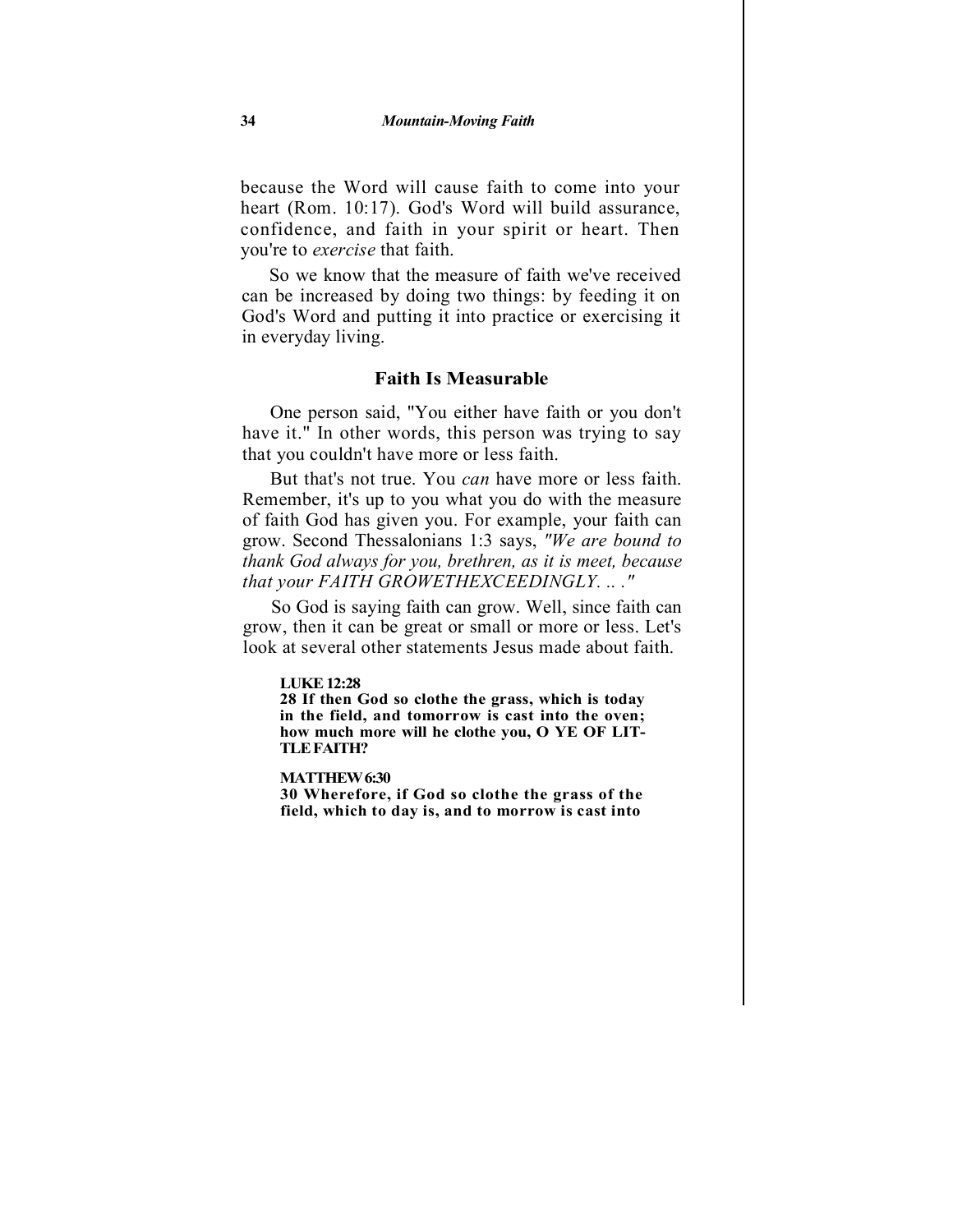because the Word will cause faith to come into your heart (Rom. 10:17). God's Word will build assurance, confidence, and faith in your spirit or heart. Then you're to *exercise* that faith.

So we know that the measure of faith we've received can be increased by doing two things: by feeding it on God's Word and putting it into practice or exercising it in everyday living.

### Faith Is Measurable

One person said, "You either have faith or you don't have it." In other words, this person was trying to say that you couldn't have more or less faith.

But that's not true. You *can* have more or less faith. Remember, it's up to you what you do with the measure of faith God has given you. For example, your faith can grow. Second Thessalonians 1:3 says, *"We are bound to thank God always for you, brethren, as it is meet, because that your FAITH GROWETHEXCEEDINGLY. .. ."*

So God is saying faith can grow. Well, since faith can grow, then it can be great or small or more or less. Let's look at several other statements Jesus made about faith.

**LUKE 12:28**
**28 If then God so clothe the grass, which is today in the field, and tomorrow is cast into the oven; how much more will he clothe you, O YE OF LITTLE FAITH?**

**MATTHEW 6:30**
**30 Wherefore, if God so clothe the grass of the field, which to day is, and to morrow is cast into**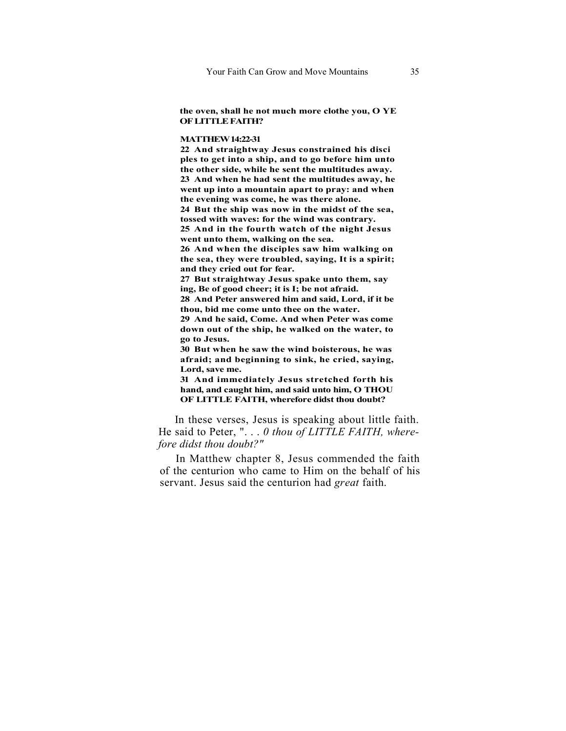**the oven, shall he not much more clothe you, O YE OF LITTLE FAITH?**

**MATTHEW 14:22-31**

**22 And straightway Jesus constrained his disciples to get into a ship, and to go before him unto the other side, while he sent the multitudes away.**
**23 And when he had sent the multitudes away, he went up into a mountain apart to pray: and when the evening was come, he was there alone.**
**24 But the ship was now in the midst of the sea, tossed with waves: for the wind was contrary.**
**25 And in the fourth watch of the night Jesus went unto them, walking on the sea.**
**26 And when the disciples saw him walking on the sea, they were troubled, saying, It is a spirit; and they cried out for fear.**
**27 But straightway Jesus spake unto them, saying, Be of good cheer; it is I; be not afraid.**
**28 And Peter answered him and said, Lord, if it be thou, bid me come unto thee on the water.**
**29 And he said, Come. And when Peter was come down out of the ship, he walked on the water, to go to Jesus.**
**30 But when he saw the wind boisterous, he was afraid; and beginning to sink, he cried, saying, Lord, save me.**
**31 And immediately Jesus stretched forth his hand, and caught him, and said unto him, O THOU OF LITTLE FAITH, wherefore didst thou doubt?**

In these verses, Jesus is speaking about little faith. He said to Peter, ". . . *0 thou of LITTLE FAITH, wherefore didst thou doubt?"*

In Matthew chapter 8, Jesus commended the faith of the centurion who came to Him on the behalf of his servant. Jesus said the centurion had *great* faith.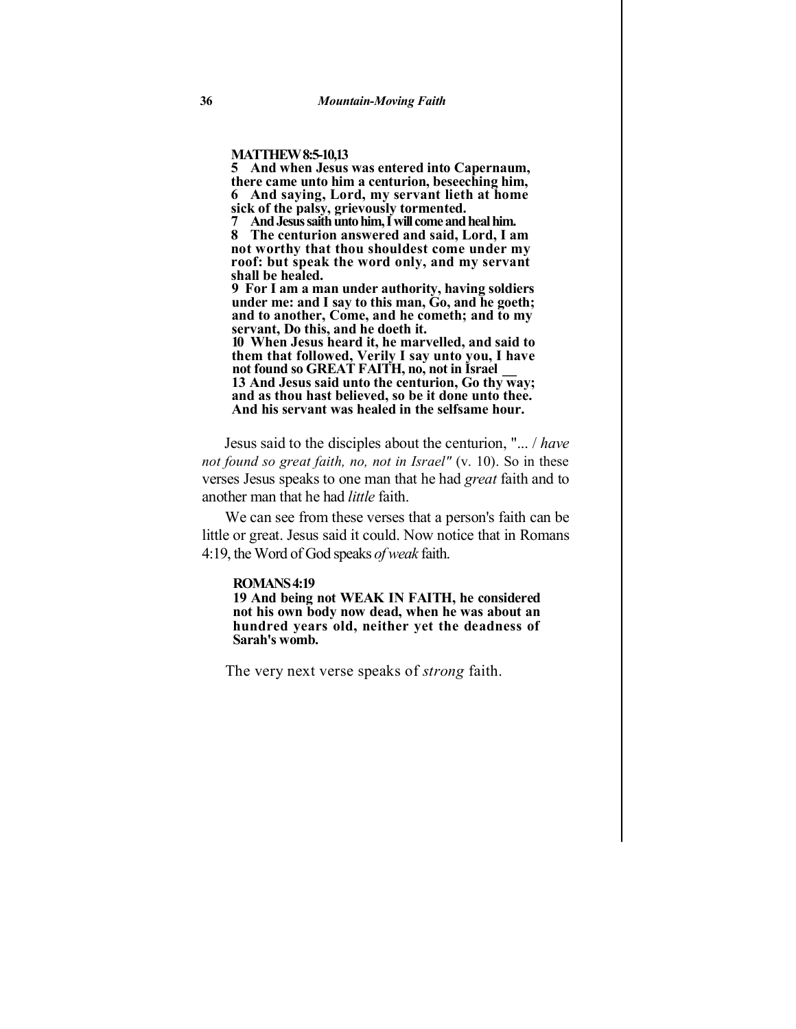**MATTHEW 8:5-10,13**
**5 And when Jesus was entered into Capernaum, there came unto him a centurion, beseeching him,**
**6 And saying, Lord, my servant lieth at home sick of the palsy, grievously tormented.**
**7 And Jesus saith unto him, I will come and heal him.**
**8 The centurion answered and said, Lord, I am not worthy that thou shouldest come under my roof: but speak the word only, and my servant shall be healed.**
**9 For I am a man under authority, having soldiers under me: and I say to this man, Go, and he goeth; and to another, Come, and he cometh; and to my servant, Do this, and he doeth it.**
**10 When Jesus heard it, he marvelled, and said to them that followed, Verily I say unto you, I have not found so GREAT FAITH, no, not in Israel \_\_**
**13 And Jesus said unto the centurion, Go thy way; and as thou hast believed, so be it done unto thee. And his servant was healed in the selfsame hour.**

Jesus said to the disciples about the centurion, "... / *have not found so great faith, no, not in Israel"* (v. 10). So in these verses Jesus speaks to one man that he had *great* faith and to another man that he had *little* faith.

We can see from these verses that a person's faith can be little or great. Jesus said it could. Now notice that in Romans 4:19, the Word of God speaks *of weak* faith.

**ROMANS 4:19**
**19 And being not WEAK IN FAITH, he considered not his own body now dead, when he was about an hundred years old, neither yet the deadness of Sarah's womb.**

The very next verse speaks of *strong* faith.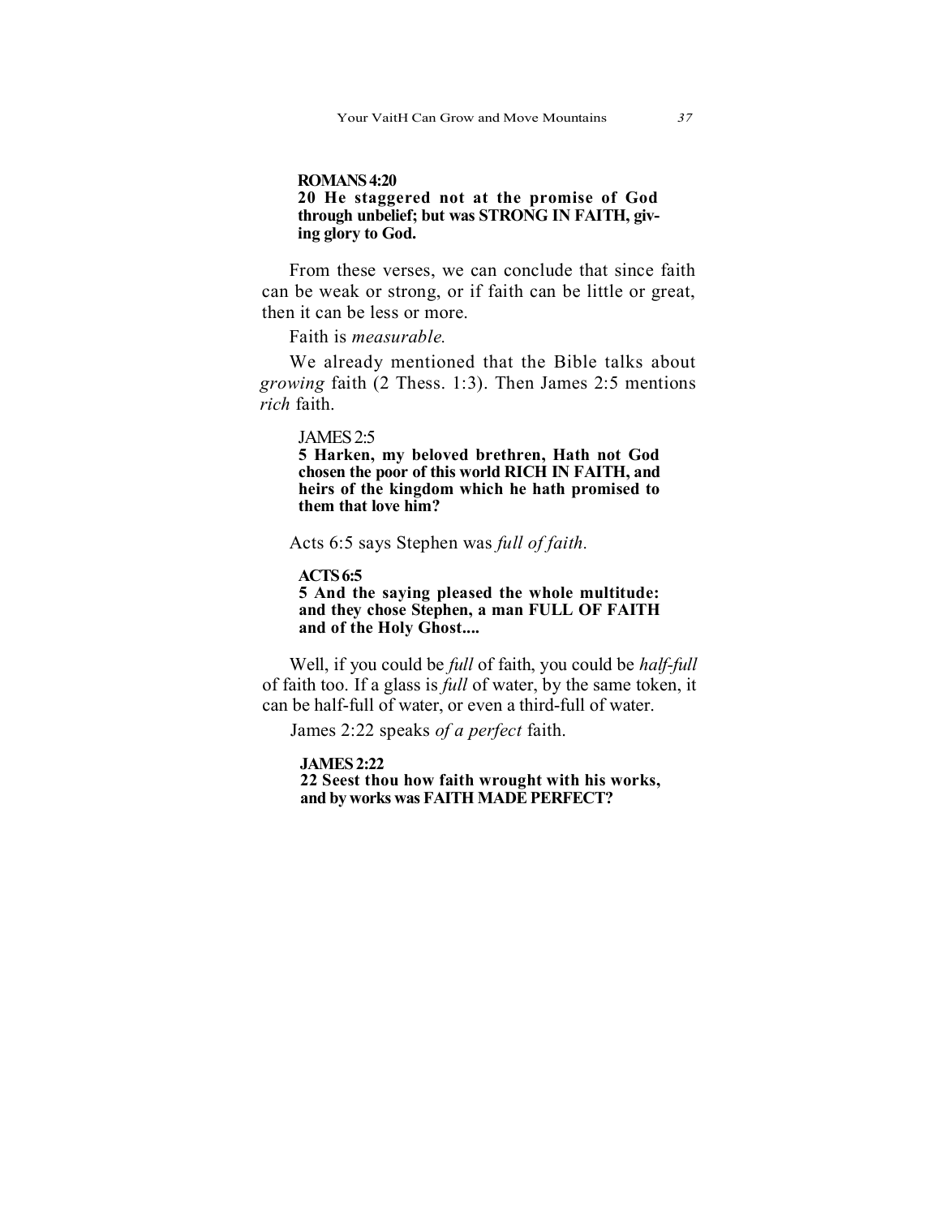**ROMANS 4:20**
**20 He staggered not at the promise of God through unbelief; but was STRONG IN FAITH, giving glory to God.**

From these verses, we can conclude that since faith can be weak or strong, or if faith can be little or great, then it can be less or more.

Faith is *measurable.*

We already mentioned that the Bible talks about *growing* faith (2 Thess. 1:3). Then James 2:5 mentions *rich* faith.

JAMES 2:5
**5 Harken, my beloved brethren, Hath not God chosen the poor of this world RICH IN FAITH, and heirs of the kingdom which he hath promised to them that love him?**

Acts 6:5 says Stephen was *full of faith.*

**ACTS 6:5**
**5 And the saying pleased the whole multitude: and they chose Stephen, a man FULL OF FAITH and of the Holy Ghost....**

Well, if you could be *full* of faith, you could be *half-full* of faith too. If a glass is *full* of water, by the same token, it can be half-full of water, or even a third-full of water.

James 2:22 speaks *of a perfect* faith.

**JAMES 2:22**
**22 Seest thou how faith wrought with his works, and by works was FAITH MADE PERFECT?**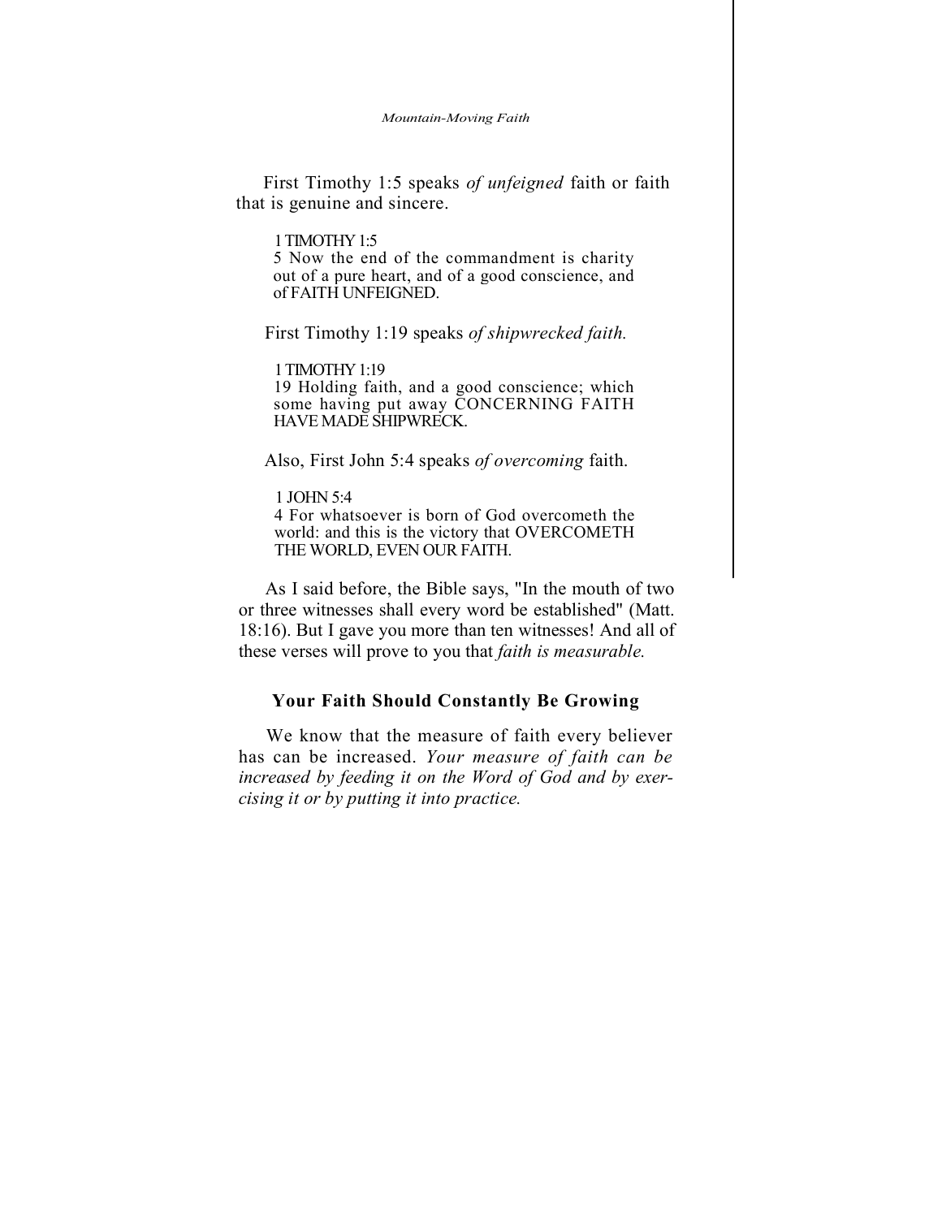First Timothy 1:5 speaks *of unfeigned* faith or faith that is genuine and sincere.

> 1 TIMOTHY 1:5
> 5 Now the end of the commandment is charity out of a pure heart, and of a good conscience, and of FAITH UNFEIGNED.

First Timothy 1:19 speaks *of shipwrecked faith.*

> 1 TIMOTHY 1:19
> 19 Holding faith, and a good conscience; which some having put away CONCERNING FAITH HAVE MADE SHIPWRECK.

Also, First John 5:4 speaks *of overcoming* faith.

> 1 JOHN 5:4
> 4 For whatsoever is born of God overcometh the world: and this is the victory that OVERCOMETH THE WORLD, EVEN OUR FAITH.

As I said before, the Bible says, "In the mouth of two or three witnesses shall every word be established" (Matt. 18:16). But I gave you more than ten witnesses! And all of these verses will prove to you that *faith is measurable.*

### Your Faith Should Constantly Be Growing

We know that the measure of faith every believer has can be increased. *Your measure of faith can be increased by feeding it on the Word of God and by exercising it or by putting it into practice.*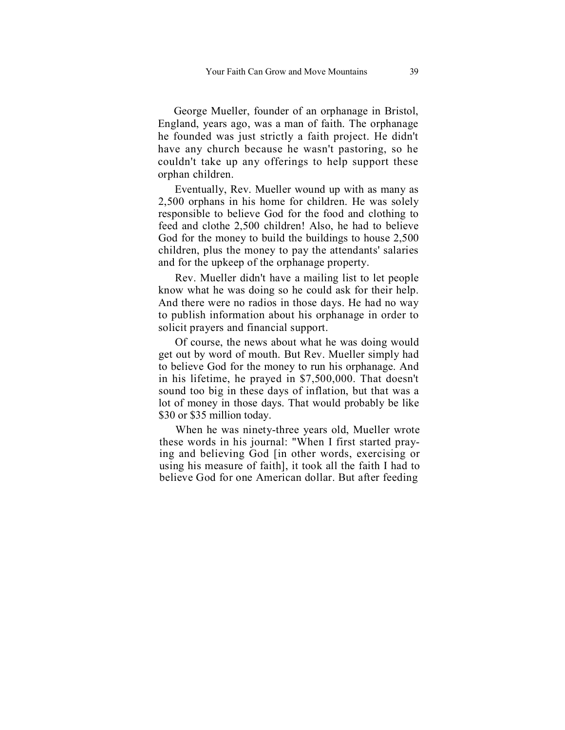George Mueller, founder of an orphanage in Bristol, England, years ago, was a man of faith. The orphanage he founded was just strictly a faith project. He didn't have any church because he wasn't pastoring, so he couldn't take up any offerings to help support these orphan children.

Eventually, Rev. Mueller wound up with as many as 2,500 orphans in his home for children. He was solely responsible to believe God for the food and clothing to feed and clothe 2,500 children! Also, he had to believe God for the money to build the buildings to house 2,500 children, plus the money to pay the attendants' salaries and for the upkeep of the orphanage property.

Rev. Mueller didn't have a mailing list to let people know what he was doing so he could ask for their help. And there were no radios in those days. He had no way to publish information about his orphanage in order to solicit prayers and financial support.

Of course, the news about what he was doing would get out by word of mouth. But Rev. Mueller simply had to believe God for the money to run his orphanage. And in his lifetime, he prayed in $7,500,000. That doesn't sound too big in these days of inflation, but that was a lot of money in those days. That would probably be like $30 or $35 million today.

When he was ninety-three years old, Mueller wrote these words in his journal: "When I first started praying and believing God [in other words, exercising or using his measure of faith], it took all the faith I had to believe God for one American dollar. But after feeding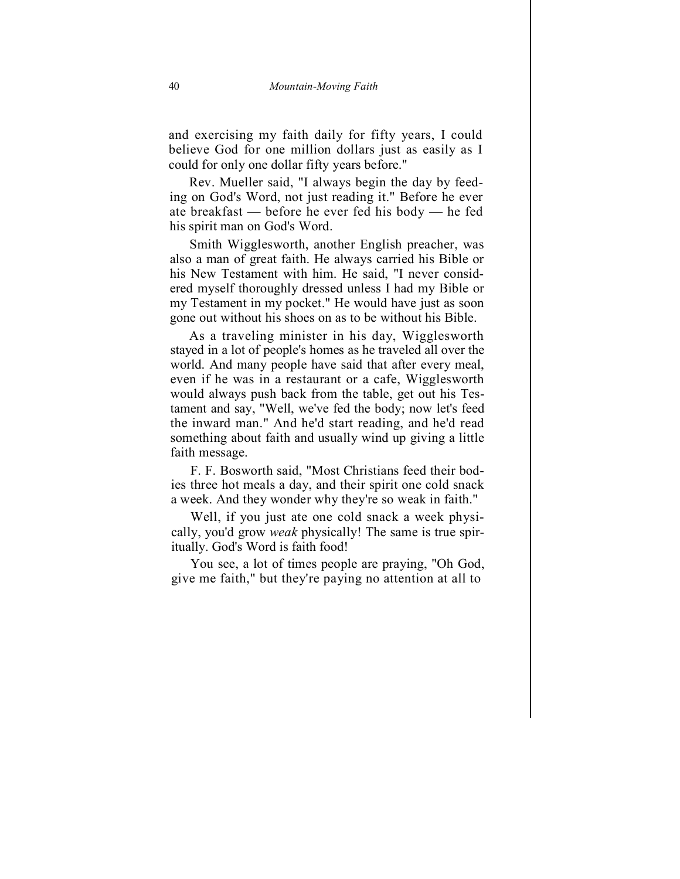and exercising my faith daily for fifty years, I could believe God for one million dollars just as easily as I could for only one dollar fifty years before."

Rev. Mueller said, "I always begin the day by feeding on God's Word, not just reading it." Before he ever ate breakfast — before he ever fed his body — he fed his spirit man on God's Word.

Smith Wigglesworth, another English preacher, was also a man of great faith. He always carried his Bible or his New Testament with him. He said, "I never considered myself thoroughly dressed unless I had my Bible or my Testament in my pocket." He would have just as soon gone out without his shoes on as to be without his Bible.

As a traveling minister in his day, Wigglesworth stayed in a lot of people's homes as he traveled all over the world. And many people have said that after every meal, even if he was in a restaurant or a cafe, Wigglesworth would always push back from the table, get out his Testament and say, "Well, we've fed the body; now let's feed the inward man." And he'd start reading, and he'd read something about faith and usually wind up giving a little faith message.

F. F. Bosworth said, "Most Christians feed their bodies three hot meals a day, and their spirit one cold snack a week. And they wonder why they're so weak in faith."

Well, if you just ate one cold snack a week physically, you'd grow *weak* physically! The same is true spiritually. God's Word is faith food!

You see, a lot of times people are praying, "Oh God, give me faith," but they're paying no attention at all to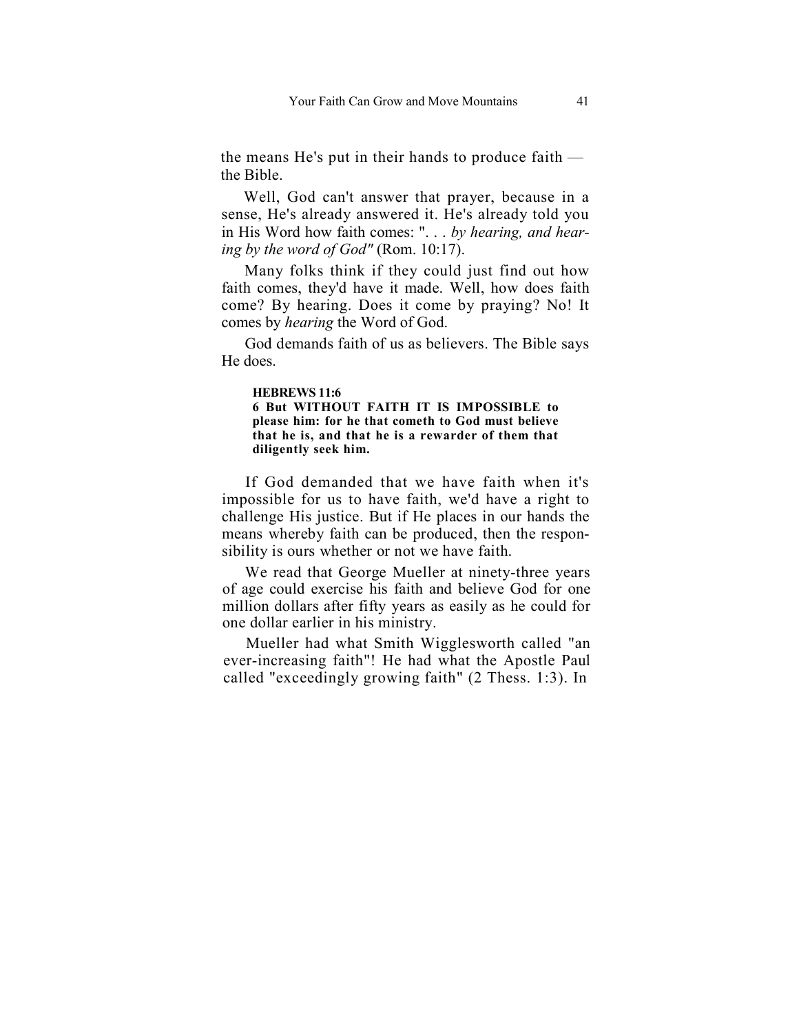the means He's put in their hands to produce faith — the Bible.

Well, God can't answer that prayer, because in a sense, He's already answered it. He's already told you in His Word how faith comes: ". . . *by hearing, and hearing by the word of God"* (Rom. 10:17).

Many folks think if they could just find out how faith comes, they'd have it made. Well, how does faith come? By hearing. Does it come by praying? No! It comes by *hearing* the Word of God.

God demands faith of us as believers. The Bible says He does.

> **HEBREWS 11:6**
> **6 But WITHOUT FAITH IT IS IMPOSSIBLE to please him: for he that cometh to God must believe that he is, and that he is a rewarder of them that diligently seek him.**

If God demanded that we have faith when it's impossible for us to have faith, we'd have a right to challenge His justice. But if He places in our hands the means whereby faith can be produced, then the responsibility is ours whether or not we have faith.

We read that George Mueller at ninety-three years of age could exercise his faith and believe God for one million dollars after fifty years as easily as he could for one dollar earlier in his ministry.

Mueller had what Smith Wigglesworth called "an ever-increasing faith"! He had what the Apostle Paul called "exceedingly growing faith" (2 Thess. 1:3). In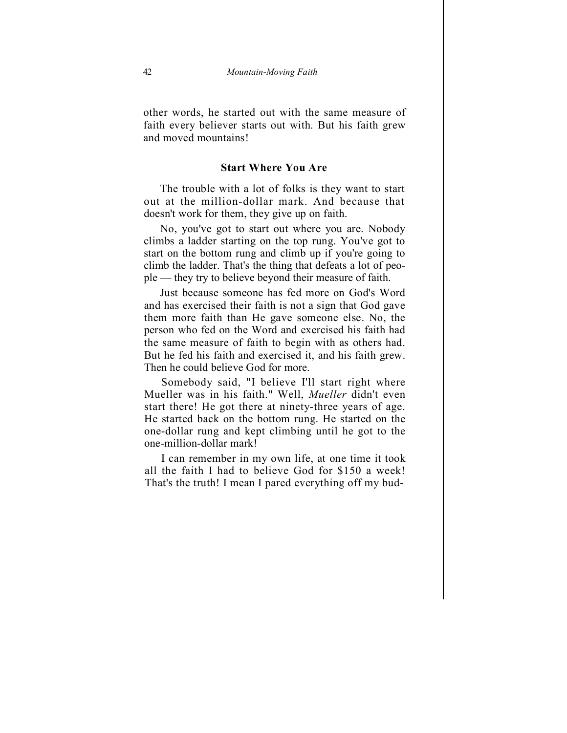other words, he started out with the same measure of faith every believer starts out with. But his faith grew and moved mountains!

### Start Where You Are

The trouble with a lot of folks is they want to start out at the million-dollar mark. And because that doesn't work for them, they give up on faith.

No, you've got to start out where you are. Nobody climbs a ladder starting on the top rung. You've got to start on the bottom rung and climb up if you're going to climb the ladder. That's the thing that defeats a lot of people — they try to believe beyond their measure of faith.

Just because someone has fed more on God's Word and has exercised their faith is not a sign that God gave them more faith than He gave someone else. No, the person who fed on the Word and exercised his faith had the same measure of faith to begin with as others had. But he fed his faith and exercised it, and his faith grew. Then he could believe God for more.

Somebody said, "I believe I'll start right where Mueller was in his faith." Well, *Mueller* didn't even start there! He got there at ninety-three years of age. He started back on the bottom rung. He started on the one-dollar rung and kept climbing until he got to the one-million-dollar mark!

I can remember in my own life, at one time it took all the faith I had to believe God for $150 a week! That's the truth! I mean I pared everything off my bud-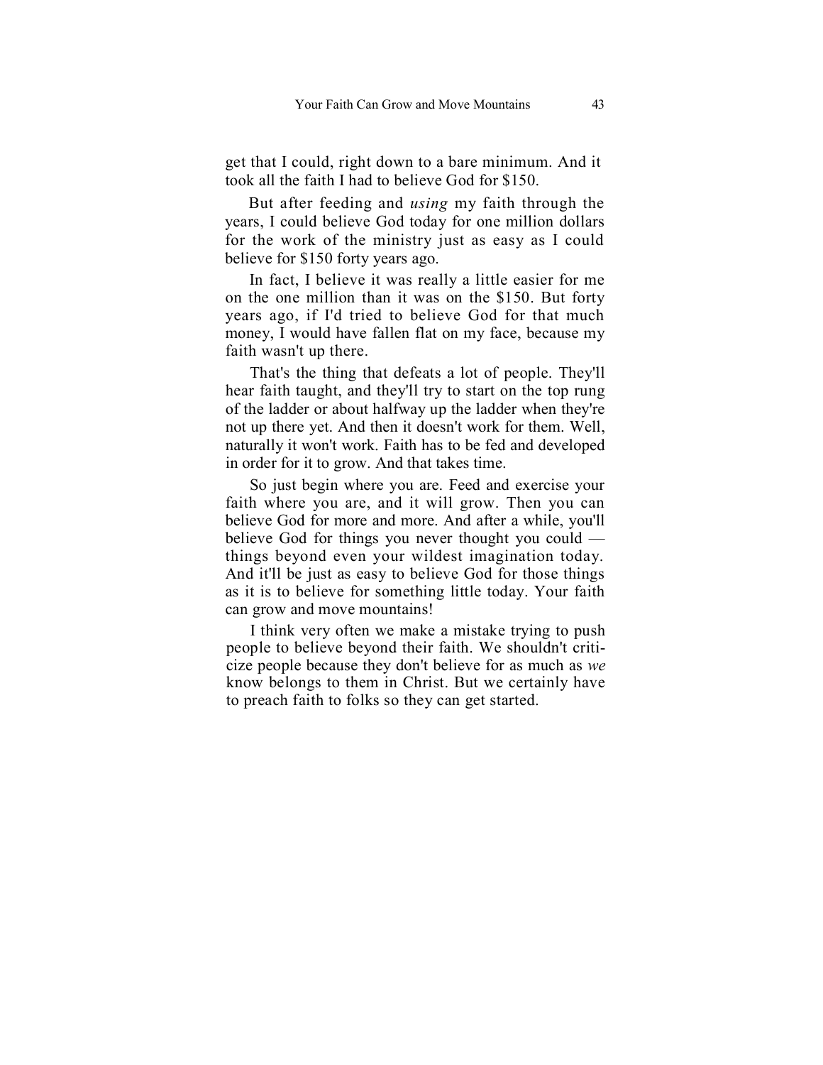get that I could, right down to a bare minimum. And it took all the faith I had to believe God for $150.

But after feeding and *using* my faith through the years, I could believe God today for one million dollars for the work of the ministry just as easy as I could believe for $150 forty years ago.

In fact, I believe it was really a little easier for me on the one million than it was on the $150. But forty years ago, if I'd tried to believe God for that much money, I would have fallen flat on my face, because my faith wasn't up there.

That's the thing that defeats a lot of people. They'll hear faith taught, and they'll try to start on the top rung of the ladder or about halfway up the ladder when they're not up there yet. And then it doesn't work for them. Well, naturally it won't work. Faith has to be fed and developed in order for it to grow. And that takes time.

So just begin where you are. Feed and exercise your faith where you are, and it will grow. Then you can believe God for more and more. And after a while, you'll believe God for things you never thought you could — things beyond even your wildest imagination today. And it'll be just as easy to believe God for those things as it is to believe for something little today. Your faith can grow and move mountains!

I think very often we make a mistake trying to push people to believe beyond their faith. We shouldn't criticize people because they don't believe for as much as *we* know belongs to them in Christ. But we certainly have to preach faith to folks so they can get started.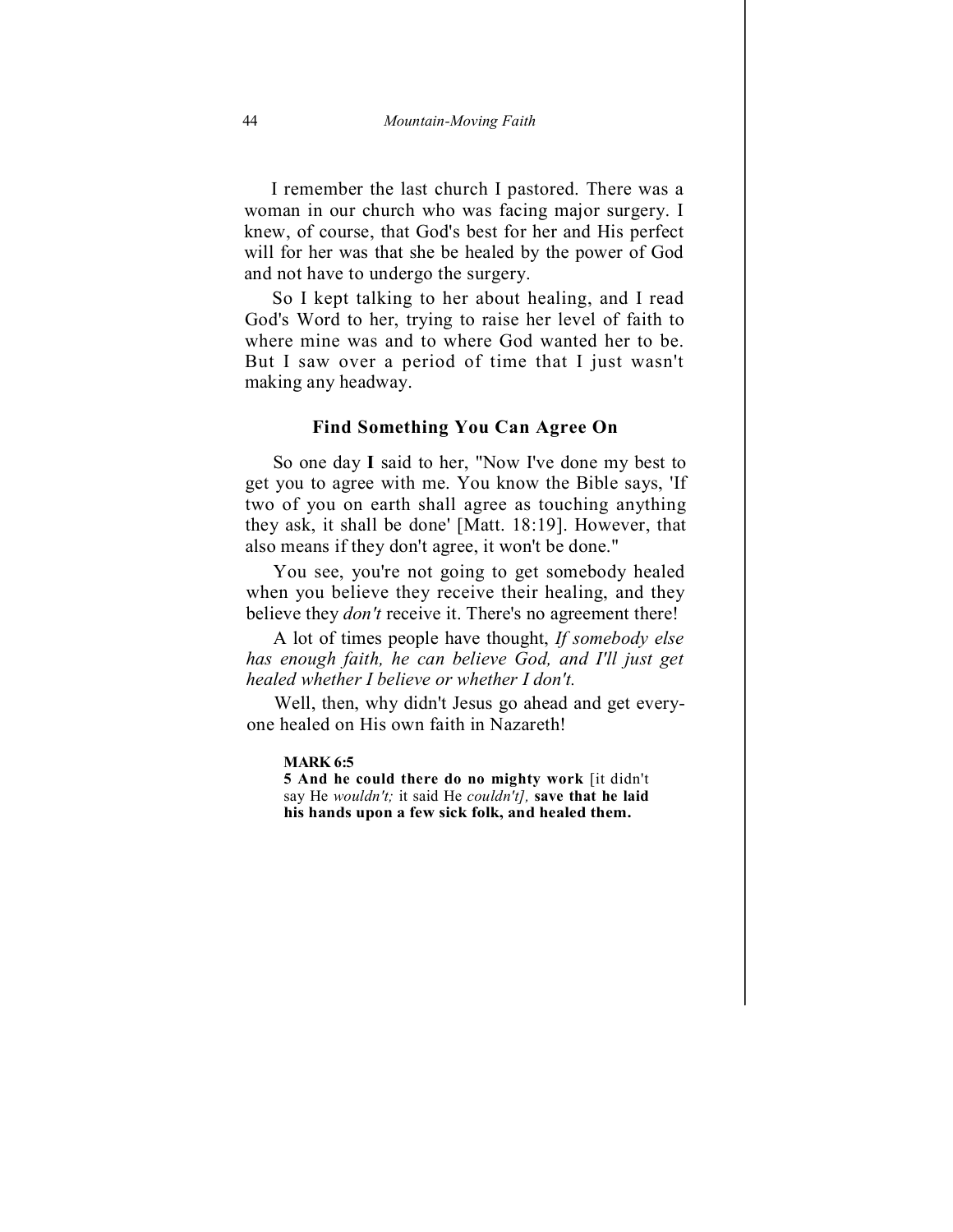I remember the last church I pastored. There was a woman in our church who was facing major surgery. I knew, of course, that God's best for her and His perfect will for her was that she be healed by the power of God and not have to undergo the surgery.

So I kept talking to her about healing, and I read God's Word to her, trying to raise her level of faith to where mine was and to where God wanted her to be. But I saw over a period of time that I just wasn't making any headway.

### Find Something You Can Agree On

So one day **I** said to her, "Now I've done my best to get you to agree with me. You know the Bible says, 'If two of you on earth shall agree as touching anything they ask, it shall be done' [Matt. 18:19]. However, that also means if they don't agree, it won't be done."

You see, you're not going to get somebody healed when you believe they receive their healing, and they believe they *don't* receive it. There's no agreement there!

A lot of times people have thought, *If somebody else has enough faith, he can believe God, and I'll just get healed whether I believe or whether I don't.*

Well, then, why didn't Jesus go ahead and get everyone healed on His own faith in Nazareth!

> **MARK 6:5**
> **5 And he could there do no mighty work** [it didn't say He *wouldn't;* it said He *couldn't],* **save that he laid his hands upon a few sick folk, and healed them.**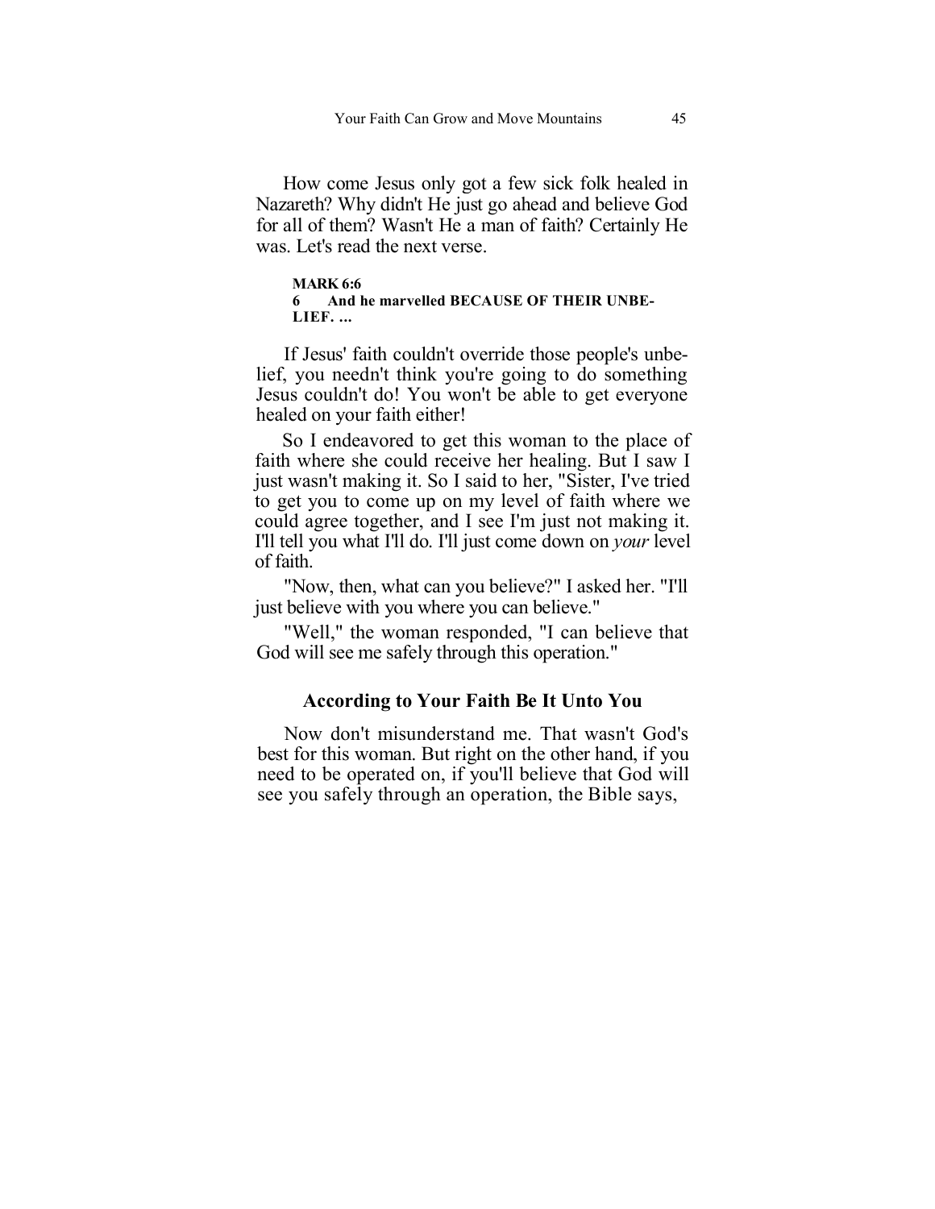How come Jesus only got a few sick folk healed in Nazareth? Why didn't He just go ahead and believe God for all of them? Wasn't He a man of faith? Certainly He was. Let's read the next verse.

> **MARK 6:6**
> **6 And he marvelled BECAUSE OF THEIR UNBELIEF. ...**

If Jesus' faith couldn't override those people's unbelief, you needn't think you're going to do something Jesus couldn't do! You won't be able to get everyone healed on your faith either!

So I endeavored to get this woman to the place of faith where she could receive her healing. But I saw I just wasn't making it. So I said to her, "Sister, I've tried to get you to come up on my level of faith where we could agree together, and I see I'm just not making it. I'll tell you what I'll do. I'll just come down on *your* level of faith.

"Now, then, what can you believe?" I asked her. "I'll just believe with you where you can believe."

"Well," the woman responded, "I can believe that God will see me safely through this operation."

### According to Your Faith Be It Unto You

Now don't misunderstand me. That wasn't God's best for this woman. But right on the other hand, if you need to be operated on, if you'll believe that God will see you safely through an operation, the Bible says,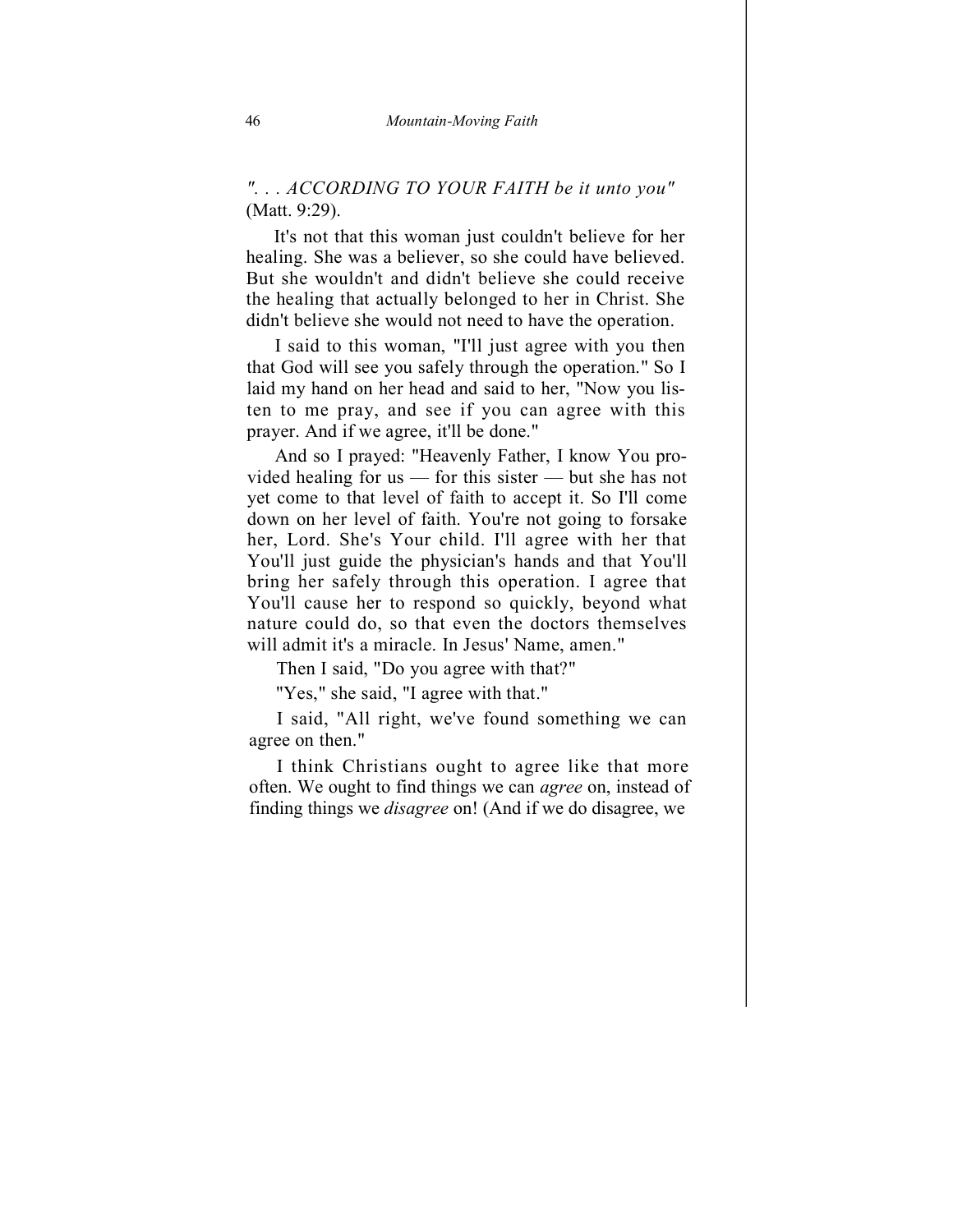*". . . ACCORDING TO YOUR FAITH be it unto you"* (Matt. 9:29).

It's not that this woman just couldn't believe for her healing. She was a believer, so she could have believed. But she wouldn't and didn't believe she could receive the healing that actually belonged to her in Christ. She didn't believe she would not need to have the operation.

I said to this woman, "I'll just agree with you then that God will see you safely through the operation." So I laid my hand on her head and said to her, "Now you listen to me pray, and see if you can agree with this prayer. And if we agree, it'll be done."

And so I prayed: "Heavenly Father, I know You provided healing for us — for this sister — but she has not yet come to that level of faith to accept it. So I'll come down on her level of faith. You're not going to forsake her, Lord. She's Your child. I'll agree with her that You'll just guide the physician's hands and that You'll bring her safely through this operation. I agree that You'll cause her to respond so quickly, beyond what nature could do, so that even the doctors themselves will admit it's a miracle. In Jesus' Name, amen."

Then I said, "Do you agree with that?"

"Yes," she said, "I agree with that."

I said, "All right, we've found something we can agree on then."

I think Christians ought to agree like that more often. We ought to find things we can *agree* on, instead of finding things we *disagree* on! (And if we do disagree, we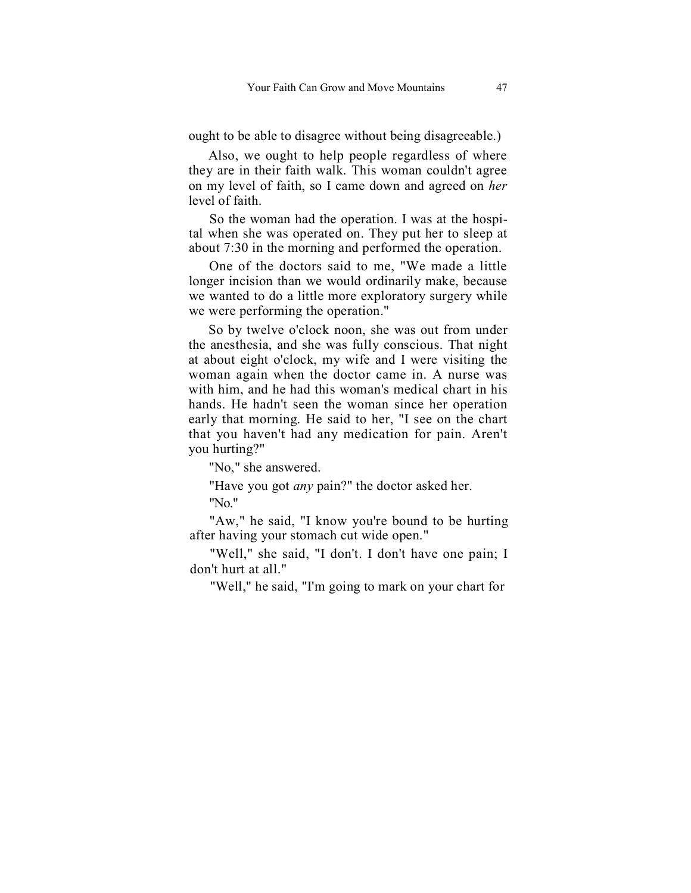ought to be able to disagree without being disagreeable.)

Also, we ought to help people regardless of where they are in their faith walk. This woman couldn't agree on my level of faith, so I came down and agreed on *her* level of faith.

So the woman had the operation. I was at the hospital when she was operated on. They put her to sleep at about 7:30 in the morning and performed the operation.

One of the doctors said to me, "We made a little longer incision than we would ordinarily make, because we wanted to do a little more exploratory surgery while we were performing the operation."

So by twelve o'clock noon, she was out from under the anesthesia, and she was fully conscious. That night at about eight o'clock, my wife and I were visiting the woman again when the doctor came in. A nurse was with him, and he had this woman's medical chart in his hands. He hadn't seen the woman since her operation early that morning. He said to her, "I see on the chart that you haven't had any medication for pain. Aren't you hurting?"

"No," she answered.

"Have you got *any* pain?" the doctor asked her.

"No."

"Aw," he said, "I know you're bound to be hurting after having your stomach cut wide open."

"Well," she said, "I don't. I don't have one pain; I don't hurt at all."

"Well," he said, "I'm going to mark on your chart for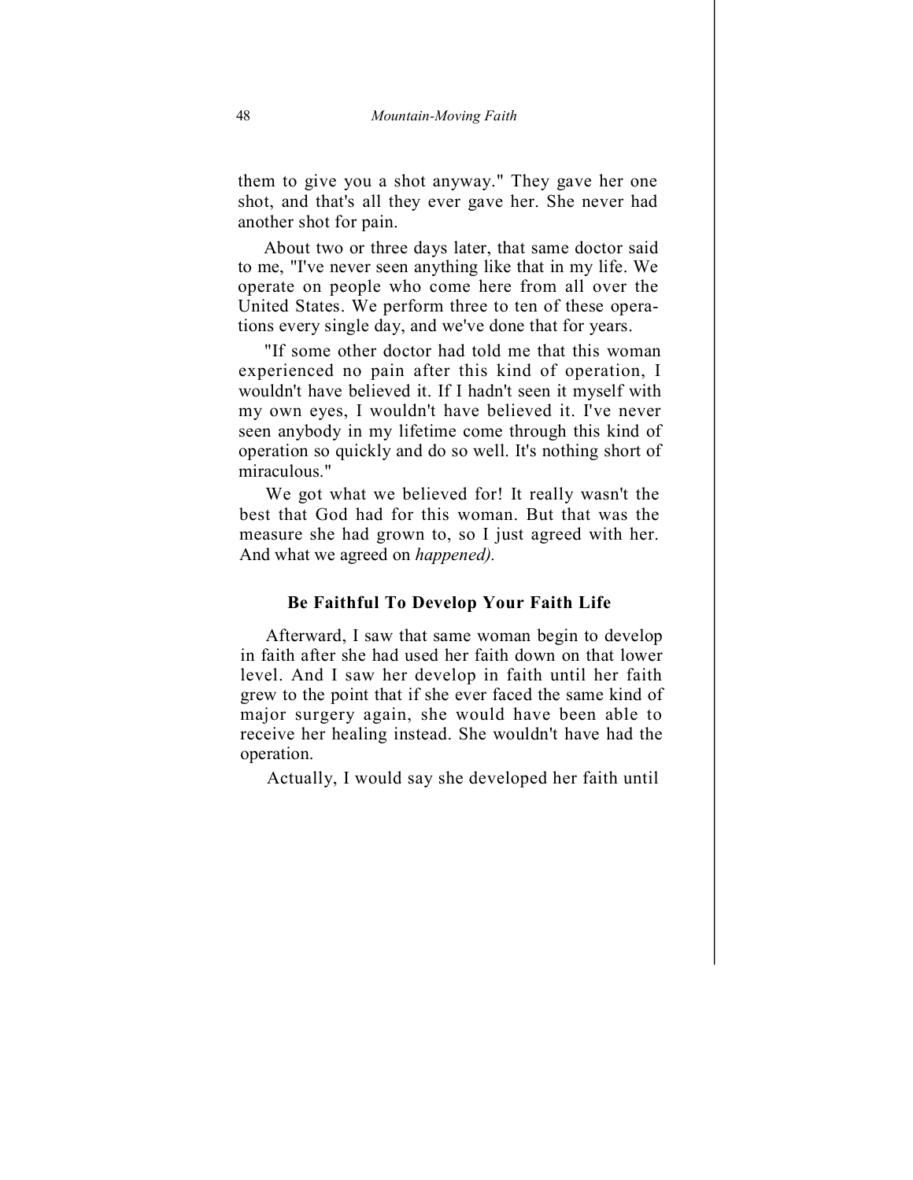them to give you a shot anyway." They gave her one shot, and that's all they ever gave her. She never had another shot for pain.

About two or three days later, that same doctor said to me, "I've never seen anything like that in my life. We operate on people who come here from all over the United States. We perform three to ten of these operations every single day, and we've done that for years.

"If some other doctor had told me that this woman experienced no pain after this kind of operation, I wouldn't have believed it. If I hadn't seen it myself with my own eyes, I wouldn't have believed it. I've never seen anybody in my lifetime come through this kind of operation so quickly and do so well. It's nothing short of miraculous."

We got what we believed for! It really wasn't the best that God had for this woman. But that was the measure she had grown to, so I just agreed with her. And what we agreed on *happened).*

### Be Faithful To Develop Your Faith Life

Afterward, I saw that same woman begin to develop in faith after she had used her faith down on that lower level. And I saw her develop in faith until her faith grew to the point that if she ever faced the same kind of major surgery again, she would have been able to receive her healing instead. She wouldn't have had the operation.

Actually, I would say she developed her faith until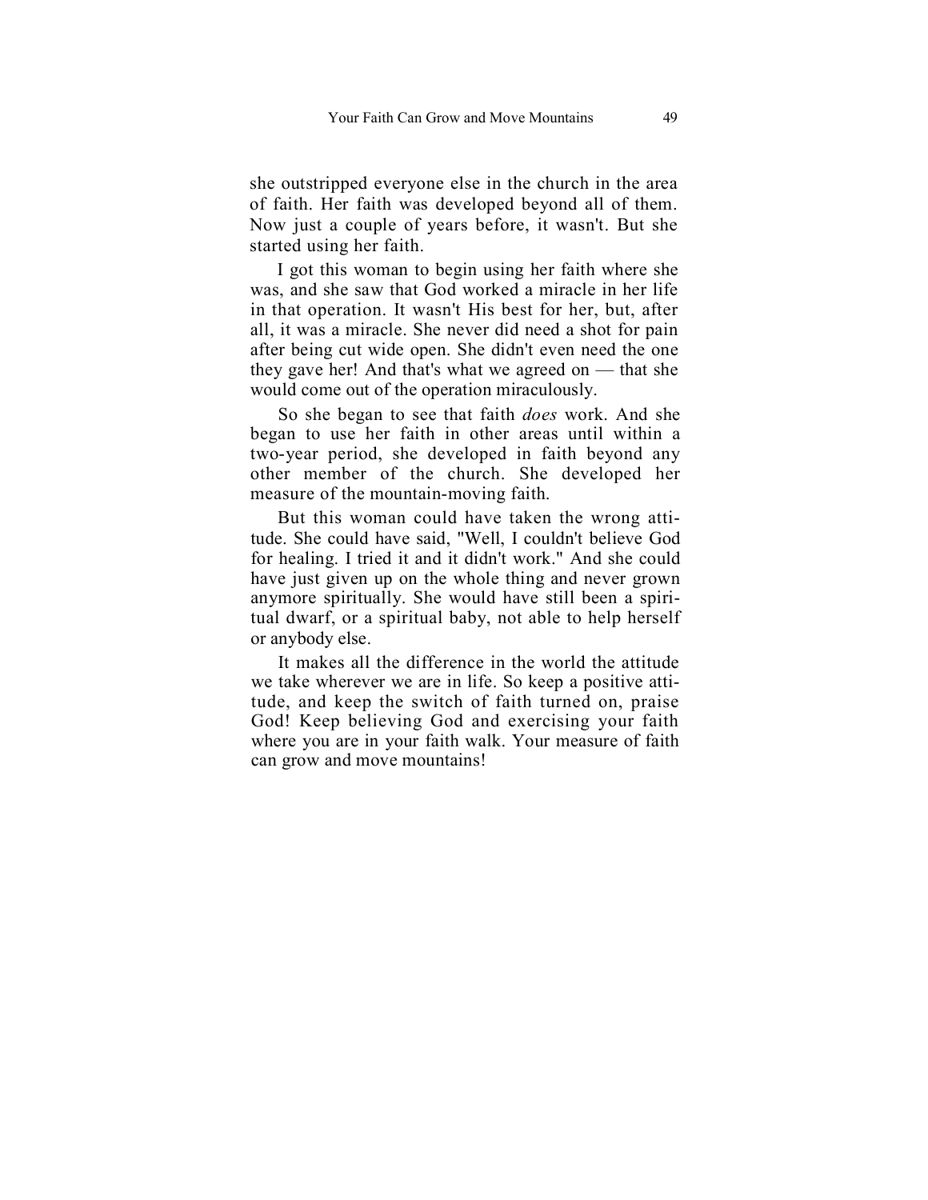she outstripped everyone else in the church in the area of faith. Her faith was developed beyond all of them. Now just a couple of years before, it wasn't. But she started using her faith.

I got this woman to begin using her faith where she was, and she saw that God worked a miracle in her life in that operation. It wasn't His best for her, but, after all, it was a miracle. She never did need a shot for pain after being cut wide open. She didn't even need the one they gave her! And that's what we agreed on — that she would come out of the operation miraculously.

So she began to see that faith *does* work. And she began to use her faith in other areas until within a two-year period, she developed in faith beyond any other member of the church. She developed her measure of the mountain-moving faith.

But this woman could have taken the wrong attitude. She could have said, "Well, I couldn't believe God for healing. I tried it and it didn't work." And she could have just given up on the whole thing and never grown anymore spiritually. She would have still been a spiritual dwarf, or a spiritual baby, not able to help herself or anybody else.

It makes all the difference in the world the attitude we take wherever we are in life. So keep a positive attitude, and keep the switch of faith turned on, praise God! Keep believing God and exercising your faith where you are in your faith walk. Your measure of faith can grow and move mountains!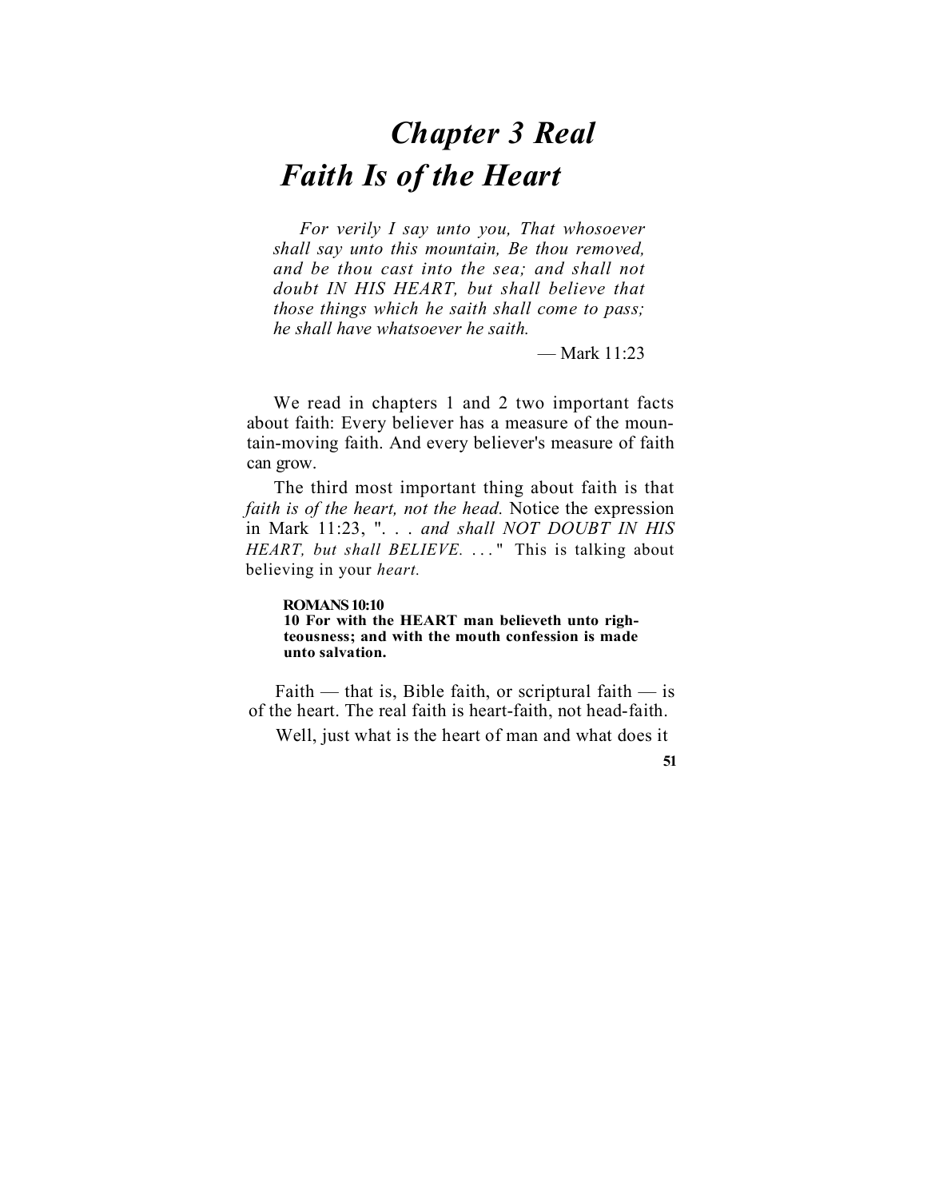# *Chapter 3 Real Faith Is of the Heart*

> *For verily I say unto you, That whosoever shall say unto this mountain, Be thou removed, and be thou cast into the sea; and shall not doubt IN HIS HEART, but shall believe that those things which he saith shall come to pass; he shall have whatsoever he saith.*
>
> — Mark 11:23

We read in chapters 1 and 2 two important facts about faith: Every believer has a measure of the mountain-moving faith. And every believer's measure of faith can grow.

The third most important thing about faith is that *faith is of the heart, not the head.* Notice the expression in Mark 11:23, ". . . *and shall NOT DOUBT IN HIS HEART, but shall BELIEVE. . . .*" This is talking about believing in your *heart.*

**ROMANS 10:10**
**10 For with the HEART man believeth unto righteousness; and with the mouth confession is made unto salvation.**

Faith — that is, Bible faith, or scriptural faith — is of the heart. The real faith is heart-faith, not head-faith.

Well, just what is the heart of man and what does it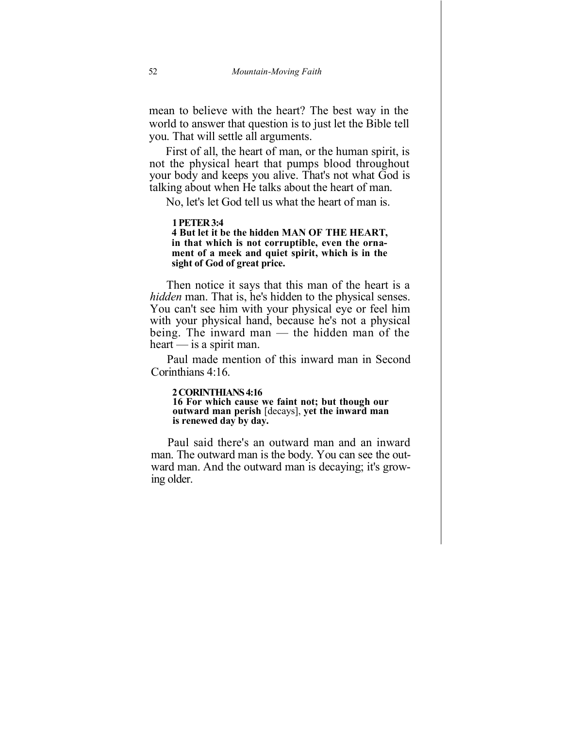mean to believe with the heart? The best way in the world to answer that question is to just let the Bible tell you. That will settle all arguments.

First of all, the heart of man, or the human spirit, is not the physical heart that pumps blood throughout your body and keeps you alive. That's not what God is talking about when He talks about the heart of man.

No, let's let God tell us what the heart of man is.

> **1 PETER 3:4**
> **4 But let it be the hidden MAN OF THE HEART, in that which is not corruptible, even the ornament of a meek and quiet spirit, which is in the sight of God of great price.**

Then notice it says that this man of the heart is a *hidden* man. That is, he's hidden to the physical senses. You can't see him with your physical eye or feel him with your physical hand, because he's not a physical being. The inward man — the hidden man of the heart — is a spirit man.

Paul made mention of this inward man in Second Corinthians 4:16.

> **2 CORINTHIANS 4:16**
> **16 For which cause we faint not; but though our outward man perish** [decays], **yet the inward man is renewed day by day.**

Paul said there's an outward man and an inward man. The outward man is the body. You can see the outward man. And the outward man is decaying; it's growing older.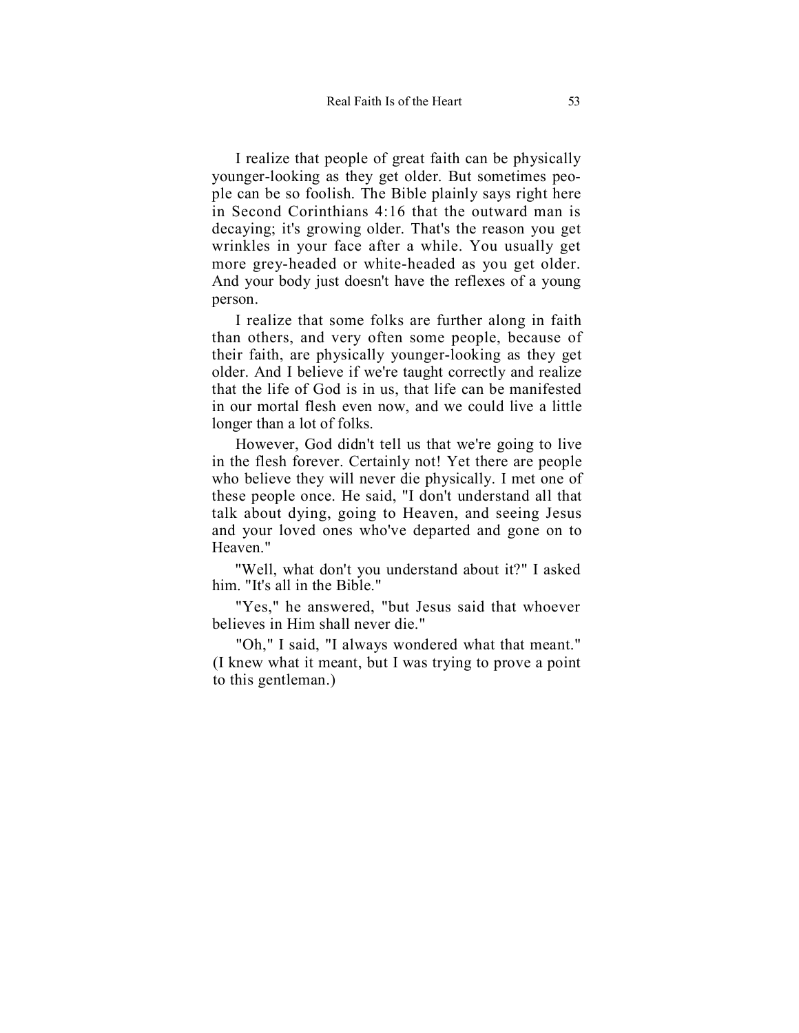I realize that people of great faith can be physically younger-looking as they get older. But sometimes people can be so foolish. The Bible plainly says right here in Second Corinthians 4:16 that the outward man is decaying; it's growing older. That's the reason you get wrinkles in your face after a while. You usually get more grey-headed or white-headed as you get older. And your body just doesn't have the reflexes of a young person.

I realize that some folks are further along in faith than others, and very often some people, because of their faith, are physically younger-looking as they get older. And I believe if we're taught correctly and realize that the life of God is in us, that life can be manifested in our mortal flesh even now, and we could live a little longer than a lot of folks.

However, God didn't tell us that we're going to live in the flesh forever. Certainly not! Yet there are people who believe they will never die physically. I met one of these people once. He said, "I don't understand all that talk about dying, going to Heaven, and seeing Jesus and your loved ones who've departed and gone on to Heaven."

"Well, what don't you understand about it?" I asked him. "It's all in the Bible."

"Yes," he answered, "but Jesus said that whoever believes in Him shall never die."

"Oh," I said, "I always wondered what that meant." (I knew what it meant, but I was trying to prove a point to this gentleman.)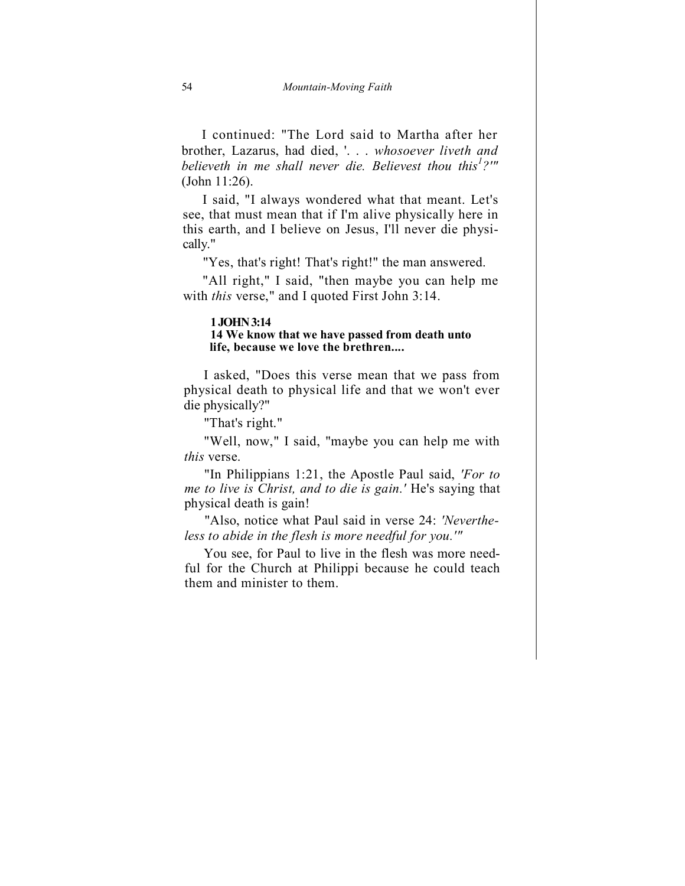I continued: "The Lord said to Martha after her brother, Lazarus, had died, '. . . *whosoever liveth and believeth in me shall never die. Believest thou this*[1]*?'*" (John 11:26).

I said, "I always wondered what that meant. Let's see, that must mean that if I'm alive physically here in this earth, and I believe on Jesus, I'll never die physically."

"Yes, that's right! That's right!" the man answered.

"All right," I said, "then maybe you can help me with *this* verse," and I quoted First John 3:14.

> **1 JOHN 3:14**
> **14 We know that we have passed from death unto life, because we love the brethren....**

I asked, "Does this verse mean that we pass from physical death to physical life and that we won't ever die physically?"

"That's right."

"Well, now," I said, "maybe you can help me with *this* verse.

"In Philippians 1:21, the Apostle Paul said, *'For to me to live is Christ, and to die is gain.'* He's saying that physical death is gain!

"Also, notice what Paul said in verse 24: *'Nevertheless to abide in the flesh is more needful for you.'*"

You see, for Paul to live in the flesh was more needful for the Church at Philippi because he could teach them and minister to them.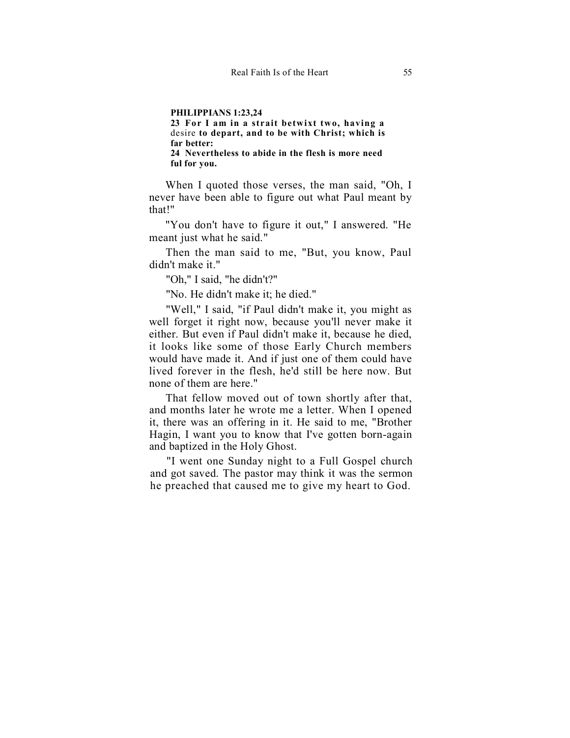**PHILIPPIANS 1:23,24**
**23 For I am in a strait betwixt two, having a** desire **to depart, and to be with Christ; which is far better:**
**24 Nevertheless to abide in the flesh is more need ful for you.**

When I quoted those verses, the man said, "Oh, I never have been able to figure out what Paul meant by that!"

"You don't have to figure it out," I answered. "He meant just what he said."

Then the man said to me, "But, you know, Paul didn't make it."

"Oh," I said, "he didn't?"

"No. He didn't make it; he died."

"Well," I said, "if Paul didn't make it, you might as well forget it right now, because you'll never make it either. But even if Paul didn't make it, because he died, it looks like some of those Early Church members would have made it. And if just one of them could have lived forever in the flesh, he'd still be here now. But none of them are here."

That fellow moved out of town shortly after that, and months later he wrote me a letter. When I opened it, there was an offering in it. He said to me, "Brother Hagin, I want you to know that I've gotten born-again and baptized in the Holy Ghost.

"I went one Sunday night to a Full Gospel church and got saved. The pastor may think it was the sermon he preached that caused me to give my heart to God.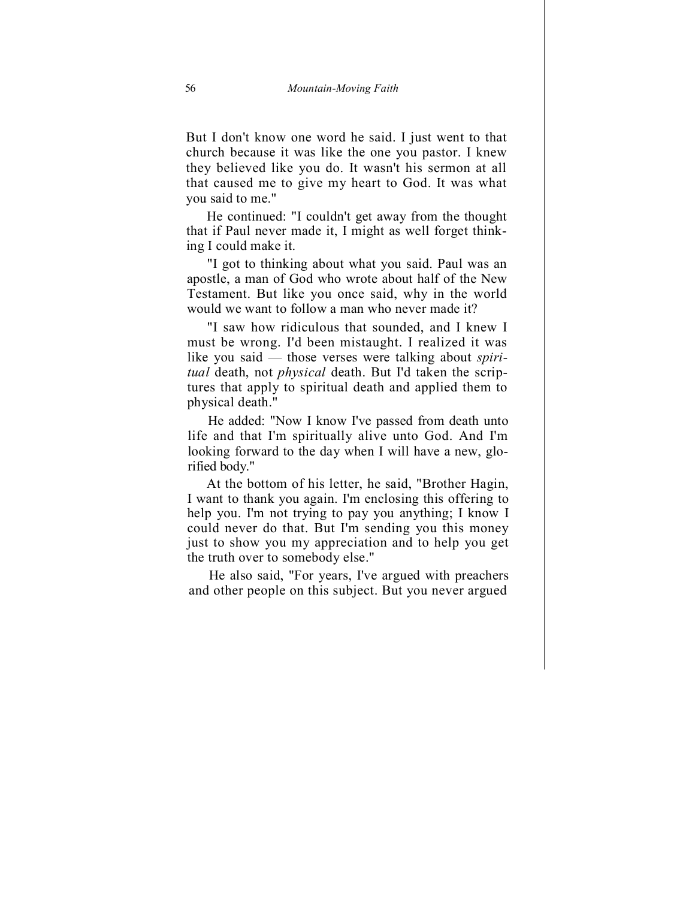But I don't know one word he said. I just went to that church because it was like the one you pastor. I knew they believed like you do. It wasn't his sermon at all that caused me to give my heart to God. It was what you said to me."

He continued: "I couldn't get away from the thought that if Paul never made it, I might as well forget thinking I could make it.

"I got to thinking about what you said. Paul was an apostle, a man of God who wrote about half of the New Testament. But like you once said, why in the world would we want to follow a man who never made it?

"I saw how ridiculous that sounded, and I knew I must be wrong. I'd been mistaught. I realized it was like you said — those verses were talking about *spiritual* death, not *physical* death. But I'd taken the scriptures that apply to spiritual death and applied them to physical death."

He added: "Now I know I've passed from death unto life and that I'm spiritually alive unto God. And I'm looking forward to the day when I will have a new, glorified body."

At the bottom of his letter, he said, "Brother Hagin, I want to thank you again. I'm enclosing this offering to help you. I'm not trying to pay you anything; I know I could never do that. But I'm sending you this money just to show you my appreciation and to help you get the truth over to somebody else."

He also said, "For years, I've argued with preachers and other people on this subject. But you never argued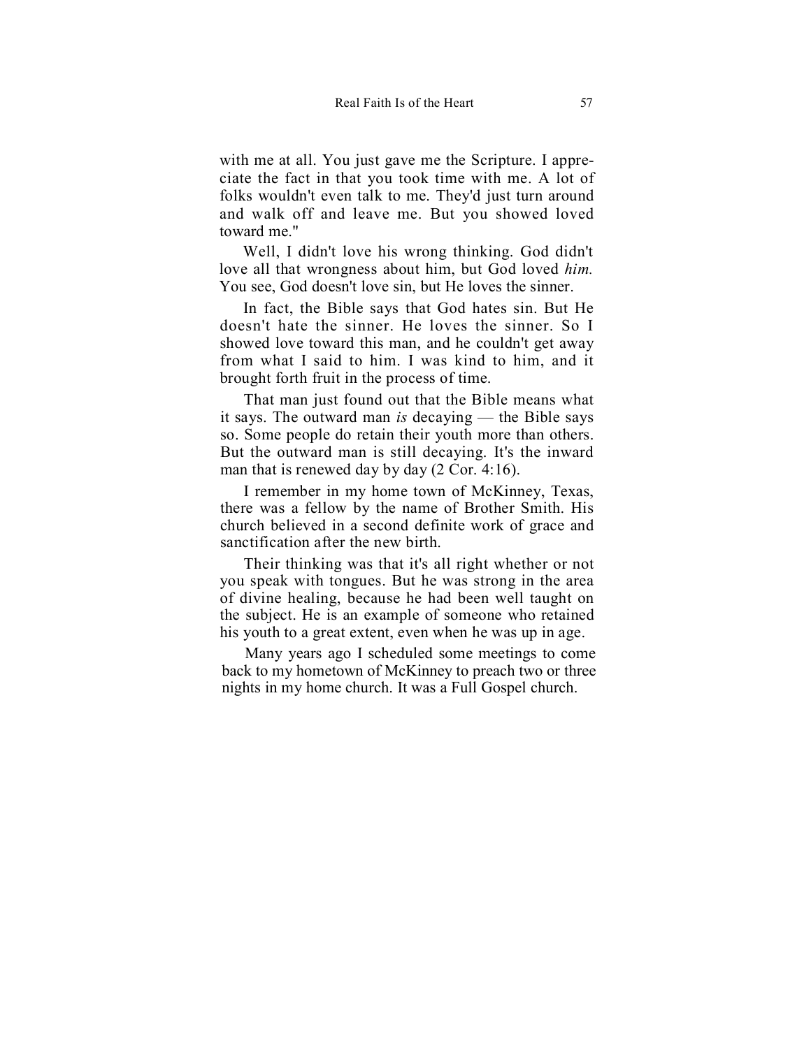with me at all. You just gave me the Scripture. I appreciate the fact in that you took time with me. A lot of folks wouldn't even talk to me. They'd just turn around and walk off and leave me. But you showed loved toward me."

Well, I didn't love his wrong thinking. God didn't love all that wrongness about him, but God loved *him.* You see, God doesn't love sin, but He loves the sinner.

In fact, the Bible says that God hates sin. But He doesn't hate the sinner. He loves the sinner. So I showed love toward this man, and he couldn't get away from what I said to him. I was kind to him, and it brought forth fruit in the process of time.

That man just found out that the Bible means what it says. The outward man *is* decaying — the Bible says so. Some people do retain their youth more than others. But the outward man is still decaying. It's the inward man that is renewed day by day (2 Cor. 4:16).

I remember in my home town of McKinney, Texas, there was a fellow by the name of Brother Smith. His church believed in a second definite work of grace and sanctification after the new birth.

Their thinking was that it's all right whether or not you speak with tongues. But he was strong in the area of divine healing, because he had been well taught on the subject. He is an example of someone who retained his youth to a great extent, even when he was up in age.

Many years ago I scheduled some meetings to come back to my hometown of McKinney to preach two or three nights in my home church. It was a Full Gospel church.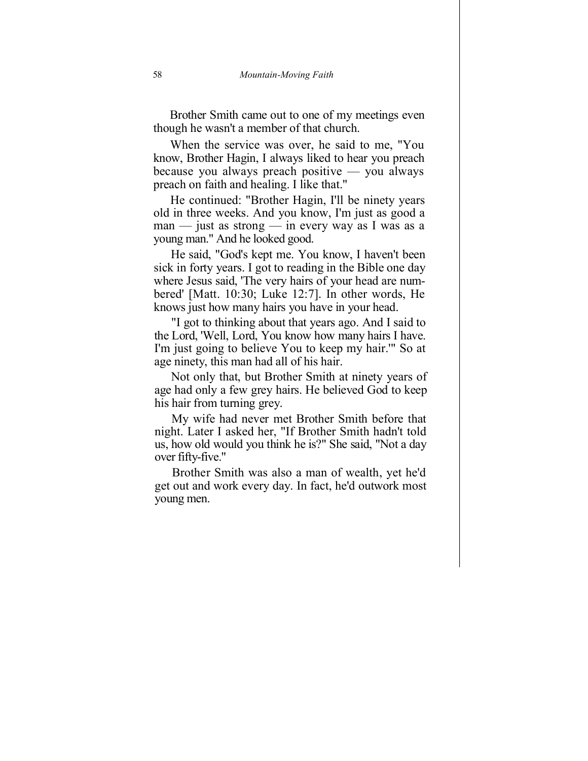Brother Smith came out to one of my meetings even though he wasn't a member of that church.

When the service was over, he said to me, "You know, Brother Hagin, I always liked to hear you preach because you always preach positive — you always preach on faith and healing. I like that."

He continued: "Brother Hagin, I'll be ninety years old in three weeks. And you know, I'm just as good a man — just as strong — in every way as I was as a young man." And he looked good.

He said, "God's kept me. You know, I haven't been sick in forty years. I got to reading in the Bible one day where Jesus said, 'The very hairs of your head are numbered' [Matt. 10:30; Luke 12:7]. In other words, He knows just how many hairs you have in your head.

"I got to thinking about that years ago. And I said to the Lord, 'Well, Lord, You know how many hairs I have. I'm just going to believe You to keep my hair.'" So at age ninety, this man had all of his hair.

Not only that, but Brother Smith at ninety years of age had only a few grey hairs. He believed God to keep his hair from turning grey.

My wife had never met Brother Smith before that night. Later I asked her, "If Brother Smith hadn't told us, how old would you think he is?" She said, "Not a day over fifty-five."

Brother Smith was also a man of wealth, yet he'd get out and work every day. In fact, he'd outwork most young men.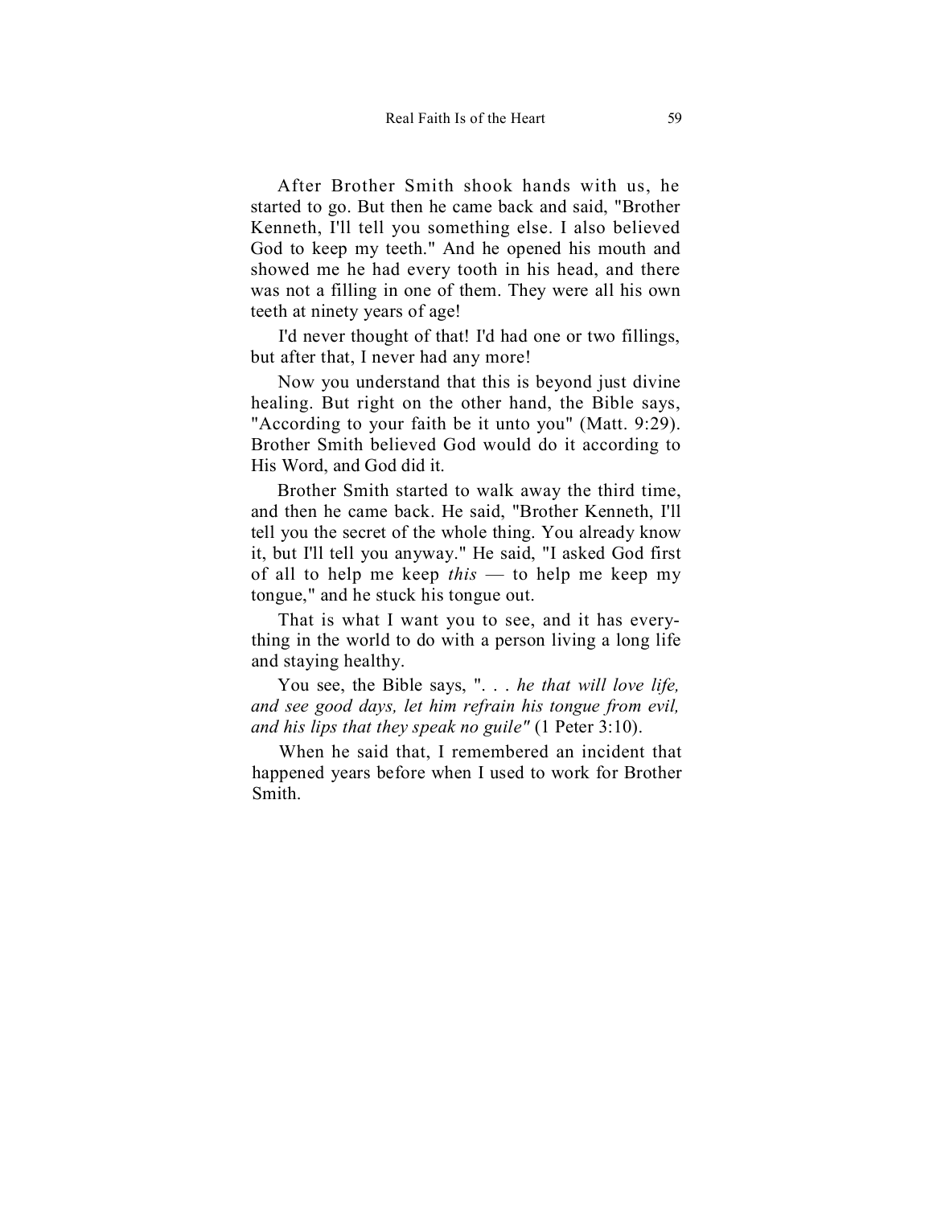After Brother Smith shook hands with us, he started to go. But then he came back and said, "Brother Kenneth, I'll tell you something else. I also believed God to keep my teeth." And he opened his mouth and showed me he had every tooth in his head, and there was not a filling in one of them. They were all his own teeth at ninety years of age!

I'd never thought of that! I'd had one or two fillings, but after that, I never had any more!

Now you understand that this is beyond just divine healing. But right on the other hand, the Bible says, "According to your faith be it unto you" (Matt. 9:29). Brother Smith believed God would do it according to His Word, and God did it.

Brother Smith started to walk away the third time, and then he came back. He said, "Brother Kenneth, I'll tell you the secret of the whole thing. You already know it, but I'll tell you anyway." He said, "I asked God first of all to help me keep *this* — to help me keep my tongue," and he stuck his tongue out.

That is what I want you to see, and it has everything in the world to do with a person living a long life and staying healthy.

You see, the Bible says, ". . . *he that will love life, and see good days, let him refrain his tongue from evil, and his lips that they speak no guile"* (1 Peter 3:10).

When he said that, I remembered an incident that happened years before when I used to work for Brother Smith.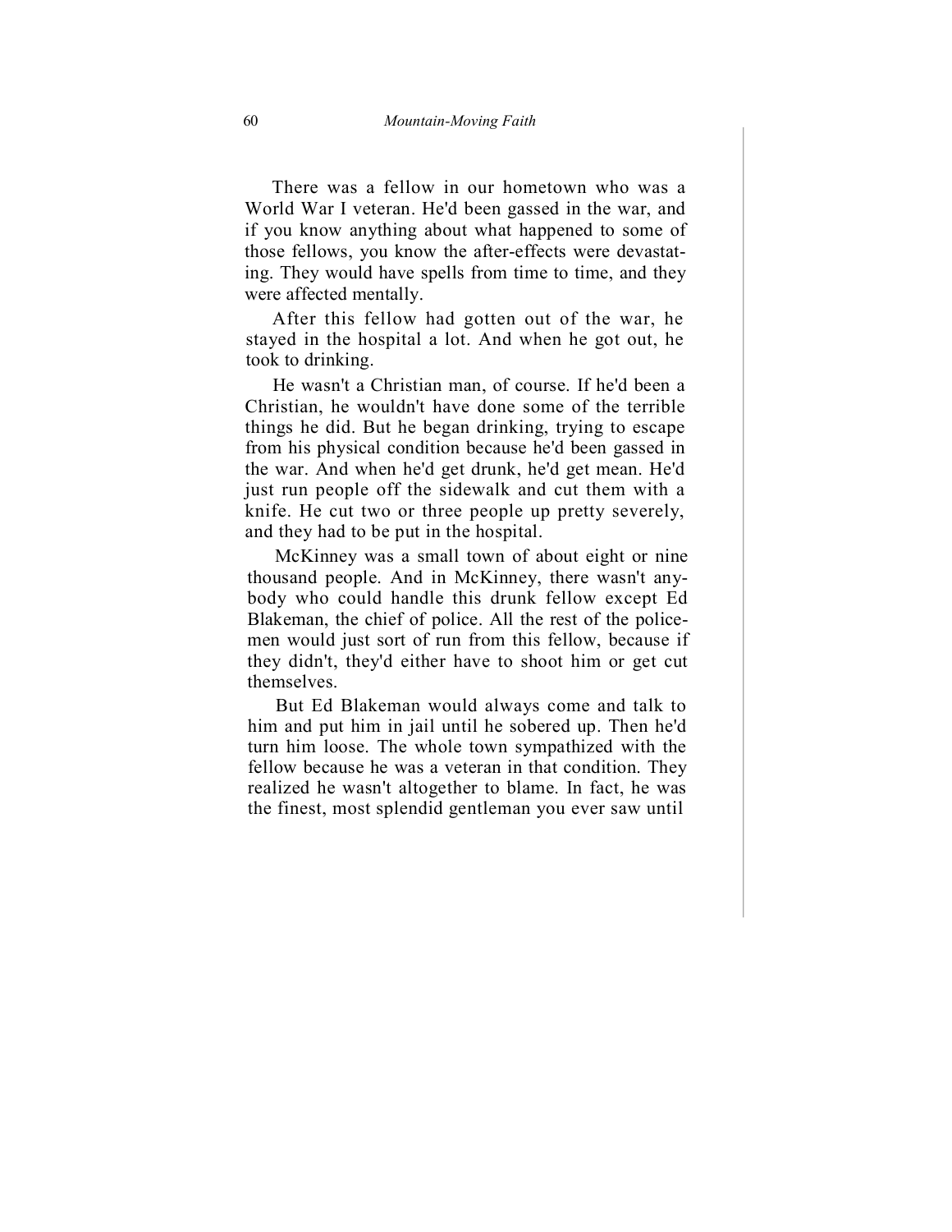There was a fellow in our hometown who was a World War I veteran. He'd been gassed in the war, and if you know anything about what happened to some of those fellows, you know the after-effects were devastating. They would have spells from time to time, and they were affected mentally.

After this fellow had gotten out of the war, he stayed in the hospital a lot. And when he got out, he took to drinking.

He wasn't a Christian man, of course. If he'd been a Christian, he wouldn't have done some of the terrible things he did. But he began drinking, trying to escape from his physical condition because he'd been gassed in the war. And when he'd get drunk, he'd get mean. He'd just run people off the sidewalk and cut them with a knife. He cut two or three people up pretty severely, and they had to be put in the hospital.

McKinney was a small town of about eight or nine thousand people. And in McKinney, there wasn't anybody who could handle this drunk fellow except Ed Blakeman, the chief of police. All the rest of the policemen would just sort of run from this fellow, because if they didn't, they'd either have to shoot him or get cut themselves.

But Ed Blakeman would always come and talk to him and put him in jail until he sobered up. Then he'd turn him loose. The whole town sympathized with the fellow because he was a veteran in that condition. They realized he wasn't altogether to blame. In fact, he was the finest, most splendid gentleman you ever saw until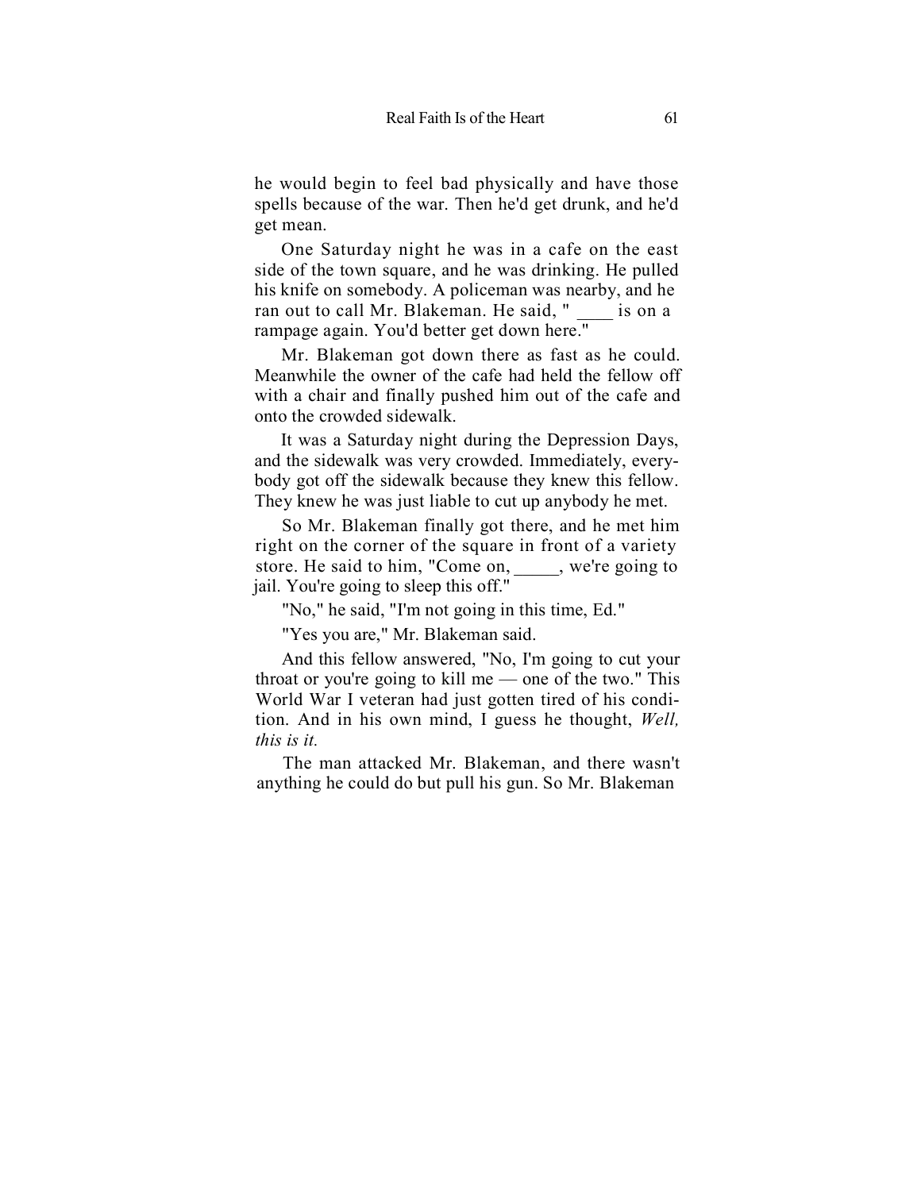he would begin to feel bad physically and have those spells because of the war. Then he'd get drunk, and he'd get mean.

One Saturday night he was in a cafe on the east side of the town square, and he was drinking. He pulled his knife on somebody. A policeman was nearby, and he ran out to call Mr. Blakeman. He said, " ____ is on a rampage again. You'd better get down here."

Mr. Blakeman got down there as fast as he could. Meanwhile the owner of the cafe had held the fellow off with a chair and finally pushed him out of the cafe and onto the crowded sidewalk.

It was a Saturday night during the Depression Days, and the sidewalk was very crowded. Immediately, everybody got off the sidewalk because they knew this fellow. They knew he was just liable to cut up anybody he met.

So Mr. Blakeman finally got there, and he met him right on the corner of the square in front of a variety store. He said to him, "Come on, _____, we're going to jail. You're going to sleep this off."

"No," he said, "I'm not going in this time, Ed."

"Yes you are," Mr. Blakeman said.

And this fellow answered, "No, I'm going to cut your throat or you're going to kill me — one of the two." This World War I veteran had just gotten tired of his condition. And in his own mind, I guess he thought, *Well, this is it.*

The man attacked Mr. Blakeman, and there wasn't anything he could do but pull his gun. So Mr. Blakeman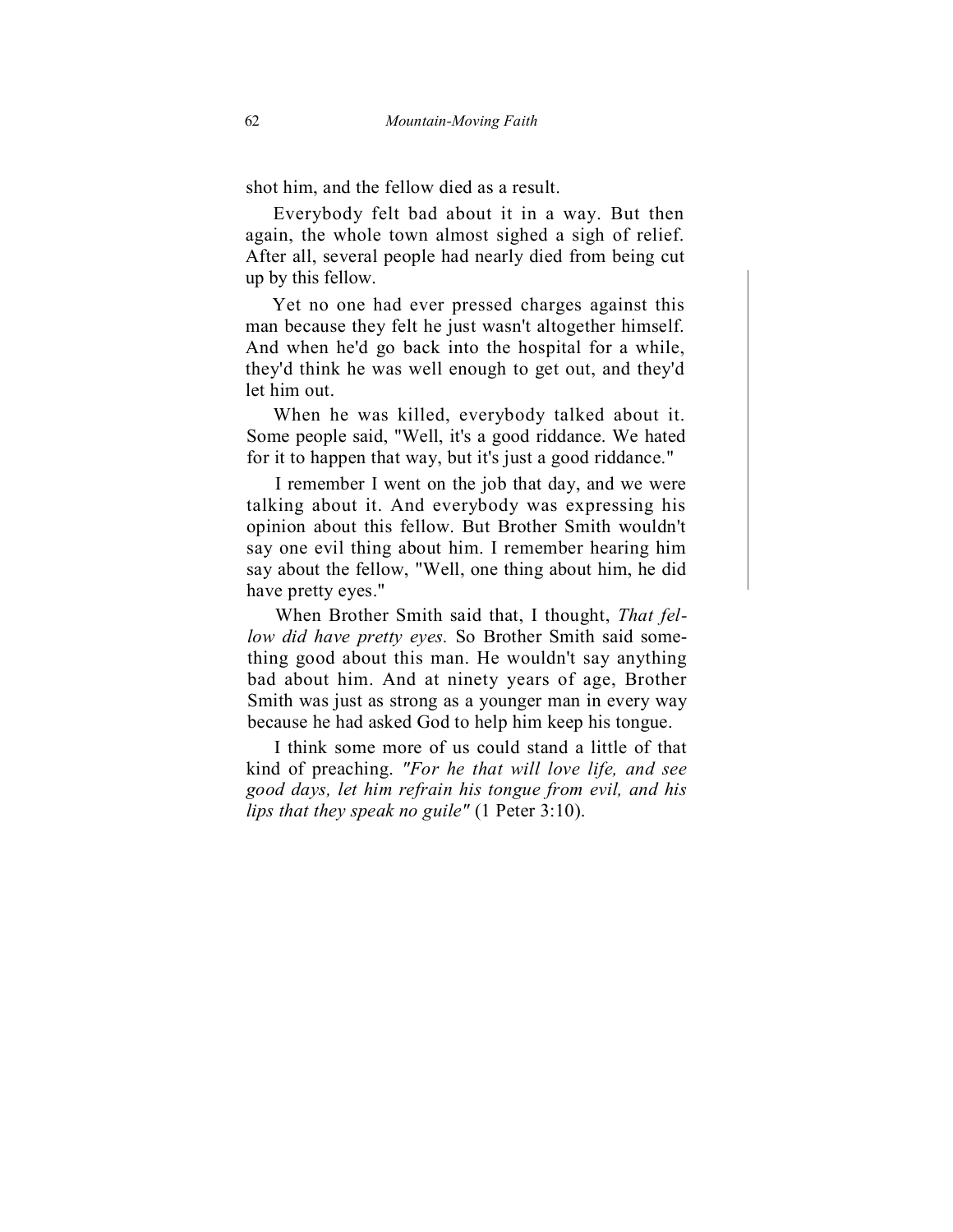shot him, and the fellow died as a result.

Everybody felt bad about it in a way. But then again, the whole town almost sighed a sigh of relief. After all, several people had nearly died from being cut up by this fellow.

Yet no one had ever pressed charges against this man because they felt he just wasn't altogether himself. And when he'd go back into the hospital for a while, they'd think he was well enough to get out, and they'd let him out.

When he was killed, everybody talked about it. Some people said, "Well, it's a good riddance. We hated for it to happen that way, but it's just a good riddance."

I remember I went on the job that day, and we were talking about it. And everybody was expressing his opinion about this fellow. But Brother Smith wouldn't say one evil thing about him. I remember hearing him say about the fellow, "Well, one thing about him, he did have pretty eyes."

When Brother Smith said that, I thought, *That fellow did have pretty eyes.* So Brother Smith said something good about this man. He wouldn't say anything bad about him. And at ninety years of age, Brother Smith was just as strong as a younger man in every way because he had asked God to help him keep his tongue.

I think some more of us could stand a little of that kind of preaching. *"For he that will love life, and see good days, let him refrain his tongue from evil, and his lips that they speak no guile"* (1 Peter 3:10).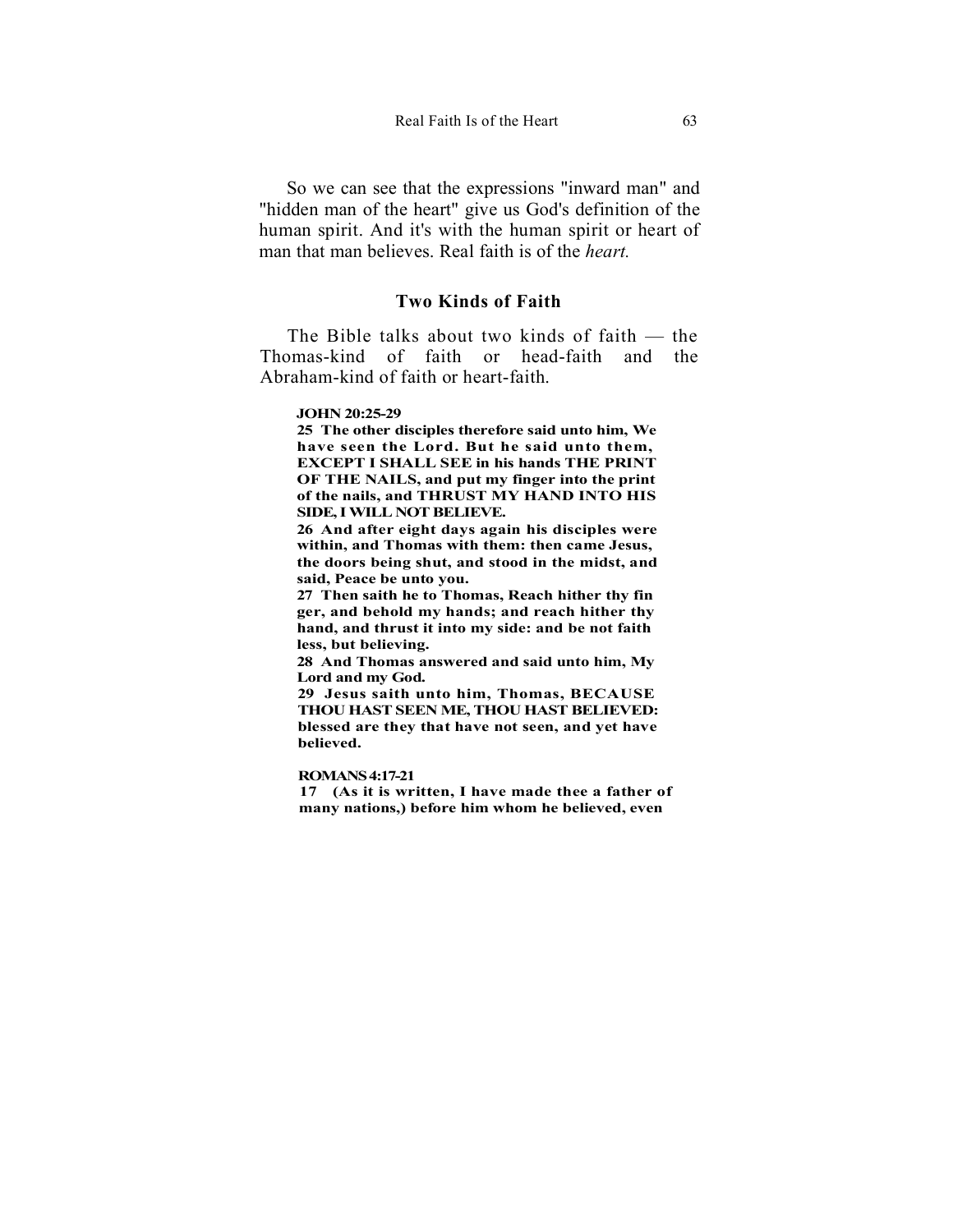So we can see that the expressions "inward man" and "hidden man of the heart" give us God's definition of the human spirit. And it's with the human spirit or heart of man that man believes. Real faith is of the *heart.*

### Two Kinds of Faith

The Bible talks about two kinds of faith — the Thomas-kind of faith or head-faith and the Abraham-kind of faith or heart-faith.

**JOHN 20:25-29**
**25 The other disciples therefore said unto him, We have seen the Lord. But he said unto them, EXCEPT I SHALL SEE in his hands THE PRINT OF THE NAILS, and put my finger into the print of the nails, and THRUST MY HAND INTO HIS SIDE, I WILL NOT BELIEVE.**
**26 And after eight days again his disciples were within, and Thomas with them: then came Jesus, the doors being shut, and stood in the midst, and said, Peace be unto you.**
**27 Then saith he to Thomas, Reach hither thy finger, and behold my hands; and reach hither thy hand, and thrust it into my side: and be not faithless, but believing.**
**28 And Thomas answered and said unto him, My Lord and my God.**
**29 Jesus saith unto him, Thomas, BECAUSE THOU HAST SEEN ME, THOU HAST BELIEVED: blessed are they that have not seen, and yet have believed.**

**ROMANS 4:17-21**
**17 (As it is written, I have made thee a father of many nations,) before him whom he believed, even**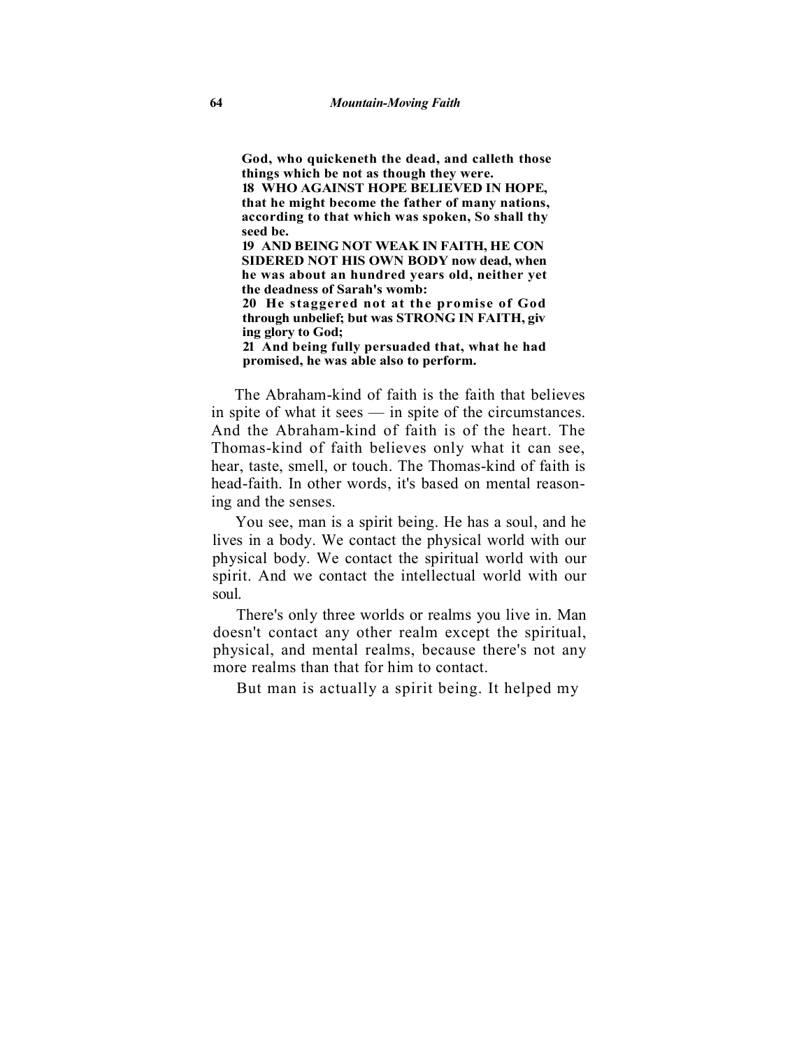> **God, who quickeneth the dead, and calleth those things which be not as though they were.**
> **18 WHO AGAINST HOPE BELIEVED IN HOPE, that he might become the father of many nations, according to that which was spoken, So shall thy seed be.**
> **19 AND BEING NOT WEAK IN FAITH, HE CONSIDERED NOT HIS OWN BODY now dead, when he was about an hundred years old, neither yet the deadness of Sarah's womb:**
> **20 He staggered not at the promise of God through unbelief; but was STRONG IN FAITH, giving glory to God;**
> **21 And being fully persuaded that, what he had promised, he was able also to perform.**

The Abraham-kind of faith is the faith that believes in spite of what it sees — in spite of the circumstances. And the Abraham-kind of faith is of the heart. The Thomas-kind of faith believes only what it can see, hear, taste, smell, or touch. The Thomas-kind of faith is head-faith. In other words, it's based on mental reasoning and the senses.

You see, man is a spirit being. He has a soul, and he lives in a body. We contact the physical world with our physical body. We contact the spiritual world with our spirit. And we contact the intellectual world with our soul.

There's only three worlds or realms you live in. Man doesn't contact any other realm except the spiritual, physical, and mental realms, because there's not any more realms than that for him to contact.

But man is actually a spirit being. It helped my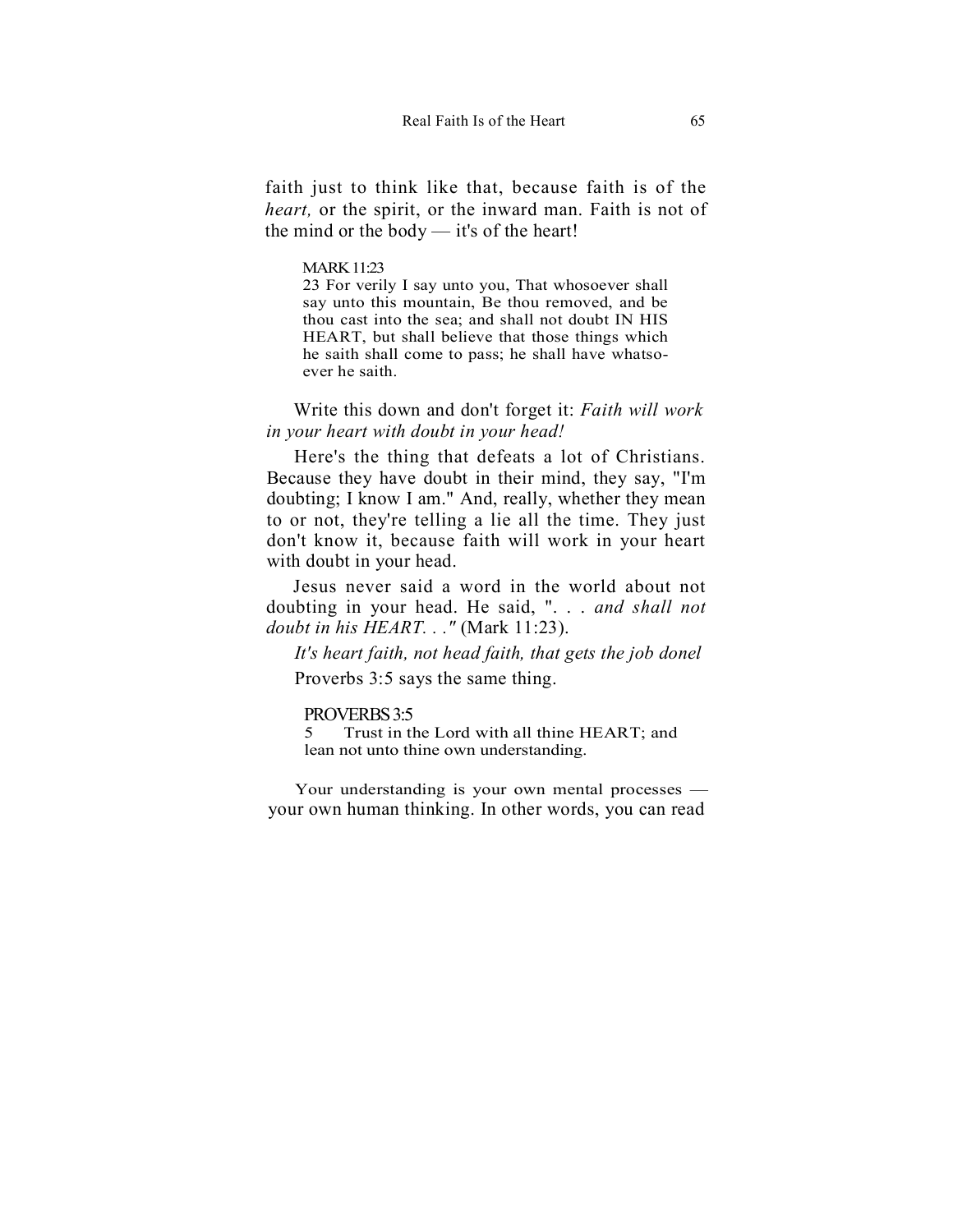faith just to think like that, because faith is of the *heart,* or the spirit, or the inward man. Faith is not of the mind or the body — it's of the heart!

> MARK 11:23
> 23 For verily I say unto you, That whosoever shall say unto this mountain, Be thou removed, and be thou cast into the sea; and shall not doubt IN HIS HEART, but shall believe that those things which he saith shall come to pass; he shall have whatsoever he saith.

Write this down and don't forget it: *Faith will work in your heart with doubt in your head!*

Here's the thing that defeats a lot of Christians. Because they have doubt in their mind, they say, "I'm doubting; I know I am." And, really, whether they mean to or not, they're telling a lie all the time. They just don't know it, because faith will work in your heart with doubt in your head.

Jesus never said a word in the world about not doubting in your head. He said, ". . . *and shall not doubt in his HEART. . ."* (Mark 11:23).

*It's heart faith, not head faith, that gets the job donel*

Proverbs 3:5 says the same thing.

> PROVERBS 3:5
> 5 Trust in the Lord with all thine HEART; and lean not unto thine own understanding.

Your understanding is your own mental processes — your own human thinking. In other words, you can read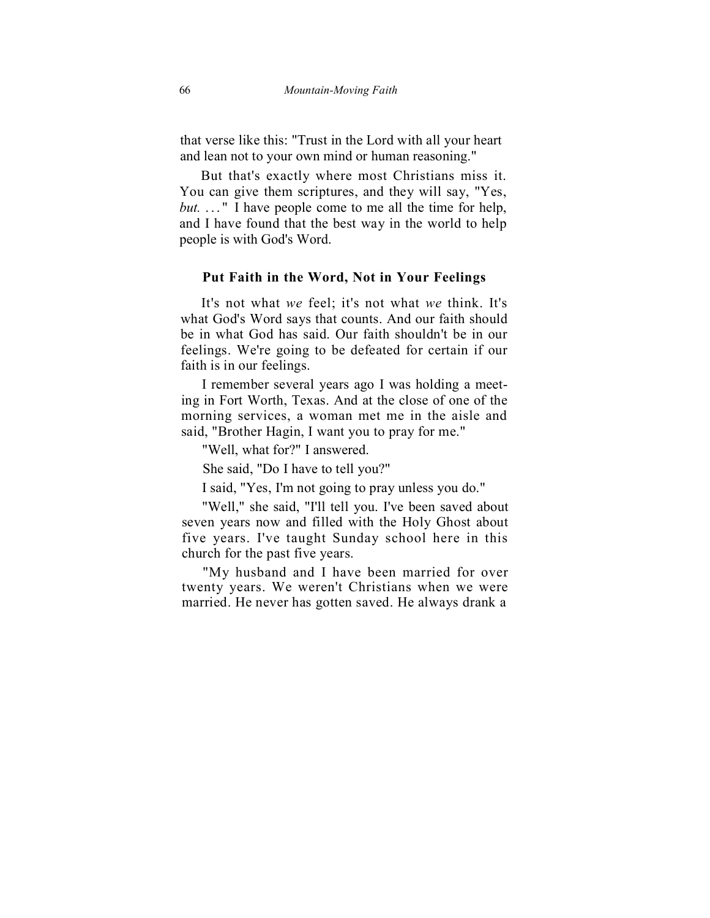that verse like this: "Trust in the Lord with all your heart and lean not to your own mind or human reasoning."

But that's exactly where most Christians miss it. You can give them scriptures, and they will say, "Yes, *but.* . . ." I have people come to me all the time for help, and I have found that the best way in the world to help people is with God's Word.

### Put Faith in the Word, Not in Your Feelings

It's not what *we* feel; it's not what *we* think. It's what God's Word says that counts. And our faith should be in what God has said. Our faith shouldn't be in our feelings. We're going to be defeated for certain if our faith is in our feelings.

I remember several years ago I was holding a meeting in Fort Worth, Texas. And at the close of one of the morning services, a woman met me in the aisle and said, "Brother Hagin, I want you to pray for me."

"Well, what for?" I answered.

She said, "Do I have to tell you?"

I said, "Yes, I'm not going to pray unless you do."

"Well," she said, "I'll tell you. I've been saved about seven years now and filled with the Holy Ghost about five years. I've taught Sunday school here in this church for the past five years.

"My husband and I have been married for over twenty years. We weren't Christians when we were married. He never has gotten saved. He always drank a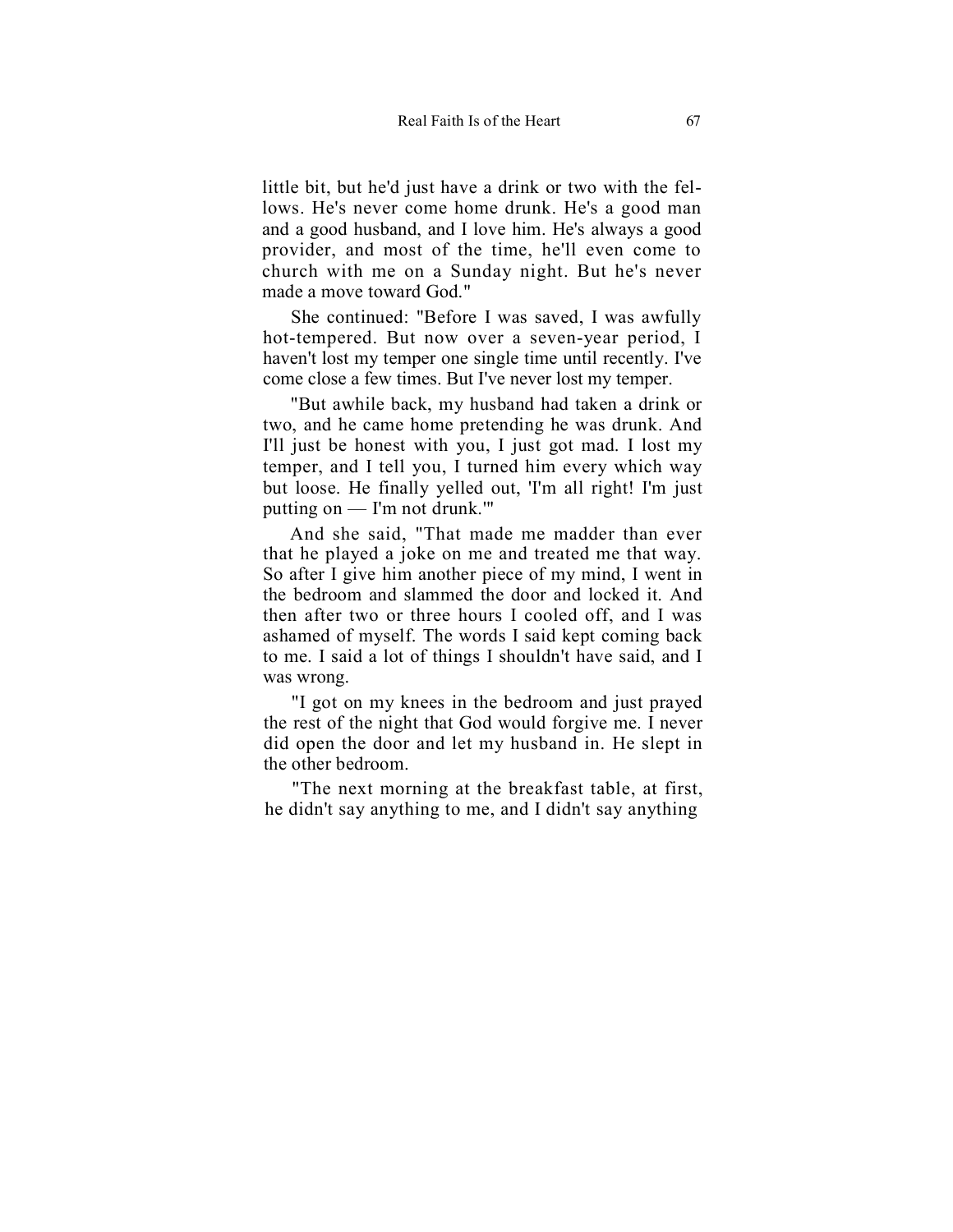little bit, but he'd just have a drink or two with the fellows. He's never come home drunk. He's a good man and a good husband, and I love him. He's always a good provider, and most of the time, he'll even come to church with me on a Sunday night. But he's never made a move toward God."

She continued: "Before I was saved, I was awfully hot-tempered. But now over a seven-year period, I haven't lost my temper one single time until recently. I've come close a few times. But I've never lost my temper.

"But awhile back, my husband had taken a drink or two, and he came home pretending he was drunk. And I'll just be honest with you, I just got mad. I lost my temper, and I tell you, I turned him every which way but loose. He finally yelled out, 'I'm all right! I'm just putting on — I'm not drunk.'"

And she said, "That made me madder than ever that he played a joke on me and treated me that way. So after I give him another piece of my mind, I went in the bedroom and slammed the door and locked it. And then after two or three hours I cooled off, and I was ashamed of myself. The words I said kept coming back to me. I said a lot of things I shouldn't have said, and I was wrong.

"I got on my knees in the bedroom and just prayed the rest of the night that God would forgive me. I never did open the door and let my husband in. He slept in the other bedroom.

"The next morning at the breakfast table, at first, he didn't say anything to me, and I didn't say anything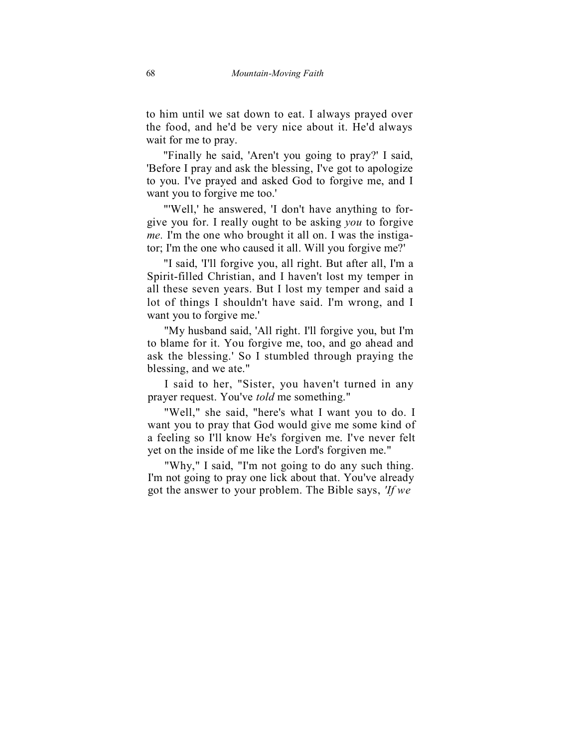to him until we sat down to eat. I always prayed over the food, and he'd be very nice about it. He'd always wait for me to pray.

"Finally he said, 'Aren't you going to pray?' I said, 'Before I pray and ask the blessing, I've got to apologize to you. I've prayed and asked God to forgive me, and I want you to forgive me too.'

"'Well,' he answered, 'I don't have anything to forgive you for. I really ought to be asking *you* to forgive *me.* I'm the one who brought it all on. I was the instigator; I'm the one who caused it all. Will you forgive me?'

"I said, 'I'll forgive you, all right. But after all, I'm a Spirit-filled Christian, and I haven't lost my temper in all these seven years. But I lost my temper and said a lot of things I shouldn't have said. I'm wrong, and I want you to forgive me.'

"My husband said, 'All right. I'll forgive you, but I'm to blame for it. You forgive me, too, and go ahead and ask the blessing.' So I stumbled through praying the blessing, and we ate."

I said to her, "Sister, you haven't turned in any prayer request. You've *told* me something."

"Well," she said, "here's what I want you to do. I want you to pray that God would give me some kind of a feeling so I'll know He's forgiven me. I've never felt yet on the inside of me like the Lord's forgiven me."

"Why," I said, "I'm not going to do any such thing. I'm not going to pray one lick about that. You've already got the answer to your problem. The Bible says, *'If we*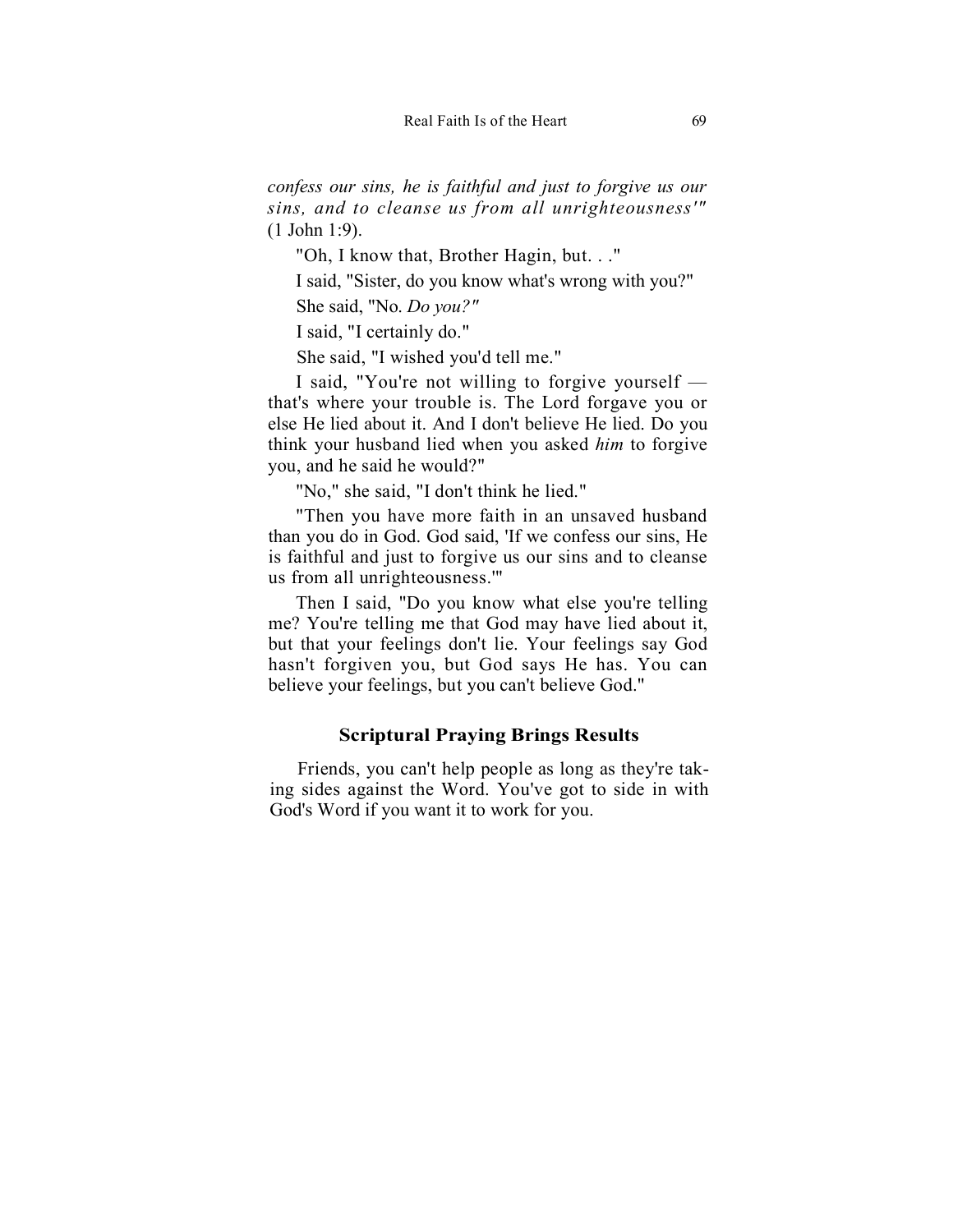*confess our sins, he is faithful and just to forgive us our sins, and to cleanse us from all unrighteousness'"* (1 John 1:9).

"Oh, I know that, Brother Hagin, but. . ."

I said, "Sister, do you know what's wrong with you?"

She said, "No. *Do you?"*

I said, "I certainly do."

She said, "I wished you'd tell me."

I said, "You're not willing to forgive yourself — that's where your trouble is. The Lord forgave you or else He lied about it. And I don't believe He lied. Do you think your husband lied when you asked *him* to forgive you, and he said he would?"

"No," she said, "I don't think he lied."

"Then you have more faith in an unsaved husband than you do in God. God said, 'If we confess our sins, He is faithful and just to forgive us our sins and to cleanse us from all unrighteousness.'"

Then I said, "Do you know what else you're telling me? You're telling me that God may have lied about it, but that your feelings don't lie. Your feelings say God hasn't forgiven you, but God says He has. You can believe your feelings, but you can't believe God."

### Scriptural Praying Brings Results

Friends, you can't help people as long as they're taking sides against the Word. You've got to side in with God's Word if you want it to work for you.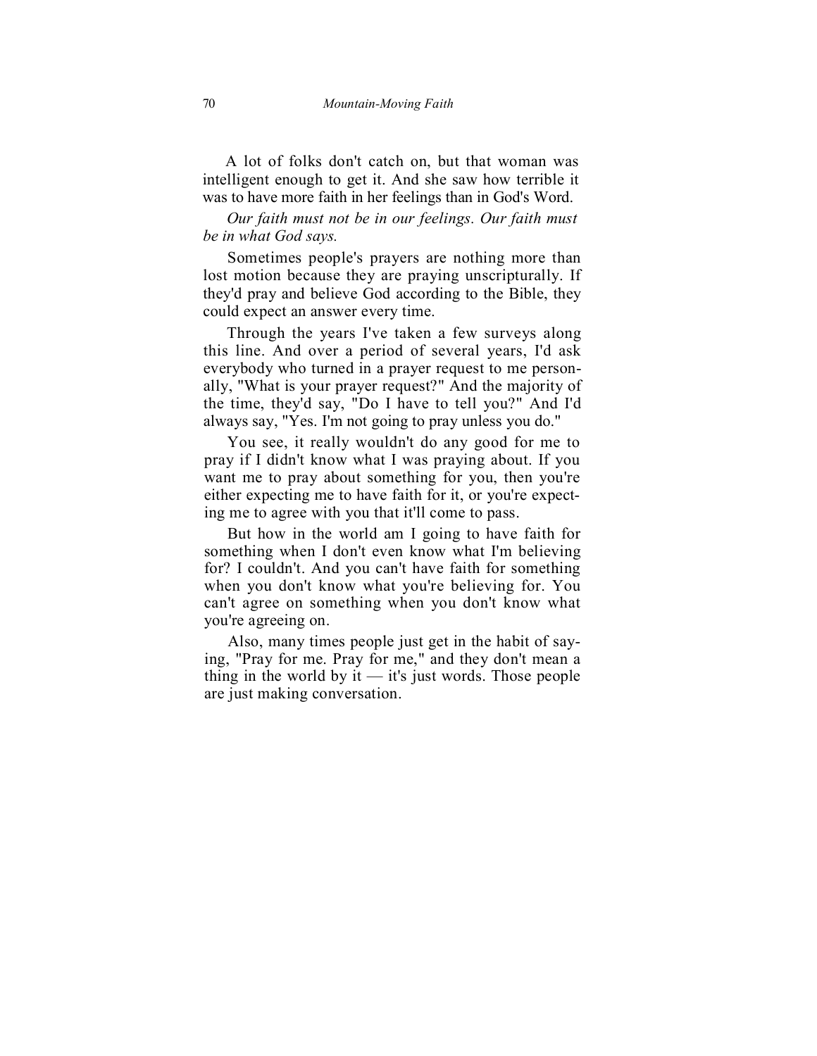A lot of folks don't catch on, but that woman was intelligent enough to get it. And she saw how terrible it was to have more faith in her feelings than in God's Word.

*Our faith must not be in our feelings. Our faith must be in what God says.*

Sometimes people's prayers are nothing more than lost motion because they are praying unscripturally. If they'd pray and believe God according to the Bible, they could expect an answer every time.

Through the years I've taken a few surveys along this line. And over a period of several years, I'd ask everybody who turned in a prayer request to me personally, "What is your prayer request?" And the majority of the time, they'd say, "Do I have to tell you?" And I'd always say, "Yes. I'm not going to pray unless you do."

You see, it really wouldn't do any good for me to pray if I didn't know what I was praying about. If you want me to pray about something for you, then you're either expecting me to have faith for it, or you're expecting me to agree with you that it'll come to pass.

But how in the world am I going to have faith for something when I don't even know what I'm believing for? I couldn't. And you can't have faith for something when you don't know what you're believing for. You can't agree on something when you don't know what you're agreeing on.

Also, many times people just get in the habit of saying, "Pray for me. Pray for me," and they don't mean a thing in the world by it — it's just words. Those people are just making conversation.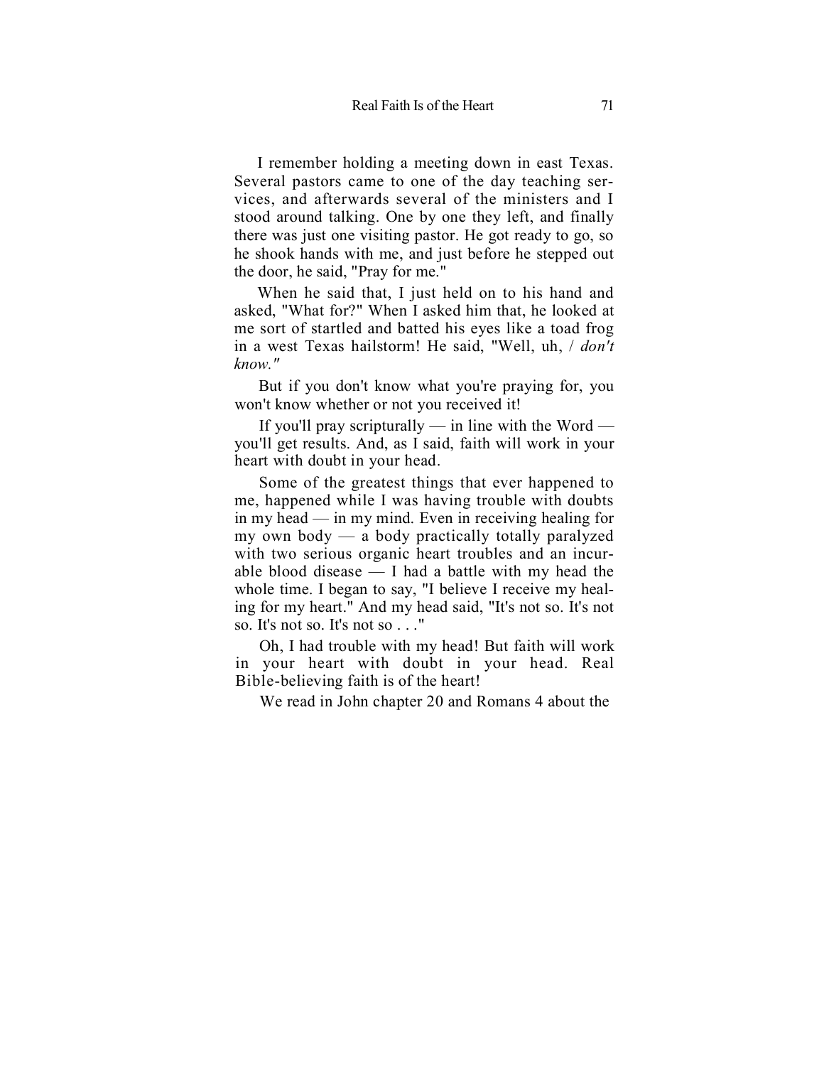I remember holding a meeting down in east Texas. Several pastors came to one of the day teaching services, and afterwards several of the ministers and I stood around talking. One by one they left, and finally there was just one visiting pastor. He got ready to go, so he shook hands with me, and just before he stepped out the door, he said, "Pray for me."

When he said that, I just held on to his hand and asked, "What for?" When I asked him that, he looked at me sort of startled and batted his eyes like a toad frog in a west Texas hailstorm! He said, "Well, uh, / *don't know."*

But if you don't know what you're praying for, you won't know whether or not you received it!

If you'll pray scripturally — in line with the Word — you'll get results. And, as I said, faith will work in your heart with doubt in your head.

Some of the greatest things that ever happened to me, happened while I was having trouble with doubts in my head — in my mind. Even in receiving healing for my own body — a body practically totally paralyzed with two serious organic heart troubles and an incurable blood disease — I had a battle with my head the whole time. I began to say, "I believe I receive my healing for my heart." And my head said, "It's not so. It's not so. It's not so. It's not so . . ."

Oh, I had trouble with my head! But faith will work in your heart with doubt in your head. Real Bible-believing faith is of the heart!

We read in John chapter 20 and Romans 4 about the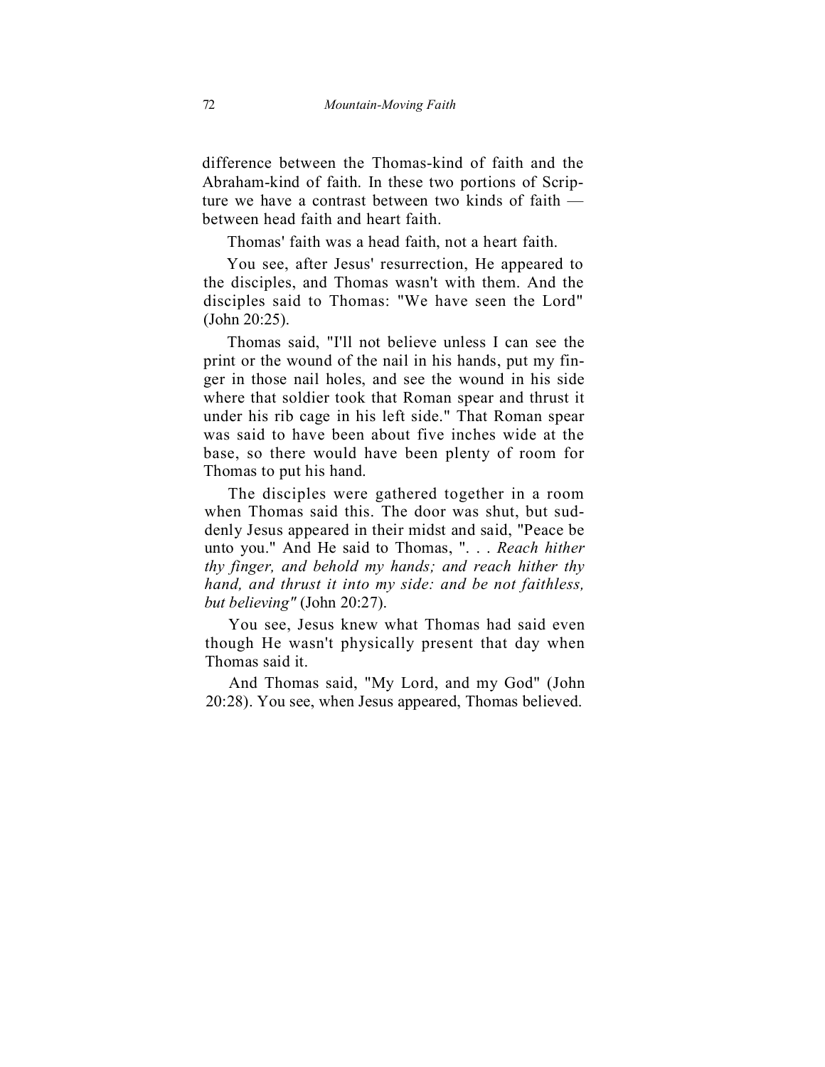difference between the Thomas-kind of faith and the Abraham-kind of faith. In these two portions of Scripture we have a contrast between two kinds of faith — between head faith and heart faith.

Thomas' faith was a head faith, not a heart faith.

You see, after Jesus' resurrection, He appeared to the disciples, and Thomas wasn't with them. And the disciples said to Thomas: "We have seen the Lord" (John 20:25).

Thomas said, "I'll not believe unless I can see the print or the wound of the nail in his hands, put my finger in those nail holes, and see the wound in his side where that soldier took that Roman spear and thrust it under his rib cage in his left side." That Roman spear was said to have been about five inches wide at the base, so there would have been plenty of room for Thomas to put his hand.

The disciples were gathered together in a room when Thomas said this. The door was shut, but suddenly Jesus appeared in their midst and said, "Peace be unto you." And He said to Thomas, ". . . *Reach hither thy finger, and behold my hands; and reach hither thy hand, and thrust it into my side: and be not faithless, but believing"* (John 20:27).

You see, Jesus knew what Thomas had said even though He wasn't physically present that day when Thomas said it.

And Thomas said, "My Lord, and my God" (John 20:28). You see, when Jesus appeared, Thomas believed.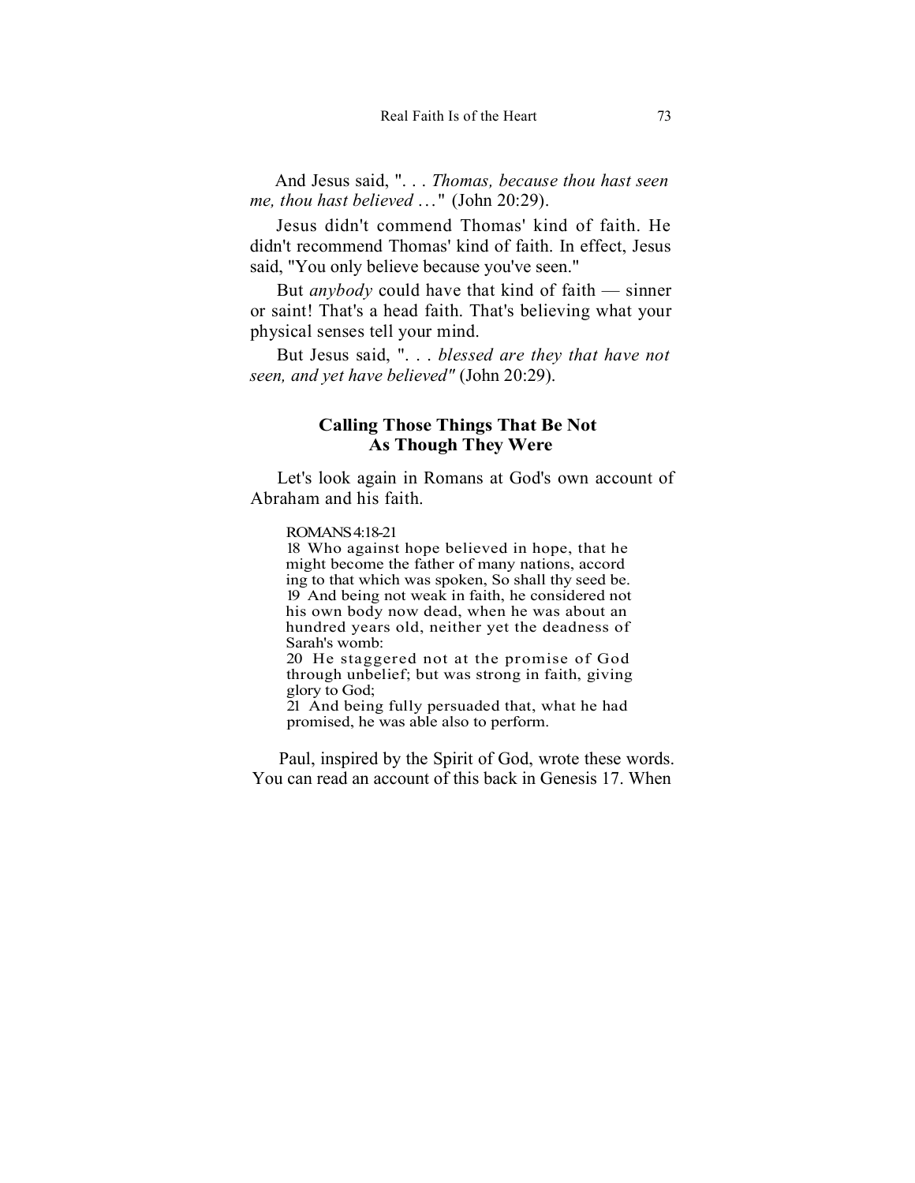And Jesus said, ". . . *Thomas, because thou hast seen me, thou hast believed* . . ." (John 20:29).

Jesus didn't commend Thomas' kind of faith. He didn't recommend Thomas' kind of faith. In effect, Jesus said, "You only believe because you've seen."

But *anybody* could have that kind of faith — sinner or saint! That's a head faith. That's believing what your physical senses tell your mind.

But Jesus said, ". . . *blessed are they that have not seen, and yet have believed*" (John 20:29).

## Calling Those Things That Be Not As Though They Were

Let's look again in Romans at God's own account of Abraham and his faith.

> ROMANS 4:18-21
> 18 Who against hope believed in hope, that he might become the father of many nations, according to that which was spoken, So shall thy seed be.
> 19 And being not weak in faith, he considered not his own body now dead, when he was about an hundred years old, neither yet the deadness of Sarah's womb:
> 20 He staggered not at the promise of God through unbelief; but was strong in faith, giving glory to God;
> 21 And being fully persuaded that, what he had promised, he was able also to perform.

Paul, inspired by the Spirit of God, wrote these words. You can read an account of this back in Genesis 17. When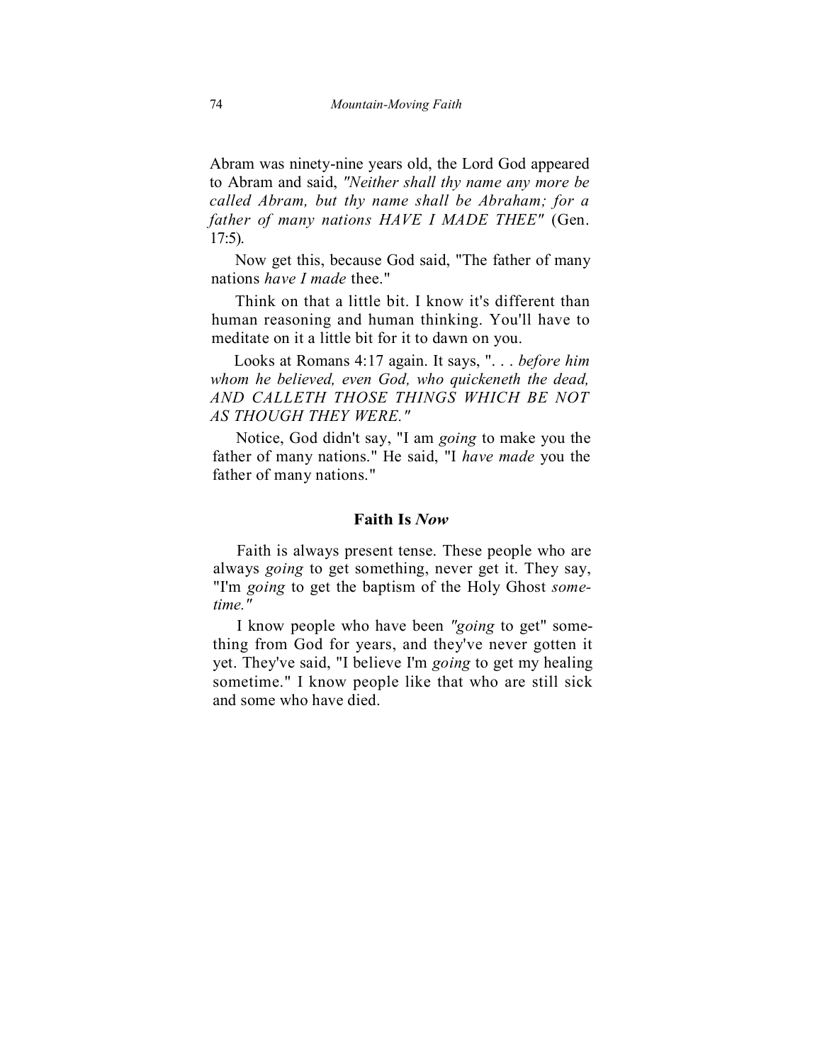Abram was ninety-nine years old, the Lord God appeared to Abram and said, *"Neither shall thy name any more be called Abram, but thy name shall be Abraham; for a father of many nations HAVE I MADE THEE"* (Gen. 17:5).

Now get this, because God said, "The father of many nations *have I made* thee."

Think on that a little bit. I know it's different than human reasoning and human thinking. You'll have to meditate on it a little bit for it to dawn on you.

Looks at Romans 4:17 again. It says, ". . . *before him whom he believed, even God, who quickeneth the dead, AND CALLETH THOSE THINGS WHICH BE NOT AS THOUGH THEY WERE."*

Notice, God didn't say, "I am *going* to make you the father of many nations." He said, "I *have made* you the father of many nations."

### Faith Is *Now*

Faith is always present tense. These people who are always *going* to get something, never get it. They say, "I'm *going* to get the baptism of the Holy Ghost *sometime."*

I know people who have been *"going* to get" something from God for years, and they've never gotten it yet. They've said, "I believe I'm *going* to get my healing sometime." I know people like that who are still sick and some who have died.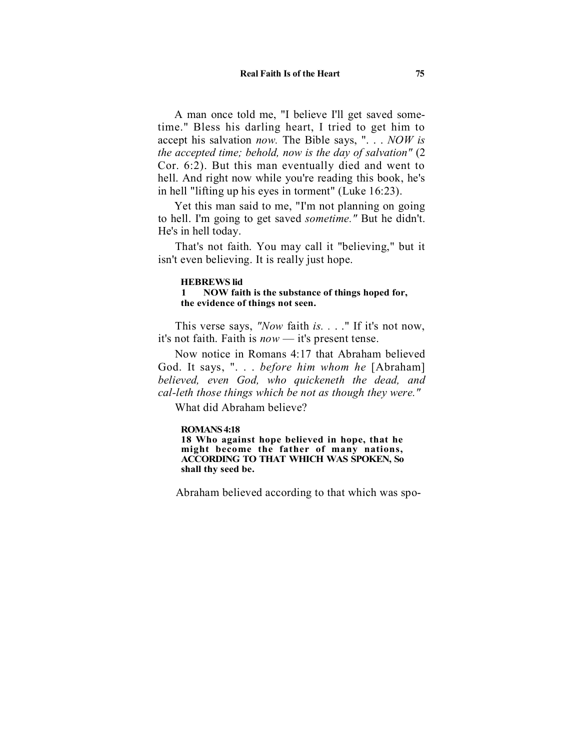A man once told me, "I believe I'll get saved sometime." Bless his darling heart, I tried to get him to accept his salvation *now.* The Bible says, ". . . *NOW is the accepted time; behold, now is the day of salvation"* (2 Cor. 6:2). But this man eventually died and went to hell. And right now while you're reading this book, he's in hell "lifting up his eyes in torment" (Luke 16:23).

Yet this man said to me, "I'm not planning on going to hell. I'm going to get saved *sometime."* But he didn't. He's in hell today.

That's not faith. You may call it "believing," but it isn't even believing. It is really just hope.

**HEBREWS lid**
**1 NOW faith is the substance of things hoped for, the evidence of things not seen.**

This verse says, *"Now* faith *is.* . . ." If it's not now, it's not faith. Faith is *now* — it's present tense.

Now notice in Romans 4:17 that Abraham believed God. It says, ". . . *before him whom he* [Abraham] *believed, even God, who quickeneth the dead, and cal-leth those things which be not as though they were."*

What did Abraham believe?

**ROMANS 4:18**
**18 Who against hope believed in hope, that he might become the father of many nations, ACCORDING TO THAT WHICH WAS SPOKEN, So shall thy seed be.**

Abraham believed according to that which was spo-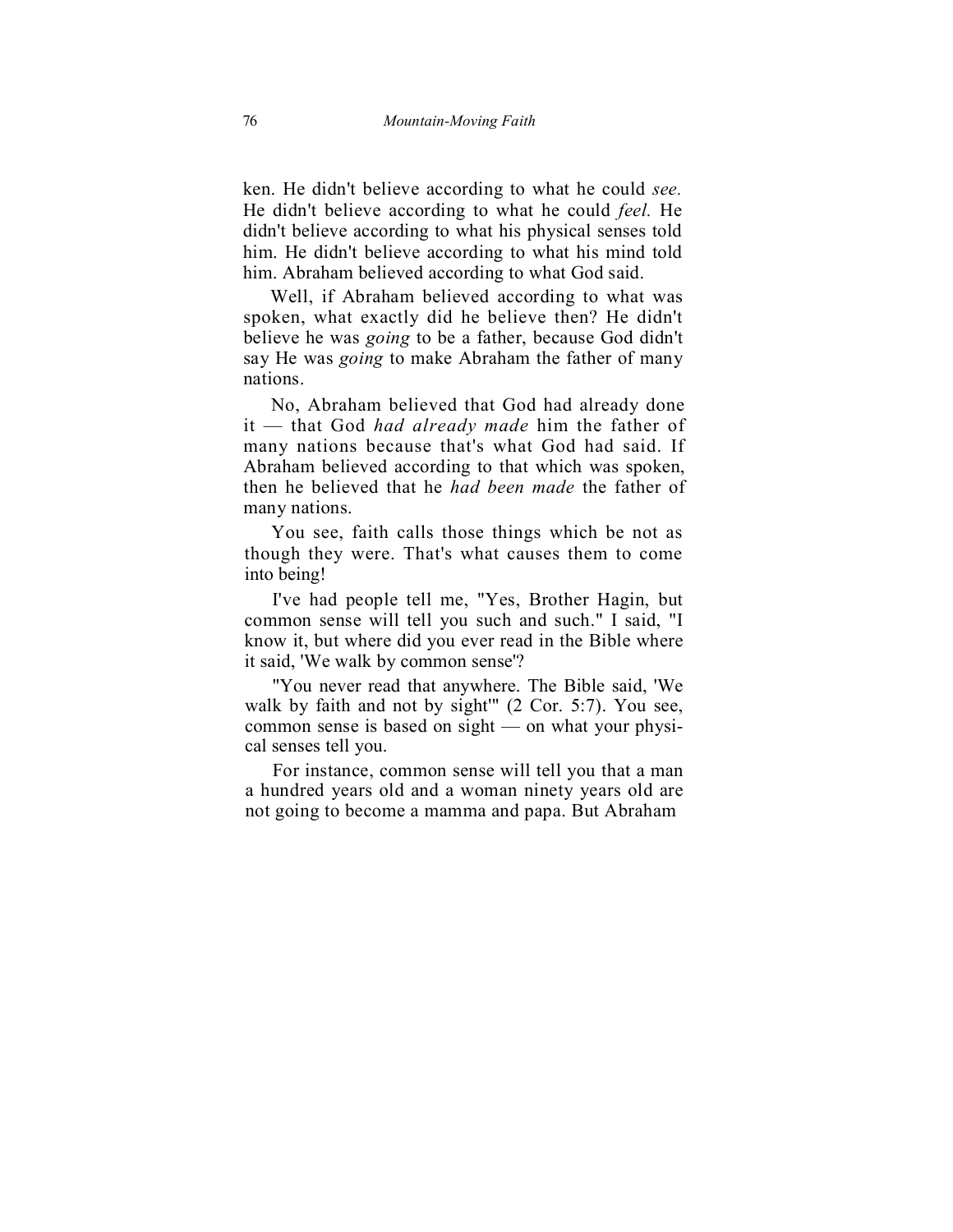ken. He didn't believe according to what he could *see*. He didn't believe according to what he could *feel*. He didn't believe according to what his physical senses told him. He didn't believe according to what his mind told him. Abraham believed according to what God said.

Well, if Abraham believed according to what was spoken, what exactly did he believe then? He didn't believe he was *going* to be a father, because God didn't say He was *going* to make Abraham the father of many nations.

No, Abraham believed that God had already done it — that God *had already made* him the father of many nations because that's what God had said. If Abraham believed according to that which was spoken, then he believed that he *had been made* the father of many nations.

You see, faith calls those things which be not as though they were. That's what causes them to come into being!

I've had people tell me, "Yes, Brother Hagin, but common sense will tell you such and such." I said, "I know it, but where did you ever read in the Bible where it said, 'We walk by common sense'?

"You never read that anywhere. The Bible said, 'We walk by faith and not by sight'" (2 Cor. 5:7). You see, common sense is based on sight — on what your physical senses tell you.

For instance, common sense will tell you that a man a hundred years old and a woman ninety years old are not going to become a mamma and papa. But Abraham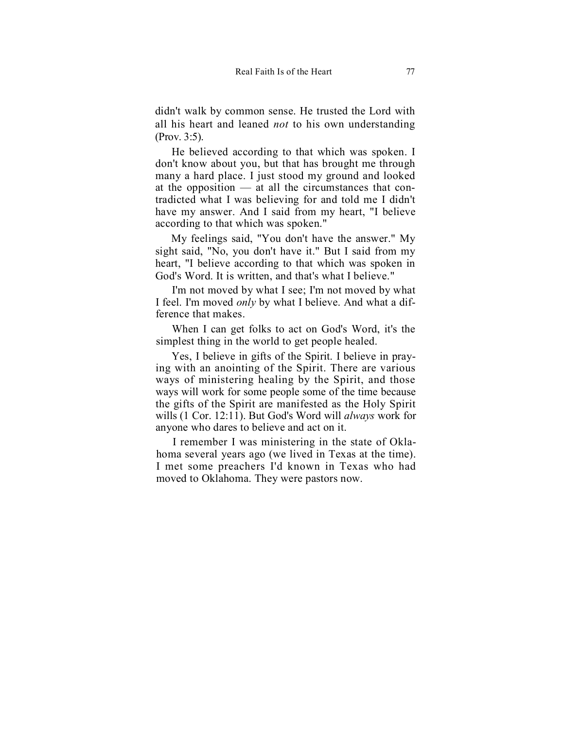didn't walk by common sense. He trusted the Lord with all his heart and leaned *not* to his own understanding (Prov. 3:5).

He believed according to that which was spoken. I don't know about you, but that has brought me through many a hard place. I just stood my ground and looked at the opposition — at all the circumstances that contradicted what I was believing for and told me I didn't have my answer. And I said from my heart, "I believe according to that which was spoken."

My feelings said, "You don't have the answer." My sight said, "No, you don't have it." But I said from my heart, "I believe according to that which was spoken in God's Word. It is written, and that's what I believe."

I'm not moved by what I see; I'm not moved by what I feel. I'm moved *only* by what I believe. And what a difference that makes.

When I can get folks to act on God's Word, it's the simplest thing in the world to get people healed.

Yes, I believe in gifts of the Spirit. I believe in praying with an anointing of the Spirit. There are various ways of ministering healing by the Spirit, and those ways will work for some people some of the time because the gifts of the Spirit are manifested as the Holy Spirit wills (1 Cor. 12:11). But God's Word will *always* work for anyone who dares to believe and act on it.

I remember I was ministering in the state of Oklahoma several years ago (we lived in Texas at the time). I met some preachers I'd known in Texas who had moved to Oklahoma. They were pastors now.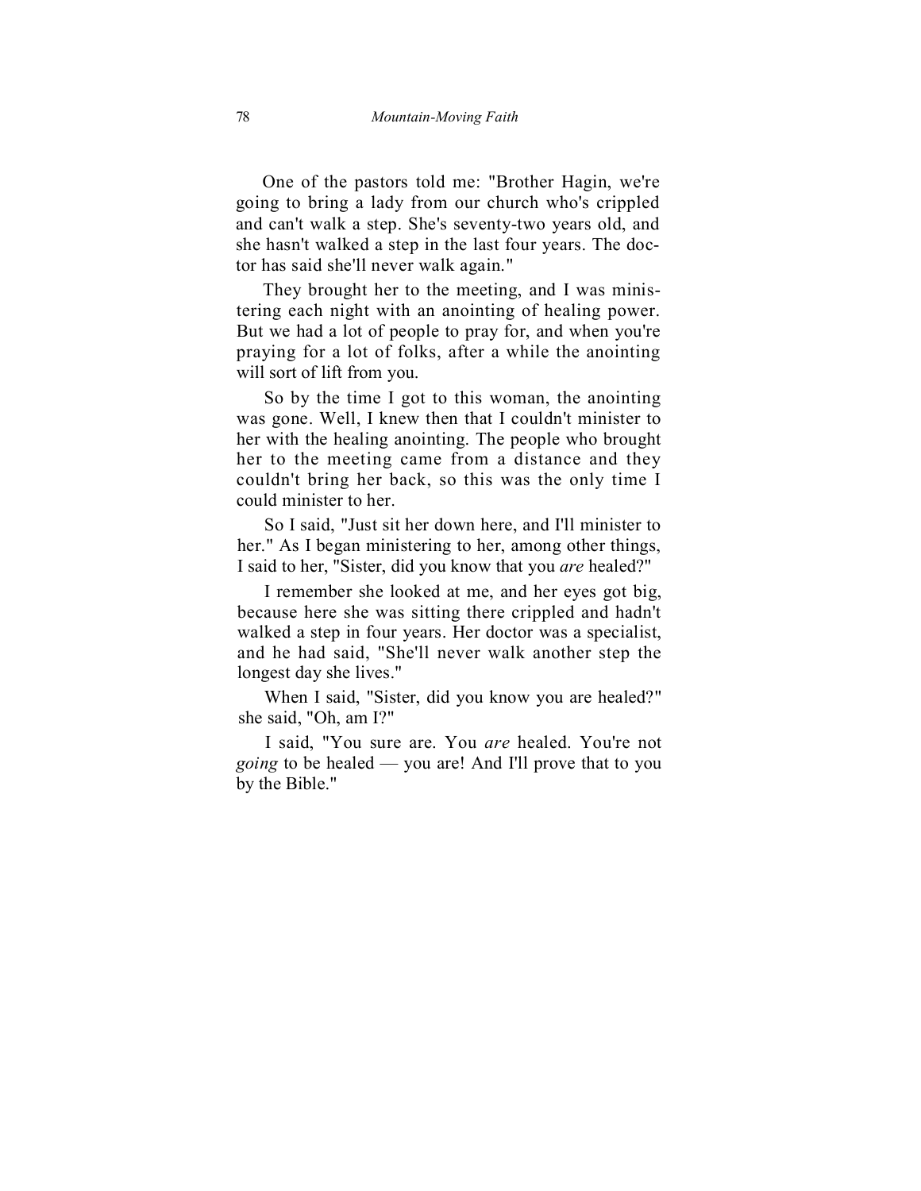One of the pastors told me: "Brother Hagin, we're going to bring a lady from our church who's crippled and can't walk a step. She's seventy-two years old, and she hasn't walked a step in the last four years. The doctor has said she'll never walk again."

They brought her to the meeting, and I was ministering each night with an anointing of healing power. But we had a lot of people to pray for, and when you're praying for a lot of folks, after a while the anointing will sort of lift from you.

So by the time I got to this woman, the anointing was gone. Well, I knew then that I couldn't minister to her with the healing anointing. The people who brought her to the meeting came from a distance and they couldn't bring her back, so this was the only time I could minister to her.

So I said, "Just sit her down here, and I'll minister to her." As I began ministering to her, among other things, I said to her, "Sister, did you know that you *are* healed?"

I remember she looked at me, and her eyes got big, because here she was sitting there crippled and hadn't walked a step in four years. Her doctor was a specialist, and he had said, "She'll never walk another step the longest day she lives."

When I said, "Sister, did you know you are healed?" she said, "Oh, am I?"

I said, "You sure are. You *are* healed. You're not *going* to be healed — you are! And I'll prove that to you by the Bible."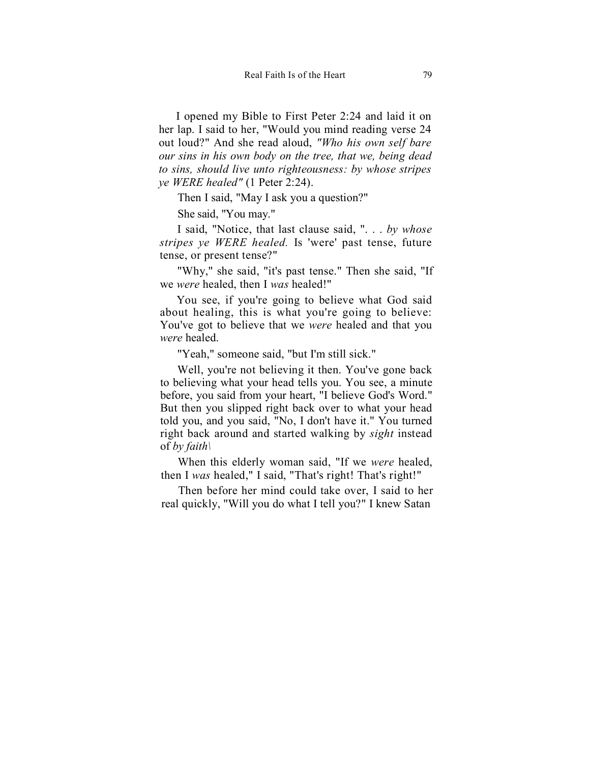I opened my Bible to First Peter 2:24 and laid it on her lap. I said to her, "Would you mind reading verse 24 out loud?" And she read aloud, *"Who his own self bare our sins in his own body on the tree, that we, being dead to sins, should live unto righteousness: by whose stripes ye WERE healed"* (1 Peter 2:24).

Then I said, "May I ask you a question?"

She said, "You may."

I said, "Notice, that last clause said, ". . . *by whose stripes ye WERE healed.* Is 'were' past tense, future tense, or present tense?"

"Why," she said, "it's past tense." Then she said, "If we *were* healed, then I *was* healed!"

You see, if you're going to believe what God said about healing, this is what you're going to believe: You've got to believe that we *were* healed and that you *were* healed.

"Yeah," someone said, "but I'm still sick."

Well, you're not believing it then. You've gone back to believing what your head tells you. You see, a minute before, you said from your heart, "I believe God's Word." But then you slipped right back over to what your head told you, and you said, "No, I don't have it." You turned right back around and started walking by *sight* instead of *by faith\*

When this elderly woman said, "If we *were* healed, then I *was* healed," I said, "That's right! That's right!"

Then before her mind could take over, I said to her real quickly, "Will you do what I tell you?" I knew Satan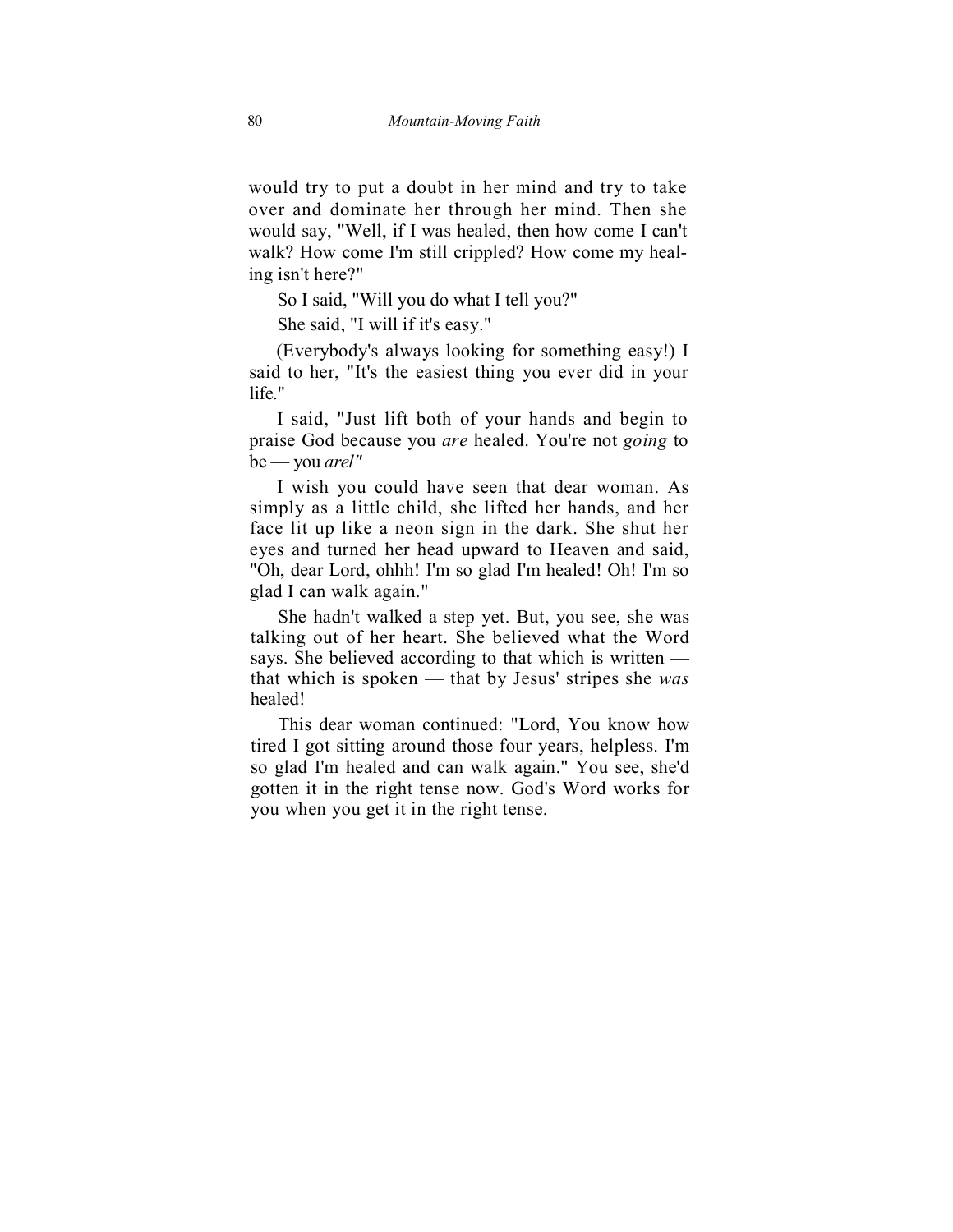would try to put a doubt in her mind and try to take over and dominate her through her mind. Then she would say, "Well, if I was healed, then how come I can't walk? How come I'm still crippled? How come my healing isn't here?"

So I said, "Will you do what I tell you?"

She said, "I will if it's easy."

(Everybody's always looking for something easy!) I said to her, "It's the easiest thing you ever did in your life."

I said, "Just lift both of your hands and begin to praise God because you *are* healed. You're not *going* to be — you *are!*"

I wish you could have seen that dear woman. As simply as a little child, she lifted her hands, and her face lit up like a neon sign in the dark. She shut her eyes and turned her head upward to Heaven and said, "Oh, dear Lord, ohhh! I'm so glad I'm healed! Oh! I'm so glad I can walk again."

She hadn't walked a step yet. But, you see, she was talking out of her heart. She believed what the Word says. She believed according to that which is written — that which is spoken — that by Jesus' stripes she *was* healed!

This dear woman continued: "Lord, You know how tired I got sitting around those four years, helpless. I'm so glad I'm healed and can walk again." You see, she'd gotten it in the right tense now. God's Word works for you when you get it in the right tense.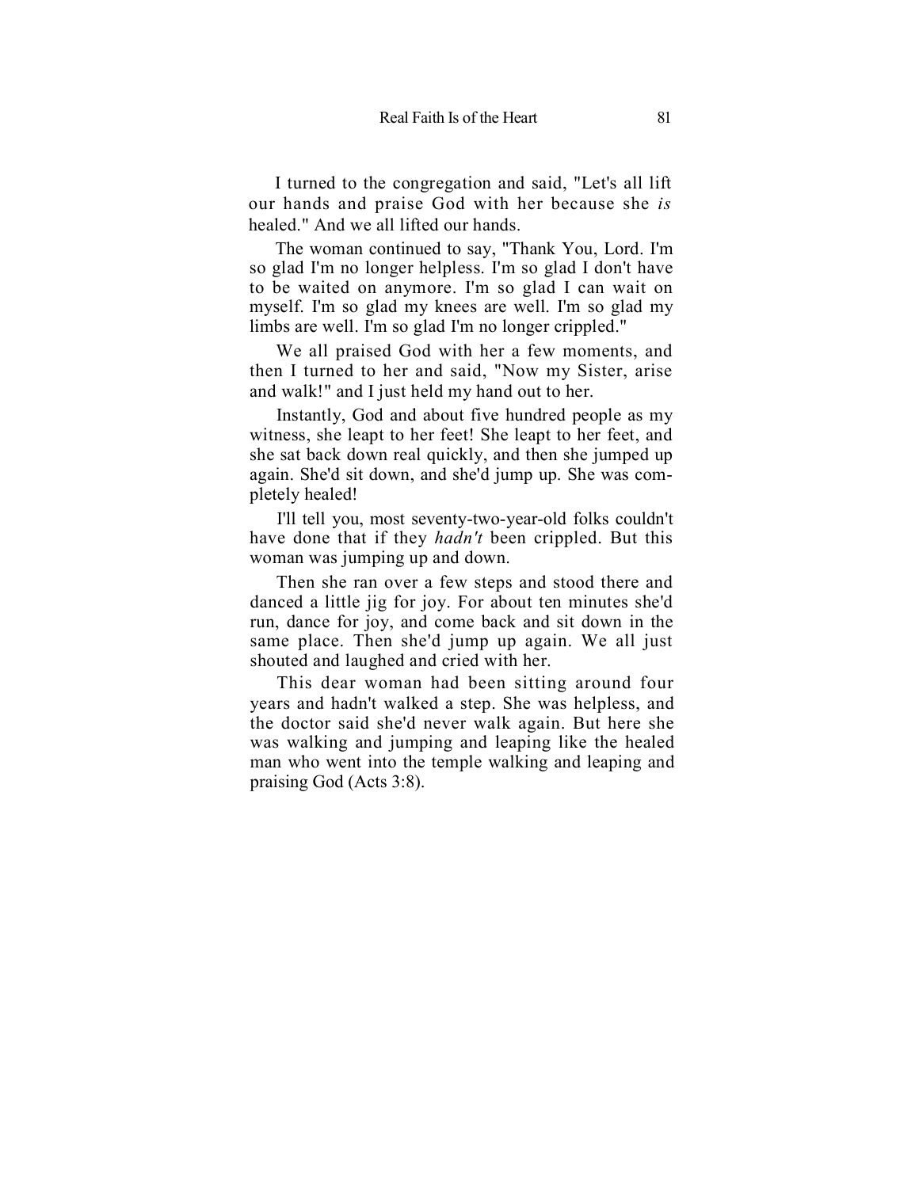I turned to the congregation and said, "Let's all lift our hands and praise God with her because she *is* healed." And we all lifted our hands.

The woman continued to say, "Thank You, Lord. I'm so glad I'm no longer helpless. I'm so glad I don't have to be waited on anymore. I'm so glad I can wait on myself. I'm so glad my knees are well. I'm so glad my limbs are well. I'm so glad I'm no longer crippled."

We all praised God with her a few moments, and then I turned to her and said, "Now my Sister, arise and walk!" and I just held my hand out to her.

Instantly, God and about five hundred people as my witness, she leapt to her feet! She leapt to her feet, and she sat back down real quickly, and then she jumped up again. She'd sit down, and she'd jump up. She was completely healed!

I'll tell you, most seventy-two-year-old folks couldn't have done that if they *hadn't* been crippled. But this woman was jumping up and down.

Then she ran over a few steps and stood there and danced a little jig for joy. For about ten minutes she'd run, dance for joy, and come back and sit down in the same place. Then she'd jump up again. We all just shouted and laughed and cried with her.

This dear woman had been sitting around four years and hadn't walked a step. She was helpless, and the doctor said she'd never walk again. But here she was walking and jumping and leaping like the healed man who went into the temple walking and leaping and praising God (Acts 3:8).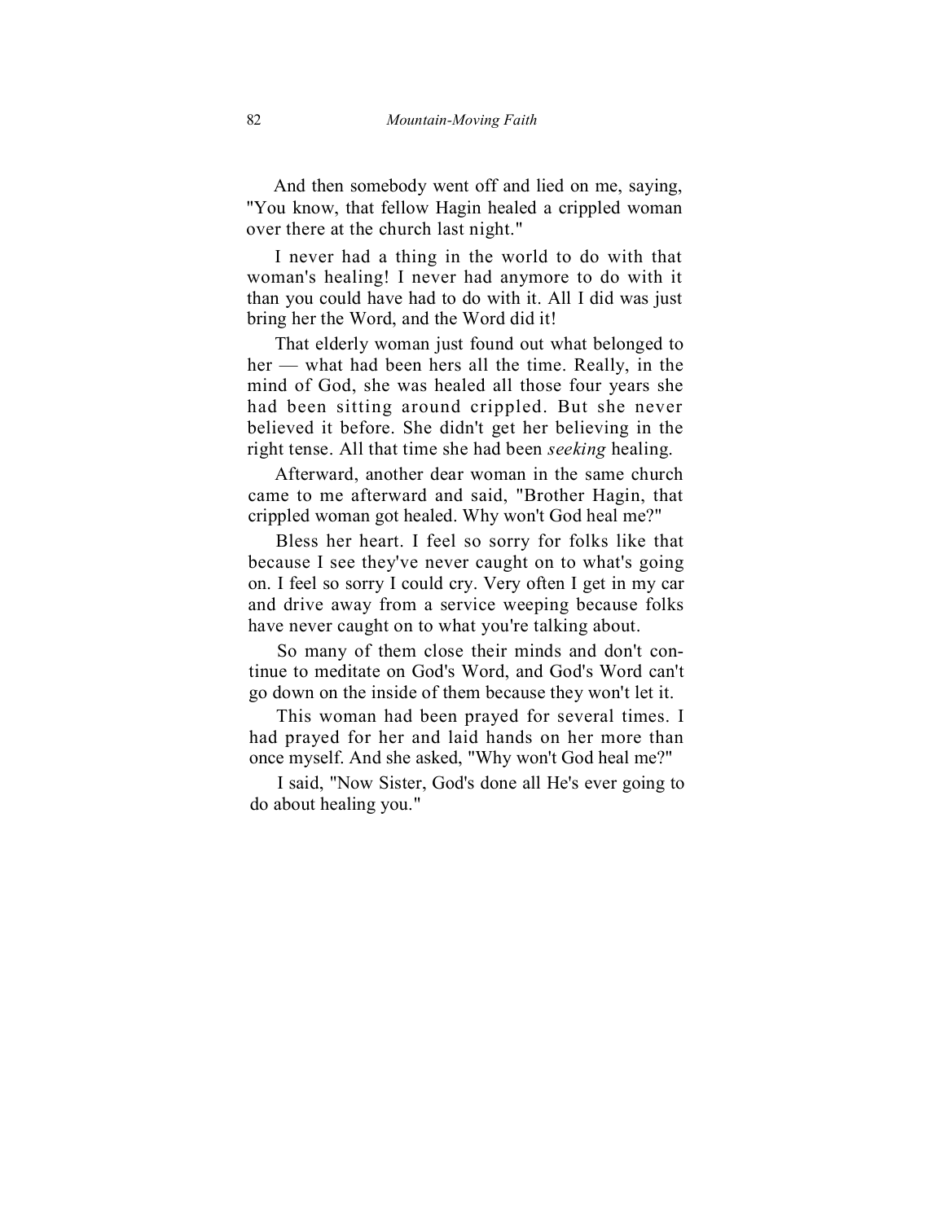And then somebody went off and lied on me, saying, "You know, that fellow Hagin healed a crippled woman over there at the church last night."

I never had a thing in the world to do with that woman's healing! I never had anymore to do with it than you could have had to do with it. All I did was just bring her the Word, and the Word did it!

That elderly woman just found out what belonged to her — what had been hers all the time. Really, in the mind of God, she was healed all those four years she had been sitting around crippled. But she never believed it before. She didn't get her believing in the right tense. All that time she had been *seeking* healing.

Afterward, another dear woman in the same church came to me afterward and said, "Brother Hagin, that crippled woman got healed. Why won't God heal me?"

Bless her heart. I feel so sorry for folks like that because I see they've never caught on to what's going on. I feel so sorry I could cry. Very often I get in my car and drive away from a service weeping because folks have never caught on to what you're talking about.

So many of them close their minds and don't continue to meditate on God's Word, and God's Word can't go down on the inside of them because they won't let it.

This woman had been prayed for several times. I had prayed for her and laid hands on her more than once myself. And she asked, "Why won't God heal me?"

I said, "Now Sister, God's done all He's ever going to do about healing you."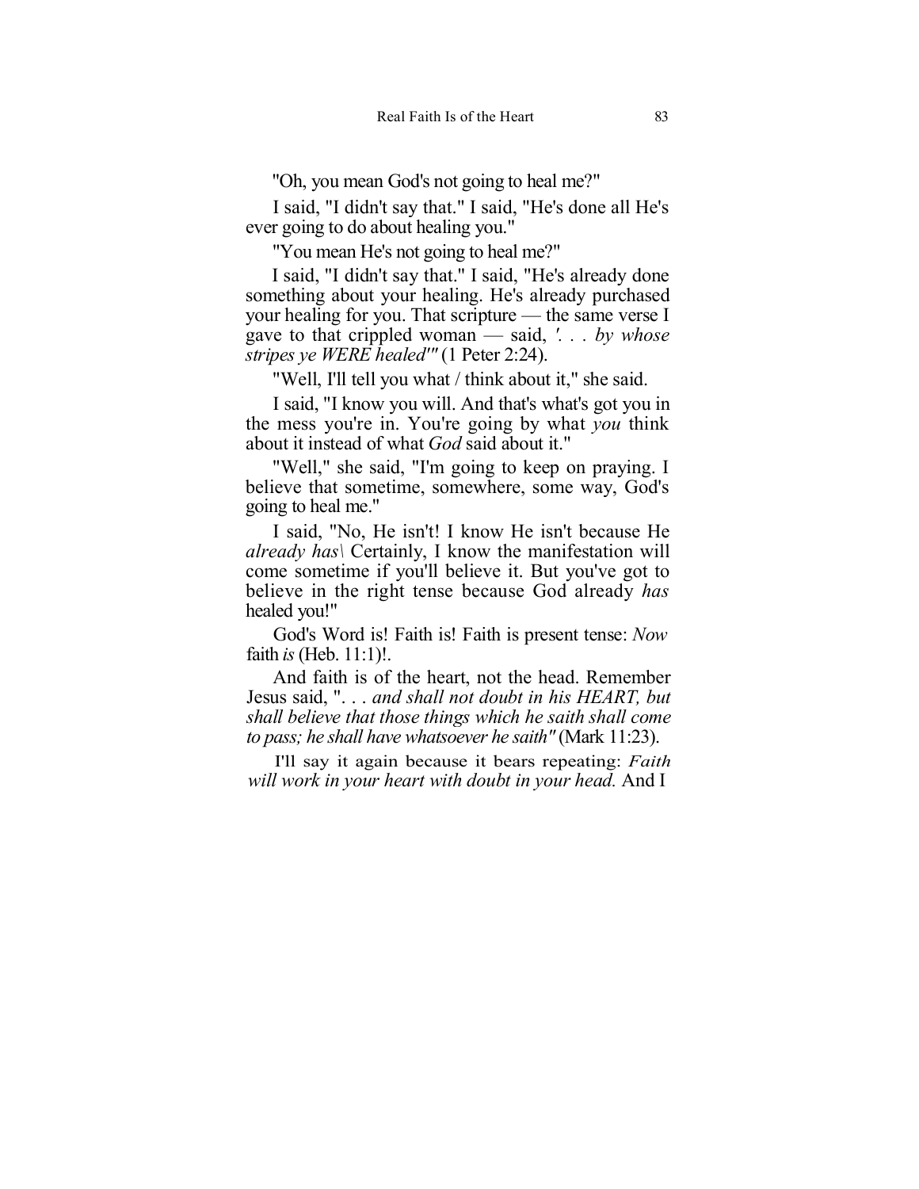"Oh, you mean God's not going to heal me?"

I said, "I didn't say that." I said, "He's done all He's ever going to do about healing you."

"You mean He's not going to heal me?"

I said, "I didn't say that." I said, "He's already done something about your healing. He's already purchased your healing for you. That scripture — the same verse I gave to that crippled woman — said, *'. . . by whose stripes ye WERE healed'"* (1 Peter 2:24).

"Well, I'll tell you what / think about it," she said.

I said, "I know you will. And that's what's got you in the mess you're in. You're going by what *you* think about it instead of what *God* said about it."

"Well," she said, "I'm going to keep on praying. I believe that sometime, somewhere, some way, God's going to heal me."

I said, "No, He isn't! I know He isn't because He *already has\* Certainly, I know the manifestation will come sometime if you'll believe it. But you've got to believe in the right tense because God already *has* healed you!"

God's Word is! Faith is! Faith is present tense: *Now* faith *is* (Heb. 11:1)!.

And faith is of the heart, not the head. Remember Jesus said, ". . . *and shall not doubt in his HEART, but shall believe that those things which he saith shall come to pass; he shall have whatsoever he saith"* (Mark 11:23).

I'll say it again because it bears repeating: *Faith will work in your heart with doubt in your head.* And I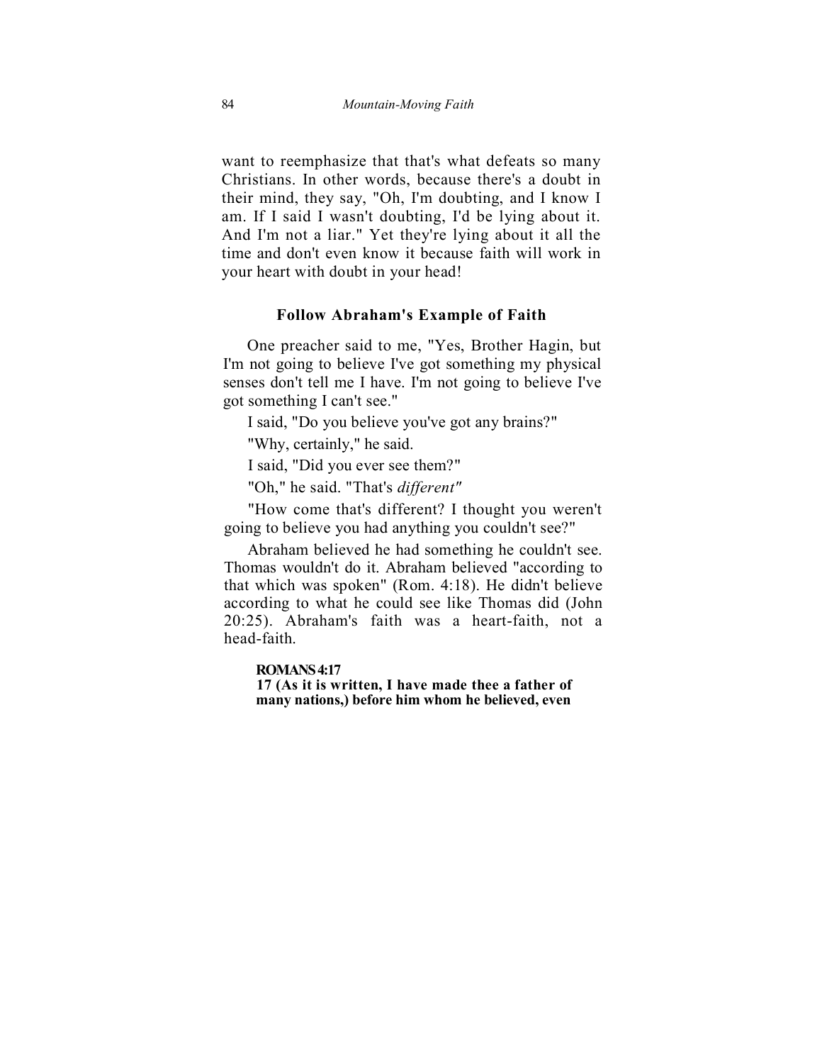want to reemphasize that that's what defeats so many Christians. In other words, because there's a doubt in their mind, they say, "Oh, I'm doubting, and I know I am. If I said I wasn't doubting, I'd be lying about it. And I'm not a liar." Yet they're lying about it all the time and don't even know it because faith will work in your heart with doubt in your head!

### Follow Abraham's Example of Faith

One preacher said to me, "Yes, Brother Hagin, but I'm not going to believe I've got something my physical senses don't tell me I have. I'm not going to believe I've got something I can't see."

I said, "Do you believe you've got any brains?"

"Why, certainly," he said.

I said, "Did you ever see them?"

"Oh," he said. "That's *different"*

"How come that's different? I thought you weren't going to believe you had anything you couldn't see?"

Abraham believed he had something he couldn't see. Thomas wouldn't do it. Abraham believed "according to that which was spoken" (Rom. 4:18). He didn't believe according to what he could see like Thomas did (John 20:25). Abraham's faith was a heart-faith, not a head-faith.

> **ROMANS 4:17**
> **17 (As it is written, I have made thee a father of many nations,) before him whom he believed, even**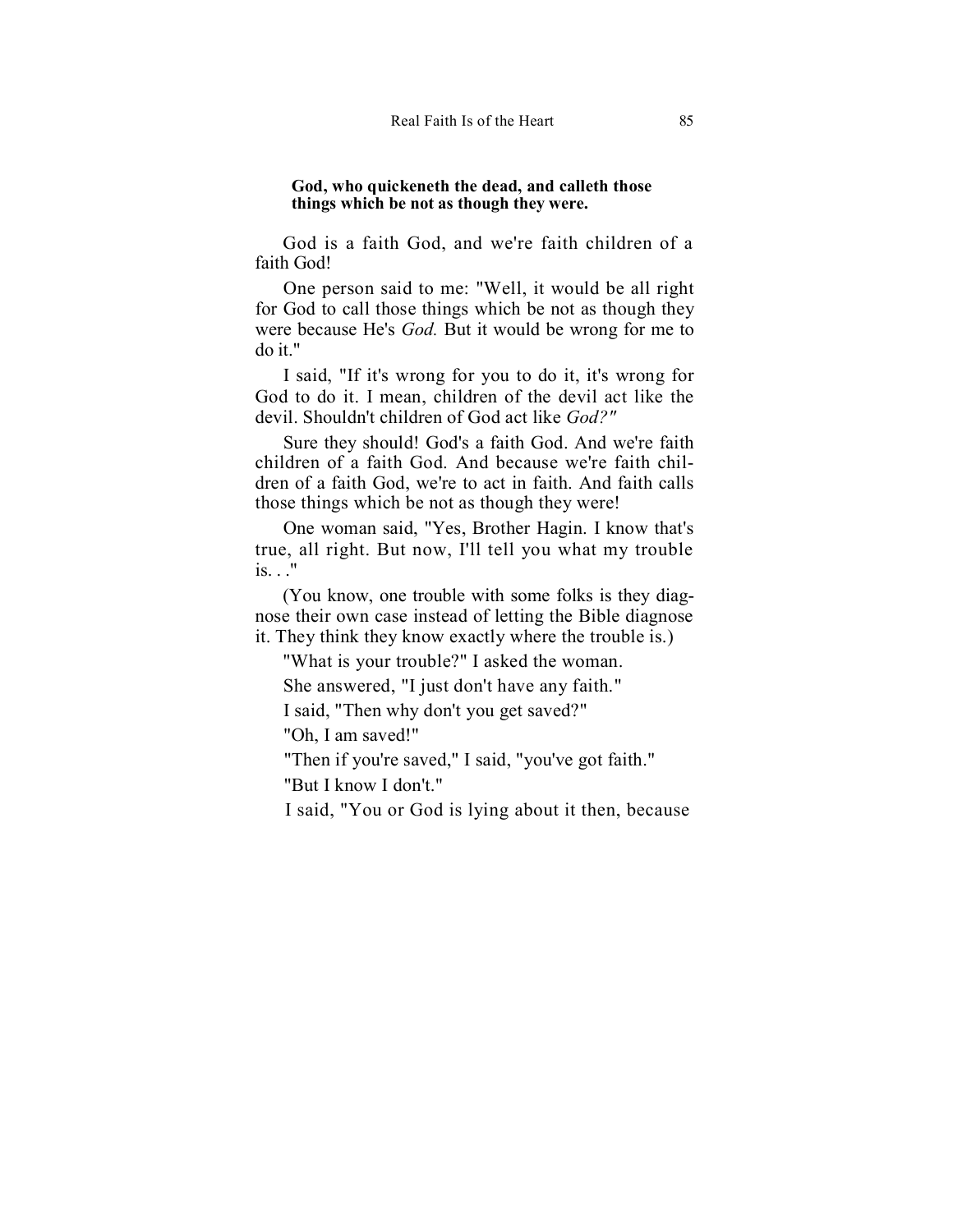**God, who quickeneth the dead, and calleth those things which be not as though they were.**

God is a faith God, and we're faith children of a faith God!

One person said to me: "Well, it would be all right for God to call those things which be not as though they were because He's *God.* But it would be wrong for me to do it."

I said, "If it's wrong for you to do it, it's wrong for God to do it. I mean, children of the devil act like the devil. Shouldn't children of God act like *God?"*

Sure they should! God's a faith God. And we're faith children of a faith God. And because we're faith children of a faith God, we're to act in faith. And faith calls those things which be not as though they were!

One woman said, "Yes, Brother Hagin. I know that's true, all right. But now, I'll tell you what my trouble is. . ."

(You know, one trouble with some folks is they diagnose their own case instead of letting the Bible diagnose it. They think they know exactly where the trouble is.)

"What is your trouble?" I asked the woman.

She answered, "I just don't have any faith."

I said, "Then why don't you get saved?"

"Oh, I am saved!"

"Then if you're saved," I said, "you've got faith."

"But I know I don't."

I said, "You or God is lying about it then, because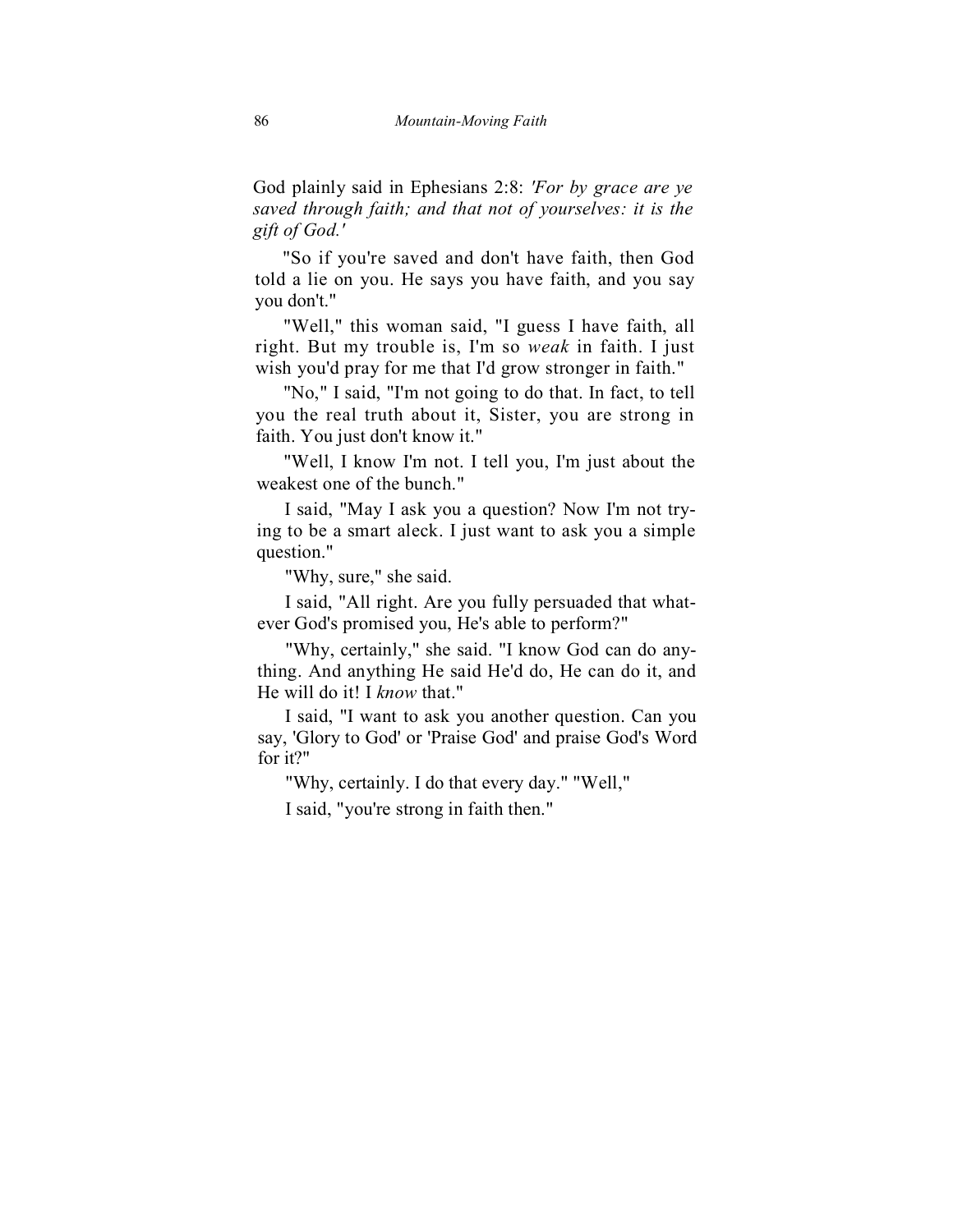God plainly said in Ephesians 2:8: *'For by grace are ye saved through faith; and that not of yourselves: it is the gift of God.'*

"So if you're saved and don't have faith, then God told a lie on you. He says you have faith, and you say you don't."

"Well," this woman said, "I guess I have faith, all right. But my trouble is, I'm so *weak* in faith. I just wish you'd pray for me that I'd grow stronger in faith."

"No," I said, "I'm not going to do that. In fact, to tell you the real truth about it, Sister, you are strong in faith. You just don't know it."

"Well, I know I'm not. I tell you, I'm just about the weakest one of the bunch."

I said, "May I ask you a question? Now I'm not trying to be a smart aleck. I just want to ask you a simple question."

"Why, sure," she said.

I said, "All right. Are you fully persuaded that whatever God's promised you, He's able to perform?"

"Why, certainly," she said. "I know God can do anything. And anything He said He'd do, He can do it, and He will do it! I *know* that."

I said, "I want to ask you another question. Can you say, 'Glory to God' or 'Praise God' and praise God's Word for it?"

"Why, certainly. I do that every day." "Well,"

I said, "you're strong in faith then."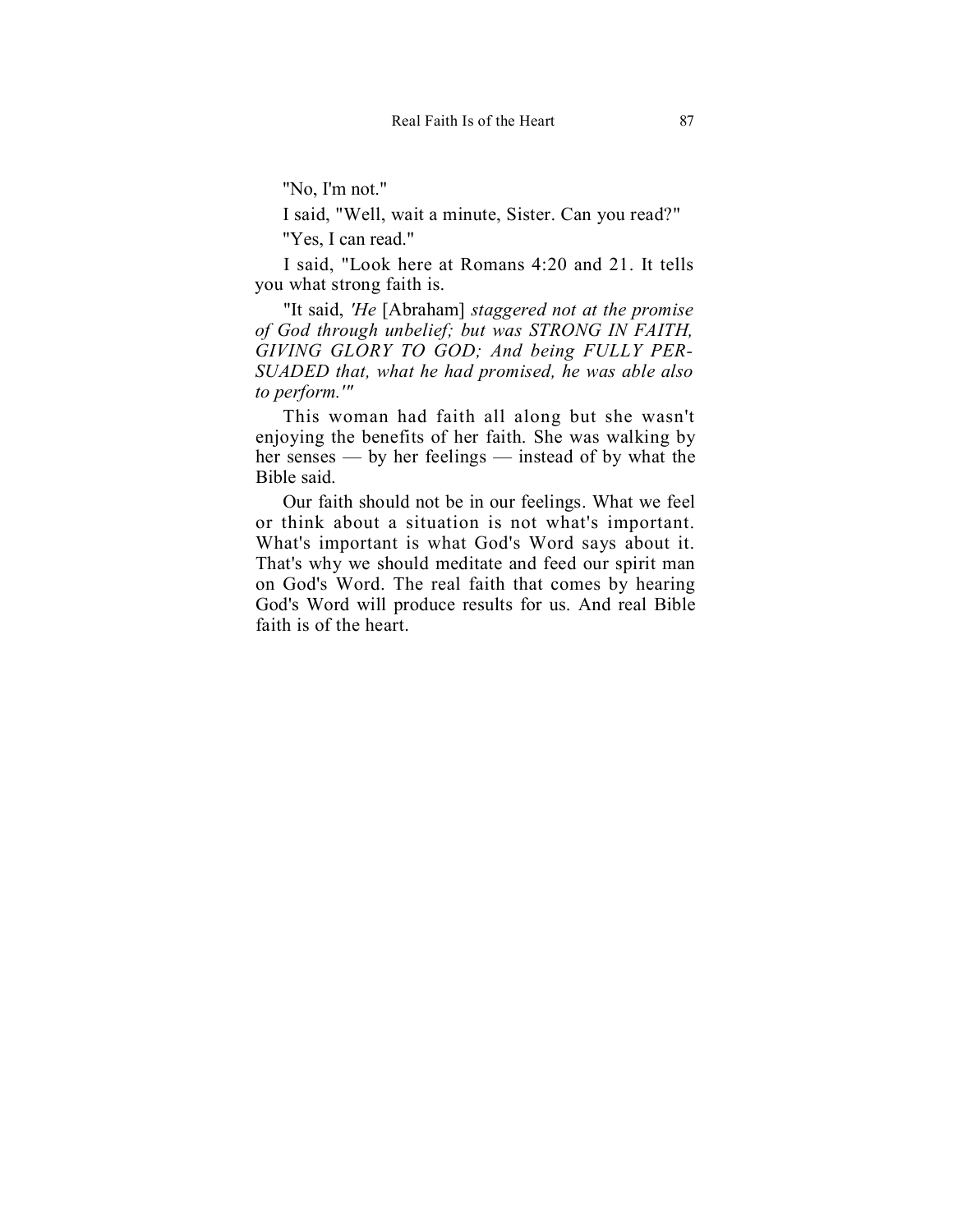"No, I'm not."

I said, "Well, wait a minute, Sister. Can you read?"

"Yes, I can read."

I said, "Look here at Romans 4:20 and 21. It tells you what strong faith is.

"It said, *'He* [Abraham] *staggered not at the promise of God through unbelief; but was STRONG IN FAITH, GIVING GLORY TO GOD; And being FULLY PERSUADED that, what he had promised, he was able also to perform.'"*

This woman had faith all along but she wasn't enjoying the benefits of her faith. She was walking by her senses — by her feelings — instead of by what the Bible said.

Our faith should not be in our feelings. What we feel or think about a situation is not what's important. What's important is what God's Word says about it. That's why we should meditate and feed our spirit man on God's Word. The real faith that comes by hearing God's Word will produce results for us. And real Bible faith is of the heart.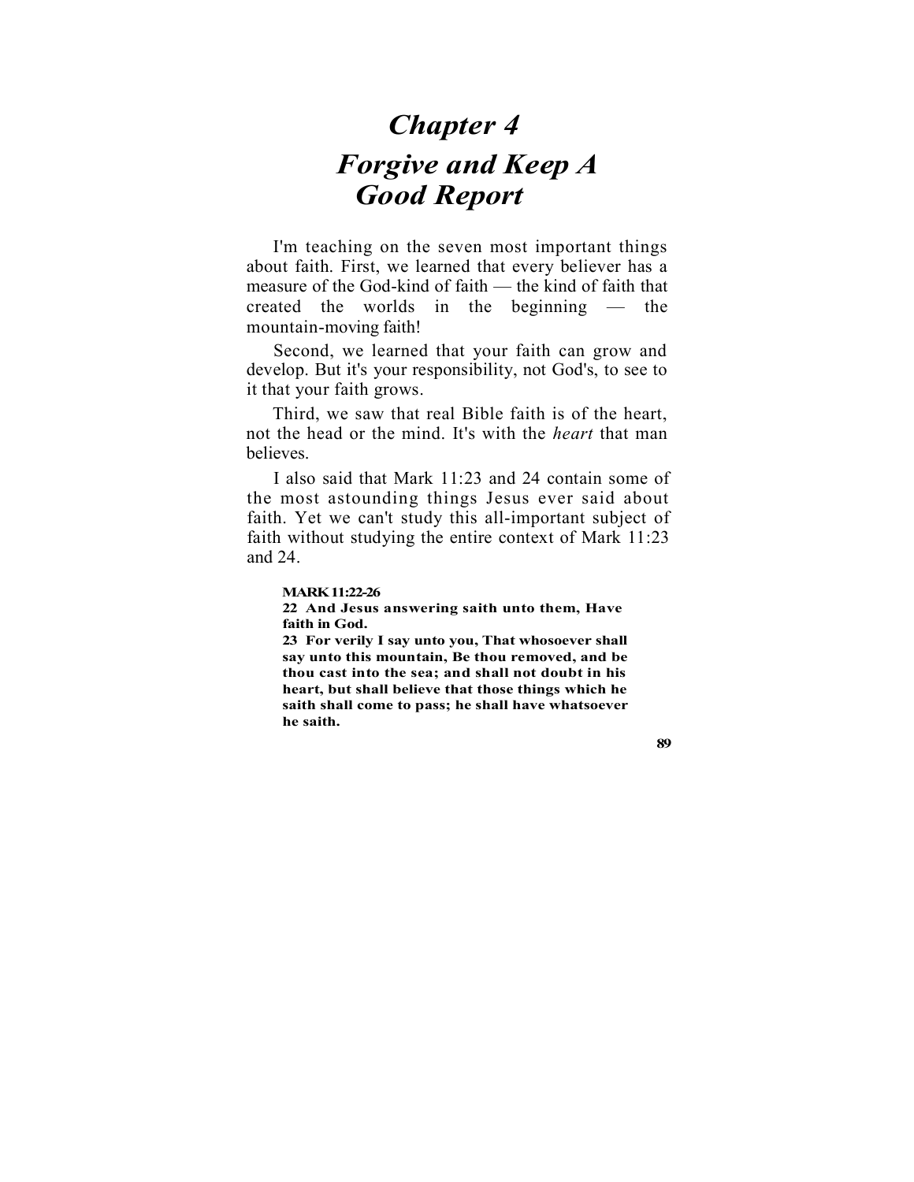# Chapter 4
# Forgive and Keep A Good Report

I'm teaching on the seven most important things about faith. First, we learned that every believer has a measure of the God-kind of faith — the kind of faith that created the worlds in the beginning — the mountain-moving faith!

Second, we learned that your faith can grow and develop. But it's your responsibility, not God's, to see to it that your faith grows.

Third, we saw that real Bible faith is of the heart, not the head or the mind. It's with the *heart* that man believes.

I also said that Mark 11:23 and 24 contain some of the most astounding things Jesus ever said about faith. Yet we can't study this all-important subject of faith without studying the entire context of Mark 11:23 and 24.

**MARK 11:22-26**
**22 And Jesus answering saith unto them, Have faith in God.**
**23 For verily I say unto you, That whosoever shall say unto this mountain, Be thou removed, and be thou cast into the sea; and shall not doubt in his heart, but shall believe that those things which he saith shall come to pass; he shall have whatsoever he saith.**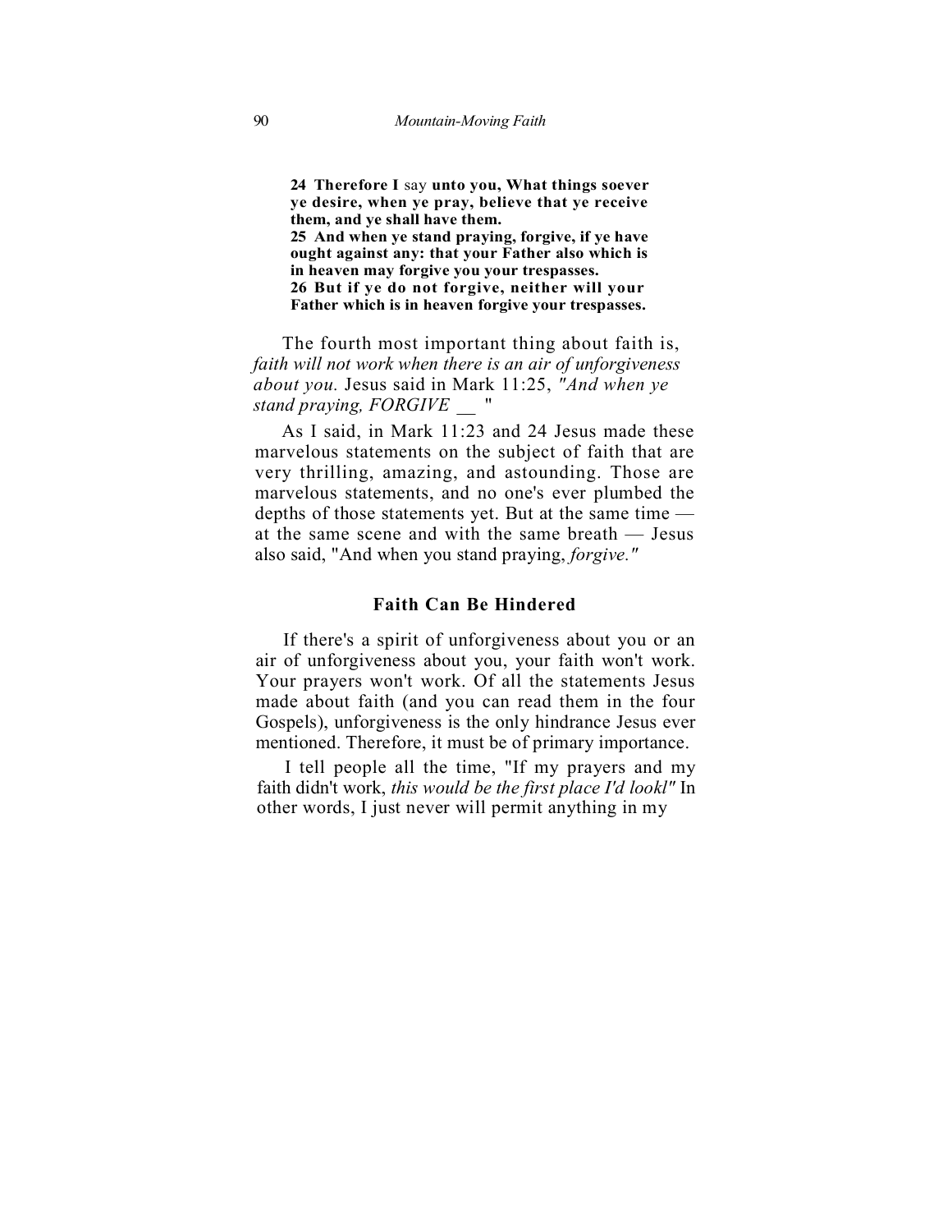**24 Therefore I** say **unto you, What things soever ye desire, when ye pray, believe that ye receive them, and ye shall have them.**
**25 And when ye stand praying, forgive, if ye have ought against any: that your Father also which is in heaven may forgive you your trespasses.**
**26 But if ye do not forgive, neither will your Father which is in heaven forgive your trespasses.**

The fourth most important thing about faith is, *faith will not work when there is an air of unforgiveness about you.* Jesus said in Mark 11:25, *"And when ye stand praying, FORGIVE __ "*

As I said, in Mark 11:23 and 24 Jesus made these marvelous statements on the subject of faith that are very thrilling, amazing, and astounding. Those are marvelous statements, and no one's ever plumbed the depths of those statements yet. But at the same time — at the same scene and with the same breath — Jesus also said, "And when you stand praying, *forgive."*

### Faith Can Be Hindered

If there's a spirit of unforgiveness about you or an air of unforgiveness about you, your faith won't work. Your prayers won't work. Of all the statements Jesus made about faith (and you can read them in the four Gospels), unforgiveness is the only hindrance Jesus ever mentioned. Therefore, it must be of primary importance.

I tell people all the time, "If my prayers and my faith didn't work, *this would be the first place I'd lookl"* In other words, I just never will permit anything in my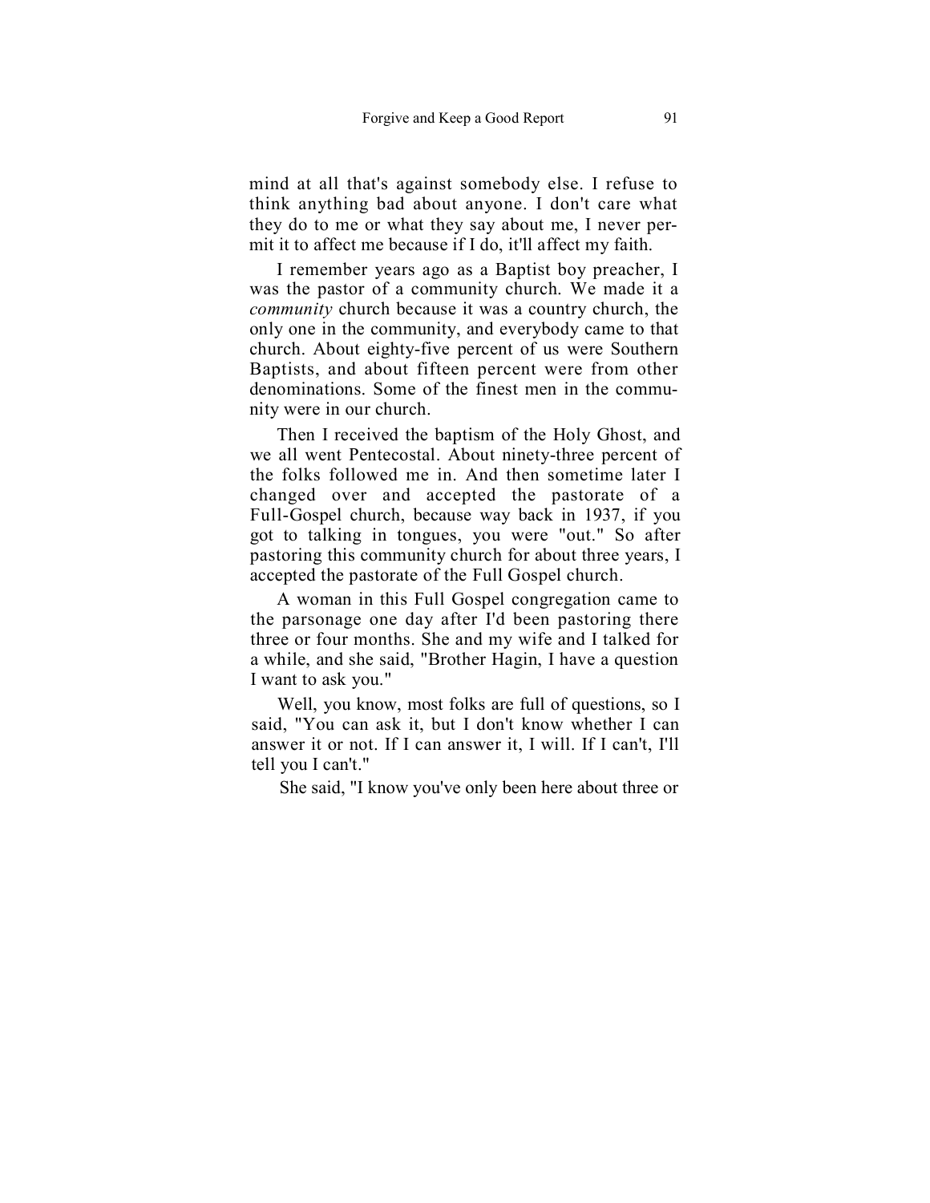mind at all that's against somebody else. I refuse to think anything bad about anyone. I don't care what they do to me or what they say about me, I never permit it to affect me because if I do, it'll affect my faith.

I remember years ago as a Baptist boy preacher, I was the pastor of a community church. We made it a *community* church because it was a country church, the only one in the community, and everybody came to that church. About eighty-five percent of us were Southern Baptists, and about fifteen percent were from other denominations. Some of the finest men in the community were in our church.

Then I received the baptism of the Holy Ghost, and we all went Pentecostal. About ninety-three percent of the folks followed me in. And then sometime later I changed over and accepted the pastorate of a Full-Gospel church, because way back in 1937, if you got to talking in tongues, you were "out." So after pastoring this community church for about three years, I accepted the pastorate of the Full Gospel church.

A woman in this Full Gospel congregation came to the parsonage one day after I'd been pastoring there three or four months. She and my wife and I talked for a while, and she said, "Brother Hagin, I have a question I want to ask you."

Well, you know, most folks are full of questions, so I said, "You can ask it, but I don't know whether I can answer it or not. If I can answer it, I will. If I can't, I'll tell you I can't."

She said, "I know you've only been here about three or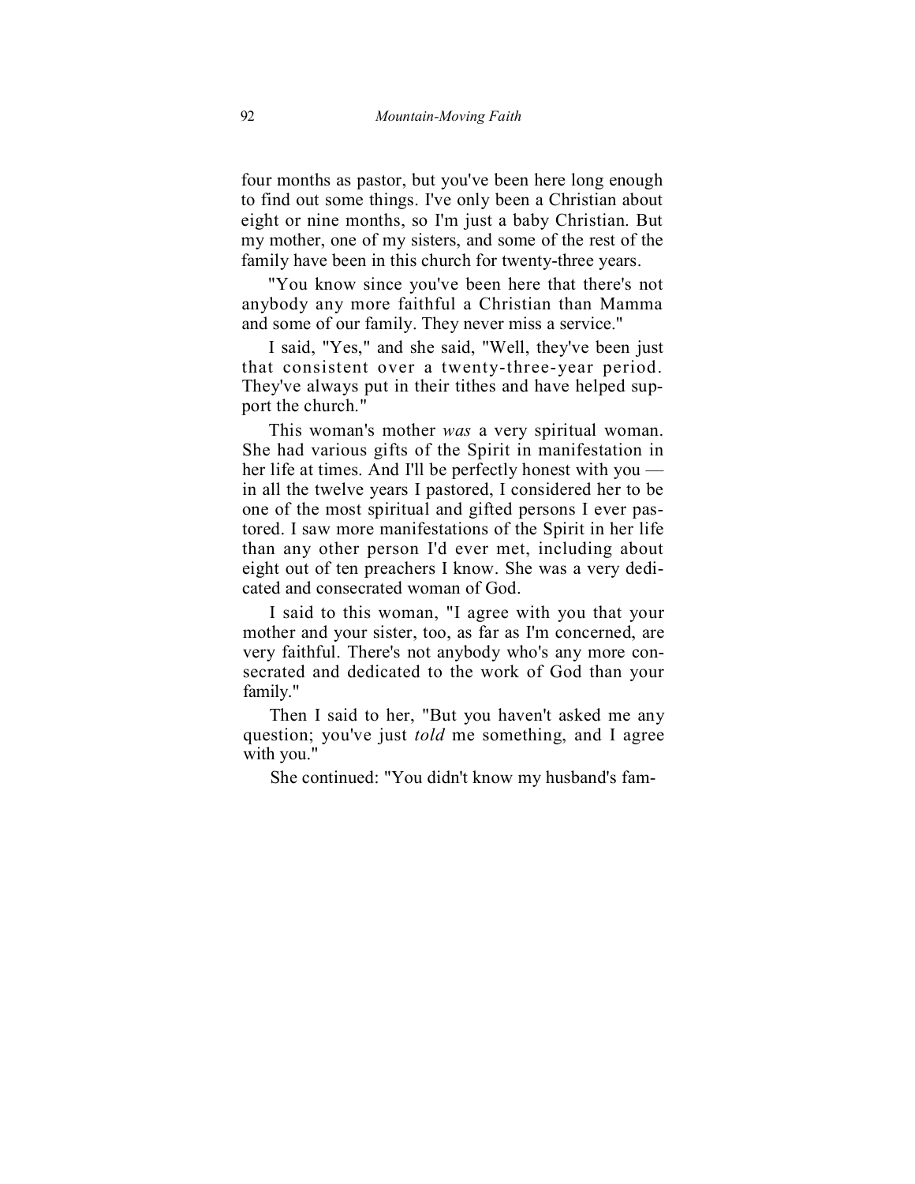four months as pastor, but you've been here long enough to find out some things. I've only been a Christian about eight or nine months, so I'm just a baby Christian. But my mother, one of my sisters, and some of the rest of the family have been in this church for twenty-three years.

"You know since you've been here that there's not anybody any more faithful a Christian than Mamma and some of our family. They never miss a service."

I said, "Yes," and she said, "Well, they've been just that consistent over a twenty-three-year period. They've always put in their tithes and have helped support the church."

This woman's mother *was* a very spiritual woman. She had various gifts of the Spirit in manifestation in her life at times. And I'll be perfectly honest with you — in all the twelve years I pastored, I considered her to be one of the most spiritual and gifted persons I ever pastored. I saw more manifestations of the Spirit in her life than any other person I'd ever met, including about eight out of ten preachers I know. She was a very dedicated and consecrated woman of God.

I said to this woman, "I agree with you that your mother and your sister, too, as far as I'm concerned, are very faithful. There's not anybody who's any more consecrated and dedicated to the work of God than your family."

Then I said to her, "But you haven't asked me any question; you've just *told* me something, and I agree with you."

She continued: "You didn't know my husband's fam-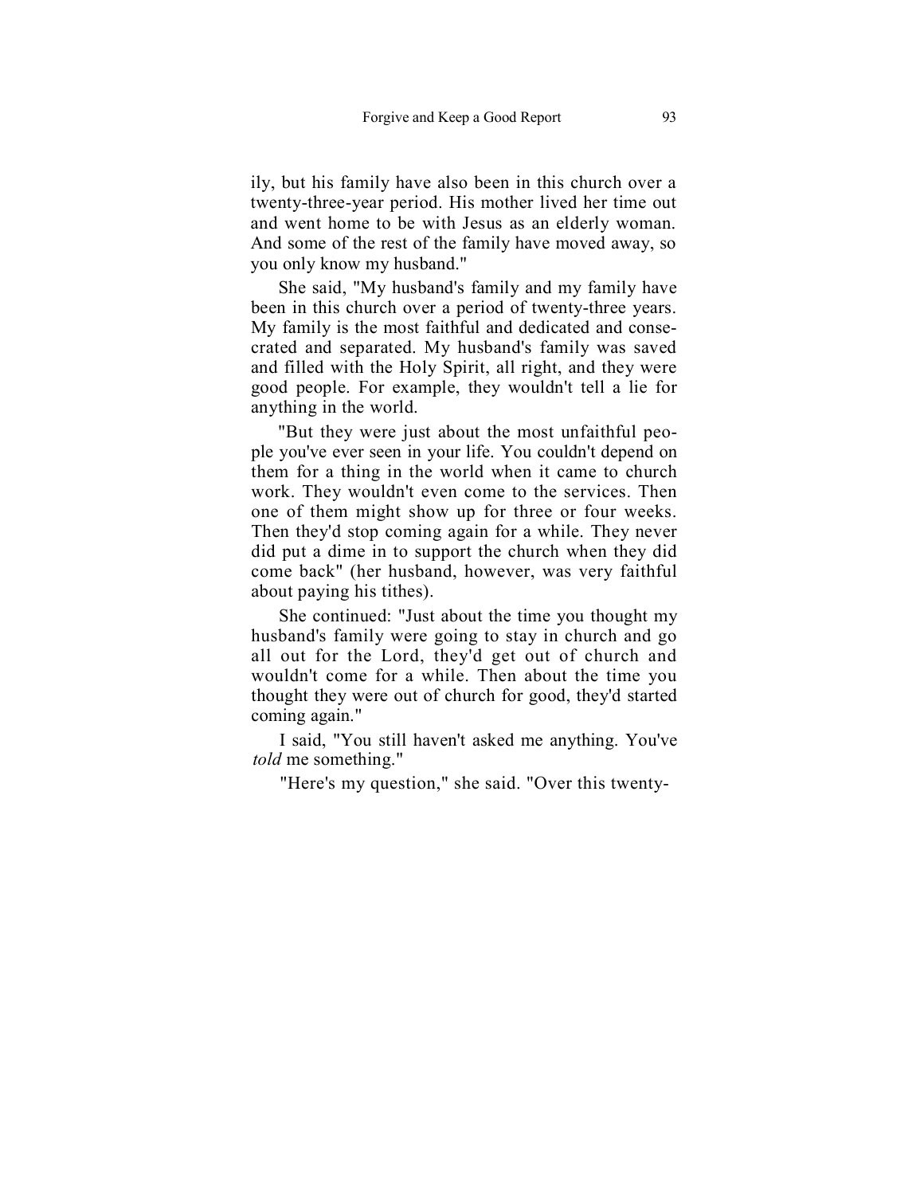ily, but his family have also been in this church over a twenty-three-year period. His mother lived her time out and went home to be with Jesus as an elderly woman. And some of the rest of the family have moved away, so you only know my husband."

She said, "My husband's family and my family have been in this church over a period of twenty-three years. My family is the most faithful and dedicated and consecrated and separated. My husband's family was saved and filled with the Holy Spirit, all right, and they were good people. For example, they wouldn't tell a lie for anything in the world.

"But they were just about the most unfaithful people you've ever seen in your life. You couldn't depend on them for a thing in the world when it came to church work. They wouldn't even come to the services. Then one of them might show up for three or four weeks. Then they'd stop coming again for a while. They never did put a dime in to support the church when they did come back" (her husband, however, was very faithful about paying his tithes).

She continued: "Just about the time you thought my husband's family were going to stay in church and go all out for the Lord, they'd get out of church and wouldn't come for a while. Then about the time you thought they were out of church for good, they'd started coming again."

I said, "You still haven't asked me anything. You've *told* me something."

"Here's my question," she said. "Over this twenty-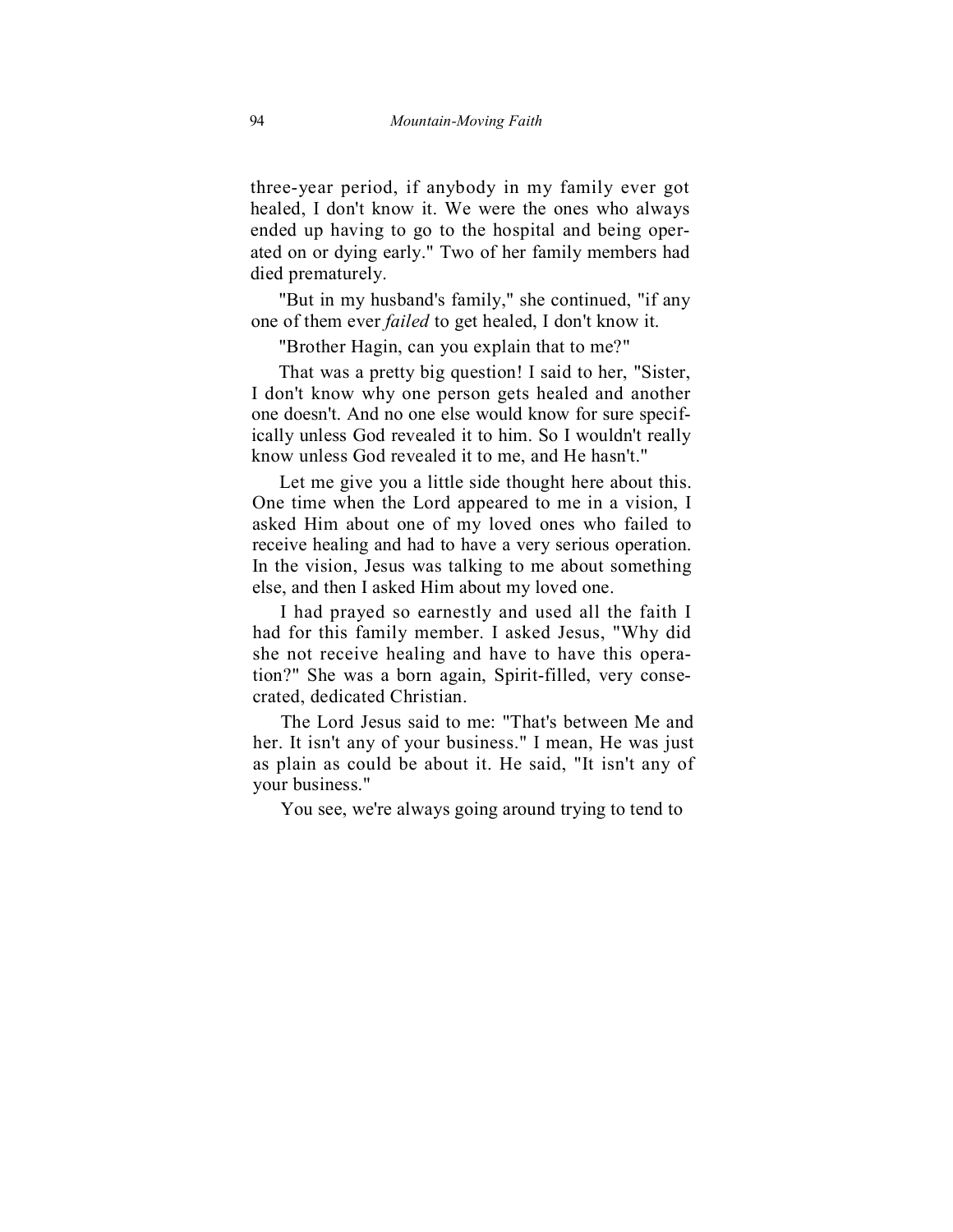three-year period, if anybody in my family ever got healed, I don't know it. We were the ones who always ended up having to go to the hospital and being operated on or dying early." Two of her family members had died prematurely.

"But in my husband's family," she continued, "if any one of them ever *failed* to get healed, I don't know it.

"Brother Hagin, can you explain that to me?"

That was a pretty big question! I said to her, "Sister, I don't know why one person gets healed and another one doesn't. And no one else would know for sure specifically unless God revealed it to him. So I wouldn't really know unless God revealed it to me, and He hasn't."

Let me give you a little side thought here about this. One time when the Lord appeared to me in a vision, I asked Him about one of my loved ones who failed to receive healing and had to have a very serious operation. In the vision, Jesus was talking to me about something else, and then I asked Him about my loved one.

I had prayed so earnestly and used all the faith I had for this family member. I asked Jesus, "Why did she not receive healing and have to have this operation?" She was a born again, Spirit-filled, very consecrated, dedicated Christian.

The Lord Jesus said to me: "That's between Me and her. It isn't any of your business." I mean, He was just as plain as could be about it. He said, "It isn't any of your business."

You see, we're always going around trying to tend to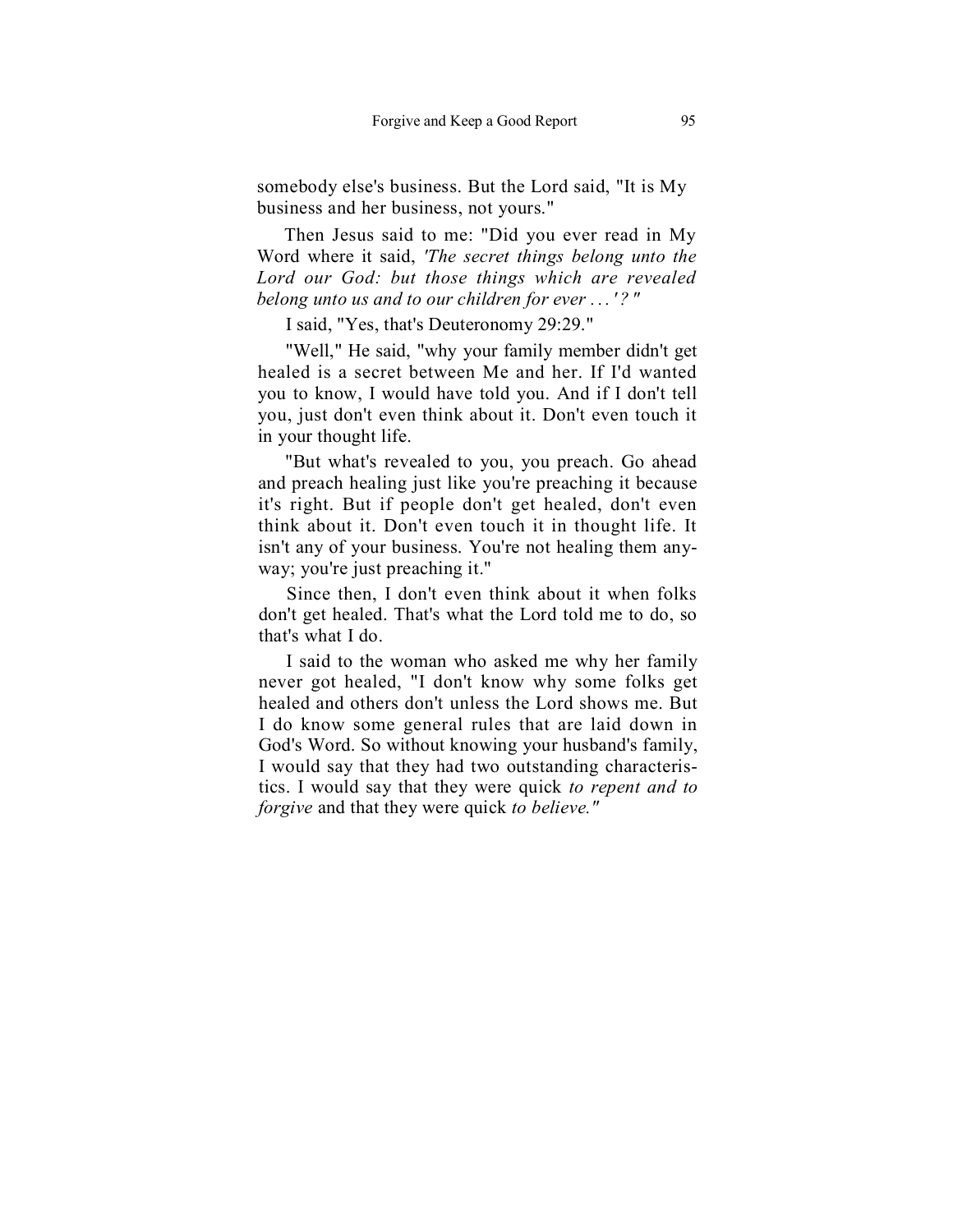somebody else's business. But the Lord said, "It is My business and her business, not yours."

Then Jesus said to me: "Did you ever read in My Word where it said, *'The secret things belong unto the Lord our God: but those things which are revealed belong unto us and to our children for ever . . . '?"*

I said, "Yes, that's Deuteronomy 29:29."

"Well," He said, "why your family member didn't get healed is a secret between Me and her. If I'd wanted you to know, I would have told you. And if I don't tell you, just don't even think about it. Don't even touch it in your thought life.

"But what's revealed to you, you preach. Go ahead and preach healing just like you're preaching it because it's right. But if people don't get healed, don't even think about it. Don't even touch it in thought life. It isn't any of your business. You're not healing them anyway; you're just preaching it."

Since then, I don't even think about it when folks don't get healed. That's what the Lord told me to do, so that's what I do.

I said to the woman who asked me why her family never got healed, "I don't know why some folks get healed and others don't unless the Lord shows me. But I do know some general rules that are laid down in God's Word. So without knowing your husband's family, I would say that they had two outstanding characteristics. I would say that they were quick *to repent and to forgive* and that they were quick *to believe."*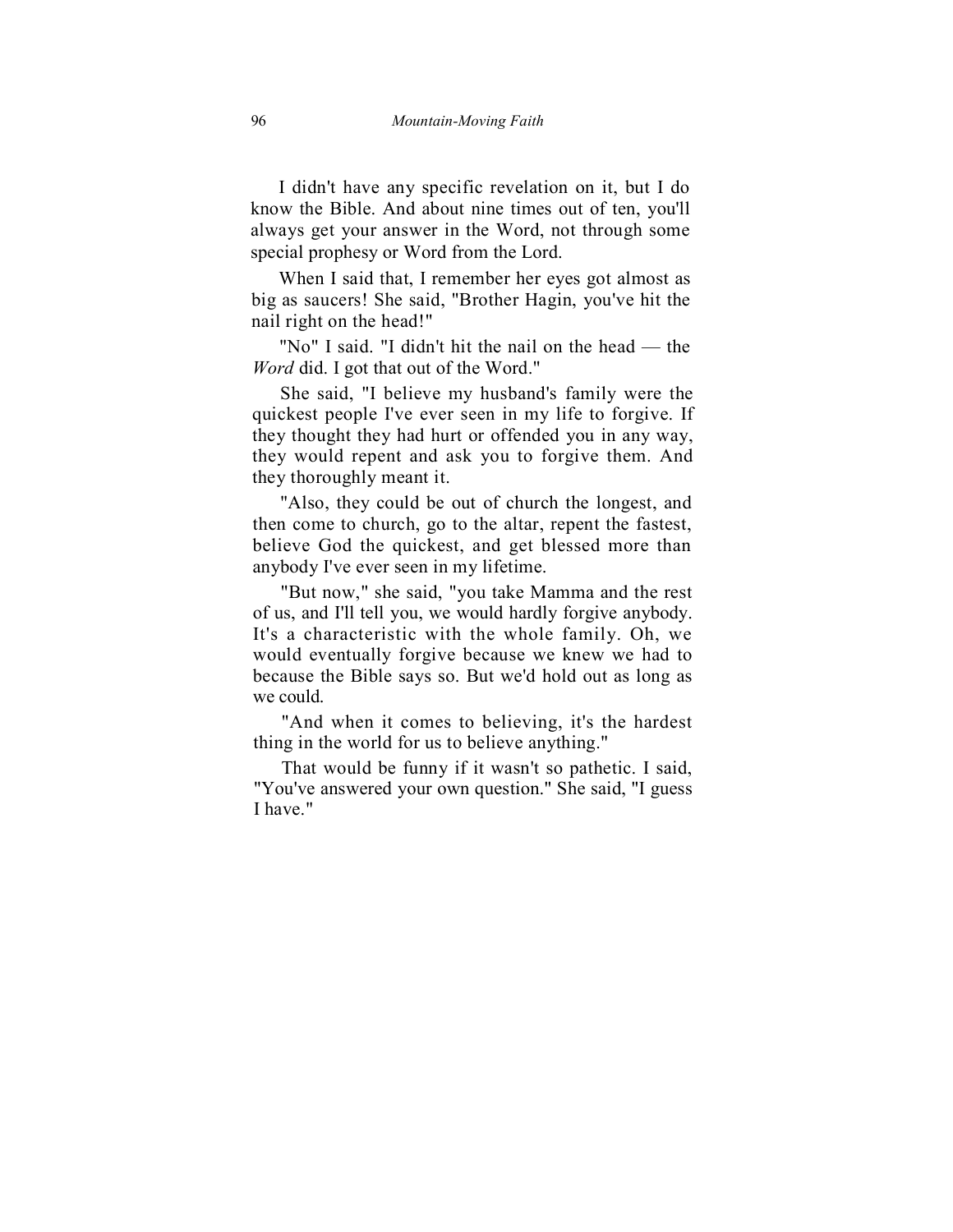I didn't have any specific revelation on it, but I do know the Bible. And about nine times out of ten, you'll always get your answer in the Word, not through some special prophesy or Word from the Lord.

When I said that, I remember her eyes got almost as big as saucers! She said, "Brother Hagin, you've hit the nail right on the head!"

"No" I said. "I didn't hit the nail on the head — the *Word* did. I got that out of the Word."

She said, "I believe my husband's family were the quickest people I've ever seen in my life to forgive. If they thought they had hurt or offended you in any way, they would repent and ask you to forgive them. And they thoroughly meant it.

"Also, they could be out of church the longest, and then come to church, go to the altar, repent the fastest, believe God the quickest, and get blessed more than anybody I've ever seen in my lifetime.

"But now," she said, "you take Mamma and the rest of us, and I'll tell you, we would hardly forgive anybody. It's a characteristic with the whole family. Oh, we would eventually forgive because we knew we had to because the Bible says so. But we'd hold out as long as we could.

"And when it comes to believing, it's the hardest thing in the world for us to believe anything."

That would be funny if it wasn't so pathetic. I said, "You've answered your own question." She said, "I guess I have."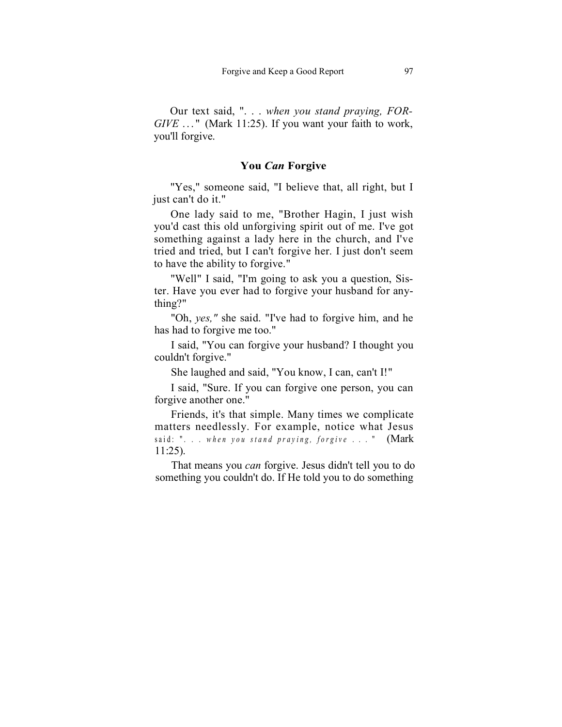Our text said, ". . . *when you stand praying, FORGIVE* . . ." (Mark 11:25). If you want your faith to work, you'll forgive.

### You *Can* Forgive

"Yes," someone said, "I believe that, all right, but I just can't do it."

One lady said to me, "Brother Hagin, I just wish you'd cast this old unforgiving spirit out of me. I've got something against a lady here in the church, and I've tried and tried, but I can't forgive her. I just don't seem to have the ability to forgive."

"Well" I said, "I'm going to ask you a question, Sister. Have you ever had to forgive your husband for anything?"

"Oh, *yes,"* she said. "I've had to forgive him, and he has had to forgive me too."

I said, "You can forgive your husband? I thought you couldn't forgive."

She laughed and said, "You know, I can, can't I!"

I said, "Sure. If you can forgive one person, you can forgive another one."

Friends, it's that simple. Many times we complicate matters needlessly. For example, notice what Jesus said: ". . . *when you stand praying, forgive* . . ." (Mark 11:25).

That means you *can* forgive. Jesus didn't tell you to do something you couldn't do. If He told you to do something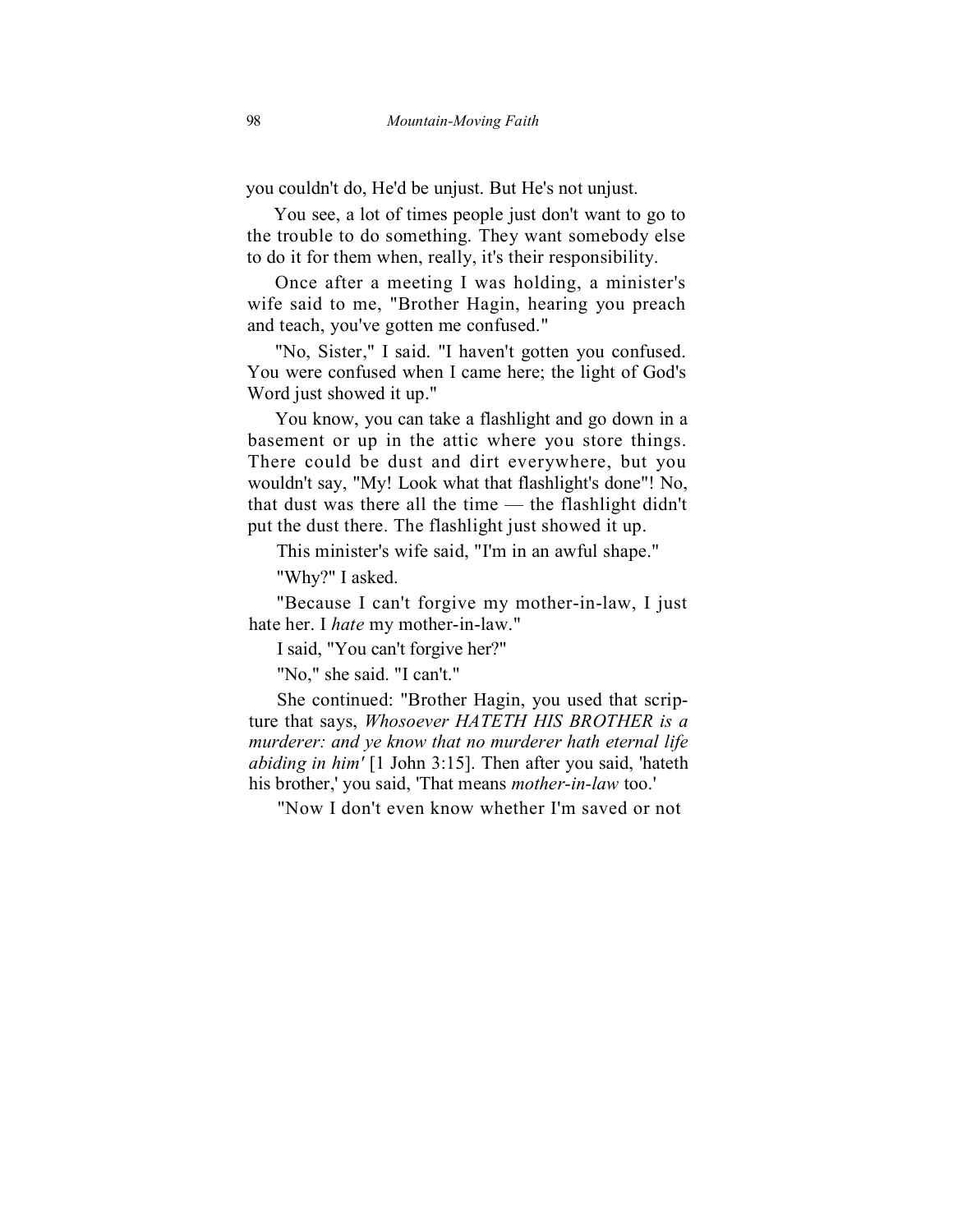you couldn't do, He'd be unjust. But He's not unjust.

You see, a lot of times people just don't want to go to the trouble to do something. They want somebody else to do it for them when, really, it's their responsibility.

Once after a meeting I was holding, a minister's wife said to me, "Brother Hagin, hearing you preach and teach, you've gotten me confused."

"No, Sister," I said. "I haven't gotten you confused. You were confused when I came here; the light of God's Word just showed it up."

You know, you can take a flashlight and go down in a basement or up in the attic where you store things. There could be dust and dirt everywhere, but you wouldn't say, "My! Look what that flashlight's done"! No, that dust was there all the time — the flashlight didn't put the dust there. The flashlight just showed it up.

This minister's wife said, "I'm in an awful shape."

"Why?" I asked.

"Because I can't forgive my mother-in-law, I just hate her. I *hate* my mother-in-law."

I said, "You can't forgive her?"

"No," she said. "I can't."

She continued: "Brother Hagin, you used that scripture that says, *Whosoever HATETH HIS BROTHER is a murderer: and ye know that no murderer hath eternal life abiding in him'* [1 John 3:15]. Then after you said, 'hateth his brother,' you said, 'That means *mother-in-law* too.'

"Now I don't even know whether I'm saved or not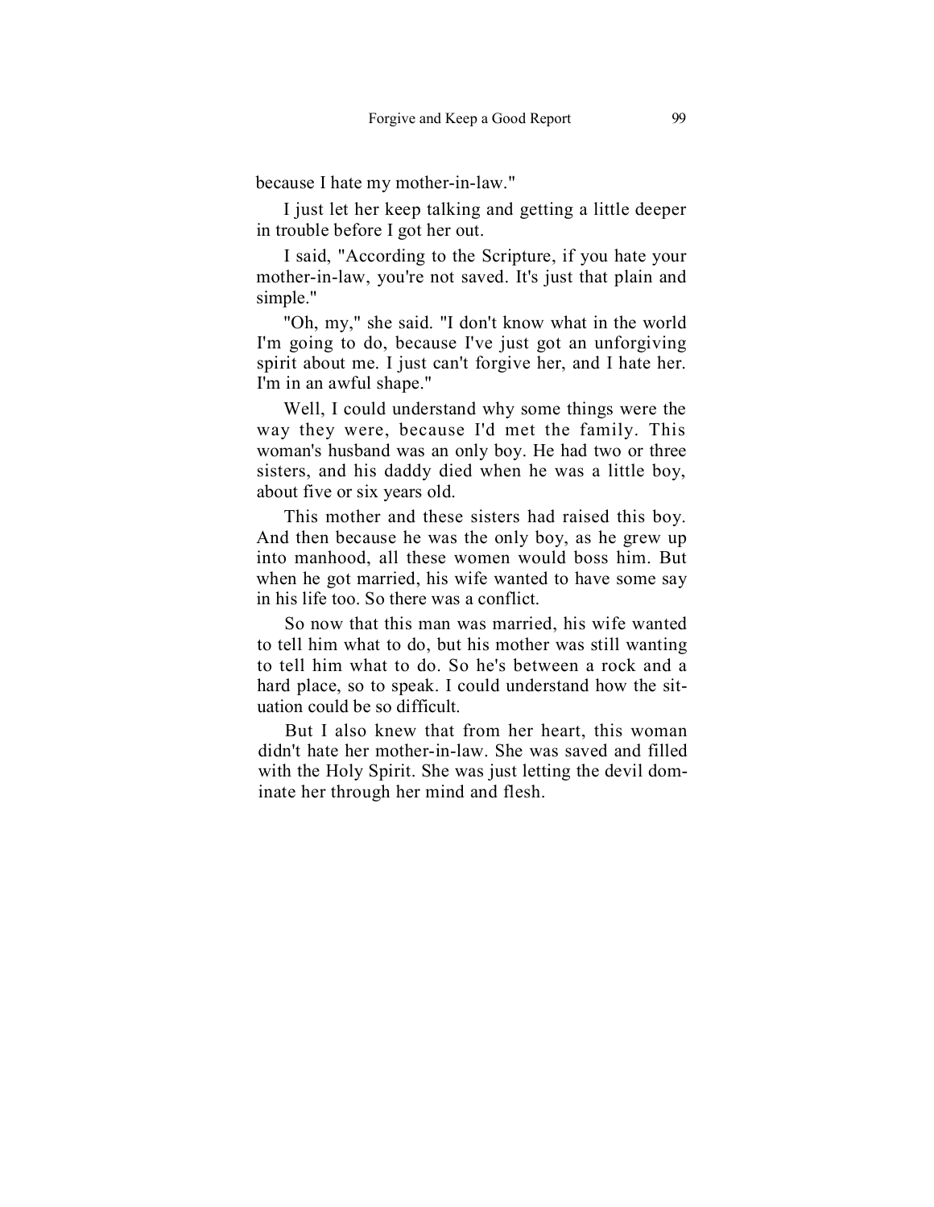because I hate my mother-in-law."

I just let her keep talking and getting a little deeper in trouble before I got her out.

I said, "According to the Scripture, if you hate your mother-in-law, you're not saved. It's just that plain and simple."

"Oh, my," she said. "I don't know what in the world I'm going to do, because I've just got an unforgiving spirit about me. I just can't forgive her, and I hate her. I'm in an awful shape."

Well, I could understand why some things were the way they were, because I'd met the family. This woman's husband was an only boy. He had two or three sisters, and his daddy died when he was a little boy, about five or six years old.

This mother and these sisters had raised this boy. And then because he was the only boy, as he grew up into manhood, all these women would boss him. But when he got married, his wife wanted to have some say in his life too. So there was a conflict.

So now that this man was married, his wife wanted to tell him what to do, but his mother was still wanting to tell him what to do. So he's between a rock and a hard place, so to speak. I could understand how the situation could be so difficult.

But I also knew that from her heart, this woman didn't hate her mother-in-law. She was saved and filled with the Holy Spirit. She was just letting the devil dominate her through her mind and flesh.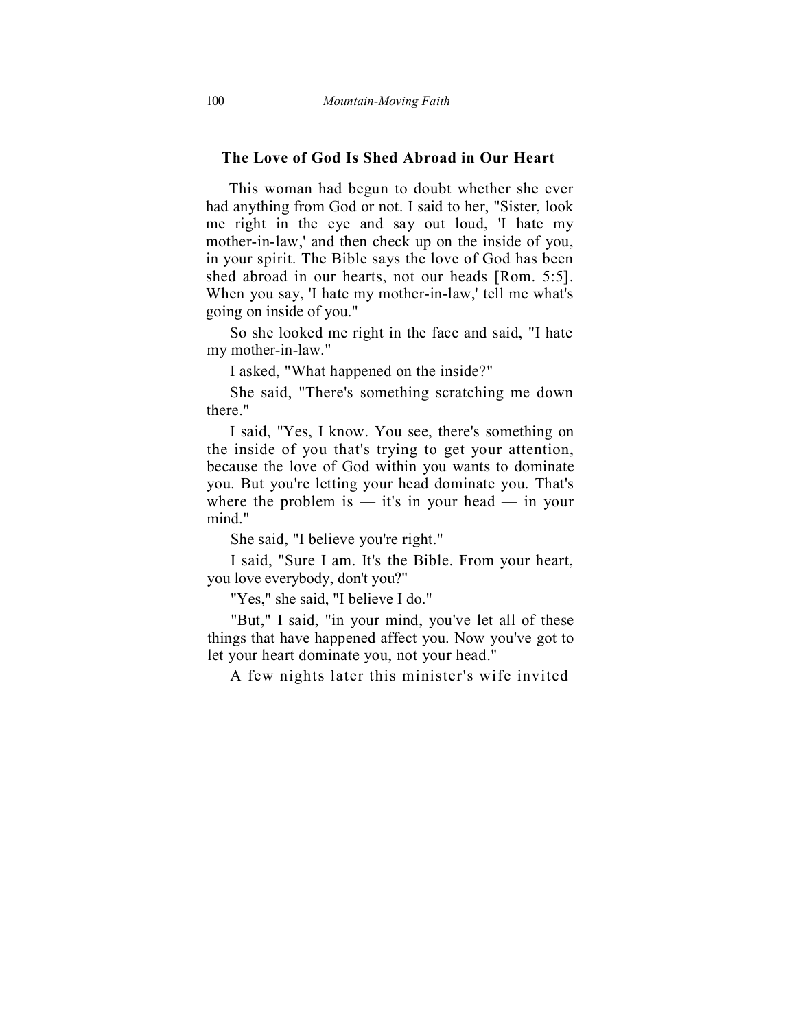### The Love of God Is Shed Abroad in Our Heart

This woman had begun to doubt whether she ever had anything from God or not. I said to her, "Sister, look me right in the eye and say out loud, 'I hate my mother-in-law,' and then check up on the inside of you, in your spirit. The Bible says the love of God has been shed abroad in our hearts, not our heads [Rom. 5:5]. When you say, 'I hate my mother-in-law,' tell me what's going on inside of you."

So she looked me right in the face and said, "I hate my mother-in-law."

I asked, "What happened on the inside?"

She said, "There's something scratching me down there."

I said, "Yes, I know. You see, there's something on the inside of you that's trying to get your attention, because the love of God within you wants to dominate you. But you're letting your head dominate you. That's where the problem is — it's in your head — in your mind."

She said, "I believe you're right."

I said, "Sure I am. It's the Bible. From your heart, you love everybody, don't you?"

"Yes," she said, "I believe I do."

"But," I said, "in your mind, you've let all of these things that have happened affect you. Now you've got to let your heart dominate you, not your head."

A few nights later this minister's wife invited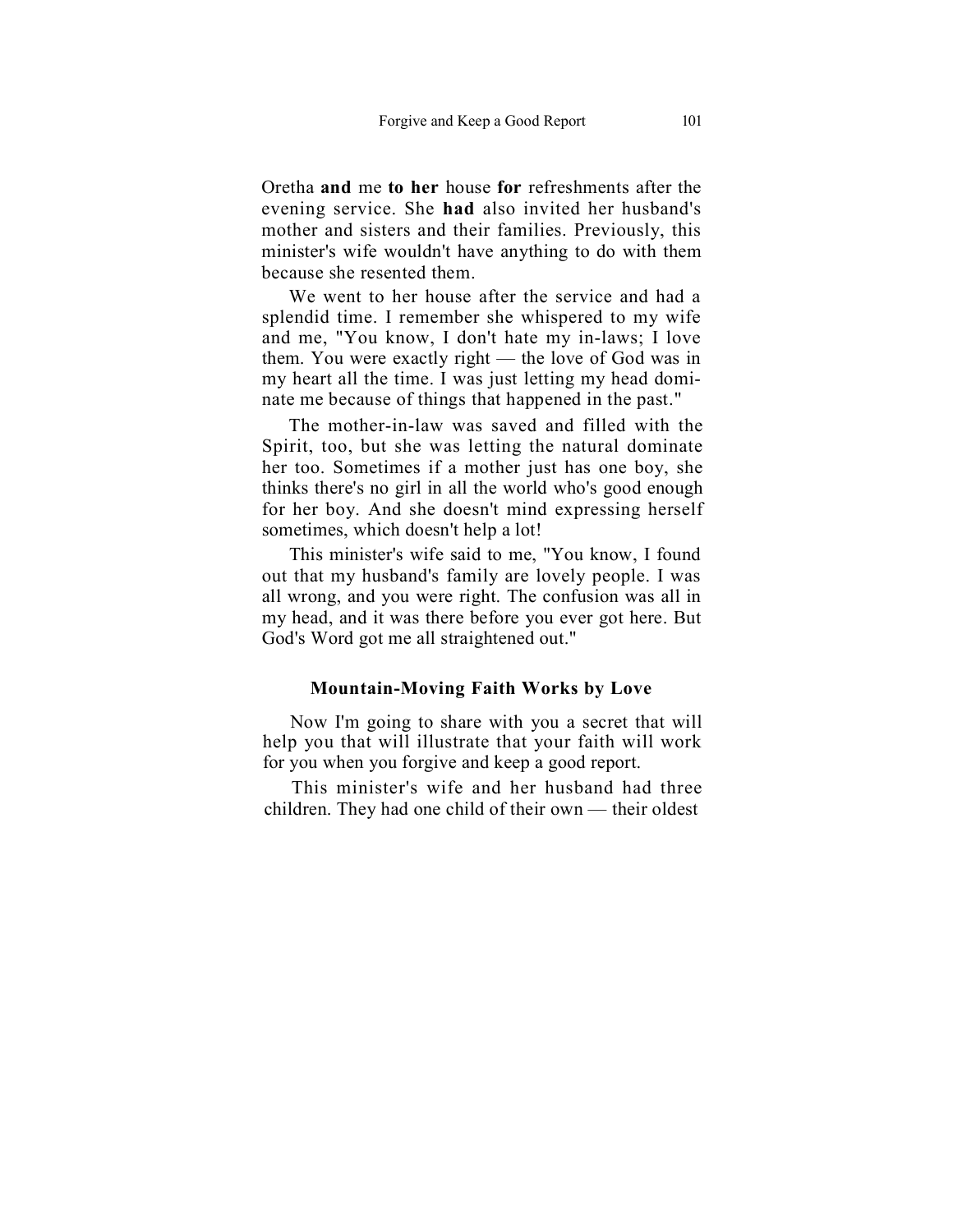Oretha **and** me **to her** house **for** refreshments after the evening service. She **had** also invited her husband's mother and sisters and their families. Previously, this minister's wife wouldn't have anything to do with them because she resented them.

We went to her house after the service and had a splendid time. I remember she whispered to my wife and me, "You know, I don't hate my in-laws; I love them. You were exactly right — the love of God was in my heart all the time. I was just letting my head dominate me because of things that happened in the past."

The mother-in-law was saved and filled with the Spirit, too, but she was letting the natural dominate her too. Sometimes if a mother just has one boy, she thinks there's no girl in all the world who's good enough for her boy. And she doesn't mind expressing herself sometimes, which doesn't help a lot!

This minister's wife said to me, "You know, I found out that my husband's family are lovely people. I was all wrong, and you were right. The confusion was all in my head, and it was there before you ever got here. But God's Word got me all straightened out."

### Mountain-Moving Faith Works by Love

Now I'm going to share with you a secret that will help you that will illustrate that your faith will work for you when you forgive and keep a good report.

This minister's wife and her husband had three children. They had one child of their own — their oldest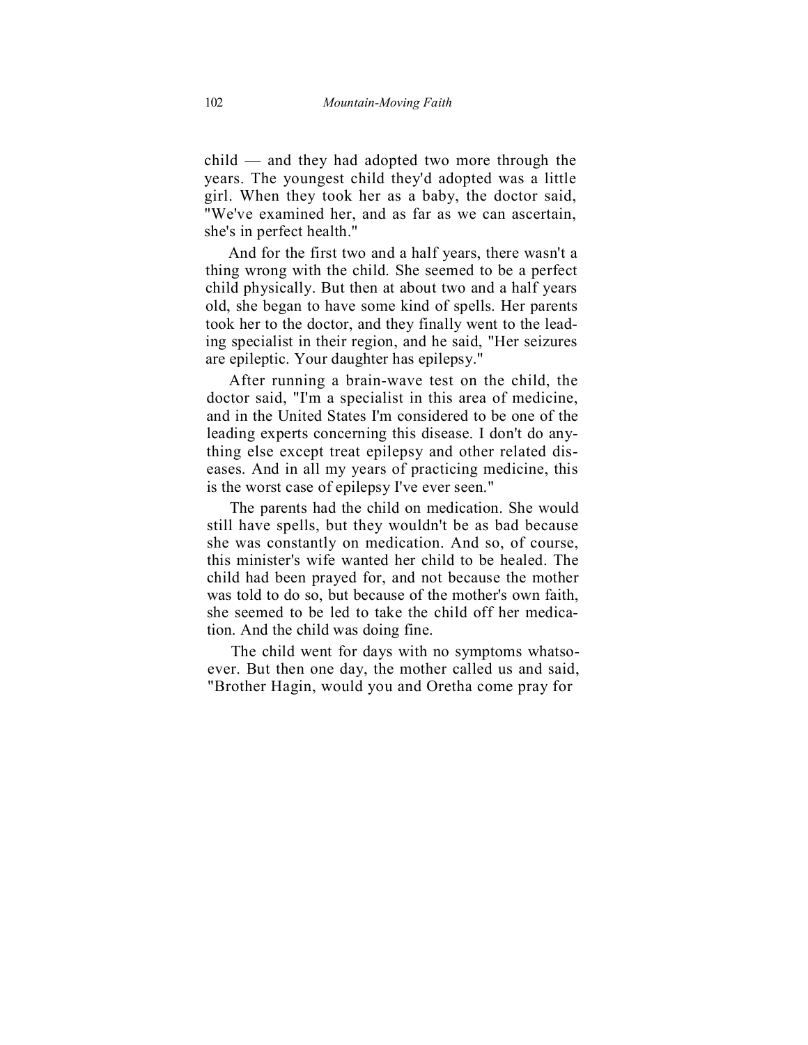child — and they had adopted two more through the years. The youngest child they'd adopted was a little girl. When they took her as a baby, the doctor said, "We've examined her, and as far as we can ascertain, she's in perfect health."

And for the first two and a half years, there wasn't a thing wrong with the child. She seemed to be a perfect child physically. But then at about two and a half years old, she began to have some kind of spells. Her parents took her to the doctor, and they finally went to the leading specialist in their region, and he said, "Her seizures are epileptic. Your daughter has epilepsy."

After running a brain-wave test on the child, the doctor said, "I'm a specialist in this area of medicine, and in the United States I'm considered to be one of the leading experts concerning this disease. I don't do anything else except treat epilepsy and other related diseases. And in all my years of practicing medicine, this is the worst case of epilepsy I've ever seen."

The parents had the child on medication. She would still have spells, but they wouldn't be as bad because she was constantly on medication. And so, of course, this minister's wife wanted her child to be healed. The child had been prayed for, and not because the mother was told to do so, but because of the mother's own faith, she seemed to be led to take the child off her medication. And the child was doing fine.

The child went for days with no symptoms whatsoever. But then one day, the mother called us and said, "Brother Hagin, would you and Oretha come pray for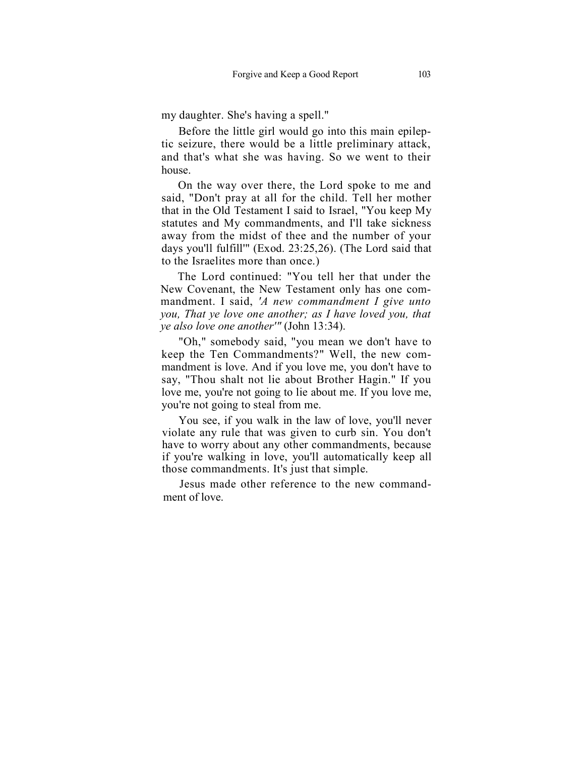my daughter. She's having a spell."

Before the little girl would go into this main epileptic seizure, there would be a little preliminary attack, and that's what she was having. So we went to their house.

On the way over there, the Lord spoke to me and said, "Don't pray at all for the child. Tell her mother that in the Old Testament I said to Israel, "You keep My statutes and My commandments, and I'll take sickness away from the midst of thee and the number of your days you'll fulfill'" (Exod. 23:25,26). (The Lord said that to the Israelites more than once.)

The Lord continued: "You tell her that under the New Covenant, the New Testament only has one commandment. I said, *'A new commandment I give unto you, That ye love one another; as I have loved you, that ye also love one another'"* (John 13:34).

"Oh," somebody said, "you mean we don't have to keep the Ten Commandments?" Well, the new commandment is love. And if you love me, you don't have to say, "Thou shalt not lie about Brother Hagin." If you love me, you're not going to lie about me. If you love me, you're not going to steal from me.

You see, if you walk in the law of love, you'll never violate any rule that was given to curb sin. You don't have to worry about any other commandments, because if you're walking in love, you'll automatically keep all those commandments. It's just that simple.

Jesus made other reference to the new commandment of love.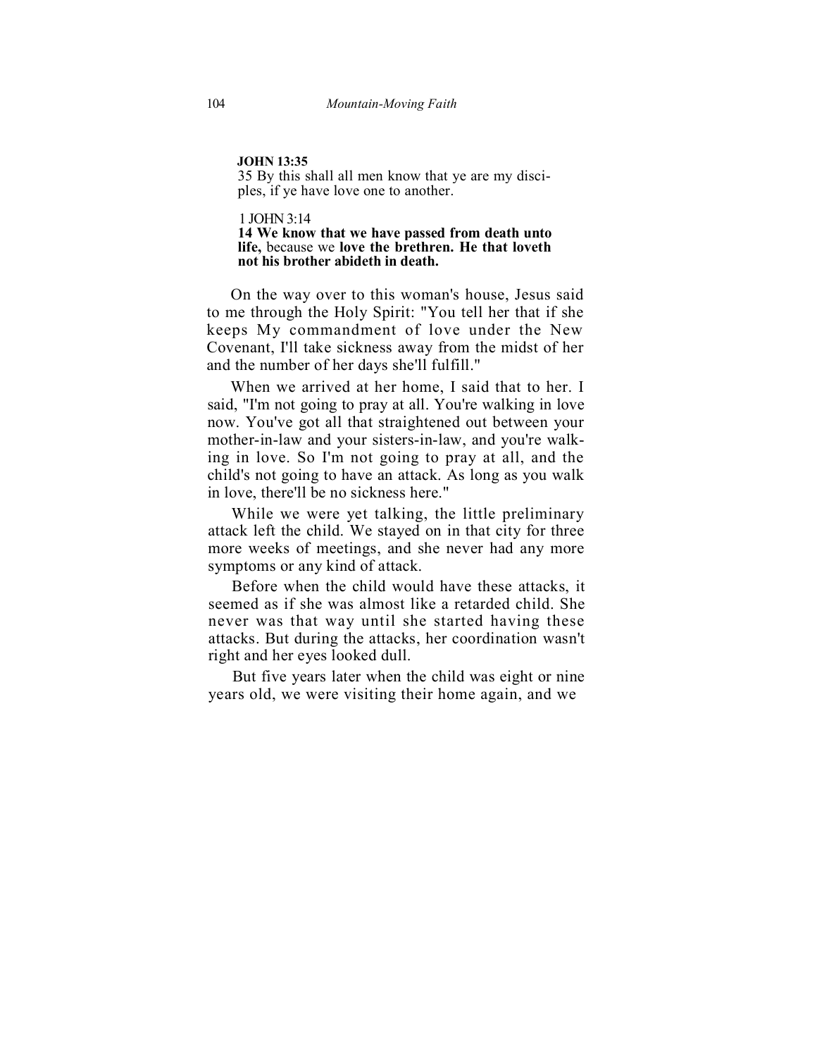**JOHN 13:35**
35 By this shall all men know that ye are my disciples, if ye have love one to another.

1 JOHN 3:14
**14 We know that we have passed from death unto life,** because we **love the brethren. He that loveth not his brother abideth in death.**

On the way over to this woman's house, Jesus said to me through the Holy Spirit: "You tell her that if she keeps My commandment of love under the New Covenant, I'll take sickness away from the midst of her and the number of her days she'll fulfill."

When we arrived at her home, I said that to her. I said, "I'm not going to pray at all. You're walking in love now. You've got all that straightened out between your mother-in-law and your sisters-in-law, and you're walking in love. So I'm not going to pray at all, and the child's not going to have an attack. As long as you walk in love, there'll be no sickness here."

While we were yet talking, the little preliminary attack left the child. We stayed on in that city for three more weeks of meetings, and she never had any more symptoms or any kind of attack.

Before when the child would have these attacks, it seemed as if she was almost like a retarded child. She never was that way until she started having these attacks. But during the attacks, her coordination wasn't right and her eyes looked dull.

But five years later when the child was eight or nine years old, we were visiting their home again, and we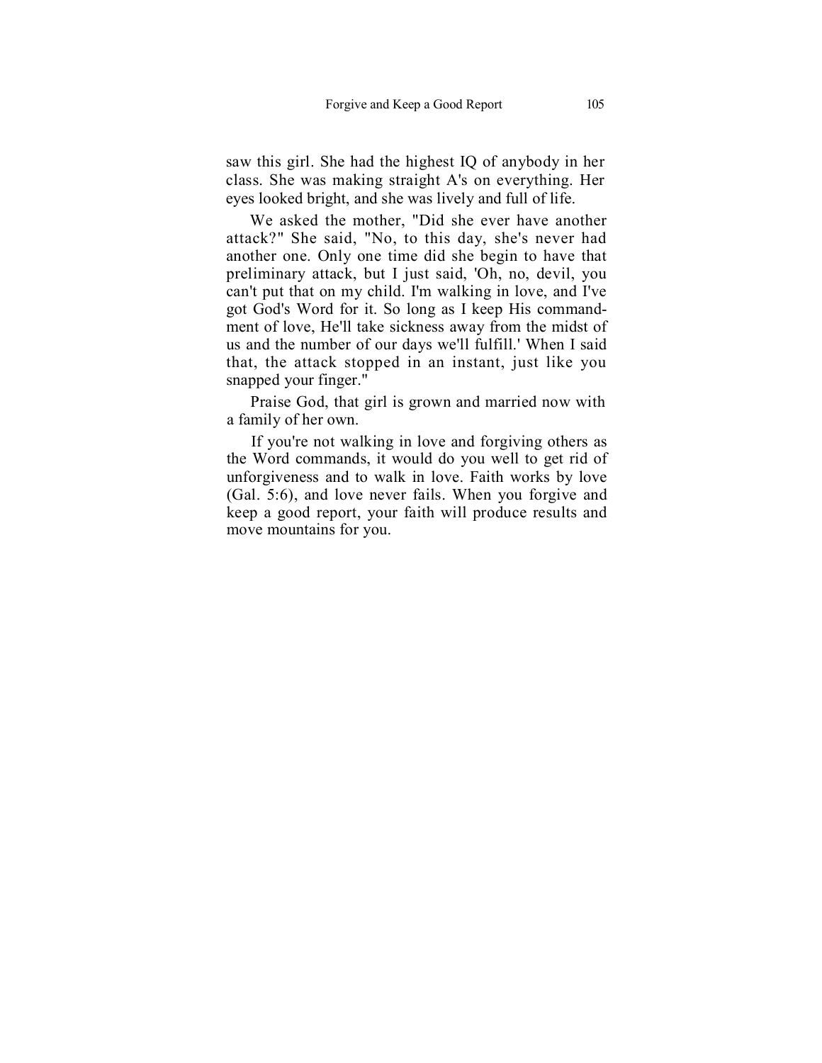saw this girl. She had the highest IQ of anybody in her class. She was making straight A's on everything. Her eyes looked bright, and she was lively and full of life.

We asked the mother, "Did she ever have another attack?" She said, "No, to this day, she's never had another one. Only one time did she begin to have that preliminary attack, but I just said, 'Oh, no, devil, you can't put that on my child. I'm walking in love, and I've got God's Word for it. So long as I keep His commandment of love, He'll take sickness away from the midst of us and the number of our days we'll fulfill.' When I said that, the attack stopped in an instant, just like you snapped your finger."

Praise God, that girl is grown and married now with a family of her own.

If you're not walking in love and forgiving others as the Word commands, it would do you well to get rid of unforgiveness and to walk in love. Faith works by love (Gal. 5:6), and love never fails. When you forgive and keep a good report, your faith will produce results and move mountains for you.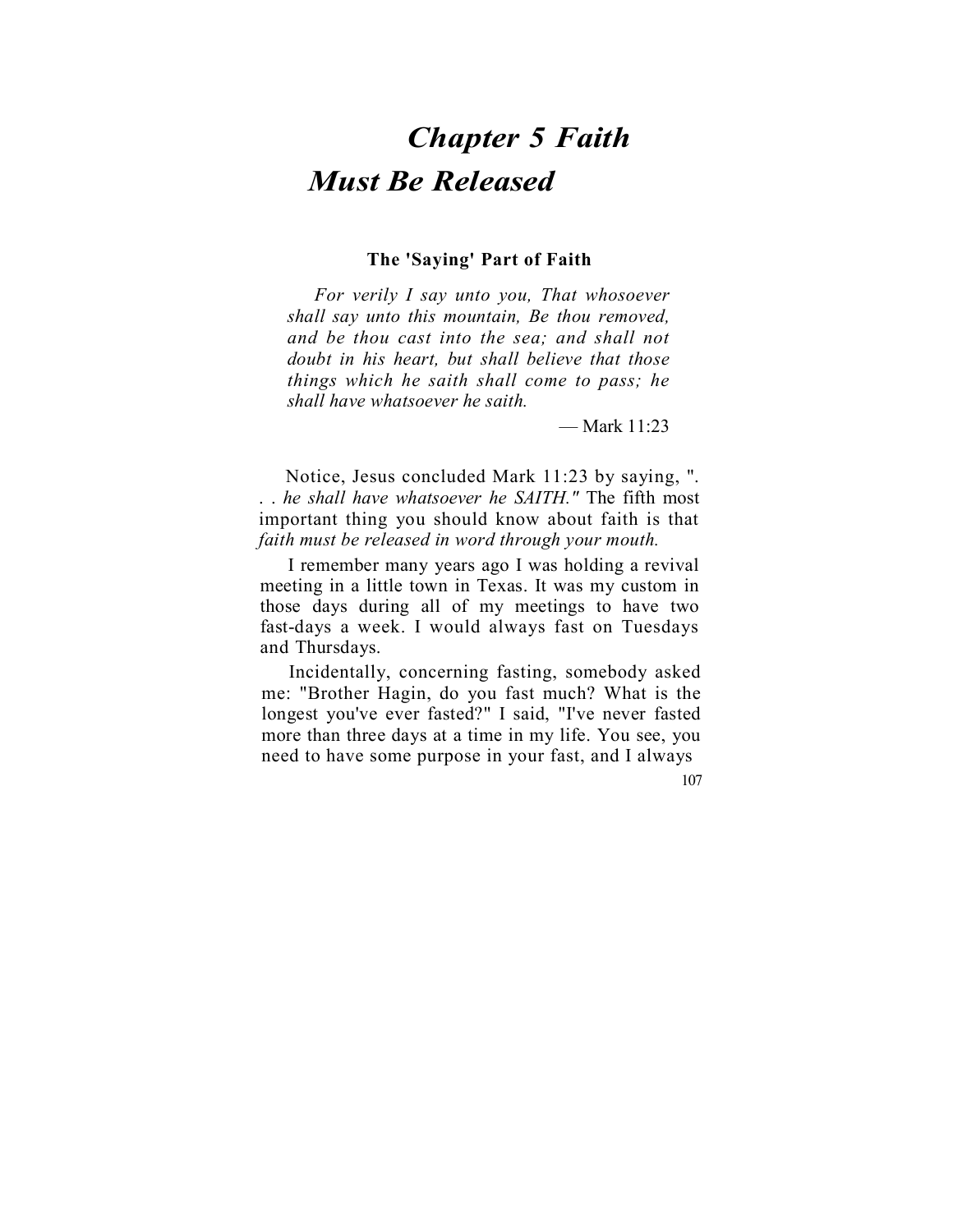# Chapter 5 Faith Must Be Released

### The 'Saying' Part of Faith

*For verily I say unto you, That whosoever shall say unto this mountain, Be thou removed, and be thou cast into the sea; and shall not doubt in his heart, but shall believe that those things which he saith shall come to pass; he shall have whatsoever he saith.*

— Mark 11:23

Notice, Jesus concluded Mark 11:23 by saying, "*. . . he shall have whatsoever he SAITH.*" The fifth most important thing you should know about faith is that *faith must be released in word through your mouth.*

I remember many years ago I was holding a revival meeting in a little town in Texas. It was my custom in those days during all of my meetings to have two fast-days a week. I would always fast on Tuesdays and Thursdays.

Incidentally, concerning fasting, somebody asked me: "Brother Hagin, do you fast much? What is the longest you've ever fasted?" I said, "I've never fasted more than three days at a time in my life. You see, you need to have some purpose in your fast, and I always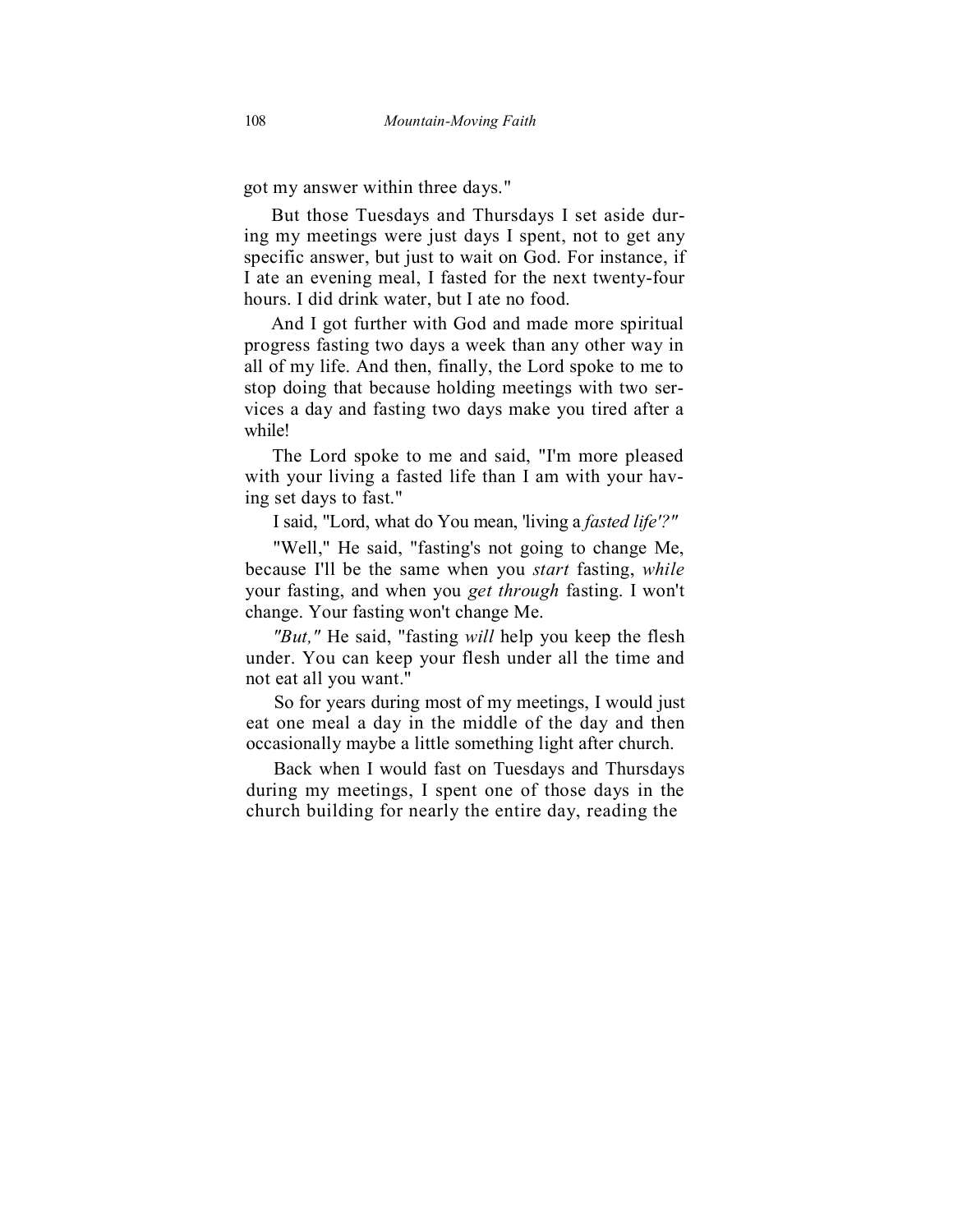got my answer within three days."

But those Tuesdays and Thursdays I set aside during my meetings were just days I spent, not to get any specific answer, but just to wait on God. For instance, if I ate an evening meal, I fasted for the next twenty-four hours. I did drink water, but I ate no food.

And I got further with God and made more spiritual progress fasting two days a week than any other way in all of my life. And then, finally, the Lord spoke to me to stop doing that because holding meetings with two services a day and fasting two days make you tired after a while!

The Lord spoke to me and said, "I'm more pleased with your living a fasted life than I am with your having set days to fast."

I said, "Lord, what do You mean, 'living a *fasted life'?"*

"Well," He said, "fasting's not going to change Me, because I'll be the same when you *start* fasting, *while* your fasting, and when you *get through* fasting. I won't change. Your fasting won't change Me.

*"But,"* He said, "fasting *will* help you keep the flesh under. You can keep your flesh under all the time and not eat all you want."

So for years during most of my meetings, I would just eat one meal a day in the middle of the day and then occasionally maybe a little something light after church.

Back when I would fast on Tuesdays and Thursdays during my meetings, I spent one of those days in the church building for nearly the entire day, reading the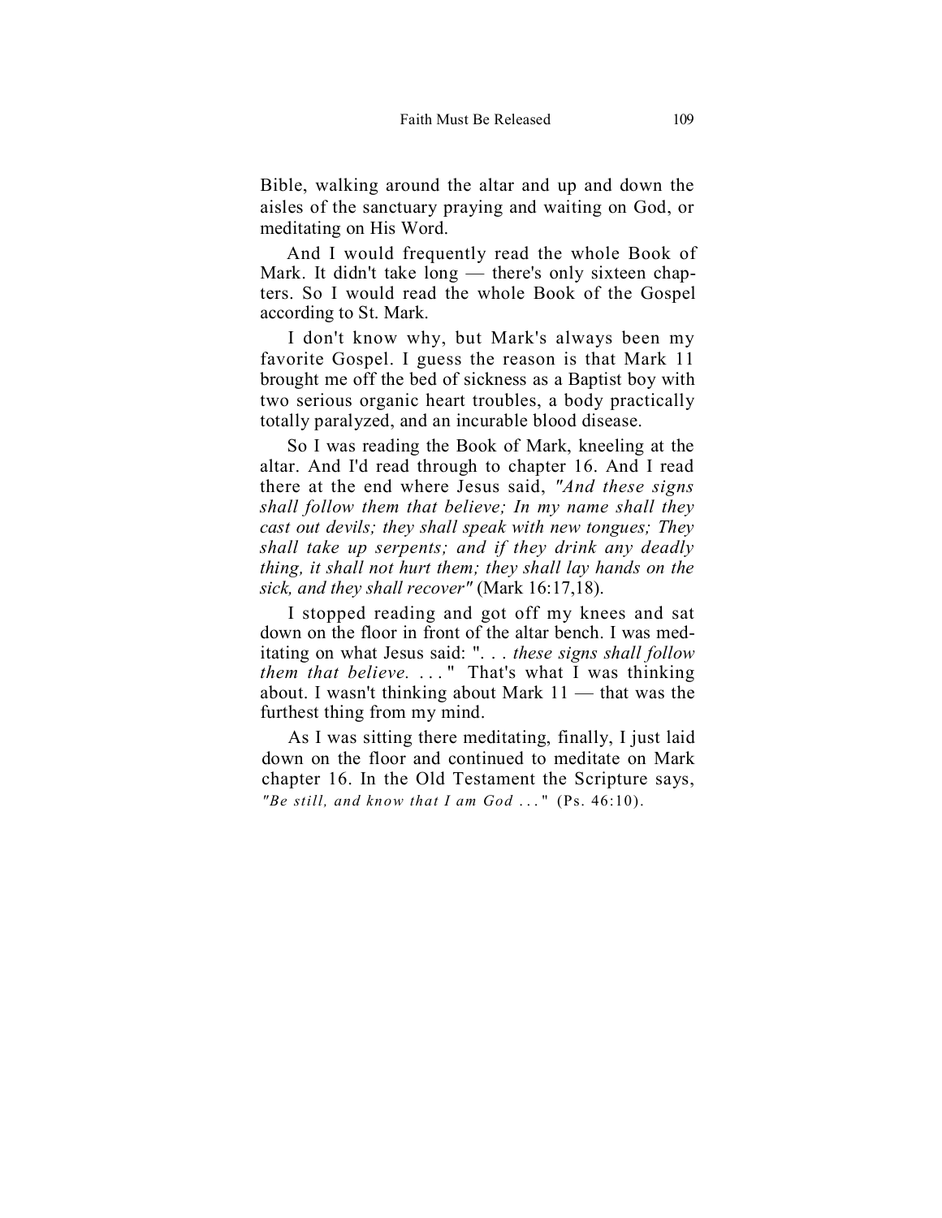Bible, walking around the altar and up and down the aisles of the sanctuary praying and waiting on God, or meditating on His Word.

And I would frequently read the whole Book of Mark. It didn't take long — there's only sixteen chapters. So I would read the whole Book of the Gospel according to St. Mark.

I don't know why, but Mark's always been my favorite Gospel. I guess the reason is that Mark 11 brought me off the bed of sickness as a Baptist boy with two serious organic heart troubles, a body practically totally paralyzed, and an incurable blood disease.

So I was reading the Book of Mark, kneeling at the altar. And I'd read through to chapter 16. And I read there at the end where Jesus said, *"And these signs shall follow them that believe; In my name shall they cast out devils; they shall speak with new tongues; They shall take up serpents; and if they drink any deadly thing, it shall not hurt them; they shall lay hands on the sick, and they shall recover"* (Mark 16:17,18).

I stopped reading and got off my knees and sat down on the floor in front of the altar bench. I was meditating on what Jesus said: ". . . *these signs shall follow them that believe.* . . ." That's what I was thinking about. I wasn't thinking about Mark 11 — that was the furthest thing from my mind.

As I was sitting there meditating, finally, I just laid down on the floor and continued to meditate on Mark chapter 16. In the Old Testament the Scripture says, *"Be still, and know that I am God . . ."* (Ps. 46:10).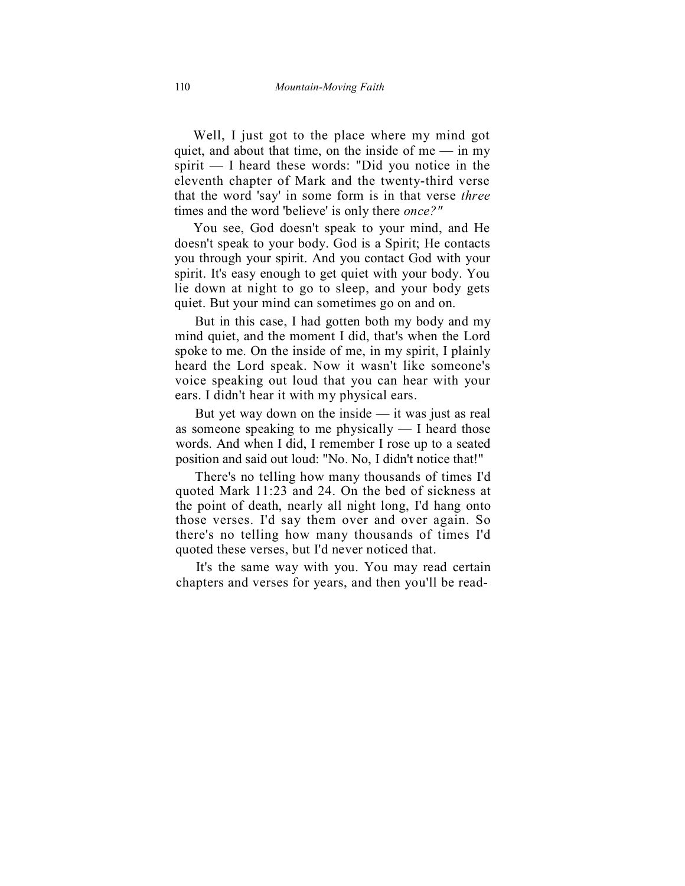Well, I just got to the place where my mind got quiet, and about that time, on the inside of me — in my spirit — I heard these words: "Did you notice in the eleventh chapter of Mark and the twenty-third verse that the word 'say' in some form is in that verse *three* times and the word 'believe' is only there *once?"*

You see, God doesn't speak to your mind, and He doesn't speak to your body. God is a Spirit; He contacts you through your spirit. And you contact God with your spirit. It's easy enough to get quiet with your body. You lie down at night to go to sleep, and your body gets quiet. But your mind can sometimes go on and on.

But in this case, I had gotten both my body and my mind quiet, and the moment I did, that's when the Lord spoke to me. On the inside of me, in my spirit, I plainly heard the Lord speak. Now it wasn't like someone's voice speaking out loud that you can hear with your ears. I didn't hear it with my physical ears.

But yet way down on the inside — it was just as real as someone speaking to me physically — I heard those words. And when I did, I remember I rose up to a seated position and said out loud: "No. No, I didn't notice that!"

There's no telling how many thousands of times I'd quoted Mark 11:23 and 24. On the bed of sickness at the point of death, nearly all night long, I'd hang onto those verses. I'd say them over and over again. So there's no telling how many thousands of times I'd quoted these verses, but I'd never noticed that.

It's the same way with you. You may read certain chapters and verses for years, and then you'll be read-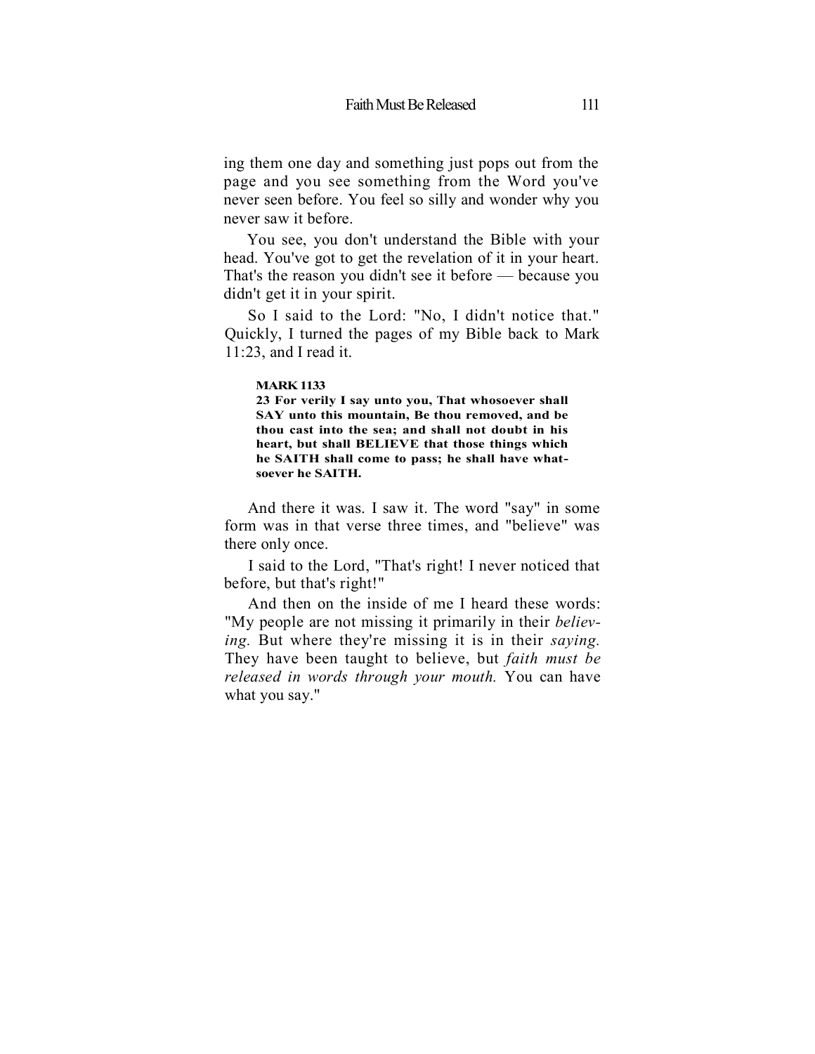ing them one day and something just pops out from the page and you see something from the Word you've never seen before. You feel so silly and wonder why you never saw it before.

You see, you don't understand the Bible with your head. You've got to get the revelation of it in your heart. That's the reason you didn't see it before — because you didn't get it in your spirit.

So I said to the Lord: "No, I didn't notice that." Quickly, I turned the pages of my Bible back to Mark 11:23, and I read it.

> **MARK 1133**
> **23 For verily I say unto you, That whosoever shall SAY unto this mountain, Be thou removed, and be thou cast into the sea; and shall not doubt in his heart, but shall BELIEVE that those things which he SAITH shall come to pass; he shall have whatsoever he SAITH.**

And there it was. I saw it. The word "say" in some form was in that verse three times, and "believe" was there only once.

I said to the Lord, "That's right! I never noticed that before, but that's right!"

And then on the inside of me I heard these words: "My people are not missing it primarily in their *believing.* But where they're missing it is in their *saying.* They have been taught to believe, but *faith must be released in words through your mouth.* You can have what you say."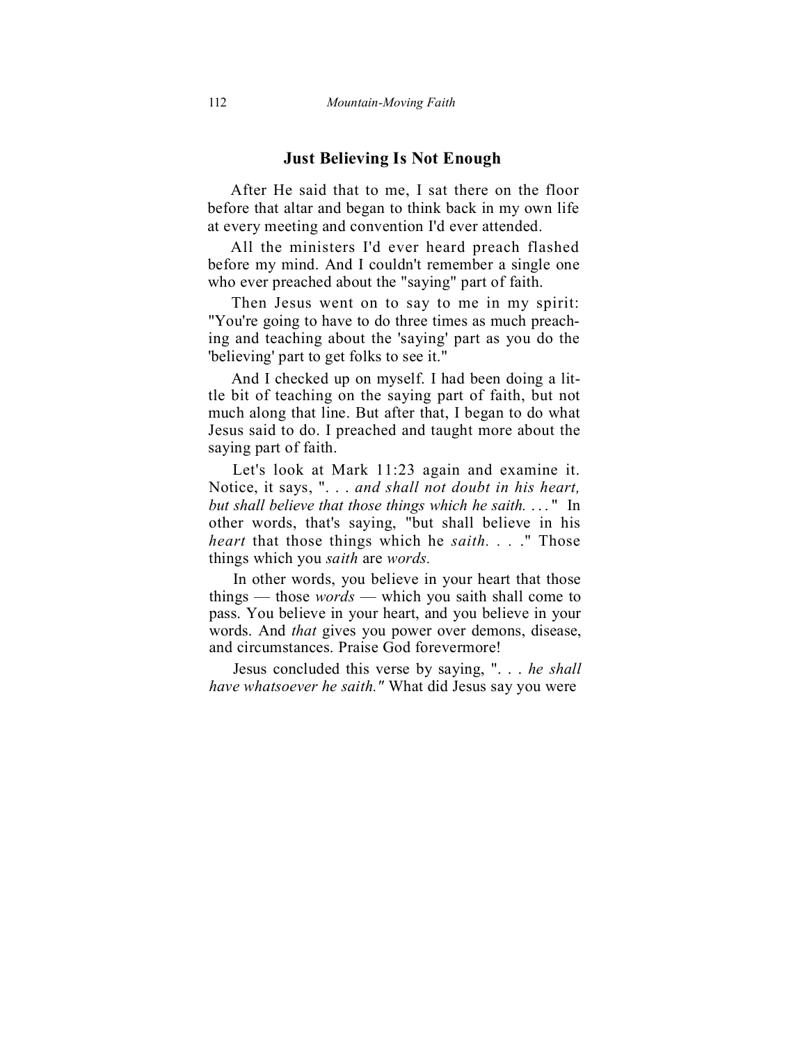## Just Believing Is Not Enough

After He said that to me, I sat there on the floor before that altar and began to think back in my own life at every meeting and convention I'd ever attended.

All the ministers I'd ever heard preach flashed before my mind. And I couldn't remember a single one who ever preached about the "saying" part of faith.

Then Jesus went on to say to me in my spirit: "You're going to have to do three times as much preaching and teaching about the 'saying' part as you do the 'believing' part to get folks to see it."

And I checked up on myself. I had been doing a little bit of teaching on the saying part of faith, but not much along that line. But after that, I began to do what Jesus said to do. I preached and taught more about the saying part of faith.

Let's look at Mark 11:23 again and examine it. Notice, it says, ". . . *and shall not doubt in his heart, but shall believe that those things which he saith. . . .*" In other words, that's saying, "but shall believe in his *heart* that those things which he *saith*. . . ." Those things which you *saith* are *words.*

In other words, you believe in your heart that those things — those *words* — which you saith shall come to pass. You believe in your heart, and you believe in your words. And *that* gives you power over demons, disease, and circumstances. Praise God forevermore!

Jesus concluded this verse by saying, ". . . *he shall have whatsoever he saith."* What did Jesus say you were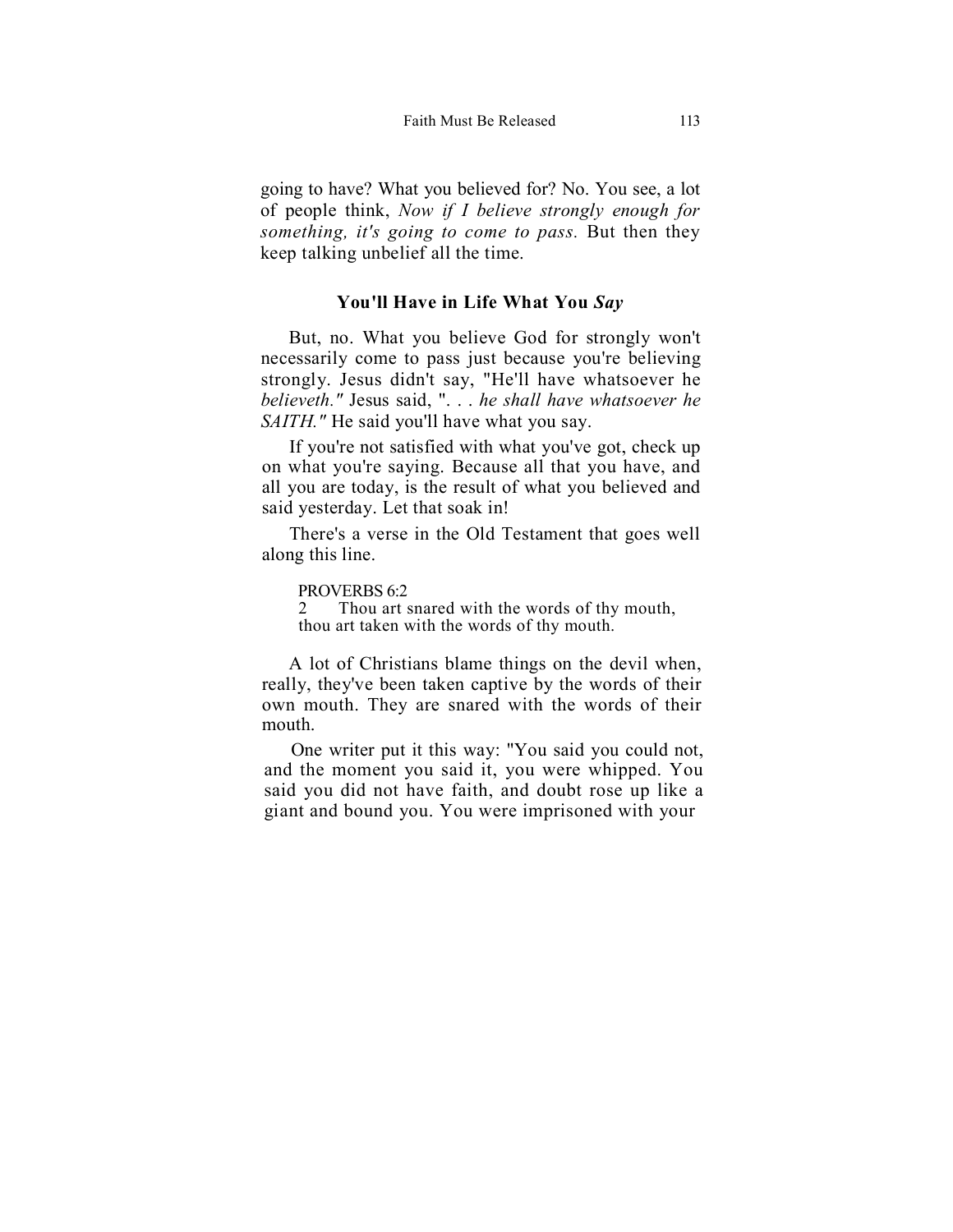going to have? What you believed for? No. You see, a lot of people think, *Now if I believe strongly enough for something, it's going to come to pass.* But then they keep talking unbelief all the time.

### You'll Have in Life What You *Say*

But, no. What you believe God for strongly won't necessarily come to pass just because you're believing strongly. Jesus didn't say, "He'll have whatsoever he *believeth."* Jesus said, ". . . *he shall have whatsoever he SAITH."* He said you'll have what you say.

If you're not satisfied with what you've got, check up on what you're saying. Because all that you have, and all you are today, is the result of what you believed and said yesterday. Let that soak in!

There's a verse in the Old Testament that goes well along this line.

> PROVERBS 6:2
> 2 Thou art snared with the words of thy mouth, thou art taken with the words of thy mouth.

A lot of Christians blame things on the devil when, really, they've been taken captive by the words of their own mouth. They are snared with the words of their mouth.

One writer put it this way: "You said you could not, and the moment you said it, you were whipped. You said you did not have faith, and doubt rose up like a giant and bound you. You were imprisoned with your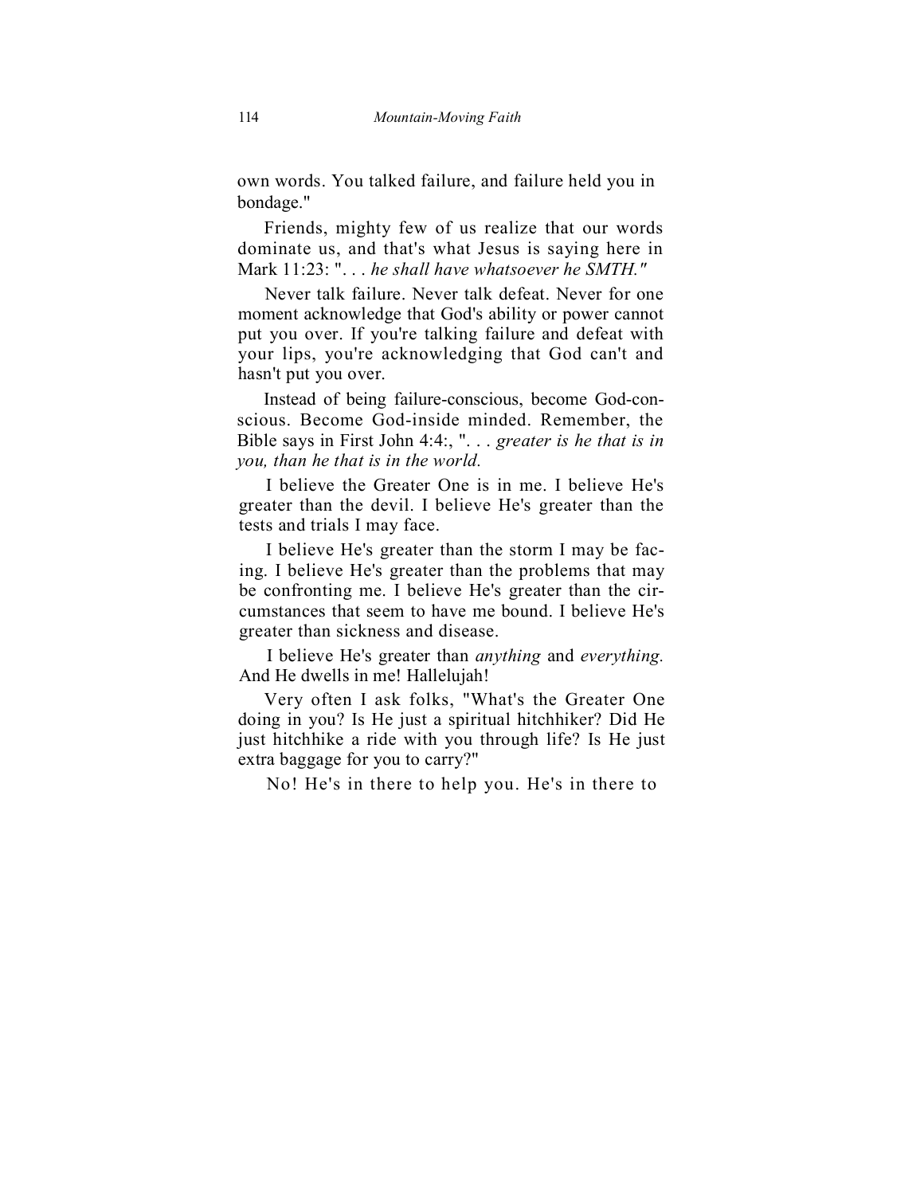own words. You talked failure, and failure held you in bondage."

Friends, mighty few of us realize that our words dominate us, and that's what Jesus is saying here in Mark 11:23: ". . . *he shall have whatsoever he SMTH."*

Never talk failure. Never talk defeat. Never for one moment acknowledge that God's ability or power cannot put you over. If you're talking failure and defeat with your lips, you're acknowledging that God can't and hasn't put you over.

Instead of being failure-conscious, become God-conscious. Become God-inside minded. Remember, the Bible says in First John 4:4:, ". . . *greater is he that is in you, than he that is in the world.*

I believe the Greater One is in me. I believe He's greater than the devil. I believe He's greater than the tests and trials I may face.

I believe He's greater than the storm I may be facing. I believe He's greater than the problems that may be confronting me. I believe He's greater than the circumstances that seem to have me bound. I believe He's greater than sickness and disease.

I believe He's greater than *anything* and *everything.* And He dwells in me! Hallelujah!

Very often I ask folks, "What's the Greater One doing in you? Is He just a spiritual hitchhiker? Did He just hitchhike a ride with you through life? Is He just extra baggage for you to carry?"

No! He's in there to help you. He's in there to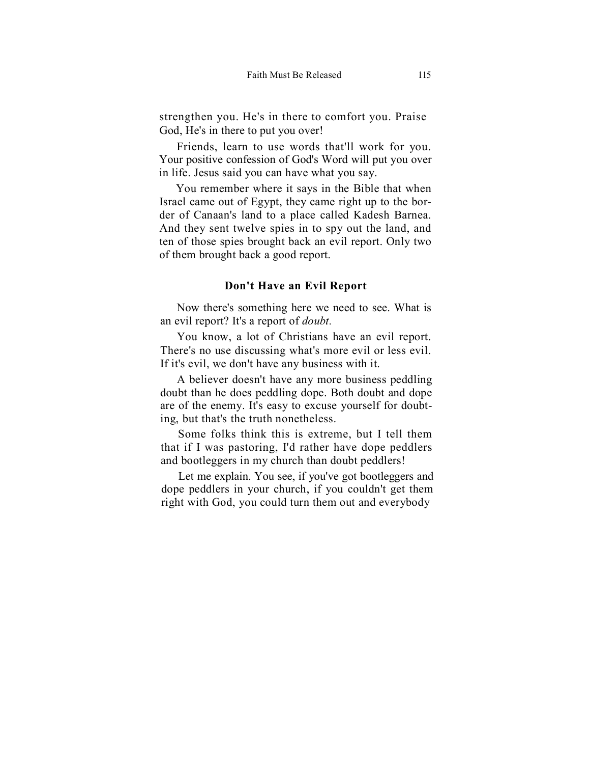strengthen you. He's in there to comfort you. Praise God, He's in there to put you over!

Friends, learn to use words that'll work for you. Your positive confession of God's Word will put you over in life. Jesus said you can have what you say.

You remember where it says in the Bible that when Israel came out of Egypt, they came right up to the border of Canaan's land to a place called Kadesh Barnea. And they sent twelve spies in to spy out the land, and ten of those spies brought back an evil report. Only two of them brought back a good report.

### Don't Have an Evil Report

Now there's something here we need to see. What is an evil report? It's a report of *doubt.*

You know, a lot of Christians have an evil report. There's no use discussing what's more evil or less evil. If it's evil, we don't have any business with it.

A believer doesn't have any more business peddling doubt than he does peddling dope. Both doubt and dope are of the enemy. It's easy to excuse yourself for doubting, but that's the truth nonetheless.

Some folks think this is extreme, but I tell them that if I was pastoring, I'd rather have dope peddlers and bootleggers in my church than doubt peddlers!

Let me explain. You see, if you've got bootleggers and dope peddlers in your church, if you couldn't get them right with God, you could turn them out and everybody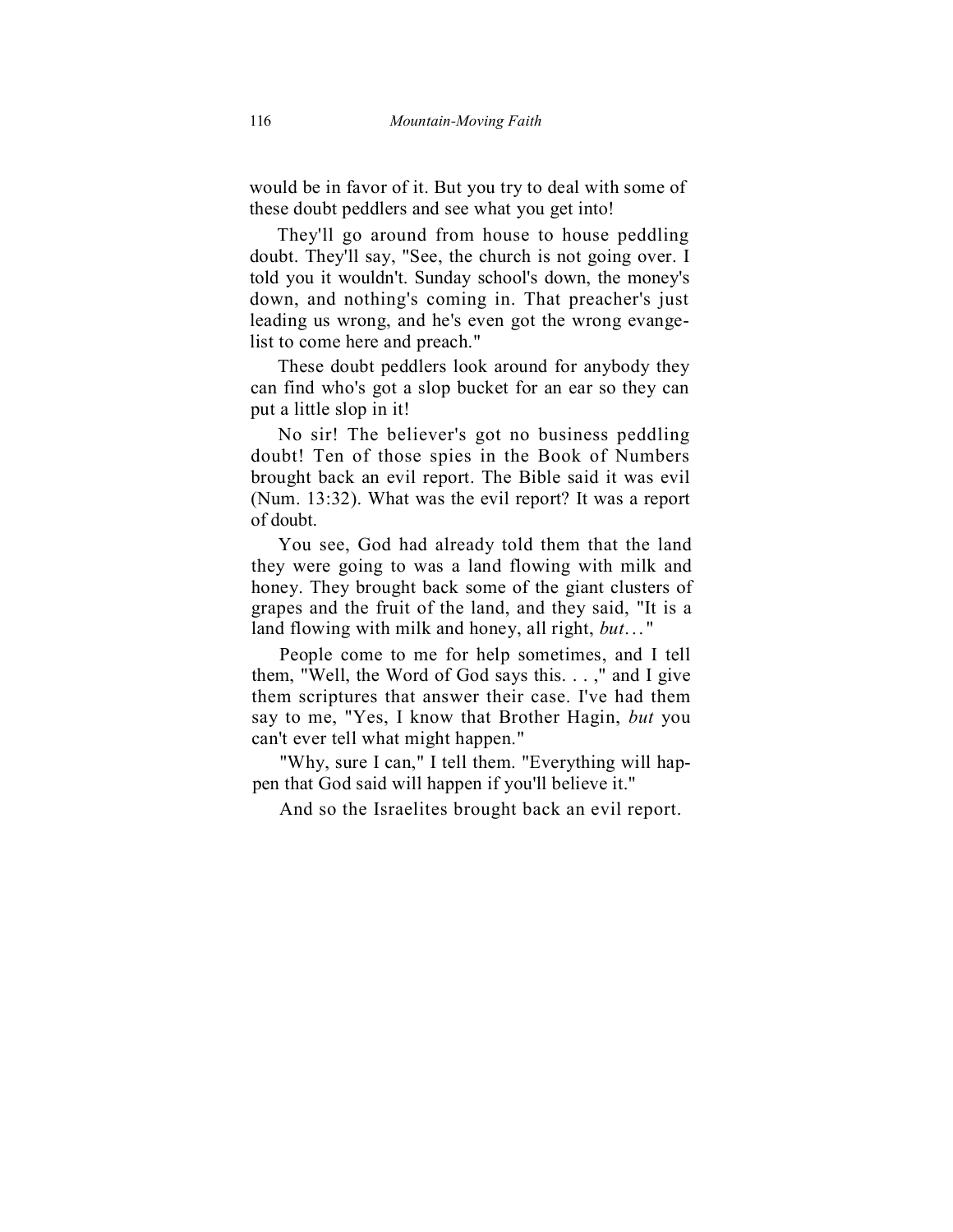would be in favor of it. But you try to deal with some of these doubt peddlers and see what you get into!

They'll go around from house to house peddling doubt. They'll say, "See, the church is not going over. I told you it wouldn't. Sunday school's down, the money's down, and nothing's coming in. That preacher's just leading us wrong, and he's even got the wrong evangelist to come here and preach."

These doubt peddlers look around for anybody they can find who's got a slop bucket for an ear so they can put a little slop in it!

No sir! The believer's got no business peddling doubt! Ten of those spies in the Book of Numbers brought back an evil report. The Bible said it was evil (Num. 13:32). What was the evil report? It was a report of doubt.

You see, God had already told them that the land they were going to was a land flowing with milk and honey. They brought back some of the giant clusters of grapes and the fruit of the land, and they said, "It is a land flowing with milk and honey, all right, *but*. . ."

People come to me for help sometimes, and I tell them, "Well, the Word of God says this. . . ," and I give them scriptures that answer their case. I've had them say to me, "Yes, I know that Brother Hagin, *but* you can't ever tell what might happen."

"Why, sure I can," I tell them. "Everything will happen that God said will happen if you'll believe it."

And so the Israelites brought back an evil report.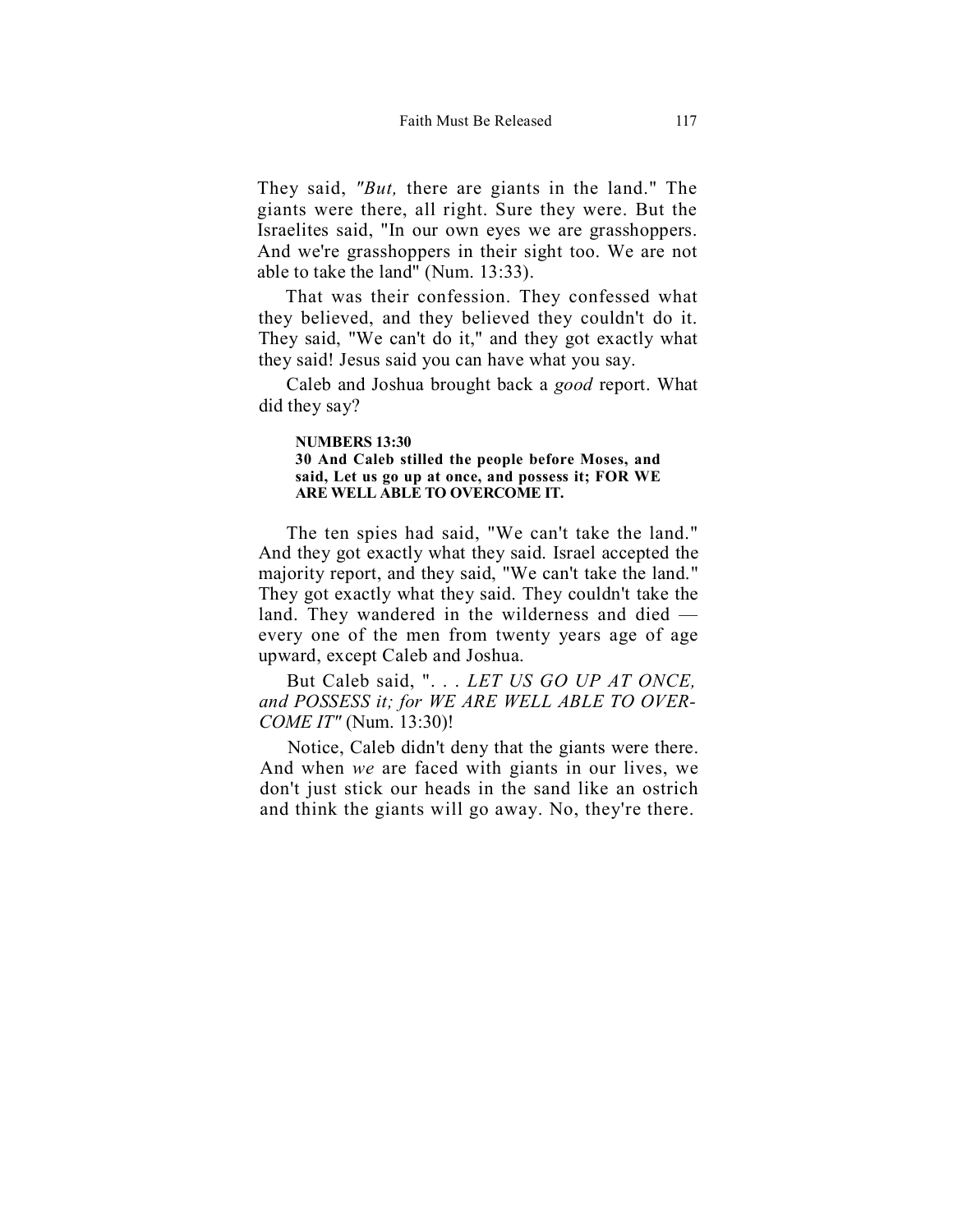They said, *"But,* there are giants in the land." The giants were there, all right. Sure they were. But the Israelites said, "In our own eyes we are grasshoppers. And we're grasshoppers in their sight too. We are not able to take the land" (Num. 13:33).

That was their confession. They confessed what they believed, and they believed they couldn't do it. They said, "We can't do it," and they got exactly what they said! Jesus said you can have what you say.

Caleb and Joshua brought back a *good* report. What did they say?

> **NUMBERS 13:30**
> **30 And Caleb stilled the people before Moses, and said, Let us go up at once, and possess it; FOR WE ARE WELL ABLE TO OVERCOME IT.**

The ten spies had said, "We can't take the land." And they got exactly what they said. Israel accepted the majority report, and they said, "We can't take the land." They got exactly what they said. They couldn't take the land. They wandered in the wilderness and died — every one of the men from twenty years age of age upward, except Caleb and Joshua.

But Caleb said, ". . . *LET US GO UP AT ONCE, and POSSESS it; for WE ARE WELL ABLE TO OVERCOME IT"* (Num. 13:30)!

Notice, Caleb didn't deny that the giants were there. And when *we* are faced with giants in our lives, we don't just stick our heads in the sand like an ostrich and think the giants will go away. No, they're there.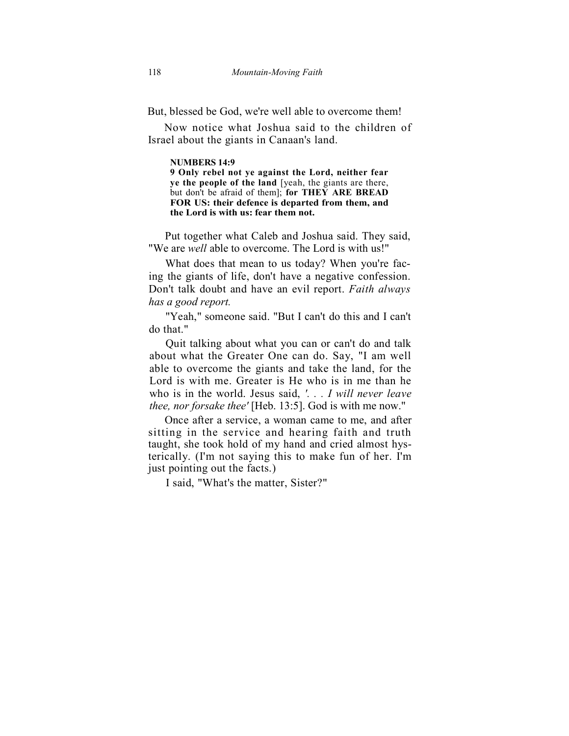But, blessed be God, we're well able to overcome them!

Now notice what Joshua said to the children of Israel about the giants in Canaan's land.

> **NUMBERS 14:9**
> **9 Only rebel not ye against the Lord, neither fear ye the people of the land** [yeah, the giants are there, but don't be afraid of them]; **for THEY ARE BREAD FOR US: their defence is departed from them, and the Lord is with us: fear them not.**

Put together what Caleb and Joshua said. They said, "We are *well* able to overcome. The Lord is with us!"

What does that mean to us today? When you're facing the giants of life, don't have a negative confession. Don't talk doubt and have an evil report. *Faith always has a good report.*

"Yeah," someone said. "But I can't do this and I can't do that."

Quit talking about what you can or can't do and talk about what the Greater One can do. Say, "I am well able to overcome the giants and take the land, for the Lord is with me. Greater is He who is in me than he who is in the world. Jesus said, *'. . . I will never leave thee, nor forsake thee'* [Heb. 13:5]. God is with me now."

Once after a service, a woman came to me, and after sitting in the service and hearing faith and truth taught, she took hold of my hand and cried almost hysterically. (I'm not saying this to make fun of her. I'm just pointing out the facts.)

I said, "What's the matter, Sister?"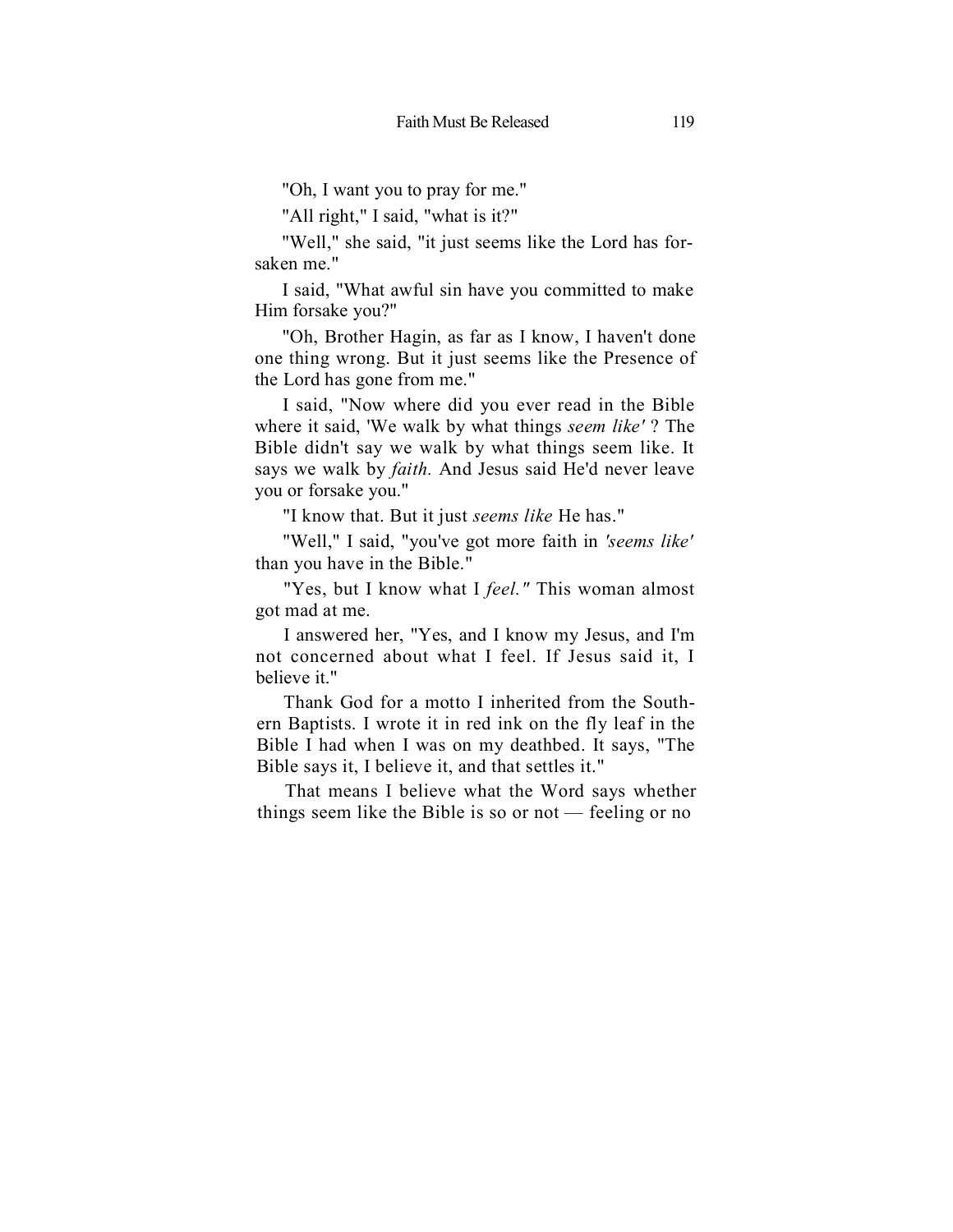"Oh, I want you to pray for me."

"All right," I said, "what is it?"

"Well," she said, "it just seems like the Lord has forsaken me."

I said, "What awful sin have you committed to make Him forsake you?"

"Oh, Brother Hagin, as far as I know, I haven't done one thing wrong. But it just seems like the Presence of the Lord has gone from me."

I said, "Now where did you ever read in the Bible where it said, 'We walk by what things *seem like'* ? The Bible didn't say we walk by what things seem like. It says we walk by *faith.* And Jesus said He'd never leave you or forsake you."

"I know that. But it just *seems like* He has."

"Well," I said, "you've got more faith in *'seems like'* than you have in the Bible."

"Yes, but I know what I *feel."* This woman almost got mad at me.

I answered her, "Yes, and I know my Jesus, and I'm not concerned about what I feel. If Jesus said it, I believe it."

Thank God for a motto I inherited from the Southern Baptists. I wrote it in red ink on the fly leaf in the Bible I had when I was on my deathbed. It says, "The Bible says it, I believe it, and that settles it."

That means I believe what the Word says whether things seem like the Bible is so or not — feeling or no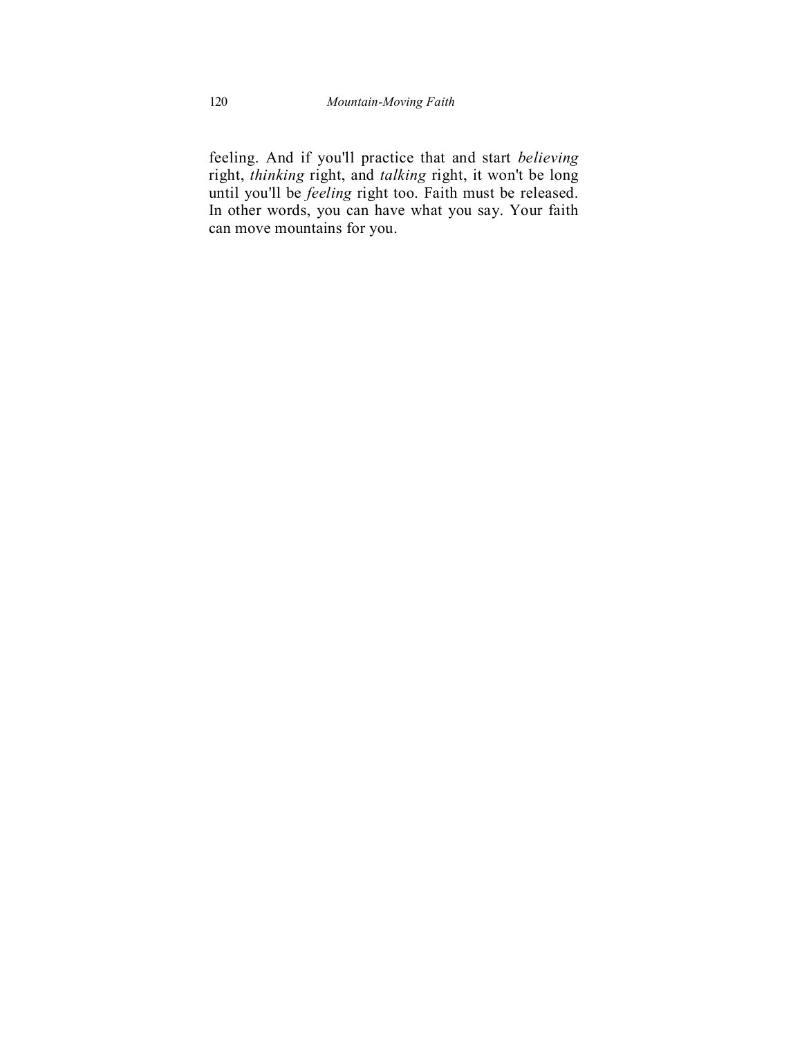feeling. And if you'll practice that and start *believing* right, *thinking* right, and *talking* right, it won't be long until you'll be *feeling* right too. Faith must be released. In other words, you can have what you say. Your faith can move mountains for you.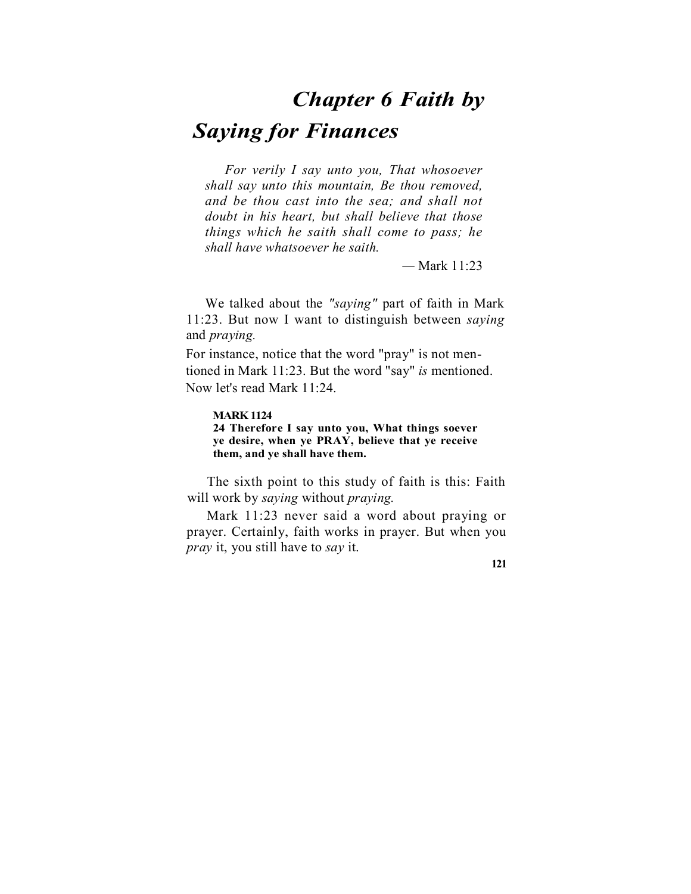# *Chapter 6 Faith by Saying for Finances*

> *For verily I say unto you, That whosoever shall say unto this mountain, Be thou removed, and be thou cast into the sea; and shall not doubt in his heart, but shall believe that those things which he saith shall come to pass; he shall have whatsoever he saith.*
>
> — Mark 11:23

We talked about the *"saying"* part of faith in Mark 11:23. But now I want to distinguish between *saying* and *praying.*

For instance, notice that the word "pray" is not mentioned in Mark 11:23. But the word "say" *is* mentioned. Now let's read Mark 11:24.

> **MARK 1124**
> **24 Therefore I say unto you, What things soever ye desire, when ye PRAY, believe that ye receive them, and ye shall have them.**

The sixth point to this study of faith is this: Faith will work by *saying* without *praying.*

Mark 11:23 never said a word about praying or prayer. Certainly, faith works in prayer. But when you *pray* it, you still have to *say* it.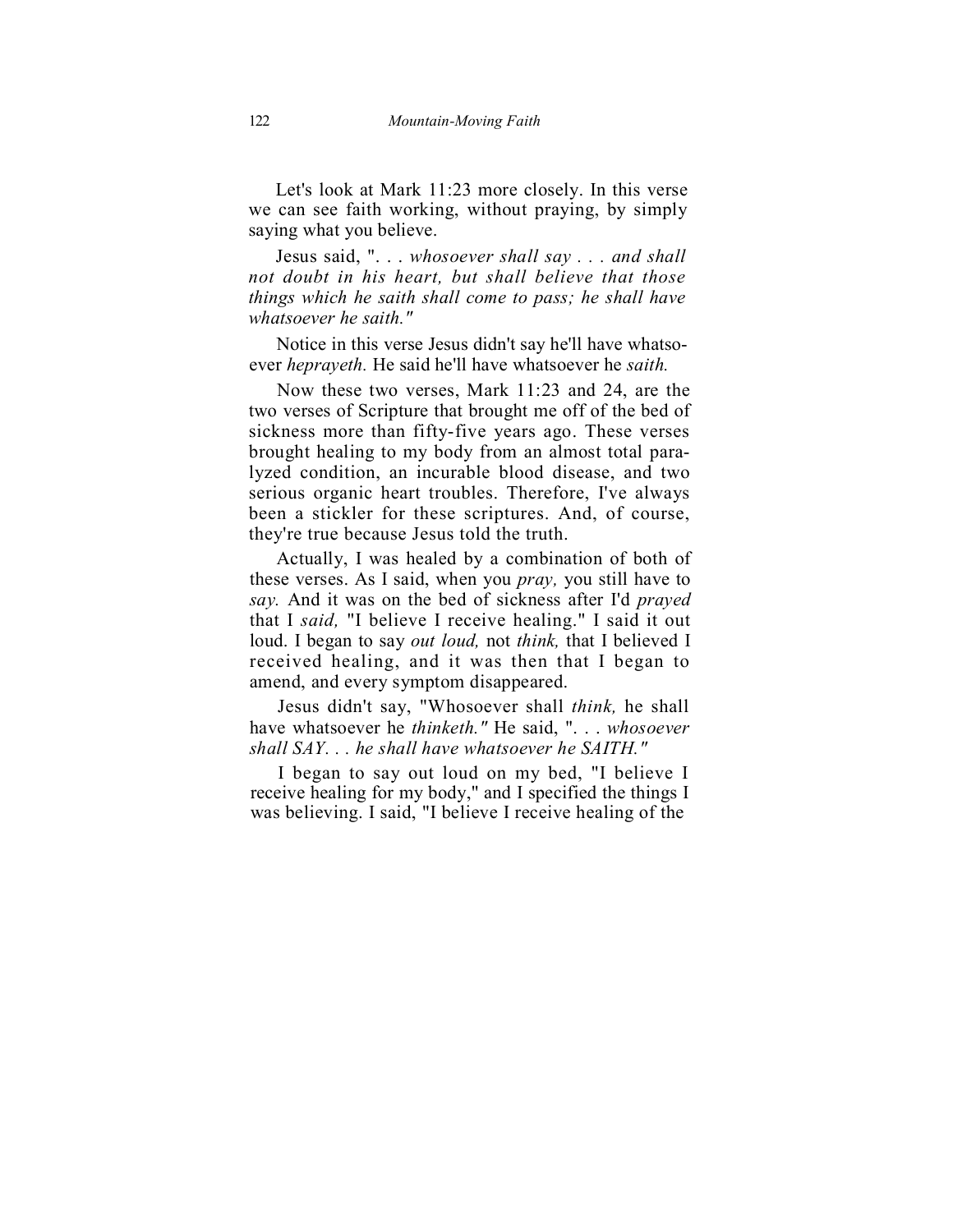Let's look at Mark 11:23 more closely. In this verse we can see faith working, without praying, by simply saying what you believe.

Jesus said, ". . . *whosoever shall say . . . and shall not doubt in his heart, but shall believe that those things which he saith shall come to pass; he shall have whatsoever he saith."*

Notice in this verse Jesus didn't say he'll have whatsoever *heprayeth.* He said he'll have whatsoever he *saith.*

Now these two verses, Mark 11:23 and 24, are the two verses of Scripture that brought me off of the bed of sickness more than fifty-five years ago. These verses brought healing to my body from an almost total paralyzed condition, an incurable blood disease, and two serious organic heart troubles. Therefore, I've always been a stickler for these scriptures. And, of course, they're true because Jesus told the truth.

Actually, I was healed by a combination of both of these verses. As I said, when you *pray,* you still have to *say.* And it was on the bed of sickness after I'd *prayed* that I *said,* "I believe I receive healing." I said it out loud. I began to say *out loud,* not *think,* that I believed I received healing, and it was then that I began to amend, and every symptom disappeared.

Jesus didn't say, "Whosoever shall *think,* he shall have whatsoever he *thinketh."* He said, ". . . *whosoever shall SAY. . . he shall have whatsoever he SAITH."*

I began to say out loud on my bed, "I believe I receive healing for my body," and I specified the things I was believing. I said, "I believe I receive healing of the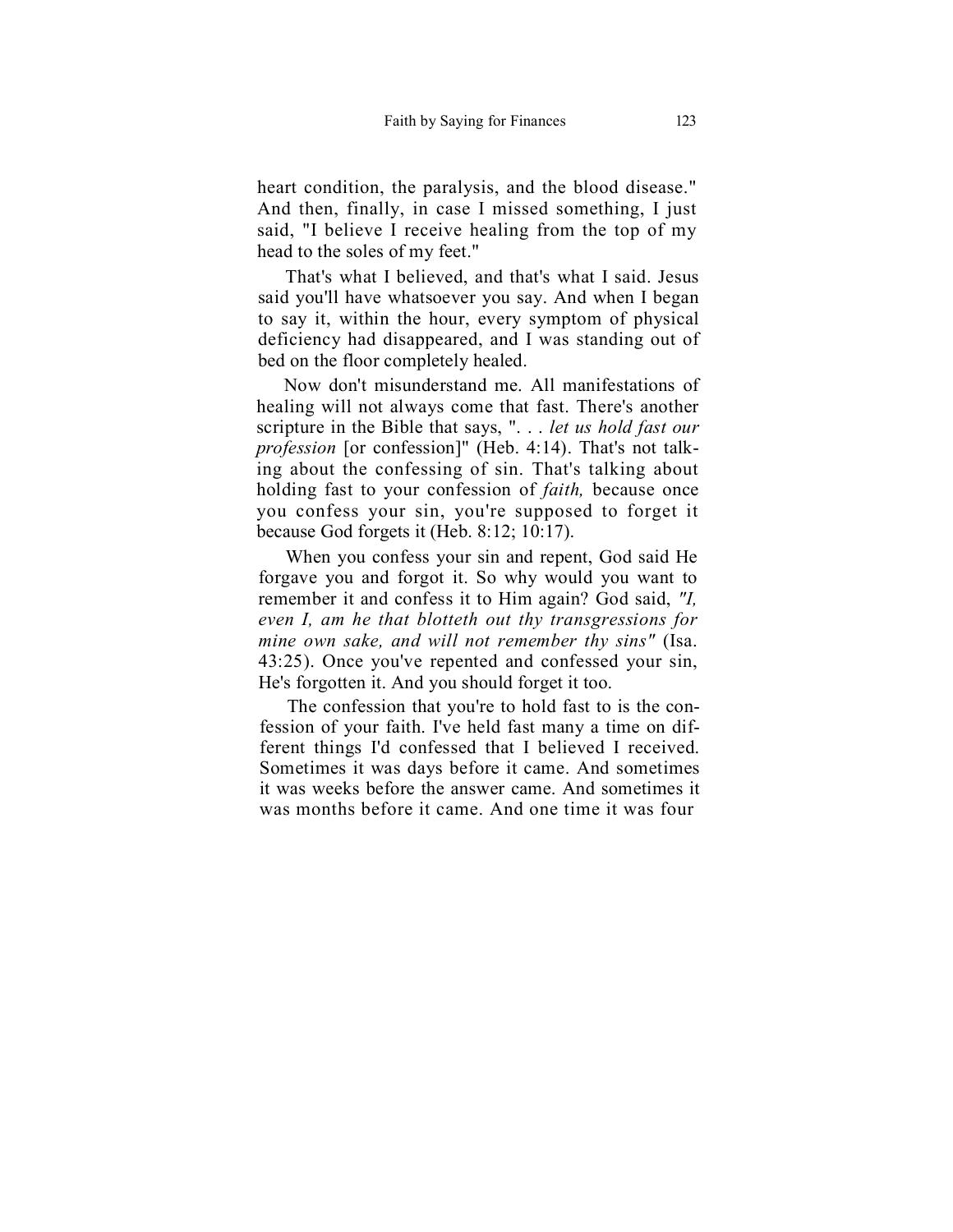heart condition, the paralysis, and the blood disease." And then, finally, in case I missed something, I just said, "I believe I receive healing from the top of my head to the soles of my feet."

That's what I believed, and that's what I said. Jesus said you'll have whatsoever you say. And when I began to say it, within the hour, every symptom of physical deficiency had disappeared, and I was standing out of bed on the floor completely healed.

Now don't misunderstand me. All manifestations of healing will not always come that fast. There's another scripture in the Bible that says, ". . . *let us hold fast our profession* [or confession]" (Heb. 4:14). That's not talking about the confessing of sin. That's talking about holding fast to your confession of *faith,* because once you confess your sin, you're supposed to forget it because God forgets it (Heb. 8:12; 10:17).

When you confess your sin and repent, God said He forgave you and forgot it. So why would you want to remember it and confess it to Him again? God said, *"I, even I, am he that blotteth out thy transgressions for mine own sake, and will not remember thy sins"* (Isa. 43:25). Once you've repented and confessed your sin, He's forgotten it. And you should forget it too.

The confession that you're to hold fast to is the confession of your faith. I've held fast many a time on different things I'd confessed that I believed I received. Sometimes it was days before it came. And sometimes it was weeks before the answer came. And sometimes it was months before it came. And one time it was four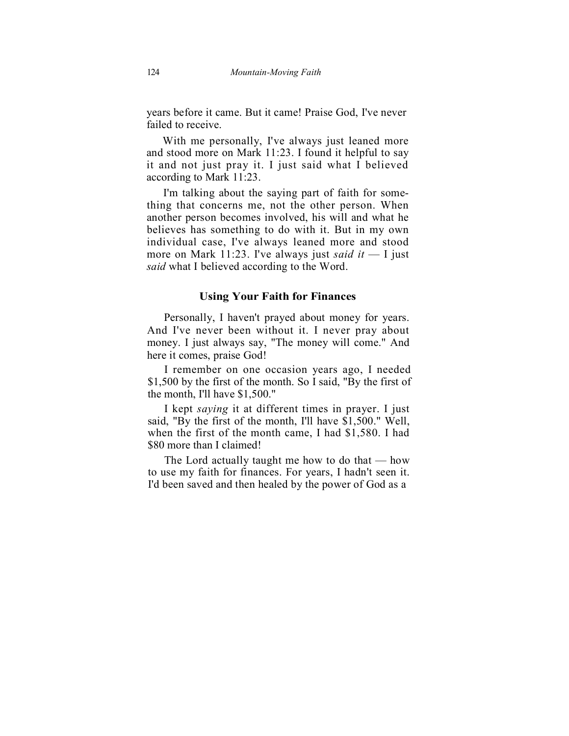years before it came. But it came! Praise God, I've never failed to receive.

With me personally, I've always just leaned more and stood more on Mark 11:23. I found it helpful to say it and not just pray it. I just said what I believed according to Mark 11:23.

I'm talking about the saying part of faith for something that concerns me, not the other person. When another person becomes involved, his will and what he believes has something to do with it. But in my own individual case, I've always leaned more and stood more on Mark 11:23. I've always just *said it* — I just *said* what I believed according to the Word.

### Using Your Faith for Finances

Personally, I haven't prayed about money for years. And I've never been without it. I never pray about money. I just always say, "The money will come." And here it comes, praise God!

I remember on one occasion years ago, I needed $1,500 by the first of the month. So I said, "By the first of the month, I'll have $1,500."

I kept *saying* it at different times in prayer. I just said, "By the first of the month, I'll have $1,500." Well, when the first of the month came, I had $1,580. I had $80 more than I claimed!

The Lord actually taught me how to do that — how to use my faith for finances. For years, I hadn't seen it. I'd been saved and then healed by the power of God as a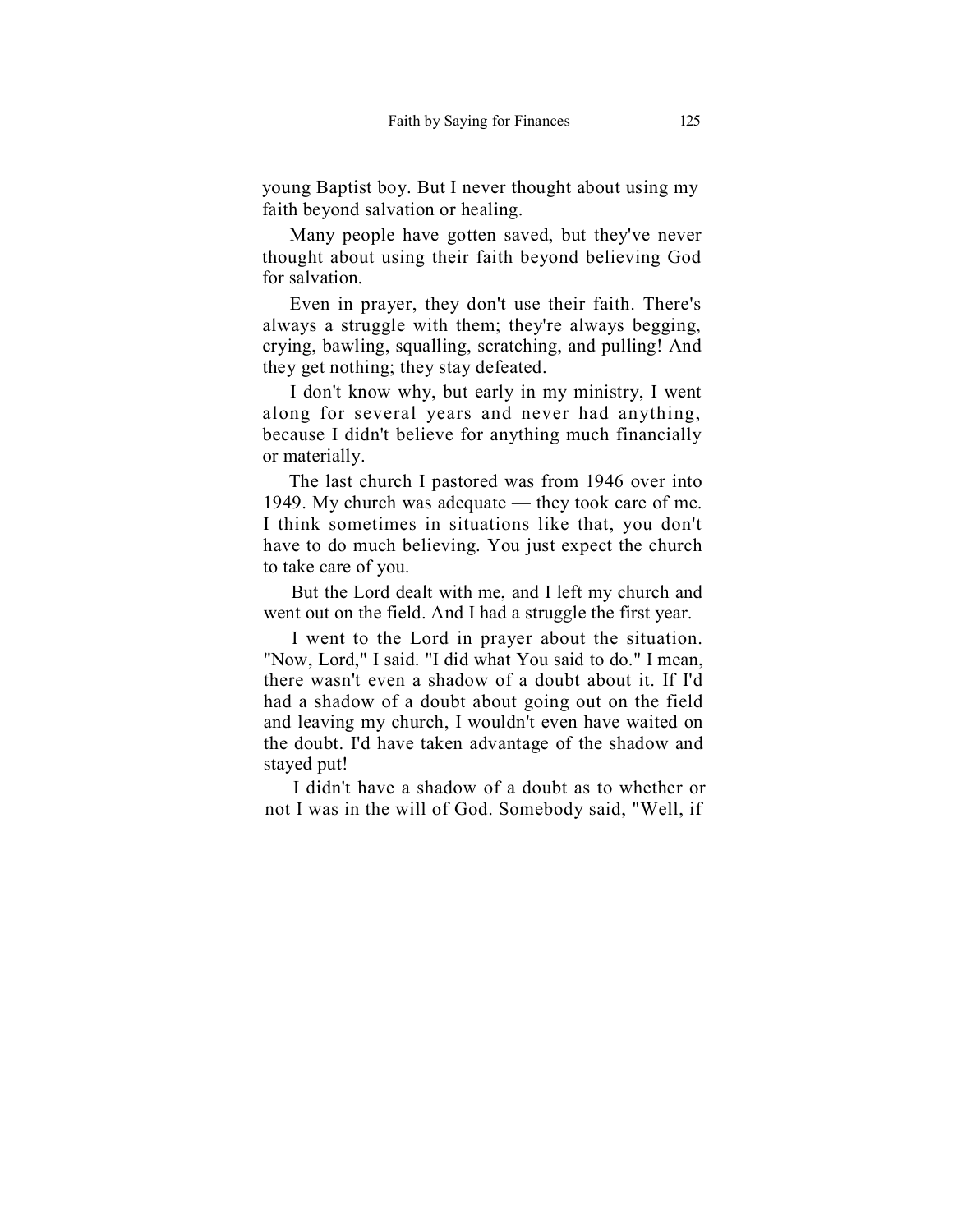young Baptist boy. But I never thought about using my faith beyond salvation or healing.

Many people have gotten saved, but they've never thought about using their faith beyond believing God for salvation.

Even in prayer, they don't use their faith. There's always a struggle with them; they're always begging, crying, bawling, squalling, scratching, and pulling! And they get nothing; they stay defeated.

I don't know why, but early in my ministry, I went along for several years and never had anything, because I didn't believe for anything much financially or materially.

The last church I pastored was from 1946 over into 1949. My church was adequate — they took care of me. I think sometimes in situations like that, you don't have to do much believing. You just expect the church to take care of you.

But the Lord dealt with me, and I left my church and went out on the field. And I had a struggle the first year.

I went to the Lord in prayer about the situation. "Now, Lord," I said. "I did what You said to do." I mean, there wasn't even a shadow of a doubt about it. If I'd had a shadow of a doubt about going out on the field and leaving my church, I wouldn't even have waited on the doubt. I'd have taken advantage of the shadow and stayed put!

I didn't have a shadow of a doubt as to whether or not I was in the will of God. Somebody said, "Well, if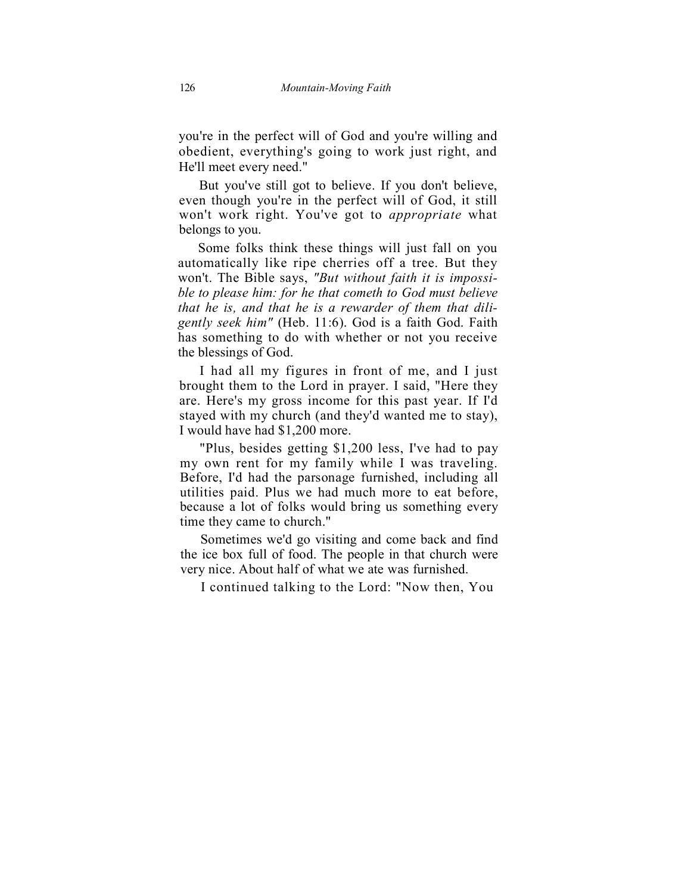you're in the perfect will of God and you're willing and obedient, everything's going to work just right, and He'll meet every need."

But you've still got to believe. If you don't believe, even though you're in the perfect will of God, it still won't work right. You've got to *appropriate* what belongs to you.

Some folks think these things will just fall on you automatically like ripe cherries off a tree. But they won't. The Bible says, *"But without faith it is impossible to please him: for he that cometh to God must believe that he is, and that he is a rewarder of them that diligently seek him"* (Heb. 11:6). God is a faith God. Faith has something to do with whether or not you receive the blessings of God.

I had all my figures in front of me, and I just brought them to the Lord in prayer. I said, "Here they are. Here's my gross income for this past year. If I'd stayed with my church (and they'd wanted me to stay), I would have had $1,200 more.

"Plus, besides getting $1,200 less, I've had to pay my own rent for my family while I was traveling. Before, I'd had the parsonage furnished, including all utilities paid. Plus we had much more to eat before, because a lot of folks would bring us something every time they came to church."

Sometimes we'd go visiting and come back and find the ice box full of food. The people in that church were very nice. About half of what we ate was furnished.

I continued talking to the Lord: "Now then, You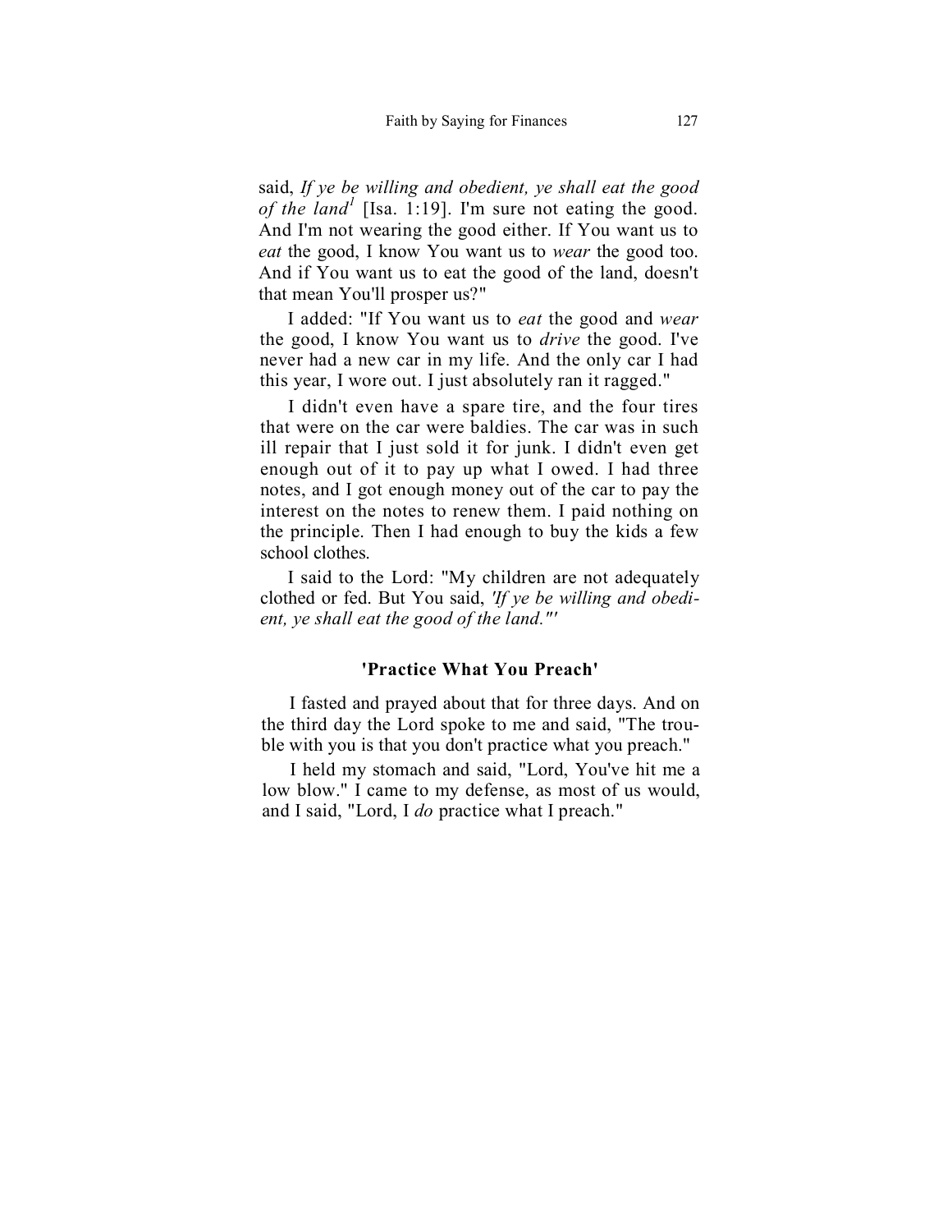said, *If ye be willing and obedient, ye shall eat the good of the land*[1] [Isa. 1:19]. I'm sure not eating the good. And I'm not wearing the good either. If You want us to *eat* the good, I know You want us to *wear* the good too. And if You want us to eat the good of the land, doesn't that mean You'll prosper us?"

I added: "If You want us to *eat* the good and *wear* the good, I know You want us to *drive* the good. I've never had a new car in my life. And the only car I had this year, I wore out. I just absolutely ran it ragged."

I didn't even have a spare tire, and the four tires that were on the car were baldies. The car was in such ill repair that I just sold it for junk. I didn't even get enough out of it to pay up what I owed. I had three notes, and I got enough money out of the car to pay the interest on the notes to renew them. I paid nothing on the principle. Then I had enough to buy the kids a few school clothes.

I said to the Lord: "My children are not adequately clothed or fed. But You said, *'If ye be willing and obedient, ye shall eat the good of the land.'"*

### 'Practice What You Preach'

I fasted and prayed about that for three days. And on the third day the Lord spoke to me and said, "The trouble with you is that you don't practice what you preach."

I held my stomach and said, "Lord, You've hit me a low blow." I came to my defense, as most of us would, and I said, "Lord, I *do* practice what I preach."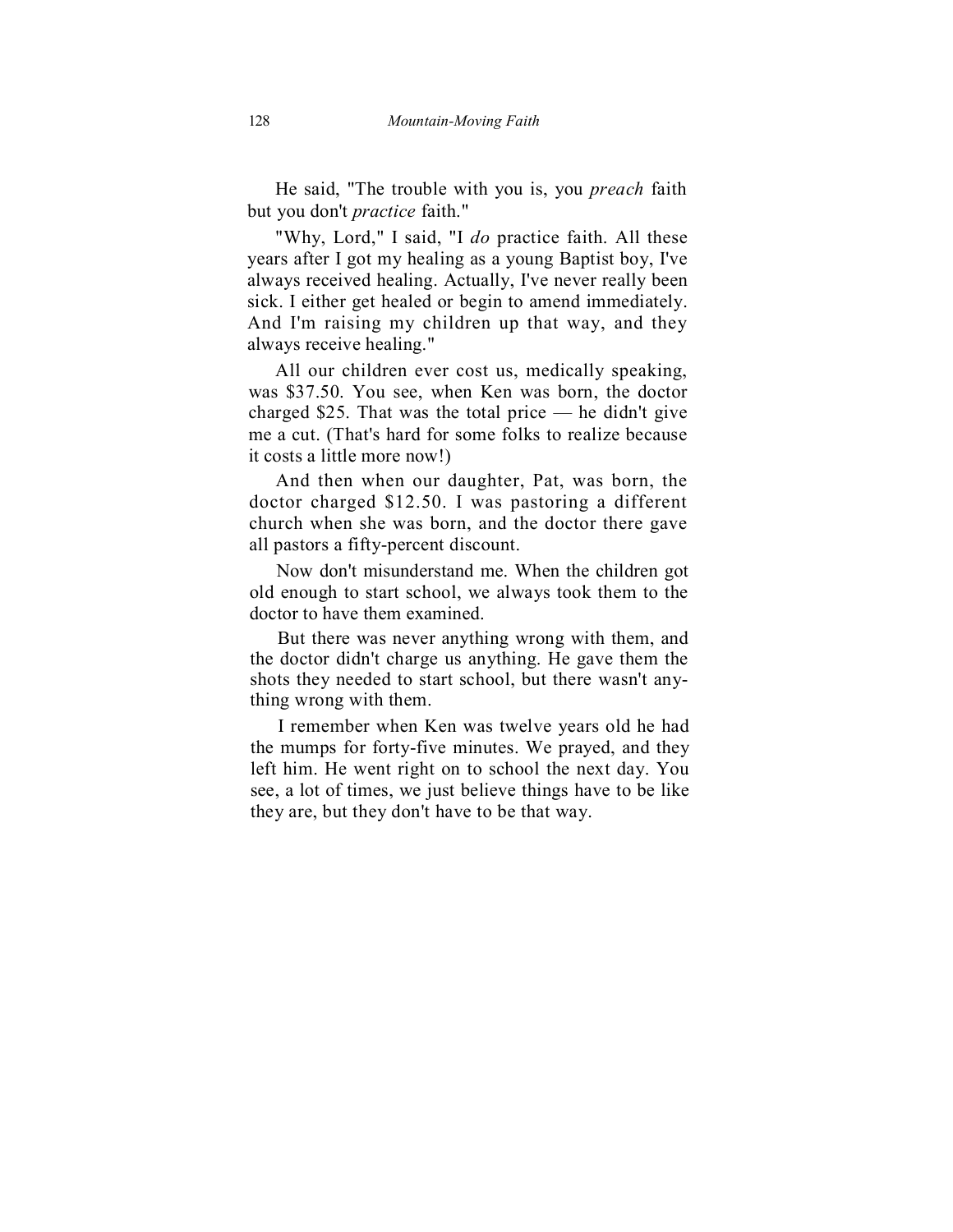He said, "The trouble with you is, you *preach* faith but you don't *practice* faith."

"Why, Lord," I said, "I *do* practice faith. All these years after I got my healing as a young Baptist boy, I've always received healing. Actually, I've never really been sick. I either get healed or begin to amend immediately. And I'm raising my children up that way, and they always receive healing."

All our children ever cost us, medically speaking, was $37.50. You see, when Ken was born, the doctor charged $25. That was the total price — he didn't give me a cut. (That's hard for some folks to realize because it costs a little more now!)

And then when our daughter, Pat, was born, the doctor charged $12.50. I was pastoring a different church when she was born, and the doctor there gave all pastors a fifty-percent discount.

Now don't misunderstand me. When the children got old enough to start school, we always took them to the doctor to have them examined.

But there was never anything wrong with them, and the doctor didn't charge us anything. He gave them the shots they needed to start school, but there wasn't anything wrong with them.

I remember when Ken was twelve years old he had the mumps for forty-five minutes. We prayed, and they left him. He went right on to school the next day. You see, a lot of times, we just believe things have to be like they are, but they don't have to be that way.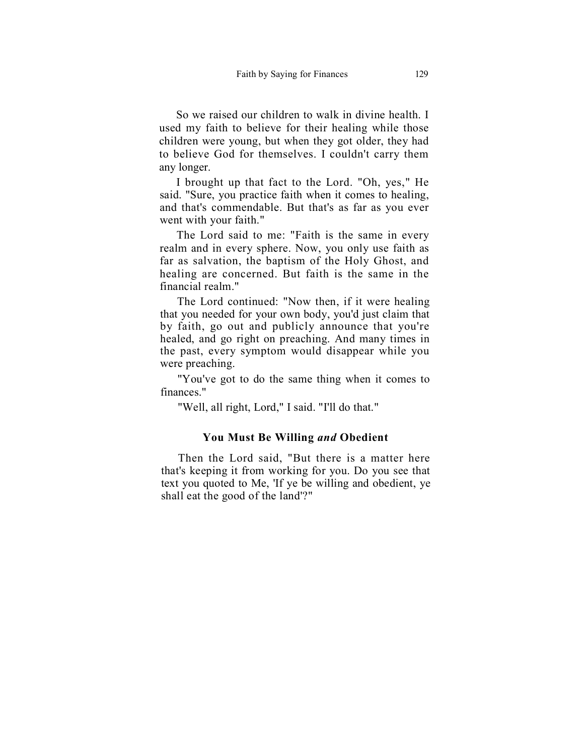So we raised our children to walk in divine health. I used my faith to believe for their healing while those children were young, but when they got older, they had to believe God for themselves. I couldn't carry them any longer.

I brought up that fact to the Lord. "Oh, yes," He said. "Sure, you practice faith when it comes to healing, and that's commendable. But that's as far as you ever went with your faith."

The Lord said to me: "Faith is the same in every realm and in every sphere. Now, you only use faith as far as salvation, the baptism of the Holy Ghost, and healing are concerned. But faith is the same in the financial realm."

The Lord continued: "Now then, if it were healing that you needed for your own body, you'd just claim that by faith, go out and publicly announce that you're healed, and go right on preaching. And many times in the past, every symptom would disappear while you were preaching.

"You've got to do the same thing when it comes to finances."

"Well, all right, Lord," I said. "I'll do that."

### You Must Be Willing *and* Obedient

Then the Lord said, "But there is a matter here that's keeping it from working for you. Do you see that text you quoted to Me, 'If ye be willing and obedient, ye shall eat the good of the land'?"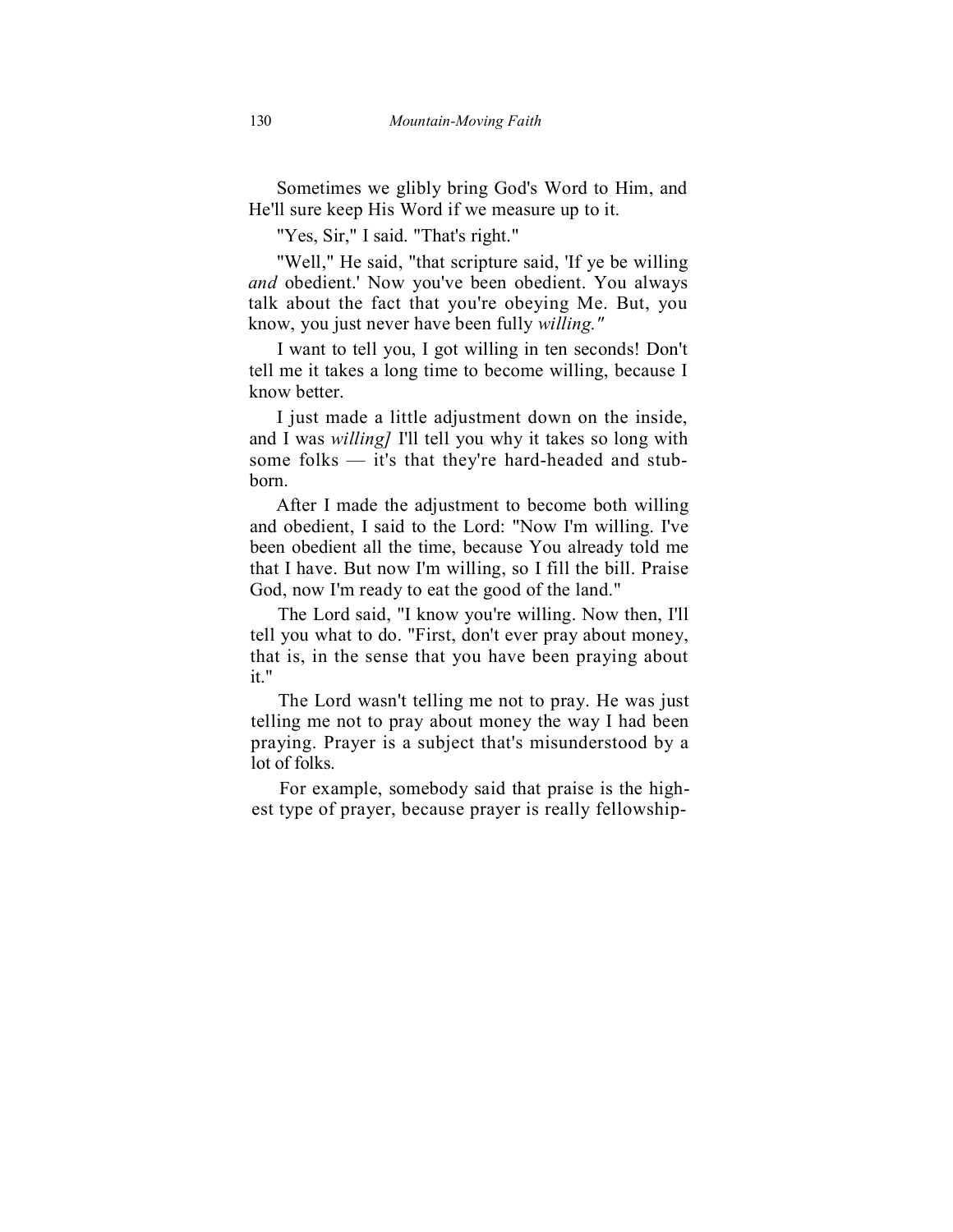Sometimes we glibly bring God's Word to Him, and He'll sure keep His Word if we measure up to it.

"Yes, Sir," I said. "That's right."

"Well," He said, "that scripture said, 'If ye be willing *and* obedient.' Now you've been obedient. You always talk about the fact that you're obeying Me. But, you know, you just never have been fully *willing."*

I want to tell you, I got willing in ten seconds! Don't tell me it takes a long time to become willing, because I know better.

I just made a little adjustment down on the inside, and I was *willing]* I'll tell you why it takes so long with some folks — it's that they're hard-headed and stubborn.

After I made the adjustment to become both willing and obedient, I said to the Lord: "Now I'm willing. I've been obedient all the time, because You already told me that I have. But now I'm willing, so I fill the bill. Praise God, now I'm ready to eat the good of the land."

The Lord said, "I know you're willing. Now then, I'll tell you what to do. "First, don't ever pray about money, that is, in the sense that you have been praying about it."

The Lord wasn't telling me not to pray. He was just telling me not to pray about money the way I had been praying. Prayer is a subject that's misunderstood by a lot of folks.

For example, somebody said that praise is the highest type of prayer, because prayer is really fellowship-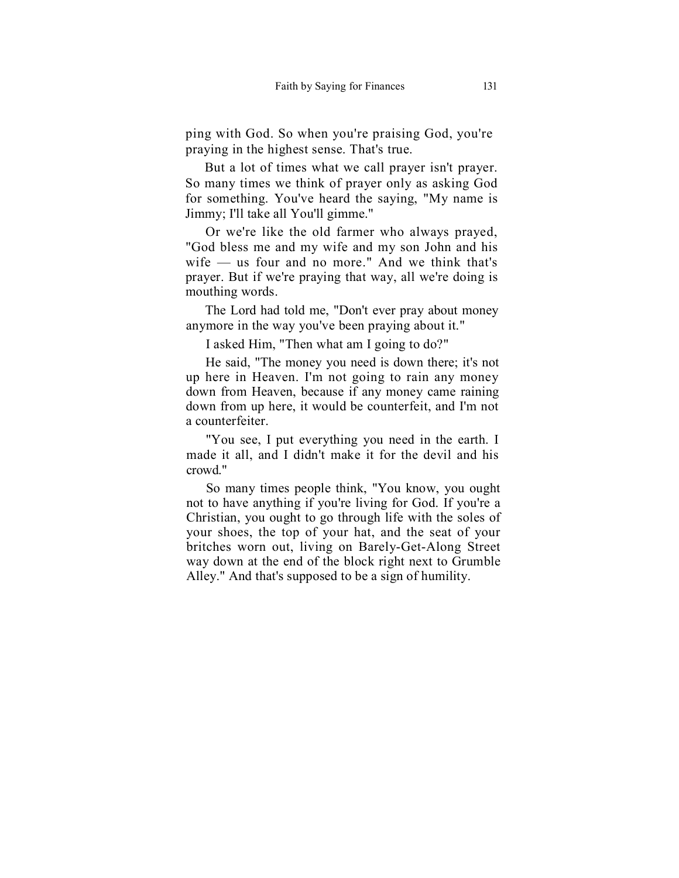ping with God. So when you're praising God, you're praying in the highest sense. That's true.

But a lot of times what we call prayer isn't prayer. So many times we think of prayer only as asking God for something. You've heard the saying, "My name is Jimmy; I'll take all You'll gimme."

Or we're like the old farmer who always prayed, "God bless me and my wife and my son John and his wife — us four and no more." And we think that's prayer. But if we're praying that way, all we're doing is mouthing words.

The Lord had told me, "Don't ever pray about money anymore in the way you've been praying about it."

I asked Him, "Then what am I going to do?"

He said, "The money you need is down there; it's not up here in Heaven. I'm not going to rain any money down from Heaven, because if any money came raining down from up here, it would be counterfeit, and I'm not a counterfeiter.

"You see, I put everything you need in the earth. I made it all, and I didn't make it for the devil and his crowd."

So many times people think, "You know, you ought not to have anything if you're living for God. If you're a Christian, you ought to go through life with the soles of your shoes, the top of your hat, and the seat of your britches worn out, living on Barely-Get-Along Street way down at the end of the block right next to Grumble Alley." And that's supposed to be a sign of humility.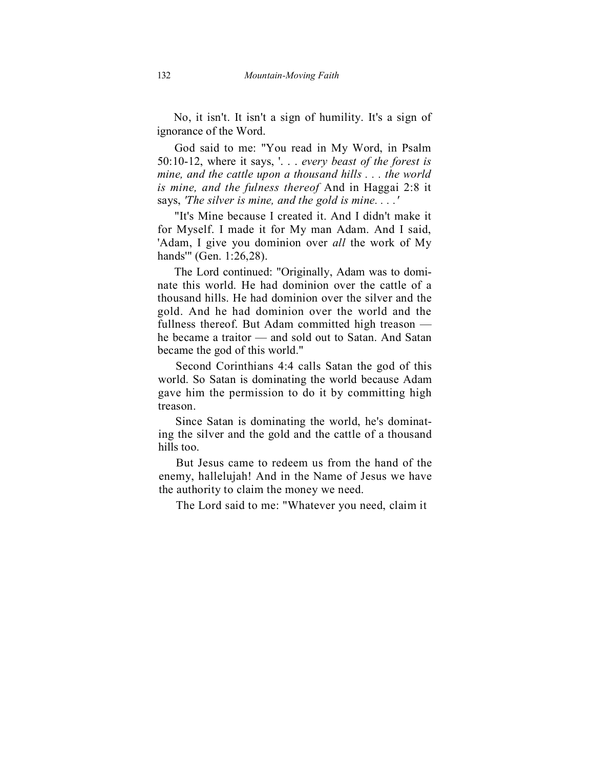No, it isn't. It isn't a sign of humility. It's a sign of ignorance of the Word.

God said to me: "You read in My Word, in Psalm 50:10-12, where it says, '. . . *every beast of the forest is mine, and the cattle upon a thousand hills . . . the world is mine, and the fulness thereof* And in Haggai 2:8 it says, *'The silver is mine, and the gold is mine. . . .'*

"It's Mine because I created it. And I didn't make it for Myself. I made it for My man Adam. And I said, 'Adam, I give you dominion over *all* the work of My hands'" (Gen. 1:26,28).

The Lord continued: "Originally, Adam was to dominate this world. He had dominion over the cattle of a thousand hills. He had dominion over the silver and the gold. And he had dominion over the world and the fullness thereof. But Adam committed high treason — he became a traitor — and sold out to Satan. And Satan became the god of this world."

Second Corinthians 4:4 calls Satan the god of this world. So Satan is dominating the world because Adam gave him the permission to do it by committing high treason.

Since Satan is dominating the world, he's dominating the silver and the gold and the cattle of a thousand hills too.

But Jesus came to redeem us from the hand of the enemy, hallelujah! And in the Name of Jesus we have the authority to claim the money we need.

The Lord said to me: "Whatever you need, claim it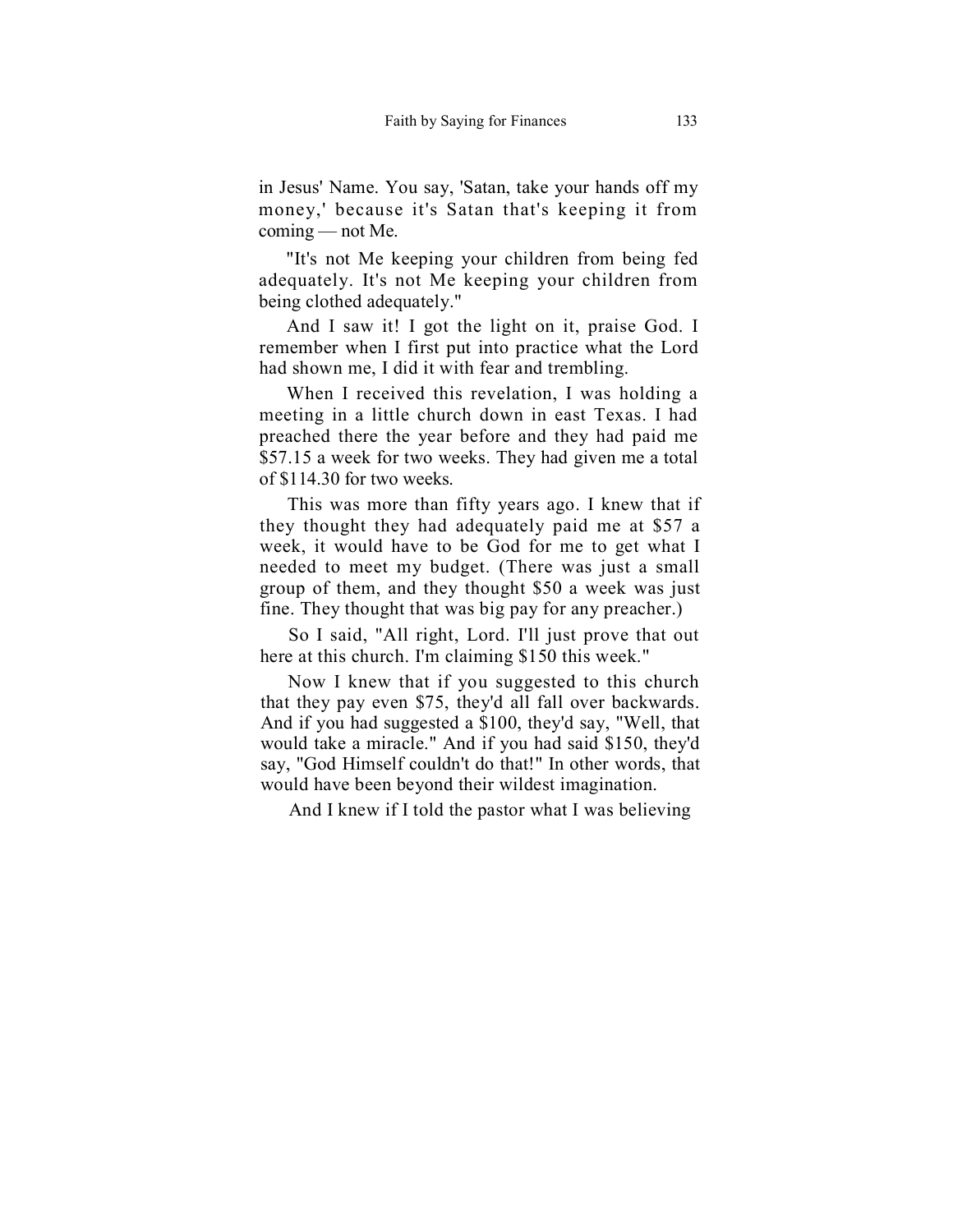in Jesus' Name. You say, 'Satan, take your hands off my money,' because it's Satan that's keeping it from coming — not Me.

"It's not Me keeping your children from being fed adequately. It's not Me keeping your children from being clothed adequately."

And I saw it! I got the light on it, praise God. I remember when I first put into practice what the Lord had shown me, I did it with fear and trembling.

When I received this revelation, I was holding a meeting in a little church down in east Texas. I had preached there the year before and they had paid me $57.15 a week for two weeks. They had given me a total of $114.30 for two weeks.

This was more than fifty years ago. I knew that if they thought they had adequately paid me at $57 a week, it would have to be God for me to get what I needed to meet my budget. (There was just a small group of them, and they thought $50 a week was just fine. They thought that was big pay for any preacher.)

So I said, "All right, Lord. I'll just prove that out here at this church. I'm claiming $150 this week."

Now I knew that if you suggested to this church that they pay even $75, they'd all fall over backwards. And if you had suggested a $100, they'd say, "Well, that would take a miracle." And if you had said $150, they'd say, "God Himself couldn't do that!" In other words, that would have been beyond their wildest imagination.

And I knew if I told the pastor what I was believing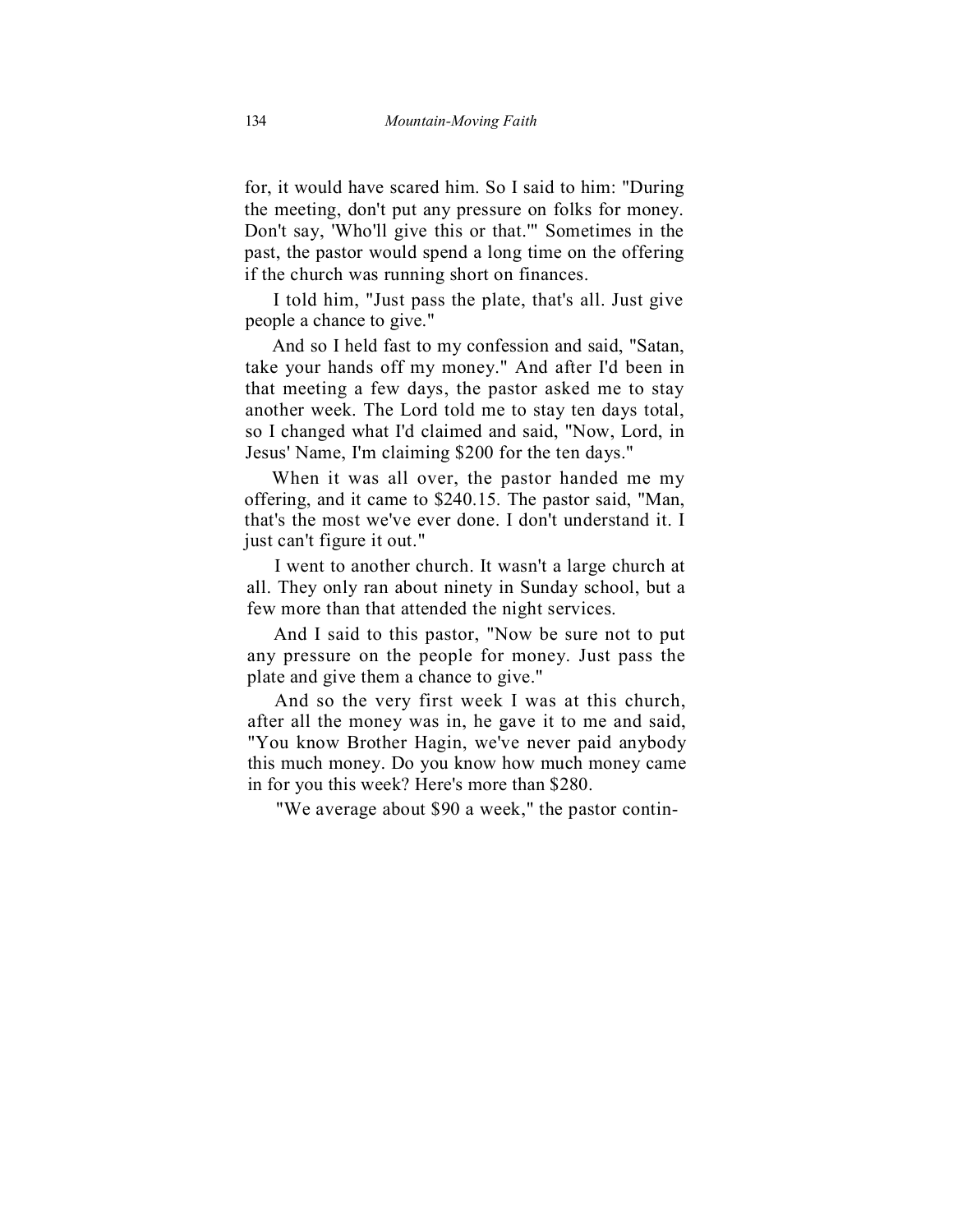for, it would have scared him. So I said to him: "During the meeting, don't put any pressure on folks for money. Don't say, 'Who'll give this or that.'" Sometimes in the past, the pastor would spend a long time on the offering if the church was running short on finances.

I told him, "Just pass the plate, that's all. Just give people a chance to give."

And so I held fast to my confession and said, "Satan, take your hands off my money." And after I'd been in that meeting a few days, the pastor asked me to stay another week. The Lord told me to stay ten days total, so I changed what I'd claimed and said, "Now, Lord, in Jesus' Name, I'm claiming $200 for the ten days."

When it was all over, the pastor handed me my offering, and it came to $240.15. The pastor said, "Man, that's the most we've ever done. I don't understand it. I just can't figure it out."

I went to another church. It wasn't a large church at all. They only ran about ninety in Sunday school, but a few more than that attended the night services.

And I said to this pastor, "Now be sure not to put any pressure on the people for money. Just pass the plate and give them a chance to give."

And so the very first week I was at this church, after all the money was in, he gave it to me and said, "You know Brother Hagin, we've never paid anybody this much money. Do you know how much money came in for you this week? Here's more than $280.

"We average about $90 a week," the pastor contin-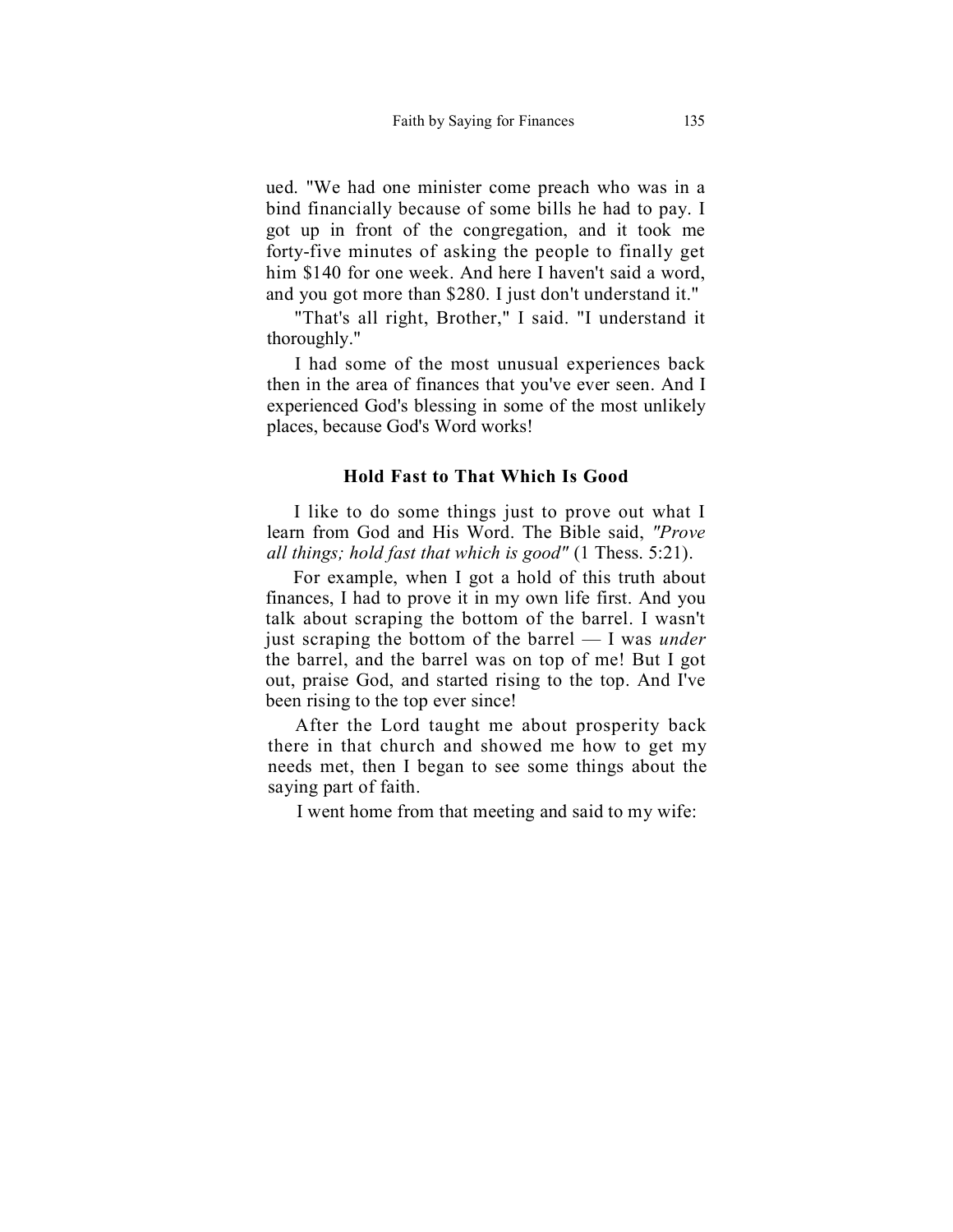ued. "We had one minister come preach who was in a bind financially because of some bills he had to pay. I got up in front of the congregation, and it took me forty-five minutes of asking the people to finally get him $140 for one week. And here I haven't said a word, and you got more than $280. I just don't understand it."

"That's all right, Brother," I said. "I understand it thoroughly."

I had some of the most unusual experiences back then in the area of finances that you've ever seen. And I experienced God's blessing in some of the most unlikely places, because God's Word works!

### Hold Fast to That Which Is Good

I like to do some things just to prove out what I learn from God and His Word. The Bible said, *"Prove all things; hold fast that which is good"* (1 Thess. 5:21).

For example, when I got a hold of this truth about finances, I had to prove it in my own life first. And you talk about scraping the bottom of the barrel. I wasn't just scraping the bottom of the barrel — I was *under* the barrel, and the barrel was on top of me! But I got out, praise God, and started rising to the top. And I've been rising to the top ever since!

After the Lord taught me about prosperity back there in that church and showed me how to get my needs met, then I began to see some things about the saying part of faith.

I went home from that meeting and said to my wife: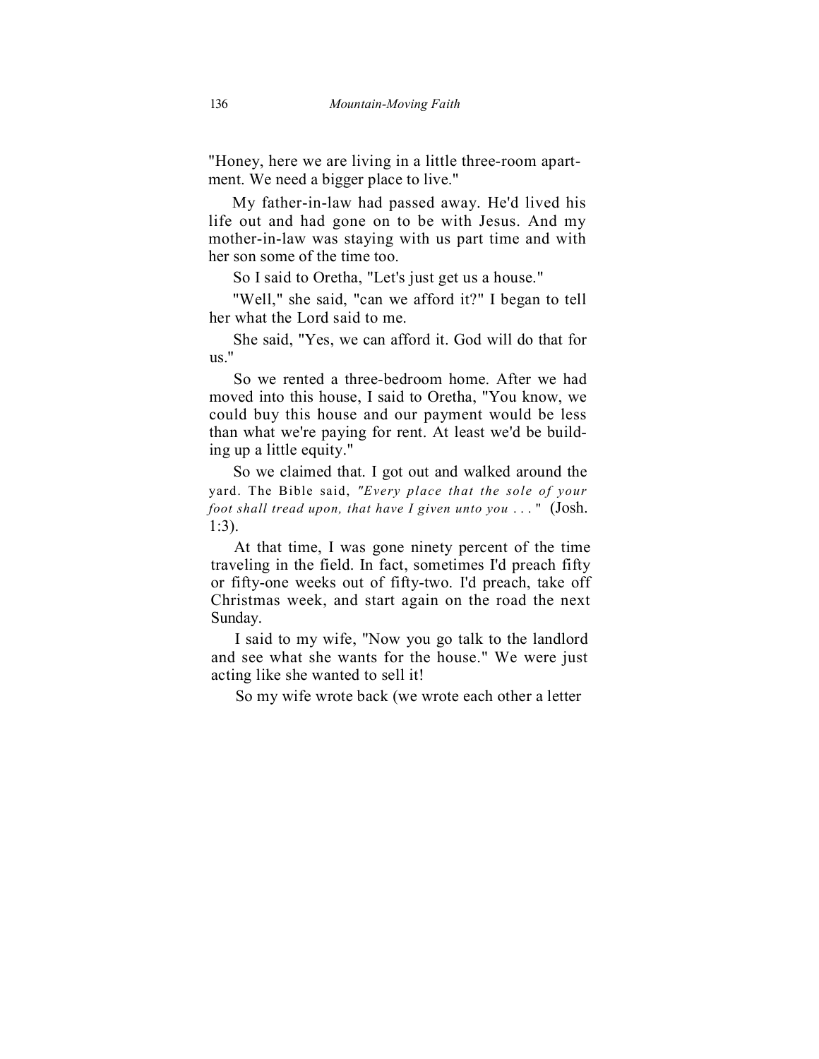"Honey, here we are living in a little three-room apartment. We need a bigger place to live."

My father-in-law had passed away. He'd lived his life out and had gone on to be with Jesus. And my mother-in-law was staying with us part time and with her son some of the time too.

So I said to Oretha, "Let's just get us a house."

"Well," she said, "can we afford it?" I began to tell her what the Lord said to me.

She said, "Yes, we can afford it. God will do that for us."

So we rented a three-bedroom home. After we had moved into this house, I said to Oretha, "You know, we could buy this house and our payment would be less than what we're paying for rent. At least we'd be building up a little equity."

So we claimed that. I got out and walked around the yard. The Bible said, *"Every place that the sole of your foot shall tread upon, that have I given unto you . . ."* (Josh. 1:3).

At that time, I was gone ninety percent of the time traveling in the field. In fact, sometimes I'd preach fifty or fifty-one weeks out of fifty-two. I'd preach, take off Christmas week, and start again on the road the next Sunday.

I said to my wife, "Now you go talk to the landlord and see what she wants for the house." We were just acting like she wanted to sell it!

So my wife wrote back (we wrote each other a letter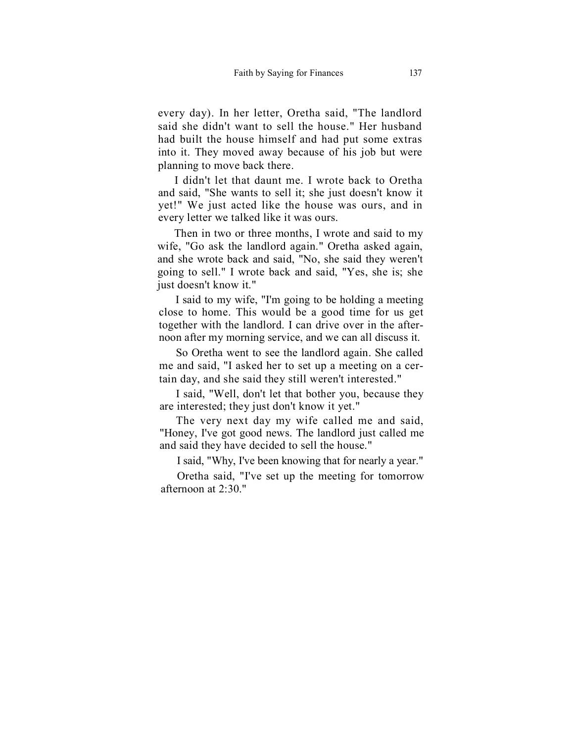every day). In her letter, Oretha said, "The landlord said she didn't want to sell the house." Her husband had built the house himself and had put some extras into it. They moved away because of his job but were planning to move back there.

I didn't let that daunt me. I wrote back to Oretha and said, "She wants to sell it; she just doesn't know it yet!" We just acted like the house was ours, and in every letter we talked like it was ours.

Then in two or three months, I wrote and said to my wife, "Go ask the landlord again." Oretha asked again, and she wrote back and said, "No, she said they weren't going to sell." I wrote back and said, "Yes, she is; she just doesn't know it."

I said to my wife, "I'm going to be holding a meeting close to home. This would be a good time for us get together with the landlord. I can drive over in the afternoon after my morning service, and we can all discuss it.

So Oretha went to see the landlord again. She called me and said, "I asked her to set up a meeting on a certain day, and she said they still weren't interested."

I said, "Well, don't let that bother you, because they are interested; they just don't know it yet."

The very next day my wife called me and said, "Honey, I've got good news. The landlord just called me and said they have decided to sell the house."

I said, "Why, I've been knowing that for nearly a year."

Oretha said, "I've set up the meeting for tomorrow afternoon at 2:30."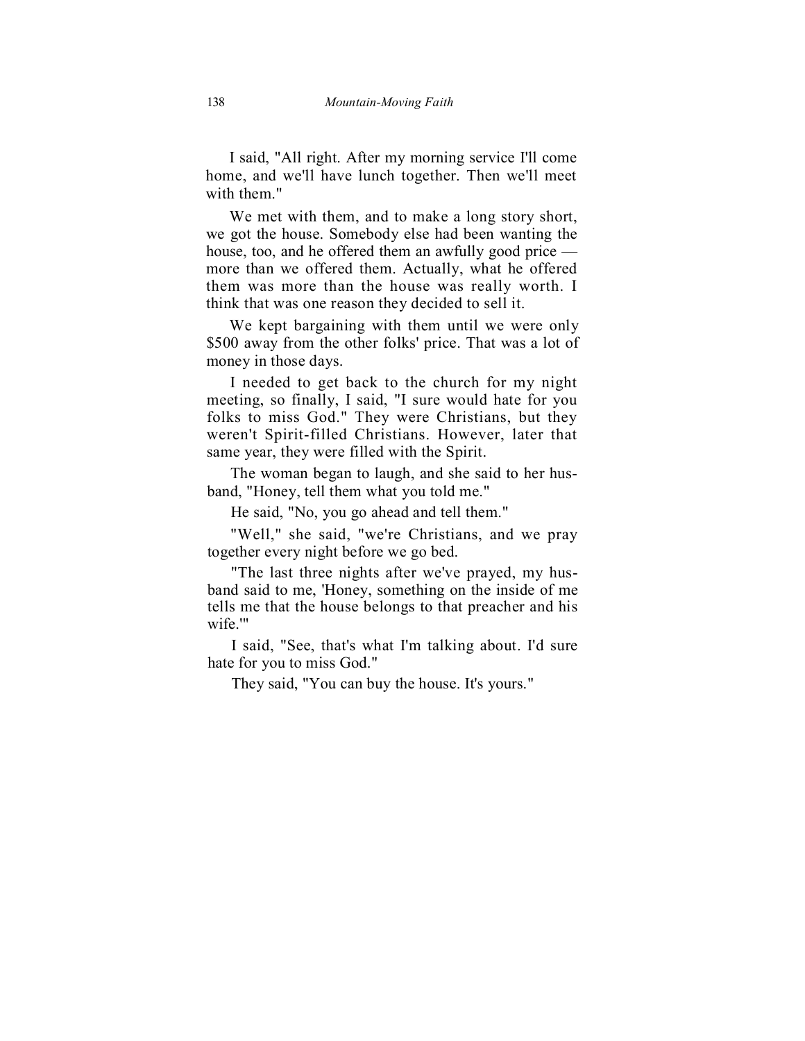I said, "All right. After my morning service I'll come home, and we'll have lunch together. Then we'll meet with them."

We met with them, and to make a long story short, we got the house. Somebody else had been wanting the house, too, and he offered them an awfully good price — more than we offered them. Actually, what he offered them was more than the house was really worth. I think that was one reason they decided to sell it.

We kept bargaining with them until we were only $500 away from the other folks' price. That was a lot of money in those days.

I needed to get back to the church for my night meeting, so finally, I said, "I sure would hate for you folks to miss God." They were Christians, but they weren't Spirit-filled Christians. However, later that same year, they were filled with the Spirit.

The woman began to laugh, and she said to her husband, "Honey, tell them what you told me."

He said, "No, you go ahead and tell them."

"Well," she said, "we're Christians, and we pray together every night before we go bed.

"The last three nights after we've prayed, my husband said to me, 'Honey, something on the inside of me tells me that the house belongs to that preacher and his wife.'"

I said, "See, that's what I'm talking about. I'd sure hate for you to miss God."

They said, "You can buy the house. It's yours."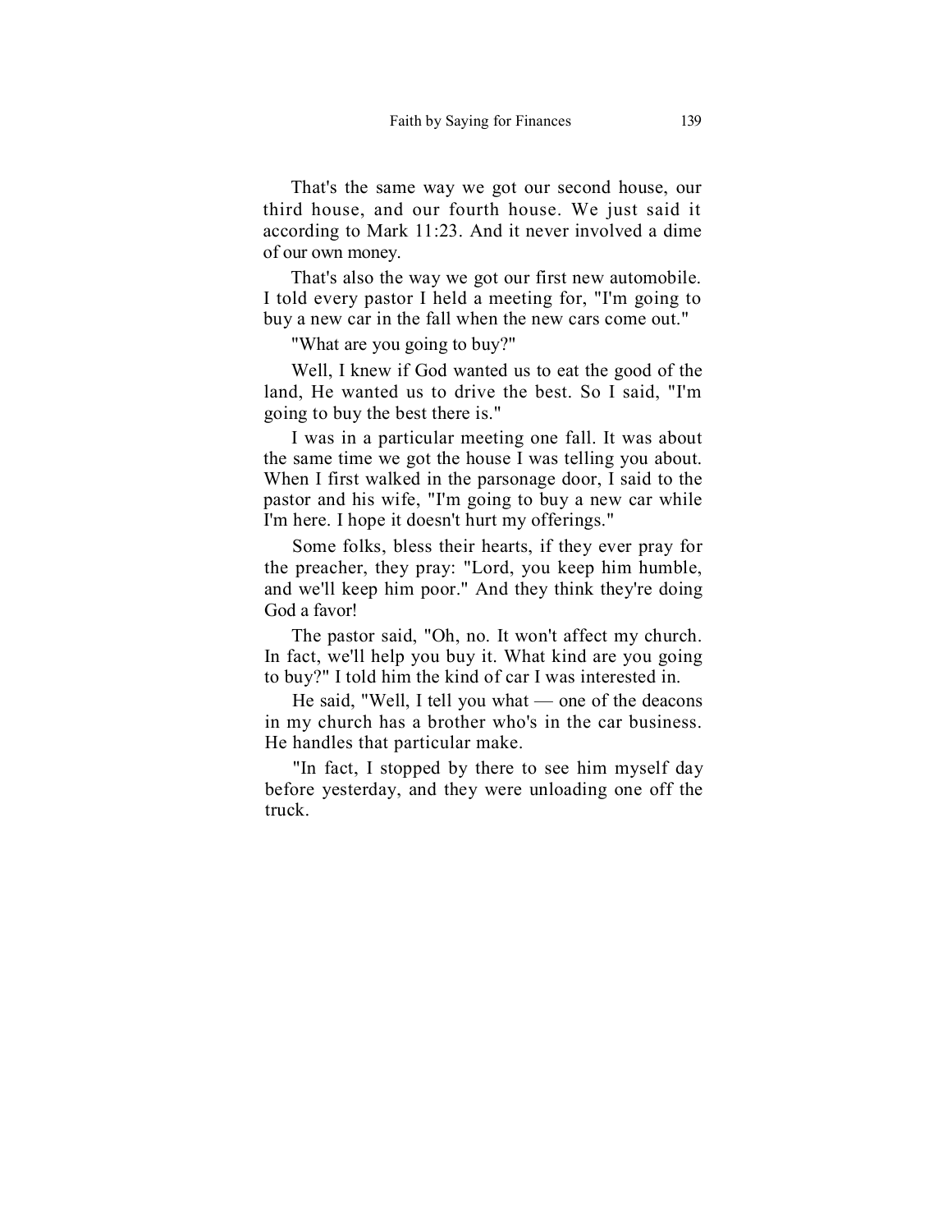That's the same way we got our second house, our third house, and our fourth house. We just said it according to Mark 11:23. And it never involved a dime of our own money.

That's also the way we got our first new automobile. I told every pastor I held a meeting for, "I'm going to buy a new car in the fall when the new cars come out."

"What are you going to buy?"

Well, I knew if God wanted us to eat the good of the land, He wanted us to drive the best. So I said, "I'm going to buy the best there is."

I was in a particular meeting one fall. It was about the same time we got the house I was telling you about. When I first walked in the parsonage door, I said to the pastor and his wife, "I'm going to buy a new car while I'm here. I hope it doesn't hurt my offerings."

Some folks, bless their hearts, if they ever pray for the preacher, they pray: "Lord, you keep him humble, and we'll keep him poor." And they think they're doing God a favor!

The pastor said, "Oh, no. It won't affect my church. In fact, we'll help you buy it. What kind are you going to buy?" I told him the kind of car I was interested in.

He said, "Well, I tell you what — one of the deacons in my church has a brother who's in the car business. He handles that particular make.

"In fact, I stopped by there to see him myself day before yesterday, and they were unloading one off the truck.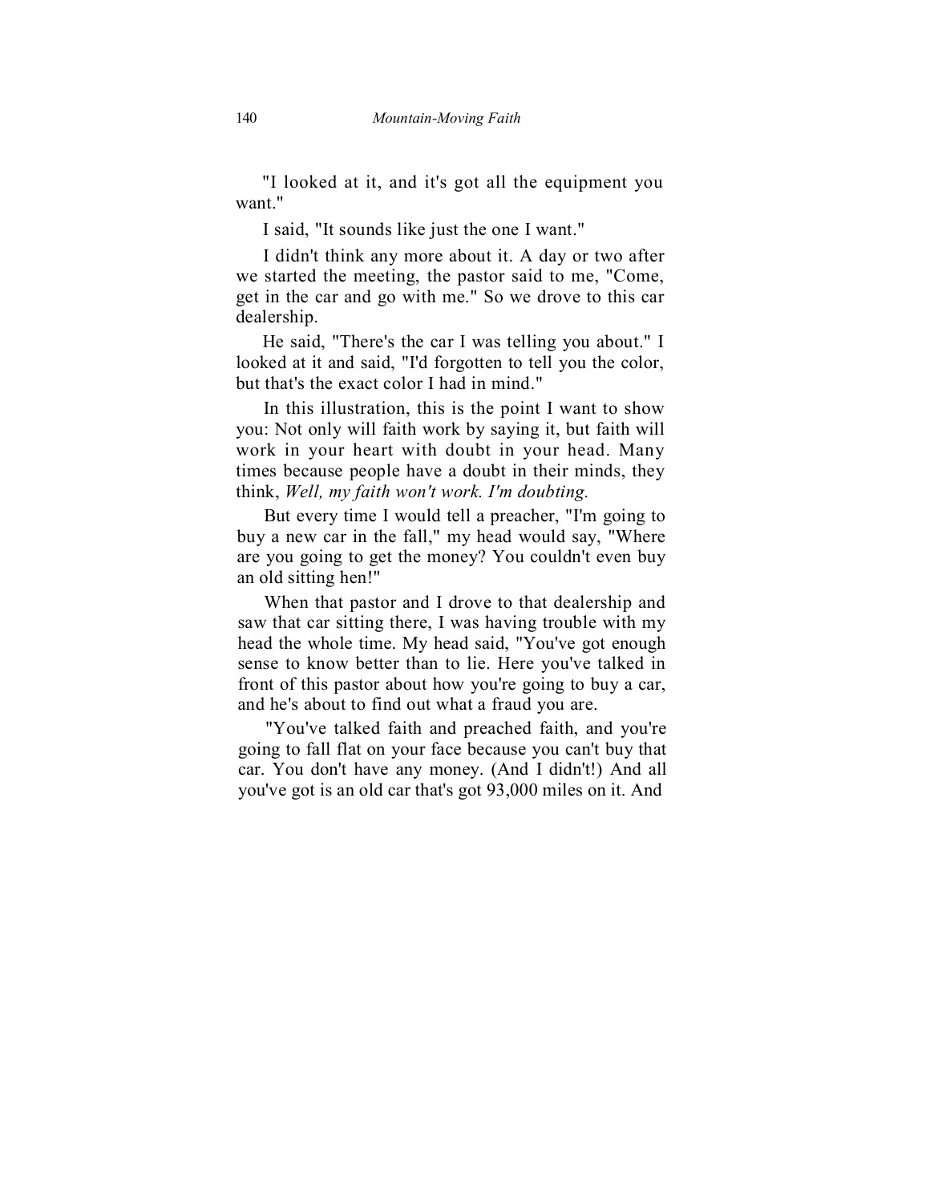"I looked at it, and it's got all the equipment you want."

I said, "It sounds like just the one I want."

I didn't think any more about it. A day or two after we started the meeting, the pastor said to me, "Come, get in the car and go with me." So we drove to this car dealership.

He said, "There's the car I was telling you about." I looked at it and said, "I'd forgotten to tell you the color, but that's the exact color I had in mind."

In this illustration, this is the point I want to show you: Not only will faith work by saying it, but faith will work in your heart with doubt in your head. Many times because people have a doubt in their minds, they think, *Well, my faith won't work. I'm doubting.*

But every time I would tell a preacher, "I'm going to buy a new car in the fall," my head would say, "Where are you going to get the money? You couldn't even buy an old sitting hen!"

When that pastor and I drove to that dealership and saw that car sitting there, I was having trouble with my head the whole time. My head said, "You've got enough sense to know better than to lie. Here you've talked in front of this pastor about how you're going to buy a car, and he's about to find out what a fraud you are.

"You've talked faith and preached faith, and you're going to fall flat on your face because you can't buy that car. You don't have any money. (And I didn't!) And all you've got is an old car that's got 93,000 miles on it. And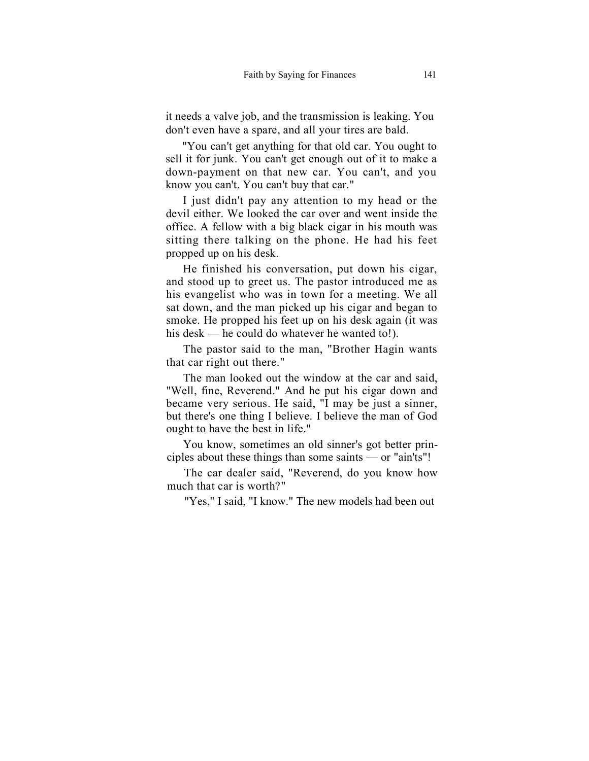it needs a valve job, and the transmission is leaking. You don't even have a spare, and all your tires are bald.

"You can't get anything for that old car. You ought to sell it for junk. You can't get enough out of it to make a down-payment on that new car. You can't, and you know you can't. You can't buy that car."

I just didn't pay any attention to my head or the devil either. We looked the car over and went inside the office. A fellow with a big black cigar in his mouth was sitting there talking on the phone. He had his feet propped up on his desk.

He finished his conversation, put down his cigar, and stood up to greet us. The pastor introduced me as his evangelist who was in town for a meeting. We all sat down, and the man picked up his cigar and began to smoke. He propped his feet up on his desk again (it was his desk — he could do whatever he wanted to!).

The pastor said to the man, "Brother Hagin wants that car right out there."

The man looked out the window at the car and said, "Well, fine, Reverend." And he put his cigar down and became very serious. He said, "I may be just a sinner, but there's one thing I believe. I believe the man of God ought to have the best in life."

You know, sometimes an old sinner's got better principles about these things than some saints — or "ain'ts"!

The car dealer said, "Reverend, do you know how much that car is worth?"

"Yes," I said, "I know." The new models had been out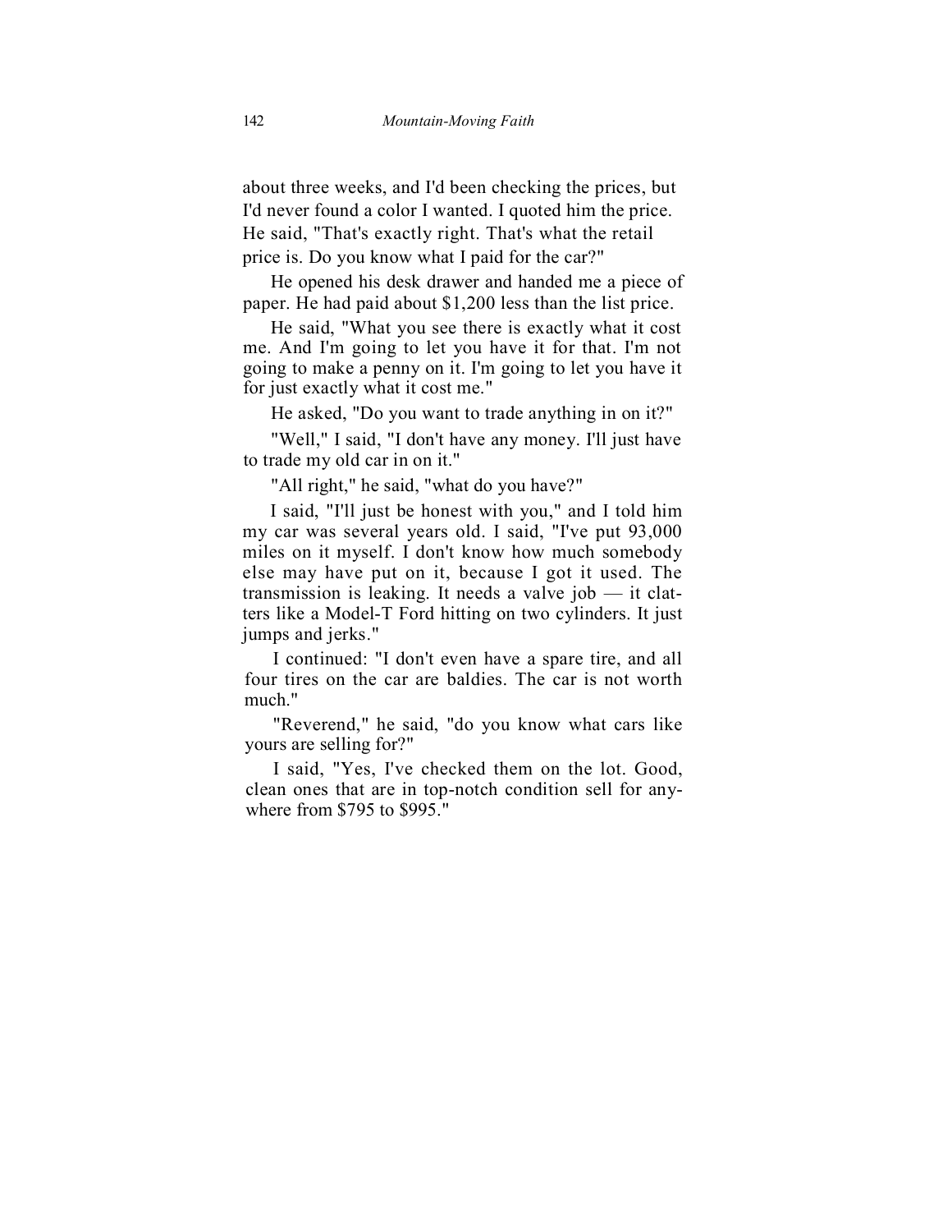about three weeks, and I'd been checking the prices, but I'd never found a color I wanted. I quoted him the price. He said, "That's exactly right. That's what the retail price is. Do you know what I paid for the car?"

He opened his desk drawer and handed me a piece of paper. He had paid about $1,200 less than the list price.

He said, "What you see there is exactly what it cost me. And I'm going to let you have it for that. I'm not going to make a penny on it. I'm going to let you have it for just exactly what it cost me."

He asked, "Do you want to trade anything in on it?"

"Well," I said, "I don't have any money. I'll just have to trade my old car in on it."

"All right," he said, "what do you have?"

I said, "I'll just be honest with you," and I told him my car was several years old. I said, "I've put 93,000 miles on it myself. I don't know how much somebody else may have put on it, because I got it used. The transmission is leaking. It needs a valve job — it clatters like a Model-T Ford hitting on two cylinders. It just jumps and jerks."

I continued: "I don't even have a spare tire, and all four tires on the car are baldies. The car is not worth much."

"Reverend," he said, "do you know what cars like yours are selling for?"

I said, "Yes, I've checked them on the lot. Good, clean ones that are in top-notch condition sell for anywhere from $795 to $995."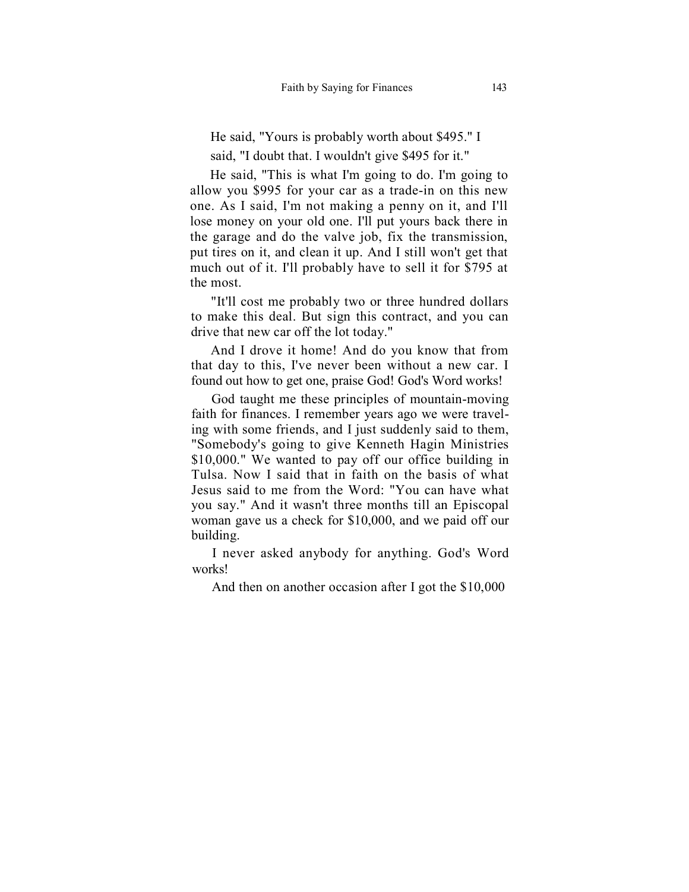He said, "Yours is probably worth about $495." I said, "I doubt that. I wouldn't give $495 for it."

He said, "This is what I'm going to do. I'm going to allow you $995 for your car as a trade-in on this new one. As I said, I'm not making a penny on it, and I'll lose money on your old one. I'll put yours back there in the garage and do the valve job, fix the transmission, put tires on it, and clean it up. And I still won't get that much out of it. I'll probably have to sell it for $795 at the most.

"It'll cost me probably two or three hundred dollars to make this deal. But sign this contract, and you can drive that new car off the lot today."

And I drove it home! And do you know that from that day to this, I've never been without a new car. I found out how to get one, praise God! God's Word works!

God taught me these principles of mountain-moving faith for finances. I remember years ago we were traveling with some friends, and I just suddenly said to them, "Somebody's going to give Kenneth Hagin Ministries $10,000." We wanted to pay off our office building in Tulsa. Now I said that in faith on the basis of what Jesus said to me from the Word: "You can have what you say." And it wasn't three months till an Episcopal woman gave us a check for $10,000, and we paid off our building.

I never asked anybody for anything. God's Word works!

And then on another occasion after I got the $10,000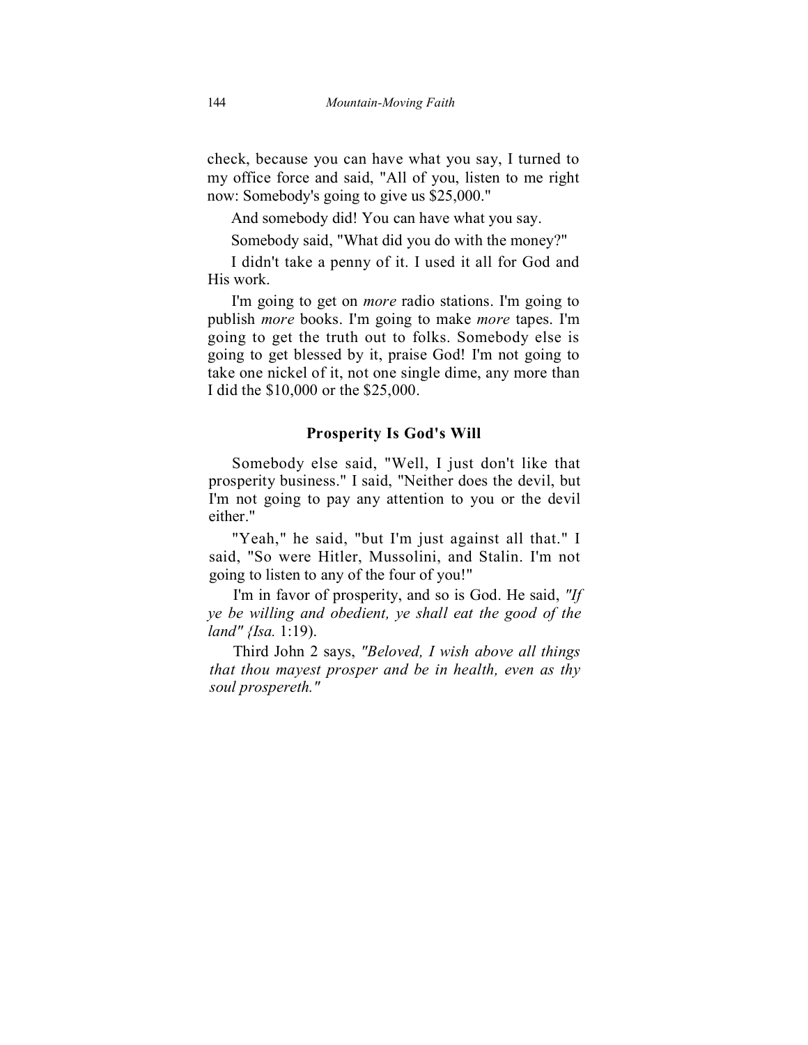check, because you can have what you say, I turned to my office force and said, "All of you, listen to me right now: Somebody's going to give us $25,000."

And somebody did! You can have what you say.

Somebody said, "What did you do with the money?"

I didn't take a penny of it. I used it all for God and His work.

I'm going to get on *more* radio stations. I'm going to publish *more* books. I'm going to make *more* tapes. I'm going to get the truth out to folks. Somebody else is going to get blessed by it, praise God! I'm not going to take one nickel of it, not one single dime, any more than I did the $10,000 or the $25,000.

### Prosperity Is God's Will

Somebody else said, "Well, I just don't like that prosperity business." I said, "Neither does the devil, but I'm not going to pay any attention to you or the devil either."

"Yeah," he said, "but I'm just against all that." I said, "So were Hitler, Mussolini, and Stalin. I'm not going to listen to any of the four of you!"

I'm in favor of prosperity, and so is God. He said, *"If ye be willing and obedient, ye shall eat the good of the land" {Isa.* 1:19).

Third John 2 says, *"Beloved, I wish above all things that thou mayest prosper and be in health, even as thy soul prospereth."*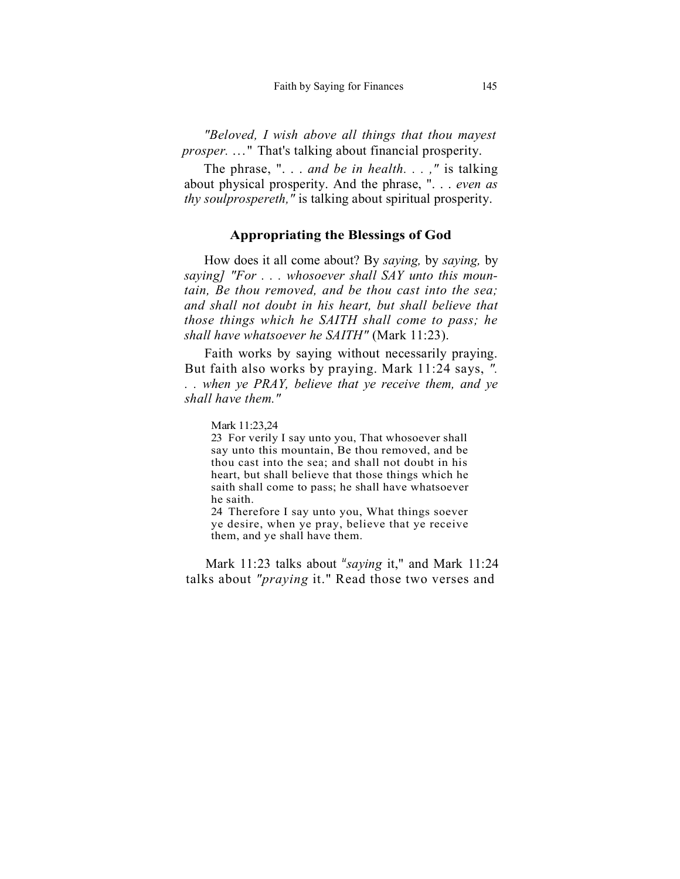*"Beloved, I wish above all things that thou mayest prosper. …"* That's talking about financial prosperity.

The phrase, ". . . *and be in health. . . ,"* is talking about physical prosperity. And the phrase, ". . . *even as thy soulprospereth,"* is talking about spiritual prosperity.

## Appropriating the Blessings of God

How does it all come about? By *saying,* by *saying,* by *saying] "For . . . whosoever shall SAY unto this mountain, Be thou removed, and be thou cast into the sea; and shall not doubt in his heart, but shall believe that those things which he SAITH shall come to pass; he shall have whatsoever he SAITH"* (Mark 11:23).

Faith works by saying without necessarily praying. But faith also works by praying. Mark 11:24 says, *". . . when ye PRAY, believe that ye receive them, and ye shall have them."*

> Mark 11:23,24
> 23 For verily I say unto you, That whosoever shall say unto this mountain, Be thou removed, and be thou cast into the sea; and shall not doubt in his heart, but shall believe that those things which he saith shall come to pass; he shall have whatsoever he saith.
> 24 Therefore I say unto you, What things soever ye desire, when ye pray, believe that ye receive them, and ye shall have them.

Mark 11:23 talks about "*saying* it," and Mark 11:24 talks about *"praying* it." Read those two verses and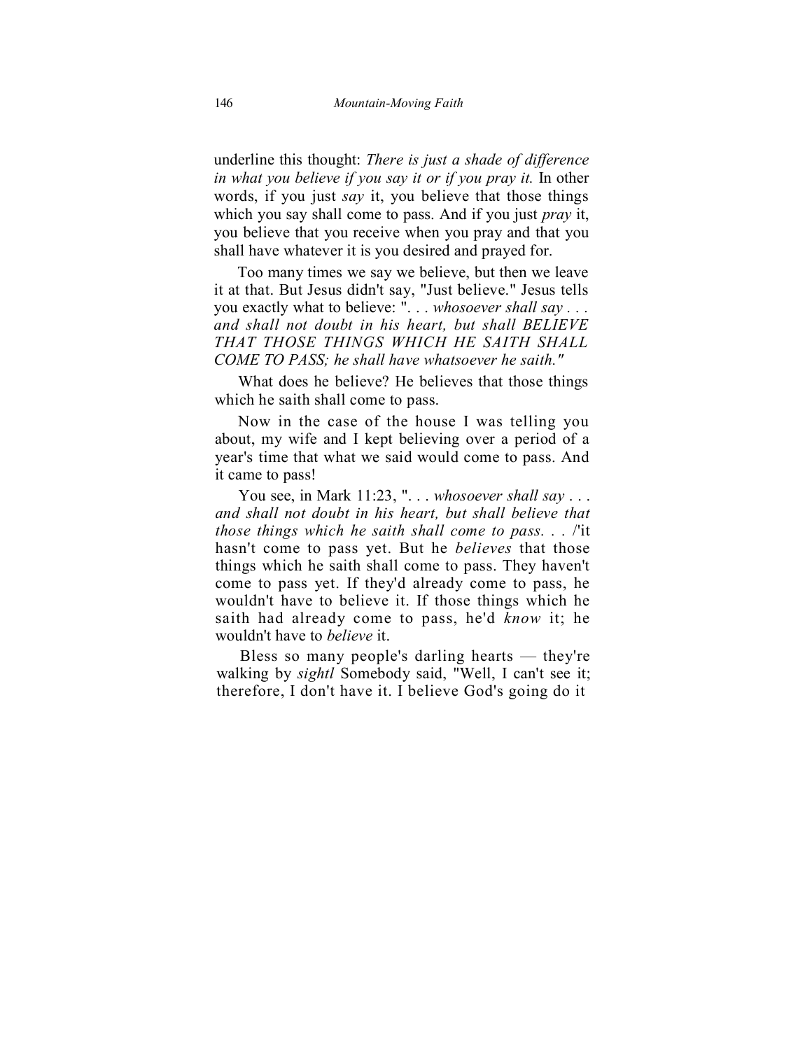underline this thought: *There is just a shade of difference in what you believe if you say it or if you pray it.* In other words, if you just *say* it, you believe that those things which you say shall come to pass. And if you just *pray* it, you believe that you receive when you pray and that you shall have whatever it is you desired and prayed for.

Too many times we say we believe, but then we leave it at that. But Jesus didn't say, "Just believe." Jesus tells you exactly what to believe: ". . . *whosoever shall say . . . and shall not doubt in his heart, but shall BELIEVE THAT THOSE THINGS WHICH HE SAITH SHALL COME TO PASS; he shall have whatsoever he saith."*

What does he believe? He believes that those things which he saith shall come to pass.

Now in the case of the house I was telling you about, my wife and I kept believing over a period of a year's time that what we said would come to pass. And it came to pass!

You see, in Mark 11:23, ". . . *whosoever shall say . . . and shall not doubt in his heart, but shall believe that those things which he saith shall come to pass. . .* /'it hasn't come to pass yet. But he *believes* that those things which he saith shall come to pass. They haven't come to pass yet. If they'd already come to pass, he wouldn't have to believe it. If those things which he saith had already come to pass, he'd *know* it; he wouldn't have to *believe* it.

Bless so many people's darling hearts — they're walking by *sightl* Somebody said, "Well, I can't see it; therefore, I don't have it. I believe God's going do it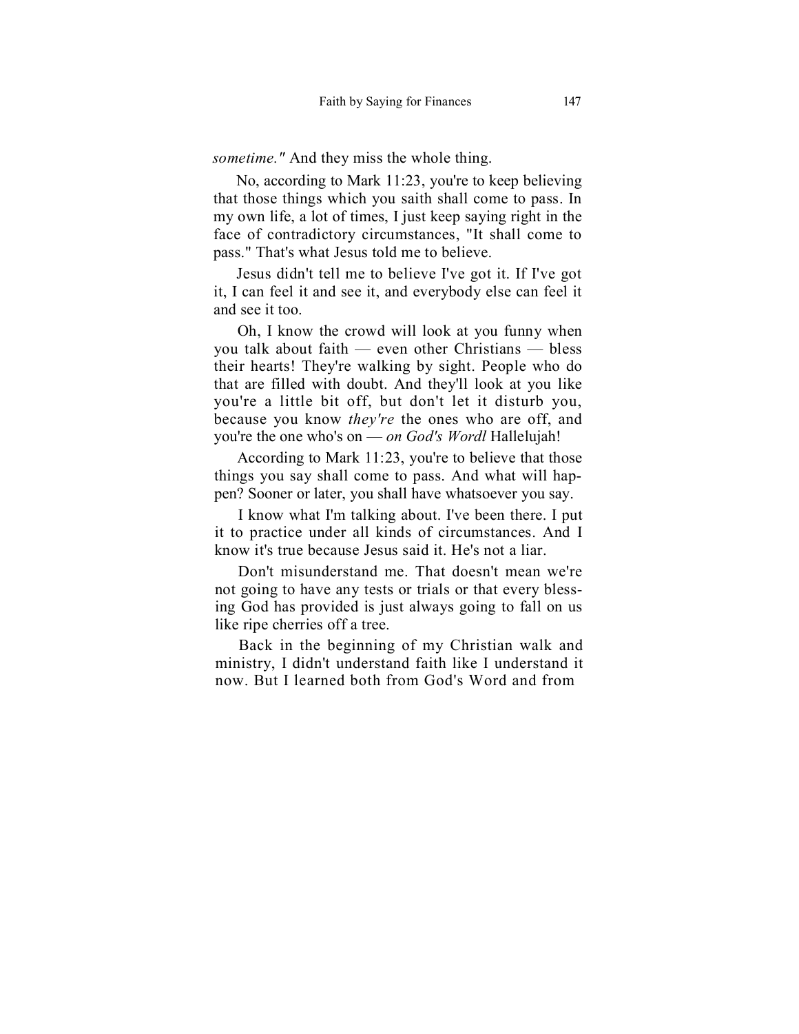*sometime."* And they miss the whole thing.

No, according to Mark 11:23, you're to keep believing that those things which you saith shall come to pass. In my own life, a lot of times, I just keep saying right in the face of contradictory circumstances, "It shall come to pass." That's what Jesus told me to believe.

Jesus didn't tell me to believe I've got it. If I've got it, I can feel it and see it, and everybody else can feel it and see it too.

Oh, I know the crowd will look at you funny when you talk about faith — even other Christians — bless their hearts! They're walking by sight. People who do that are filled with doubt. And they'll look at you like you're a little bit off, but don't let it disturb you, because you know *they're* the ones who are off, and you're the one who's on — *on God's Wordl* Hallelujah!

According to Mark 11:23, you're to believe that those things you say shall come to pass. And what will happen? Sooner or later, you shall have whatsoever you say.

I know what I'm talking about. I've been there. I put it to practice under all kinds of circumstances. And I know it's true because Jesus said it. He's not a liar.

Don't misunderstand me. That doesn't mean we're not going to have any tests or trials or that every blessing God has provided is just always going to fall on us like ripe cherries off a tree.

Back in the beginning of my Christian walk and ministry, I didn't understand faith like I understand it now. But I learned both from God's Word and from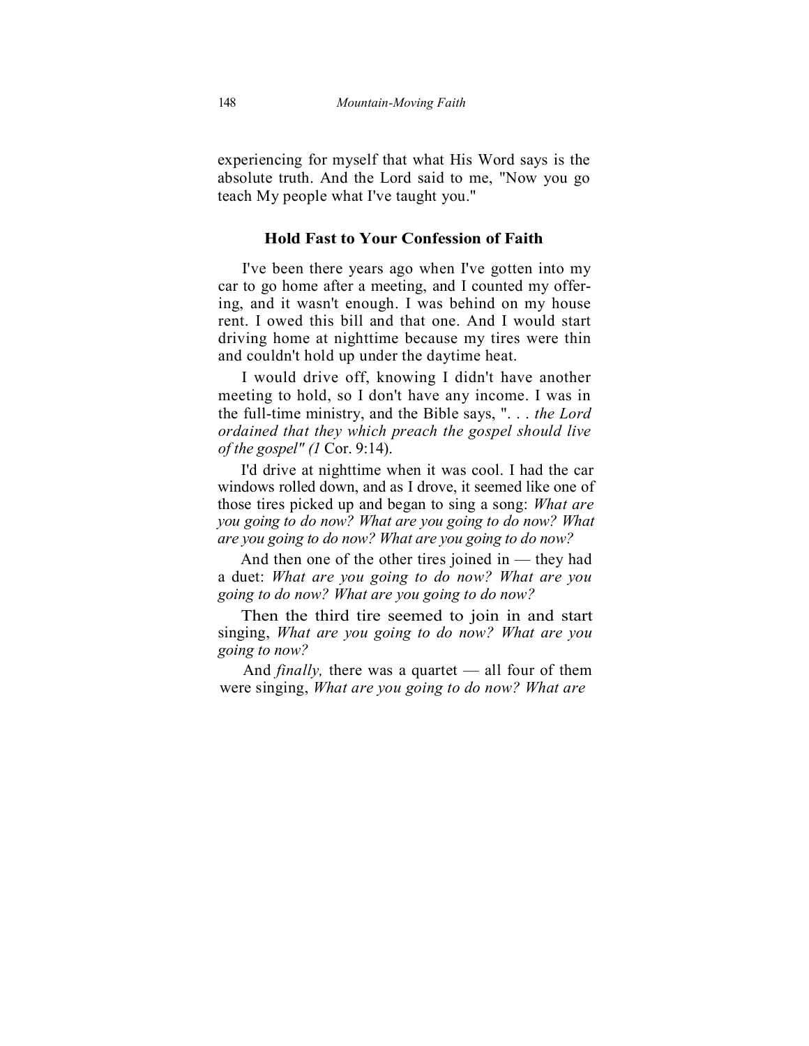experiencing for myself that what His Word says is the absolute truth. And the Lord said to me, "Now you go teach My people what I've taught you."

### Hold Fast to Your Confession of Faith

I've been there years ago when I've gotten into my car to go home after a meeting, and I counted my offering, and it wasn't enough. I was behind on my house rent. I owed this bill and that one. And I would start driving home at nighttime because my tires were thin and couldn't hold up under the daytime heat.

I would drive off, knowing I didn't have another meeting to hold, so I don't have any income. I was in the full-time ministry, and the Bible says, ". . . *the Lord ordained that they which preach the gospel should live of the gospel" (1* Cor. 9:14).

I'd drive at nighttime when it was cool. I had the car windows rolled down, and as I drove, it seemed like one of those tires picked up and began to sing a song: *What are you going to do now? What are you going to do now? What are you going to do now? What are you going to do now?*

And then one of the other tires joined in — they had a duet: *What are you going to do now? What are you going to do now? What are you going to do now?*

Then the third tire seemed to join in and start singing, *What are you going to do now? What are you going to now?*

And *finally,* there was a quartet — all four of them were singing, *What are you going to do now? What are*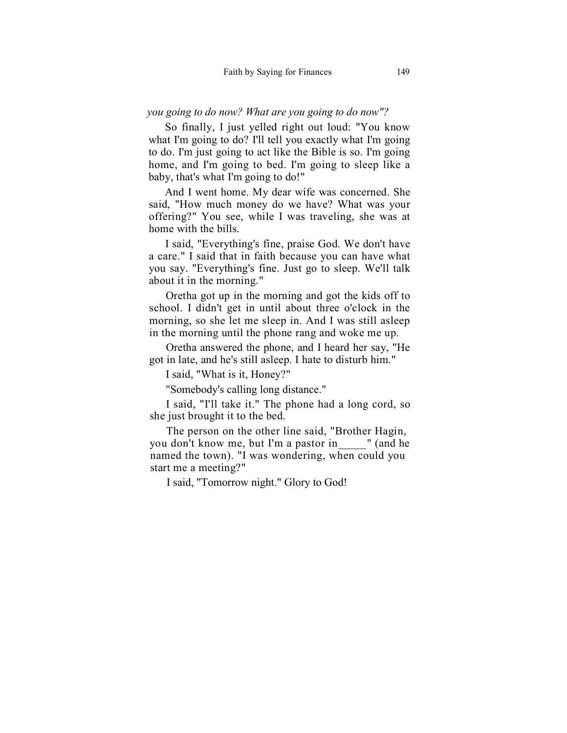*you going to do now? What are you going to do now"?*

So finally, I just yelled right out loud: "You know what I'm going to do? I'll tell you exactly what I'm going to do. I'm just going to act like the Bible is so. I'm going home, and I'm going to bed. I'm going to sleep like a baby, that's what I'm going to do!"

And I went home. My dear wife was concerned. She said, "How much money do we have? What was your offering?" You see, while I was traveling, she was at home with the bills.

I said, "Everything's fine, praise God. We don't have a care." I said that in faith because you can have what you say. "Everything's fine. Just go to sleep. We'll talk about it in the morning."

Oretha got up in the morning and got the kids off to school. I didn't get in until about three o'clock in the morning, so she let me sleep in. And I was still asleep in the morning until the phone rang and woke me up.

Oretha answered the phone, and I heard her say, "He got in late, and he's still asleep. I hate to disturb him."

I said, "What is it, Honey?"

"Somebody's calling long distance."

I said, "I'll take it." The phone had a long cord, so she just brought it to the bed.

The person on the other line said, "Brother Hagin, you don't know me, but I'm a pastor in_____" (and he named the town). "I was wondering, when could you start me a meeting?"

I said, "Tomorrow night." Glory to God!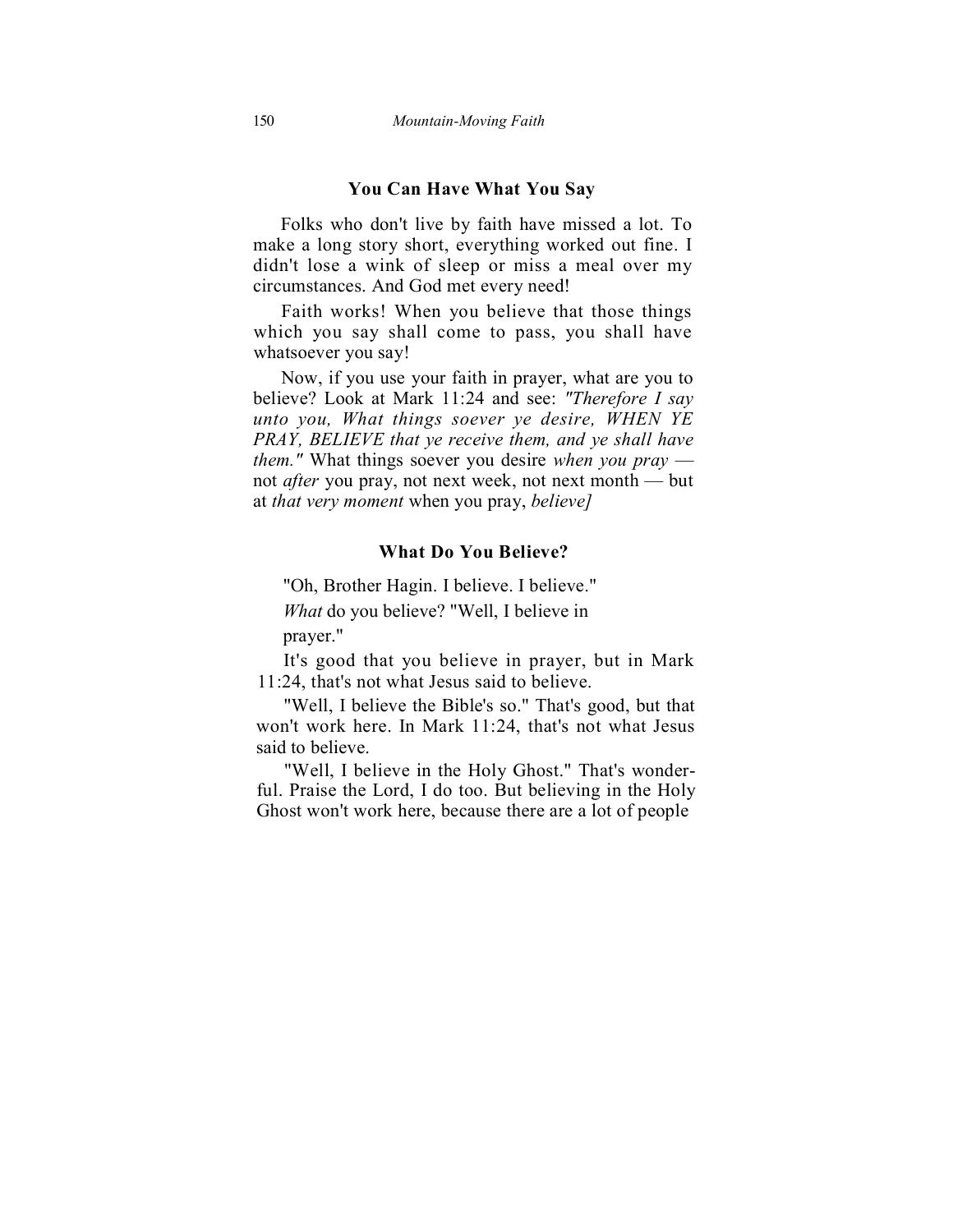## You Can Have What You Say

Folks who don't live by faith have missed a lot. To make a long story short, everything worked out fine. I didn't lose a wink of sleep or miss a meal over my circumstances. And God met every need!

Faith works! When you believe that those things which you say shall come to pass, you shall have whatsoever you say!

Now, if you use your faith in prayer, what are you to believe? Look at Mark 11:24 and see: *"Therefore I say unto you, What things soever ye desire, WHEN YE PRAY, BELIEVE that ye receive them, and ye shall have them."* What things soever you desire *when you pray* — not *after* you pray, not next week, not next month — but at *that very moment* when you pray, *believe]*

## What Do You Believe?

"Oh, Brother Hagin. I believe. I believe."

*What* do you believe? "Well, I believe in prayer."

It's good that you believe in prayer, but in Mark 11:24, that's not what Jesus said to believe.

"Well, I believe the Bible's so." That's good, but that won't work here. In Mark 11:24, that's not what Jesus said to believe.

"Well, I believe in the Holy Ghost." That's wonderful. Praise the Lord, I do too. But believing in the Holy Ghost won't work here, because there are a lot of people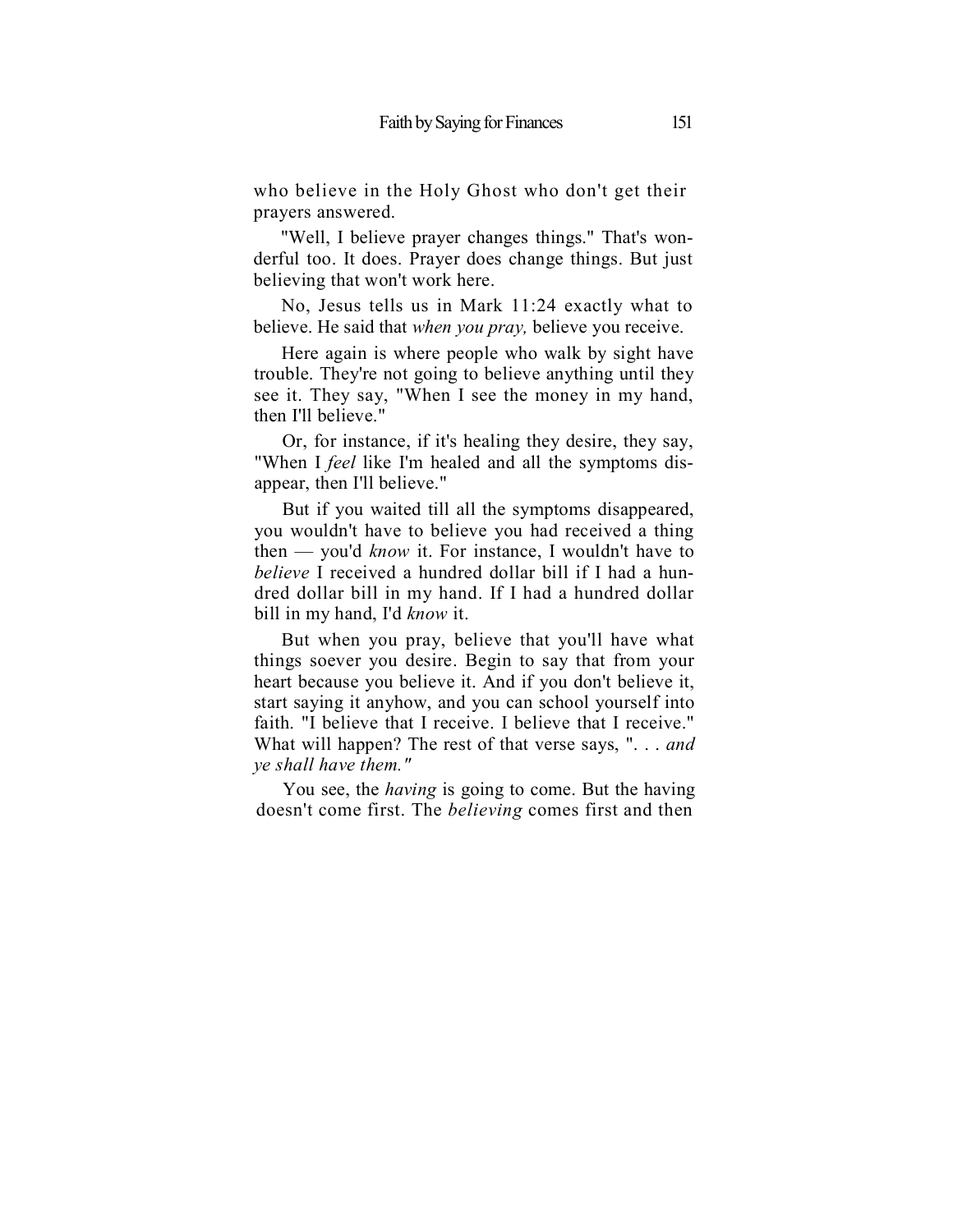who believe in the Holy Ghost who don't get their prayers answered.

"Well, I believe prayer changes things." That's wonderful too. It does. Prayer does change things. But just believing that won't work here.

No, Jesus tells us in Mark 11:24 exactly what to believe. He said that *when you pray,* believe you receive.

Here again is where people who walk by sight have trouble. They're not going to believe anything until they see it. They say, "When I see the money in my hand, then I'll believe."

Or, for instance, if it's healing they desire, they say, "When I *feel* like I'm healed and all the symptoms disappear, then I'll believe."

But if you waited till all the symptoms disappeared, you wouldn't have to believe you had received a thing then — you'd *know* it. For instance, I wouldn't have to *believe* I received a hundred dollar bill if I had a hundred dollar bill in my hand. If I had a hundred dollar bill in my hand, I'd *know* it.

But when you pray, believe that you'll have what things soever you desire. Begin to say that from your heart because you believe it. And if you don't believe it, start saying it anyhow, and you can school yourself into faith. "I believe that I receive. I believe that I receive." What will happen? The rest of that verse says, ". . . *and ye shall have them."*

You see, the *having* is going to come. But the having doesn't come first. The *believing* comes first and then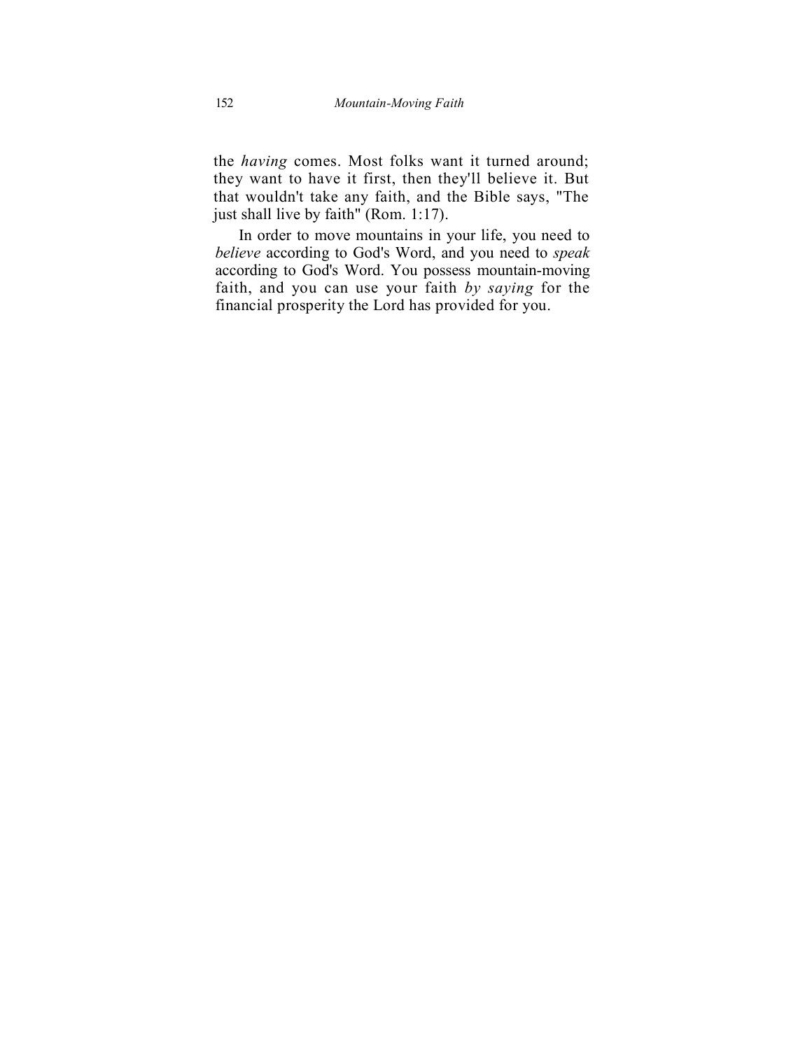the *having* comes. Most folks want it turned around; they want to have it first, then they'll believe it. But that wouldn't take any faith, and the Bible says, "The just shall live by faith" (Rom. 1:17).

In order to move mountains in your life, you need to *believe* according to God's Word, and you need to *speak* according to God's Word. You possess mountain-moving faith, and you can use your faith *by saying* for the financial prosperity the Lord has provided for you.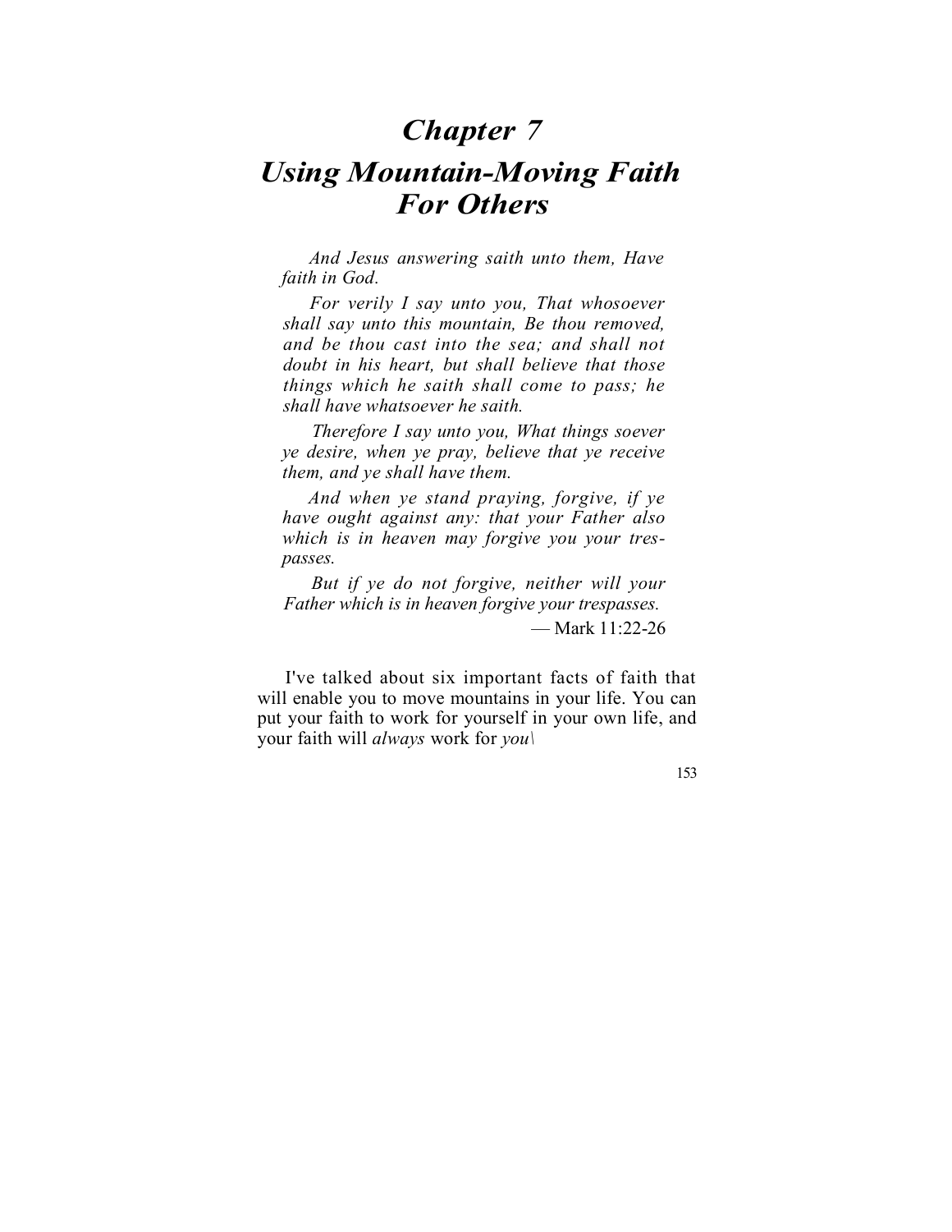# *Chapter 7*
# *Using Mountain-Moving Faith For Others*

> *And Jesus answering saith unto them, Have faith in God.*
>
> *For verily I say unto you, That whosoever shall say unto this mountain, Be thou removed, and be thou cast into the sea; and shall not doubt in his heart, but shall believe that those things which he saith shall come to pass; he shall have whatsoever he saith.*
>
> *Therefore I say unto you, What things soever ye desire, when ye pray, believe that ye receive them, and ye shall have them.*
>
> *And when ye stand praying, forgive, if ye have ought against any: that your Father also which is in heaven may forgive you your trespasses.*
>
> *But if ye do not forgive, neither will your Father which is in heaven forgive your trespasses.*
>
> — Mark 11:22-26

I've talked about six important facts of faith that will enable you to move mountains in your life. You can put your faith to work for yourself in your own life, and your faith will *always* work for *you\*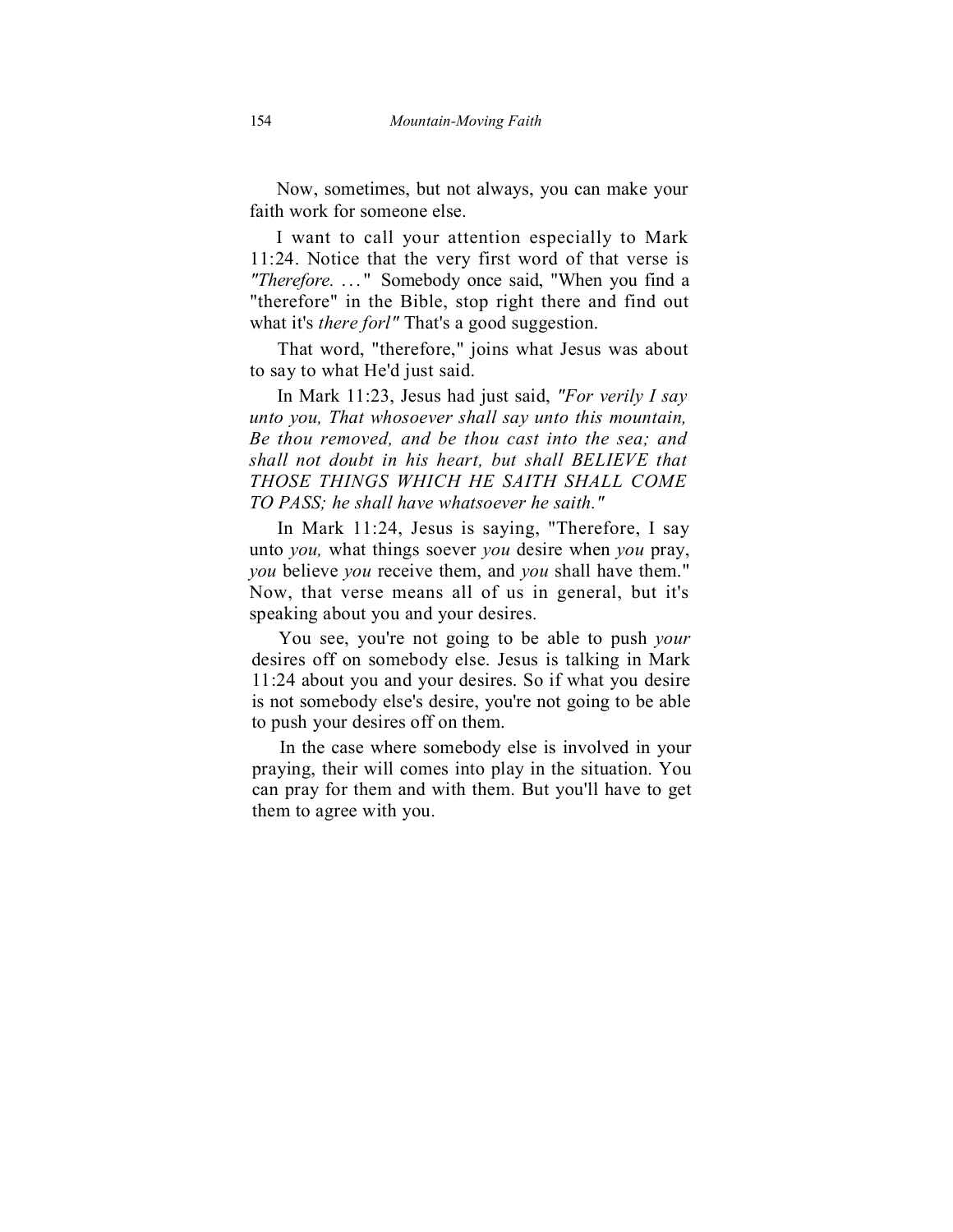Now, sometimes, but not always, you can make your faith work for someone else.

I want to call your attention especially to Mark 11:24. Notice that the very first word of that verse is *"Therefore. . . ."* Somebody once said, "When you find a "therefore" in the Bible, stop right there and find out what it's *there forl"* That's a good suggestion.

That word, "therefore," joins what Jesus was about to say to what He'd just said.

In Mark 11:23, Jesus had just said, *"For verily I say unto you, That whosoever shall say unto this mountain, Be thou removed, and be thou cast into the sea; and shall not doubt in his heart, but shall BELIEVE that THOSE THINGS WHICH HE SAITH SHALL COME TO PASS; he shall have whatsoever he saith."*

In Mark 11:24, Jesus is saying, "Therefore, I say unto *you,* what things soever *you* desire when *you* pray, *you* believe *you* receive them, and *you* shall have them." Now, that verse means all of us in general, but it's speaking about you and your desires.

You see, you're not going to be able to push *your* desires off on somebody else. Jesus is talking in Mark 11:24 about you and your desires. So if what you desire is not somebody else's desire, you're not going to be able to push your desires off on them.

In the case where somebody else is involved in your praying, their will comes into play in the situation. You can pray for them and with them. But you'll have to get them to agree with you.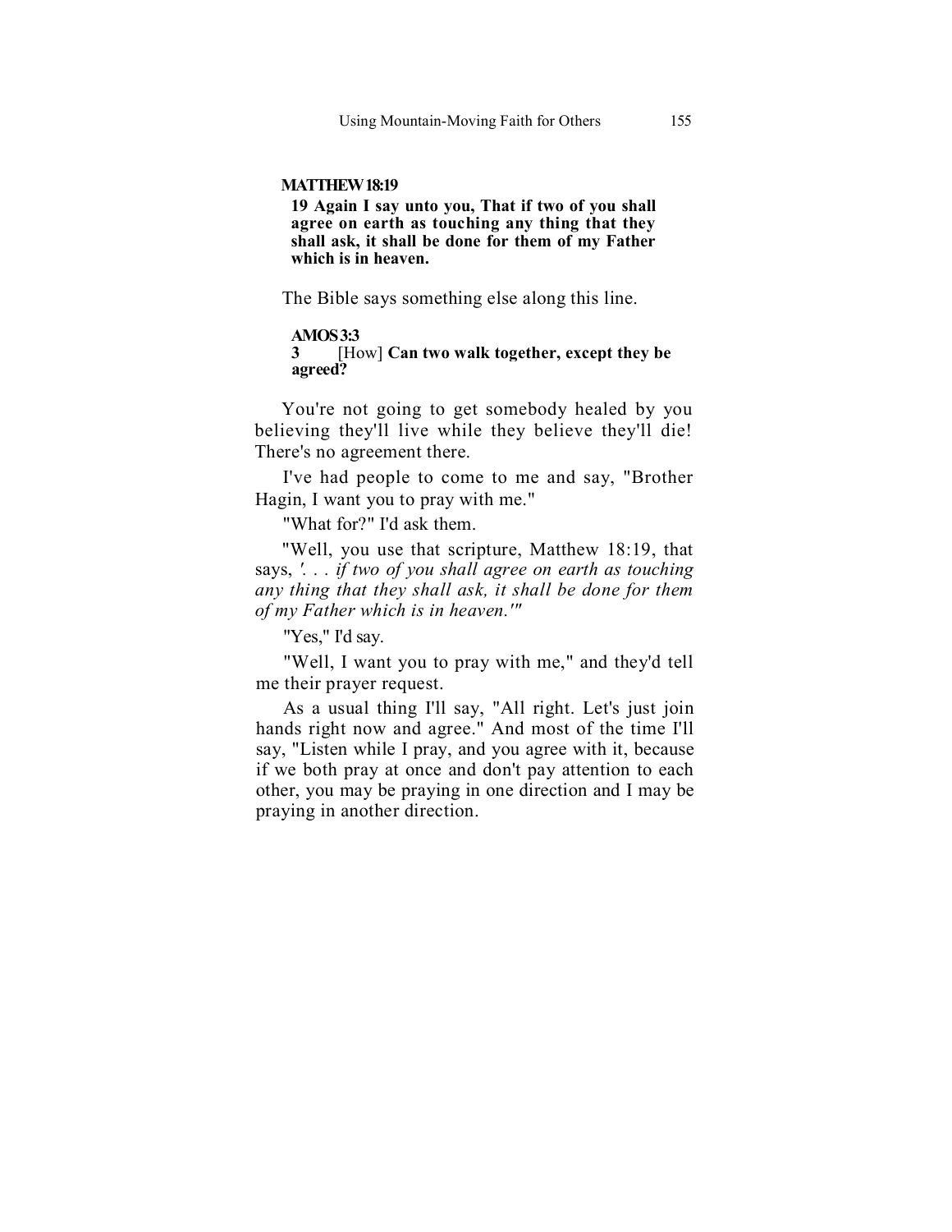**MATTHEW 18:19**

**19 Again I say unto you, That if two of you shall agree on earth as touching any thing that they shall ask, it shall be done for them of my Father which is in heaven.**

The Bible says something else along this line.

**AMOS 3:3**

**3** [How] **Can two walk together, except they be agreed?**

You're not going to get somebody healed by you believing they'll live while they believe they'll die! There's no agreement there.

I've had people to come to me and say, "Brother Hagin, I want you to pray with me."

"What for?" I'd ask them.

"Well, you use that scripture, Matthew 18:19, that says, '*. . . if two of you shall agree on earth as touching any thing that they shall ask, it shall be done for them of my Father which is in heaven.*'"

"Yes," I'd say.

"Well, I want you to pray with me," and they'd tell me their prayer request.

As a usual thing I'll say, "All right. Let's just join hands right now and agree." And most of the time I'll say, "Listen while I pray, and you agree with it, because if we both pray at once and don't pay attention to each other, you may be praying in one direction and I may be praying in another direction.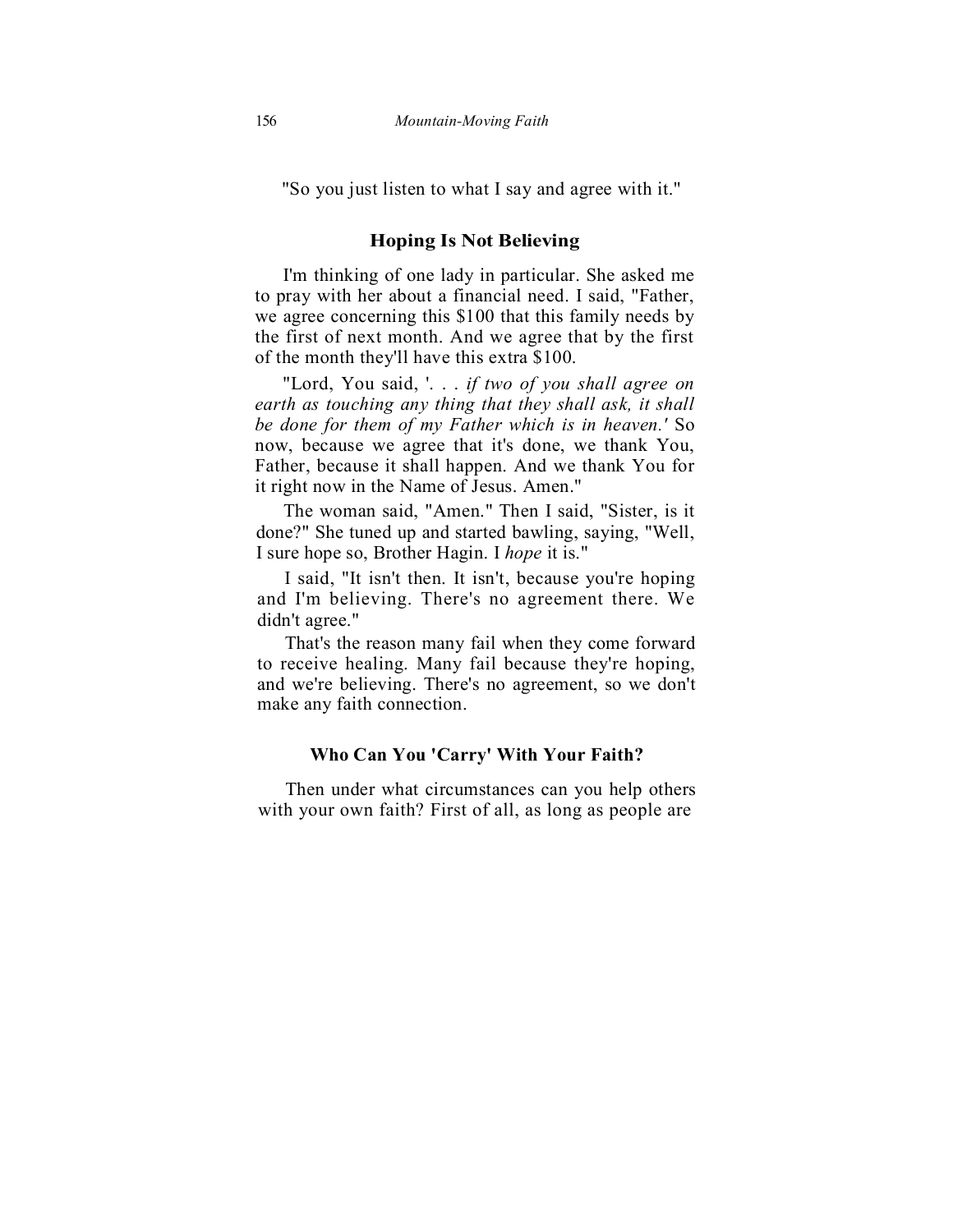"So you just listen to what I say and agree with it."

## Hoping Is Not Believing

I'm thinking of one lady in particular. She asked me to pray with her about a financial need. I said, "Father, we agree concerning this $100 that this family needs by the first of next month. And we agree that by the first of the month they'll have this extra $100.

"Lord, You said, '. . . *if two of you shall agree on earth as touching any thing that they shall ask, it shall be done for them of my Father which is in heaven.'* So now, because we agree that it's done, we thank You, Father, because it shall happen. And we thank You for it right now in the Name of Jesus. Amen."

The woman said, "Amen." Then I said, "Sister, is it done?" She tuned up and started bawling, saying, "Well, I sure hope so, Brother Hagin. I *hope* it is."

I said, "It isn't then. It isn't, because you're hoping and I'm believing. There's no agreement there. We didn't agree."

That's the reason many fail when they come forward to receive healing. Many fail because they're hoping, and we're believing. There's no agreement, so we don't make any faith connection.

## Who Can You 'Carry' With Your Faith?

Then under what circumstances can you help others with your own faith? First of all, as long as people are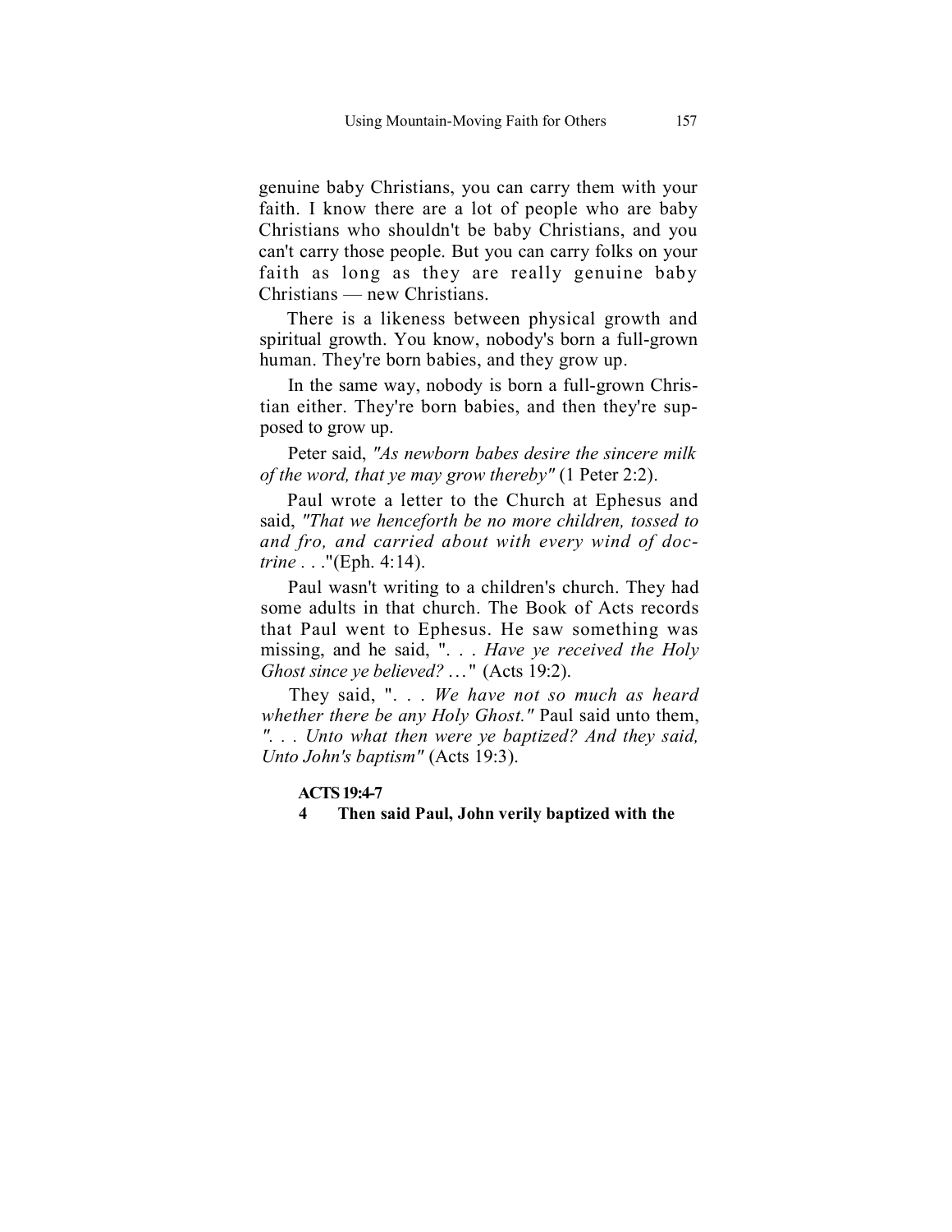genuine baby Christians, you can carry them with your faith. I know there are a lot of people who are baby Christians who shouldn't be baby Christians, and you can't carry those people. But you can carry folks on your faith as long as they are really genuine baby Christians — new Christians.

There is a likeness between physical growth and spiritual growth. You know, nobody's born a full-grown human. They're born babies, and they grow up.

In the same way, nobody is born a full-grown Christian either. They're born babies, and then they're supposed to grow up.

Peter said, *"As newborn babes desire the sincere milk of the word, that ye may grow thereby"* (1 Peter 2:2).

Paul wrote a letter to the Church at Ephesus and said, *"That we henceforth be no more children, tossed to and fro, and carried about with every wind of doctrine . . ."*(Eph. 4:14).

Paul wasn't writing to a children's church. They had some adults in that church. The Book of Acts records that Paul went to Ephesus. He saw something was missing, and he said, ". . . *Have ye received the Holy Ghost since ye believed? . . .*" (Acts 19:2).

They said, ". . . *We have not so much as heard whether there be any Holy Ghost."* Paul said unto them, *". . . Unto what then were ye baptized? And they said, Unto John's baptism"* (Acts 19:3).

**ACTS 19:4-7**

**4 Then said Paul, John verily baptized with the**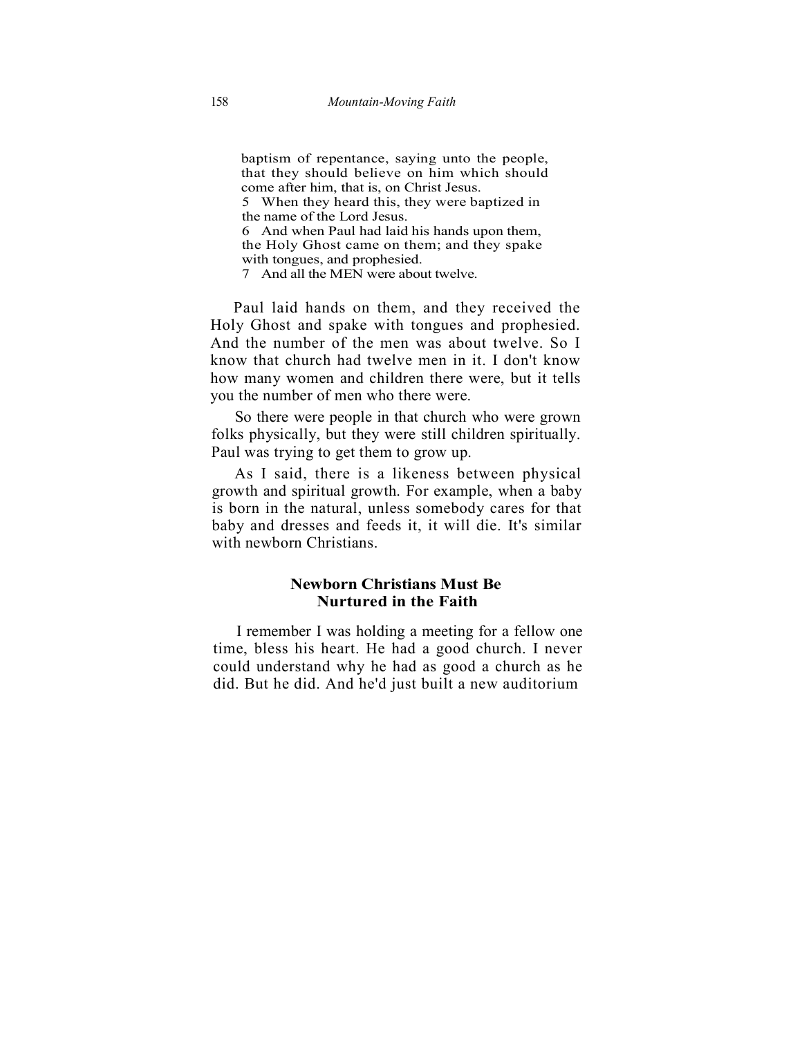> baptism of repentance, saying unto the people, that they should believe on him which should come after him, that is, on Christ Jesus.
> 5 When they heard this, they were baptized in the name of the Lord Jesus.
> 6 And when Paul had laid his hands upon them, the Holy Ghost came on them; and they spake with tongues, and prophesied.
> 7 And all the MEN were about twelve.

Paul laid hands on them, and they received the Holy Ghost and spake with tongues and prophesied. And the number of the men was about twelve. So I know that church had twelve men in it. I don't know how many women and children there were, but it tells you the number of men who there were.

So there were people in that church who were grown folks physically, but they were still children spiritually. Paul was trying to get them to grow up.

As I said, there is a likeness between physical growth and spiritual growth. For example, when a baby is born in the natural, unless somebody cares for that baby and dresses and feeds it, it will die. It's similar with newborn Christians.

### Newborn Christians Must Be Nurtured in the Faith

I remember I was holding a meeting for a fellow one time, bless his heart. He had a good church. I never could understand why he had as good a church as he did. But he did. And he'd just built a new auditorium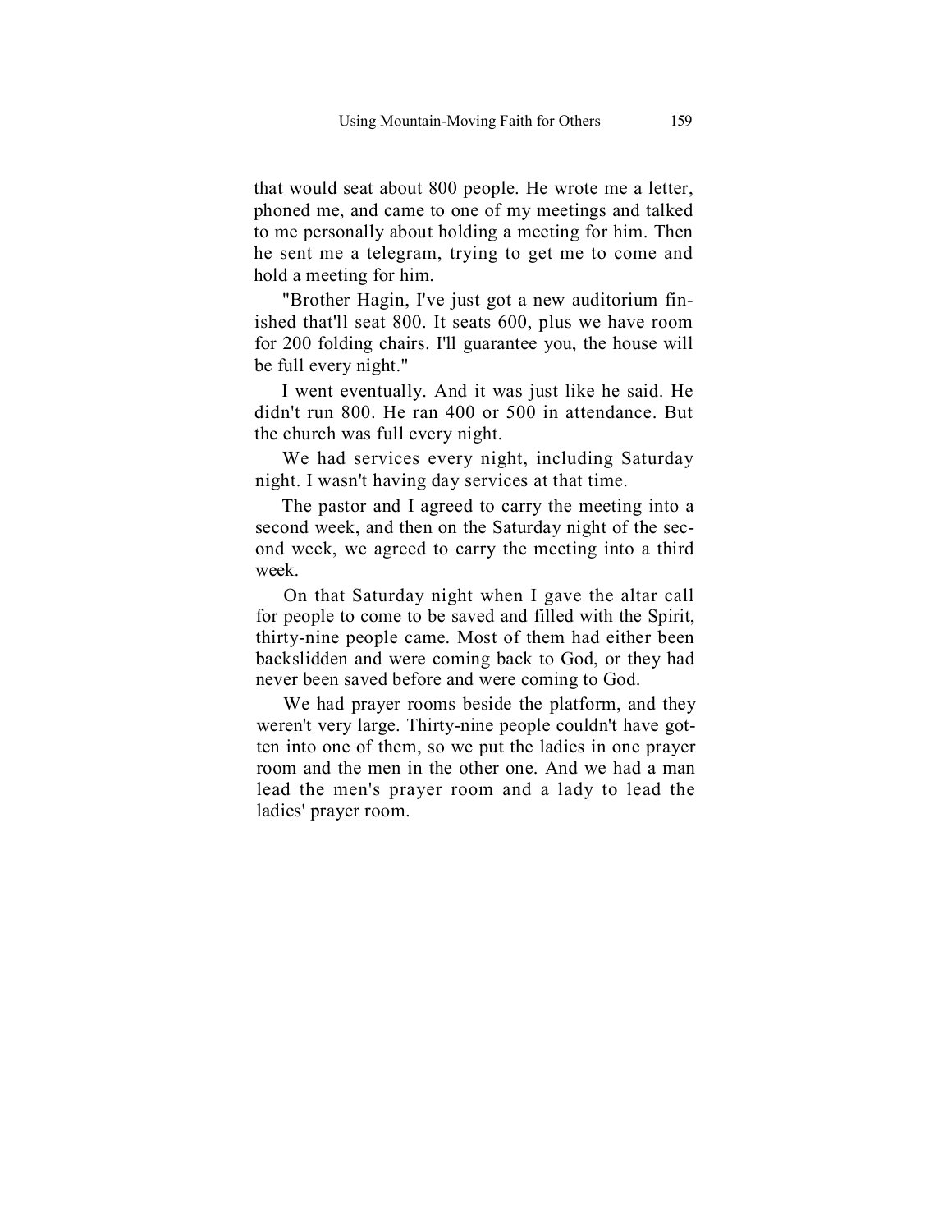that would seat about 800 people. He wrote me a letter, phoned me, and came to one of my meetings and talked to me personally about holding a meeting for him. Then he sent me a telegram, trying to get me to come and hold a meeting for him.

"Brother Hagin, I've just got a new auditorium finished that'll seat 800. It seats 600, plus we have room for 200 folding chairs. I'll guarantee you, the house will be full every night."

I went eventually. And it was just like he said. He didn't run 800. He ran 400 or 500 in attendance. But the church was full every night.

We had services every night, including Saturday night. I wasn't having day services at that time.

The pastor and I agreed to carry the meeting into a second week, and then on the Saturday night of the second week, we agreed to carry the meeting into a third week.

On that Saturday night when I gave the altar call for people to come to be saved and filled with the Spirit, thirty-nine people came. Most of them had either been backslidden and were coming back to God, or they had never been saved before and were coming to God.

We had prayer rooms beside the platform, and they weren't very large. Thirty-nine people couldn't have gotten into one of them, so we put the ladies in one prayer room and the men in the other one. And we had a man lead the men's prayer room and a lady to lead the ladies' prayer room.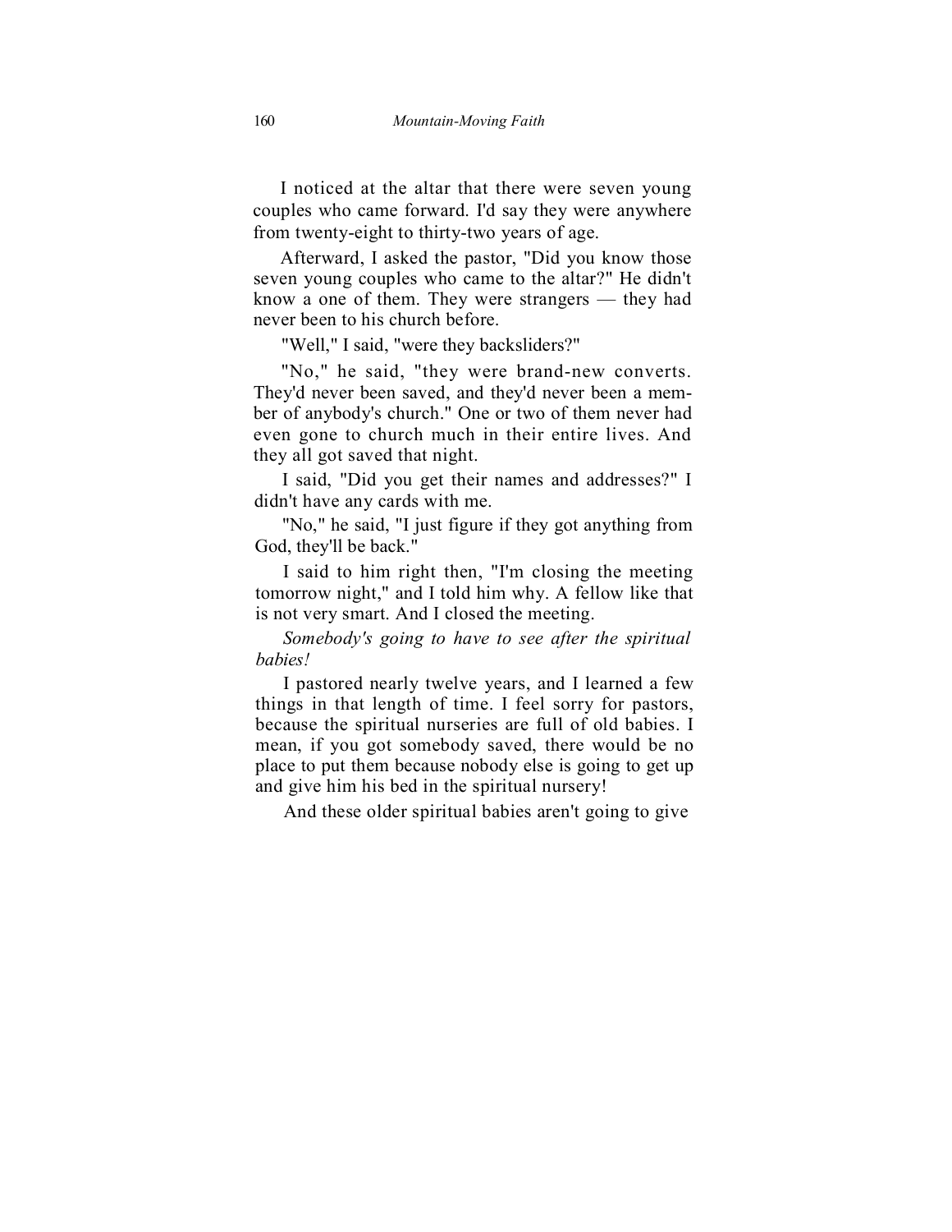I noticed at the altar that there were seven young couples who came forward. I'd say they were anywhere from twenty-eight to thirty-two years of age.

Afterward, I asked the pastor, "Did you know those seven young couples who came to the altar?" He didn't know a one of them. They were strangers — they had never been to his church before.

"Well," I said, "were they backsliders?"

"No," he said, "they were brand-new converts. They'd never been saved, and they'd never been a member of anybody's church." One or two of them never had even gone to church much in their entire lives. And they all got saved that night.

I said, "Did you get their names and addresses?" I didn't have any cards with me.

"No," he said, "I just figure if they got anything from God, they'll be back."

I said to him right then, "I'm closing the meeting tomorrow night," and I told him why. A fellow like that is not very smart. And I closed the meeting.

*Somebody's going to have to see after the spiritual babies!*

I pastored nearly twelve years, and I learned a few things in that length of time. I feel sorry for pastors, because the spiritual nurseries are full of old babies. I mean, if you got somebody saved, there would be no place to put them because nobody else is going to get up and give him his bed in the spiritual nursery!

And these older spiritual babies aren't going to give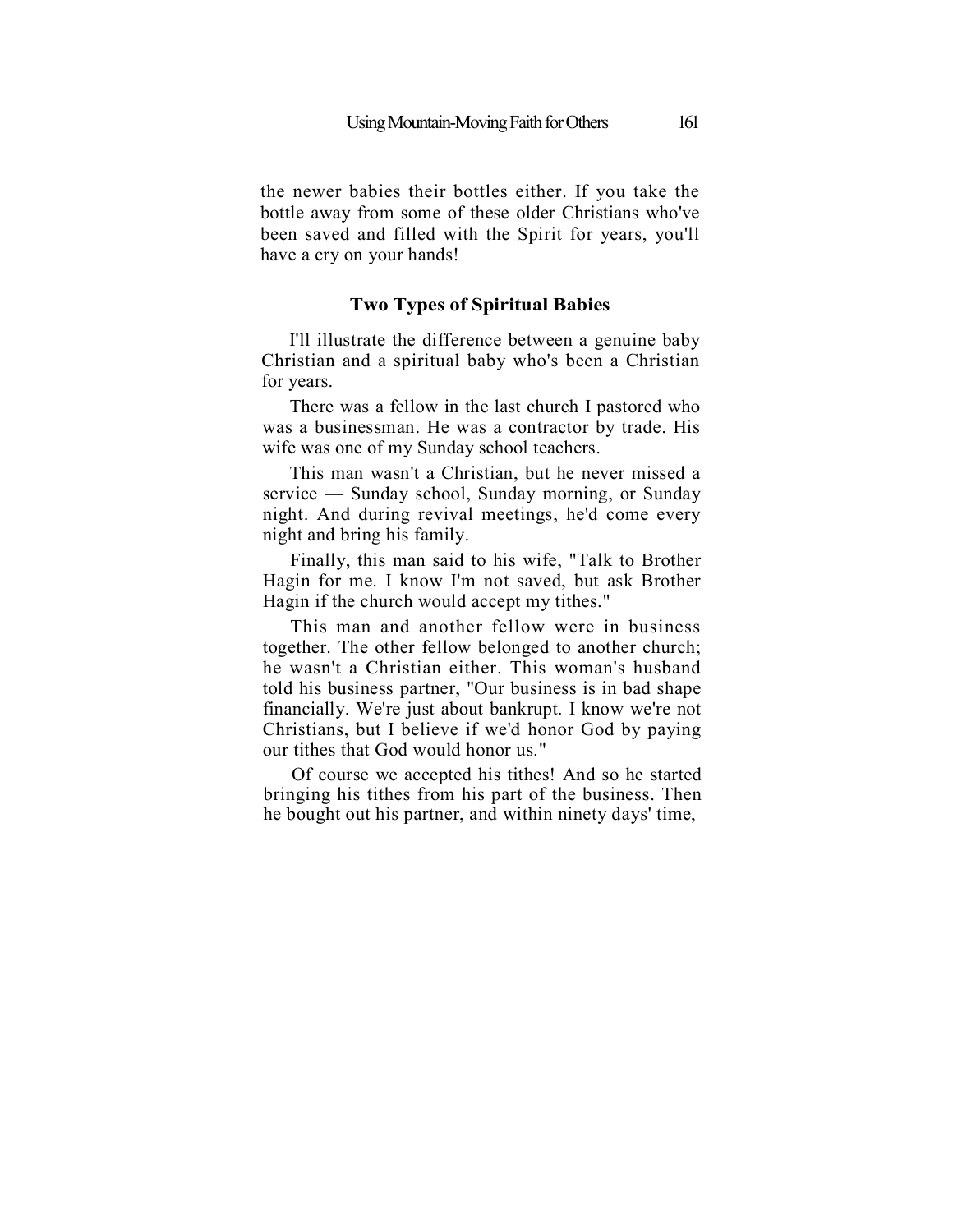the newer babies their bottles either. If you take the bottle away from some of these older Christians who've been saved and filled with the Spirit for years, you'll have a cry on your hands!

### Two Types of Spiritual Babies

I'll illustrate the difference between a genuine baby Christian and a spiritual baby who's been a Christian for years.

There was a fellow in the last church I pastored who was a businessman. He was a contractor by trade. His wife was one of my Sunday school teachers.

This man wasn't a Christian, but he never missed a service — Sunday school, Sunday morning, or Sunday night. And during revival meetings, he'd come every night and bring his family.

Finally, this man said to his wife, "Talk to Brother Hagin for me. I know I'm not saved, but ask Brother Hagin if the church would accept my tithes."

This man and another fellow were in business together. The other fellow belonged to another church; he wasn't a Christian either. This woman's husband told his business partner, "Our business is in bad shape financially. We're just about bankrupt. I know we're not Christians, but I believe if we'd honor God by paying our tithes that God would honor us."

Of course we accepted his tithes! And so he started bringing his tithes from his part of the business. Then he bought out his partner, and within ninety days' time,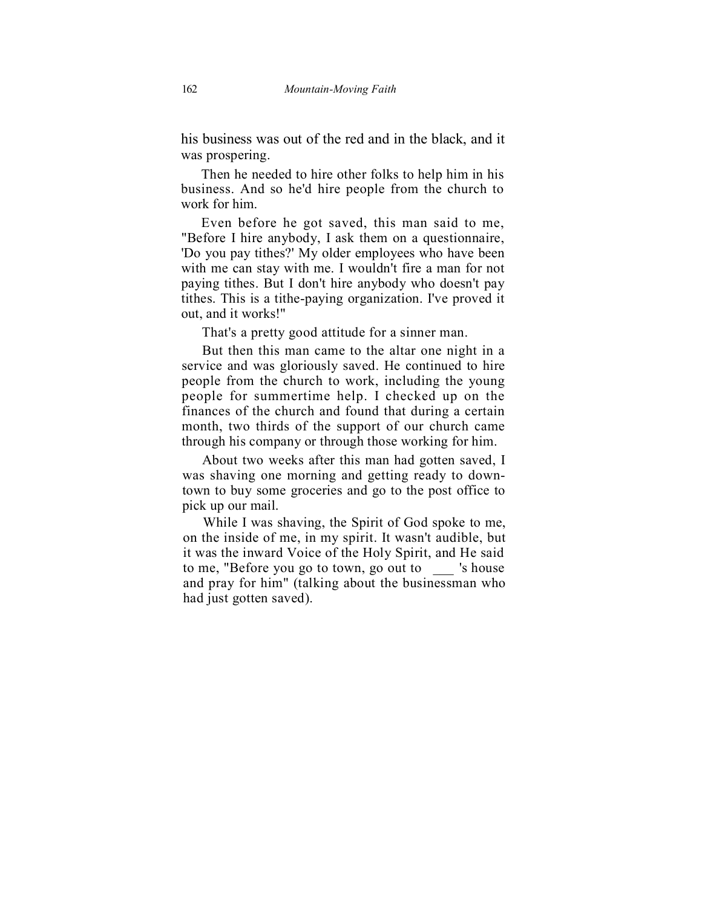his business was out of the red and in the black, and it was prospering.

Then he needed to hire other folks to help him in his business. And so he'd hire people from the church to work for him.

Even before he got saved, this man said to me, "Before I hire anybody, I ask them on a questionnaire, 'Do you pay tithes?' My older employees who have been with me can stay with me. I wouldn't fire a man for not paying tithes. But I don't hire anybody who doesn't pay tithes. This is a tithe-paying organization. I've proved it out, and it works!"

That's a pretty good attitude for a sinner man.

But then this man came to the altar one night in a service and was gloriously saved. He continued to hire people from the church to work, including the young people for summertime help. I checked up on the finances of the church and found that during a certain month, two thirds of the support of our church came through his company or through those working for him.

About two weeks after this man had gotten saved, I was shaving one morning and getting ready to downtown to buy some groceries and go to the post office to pick up our mail.

While I was shaving, the Spirit of God spoke to me, on the inside of me, in my spirit. It wasn't audible, but it was the inward Voice of the Holy Spirit, and He said to me, "Before you go to town, go out to ___ 's house and pray for him" (talking about the businessman who had just gotten saved).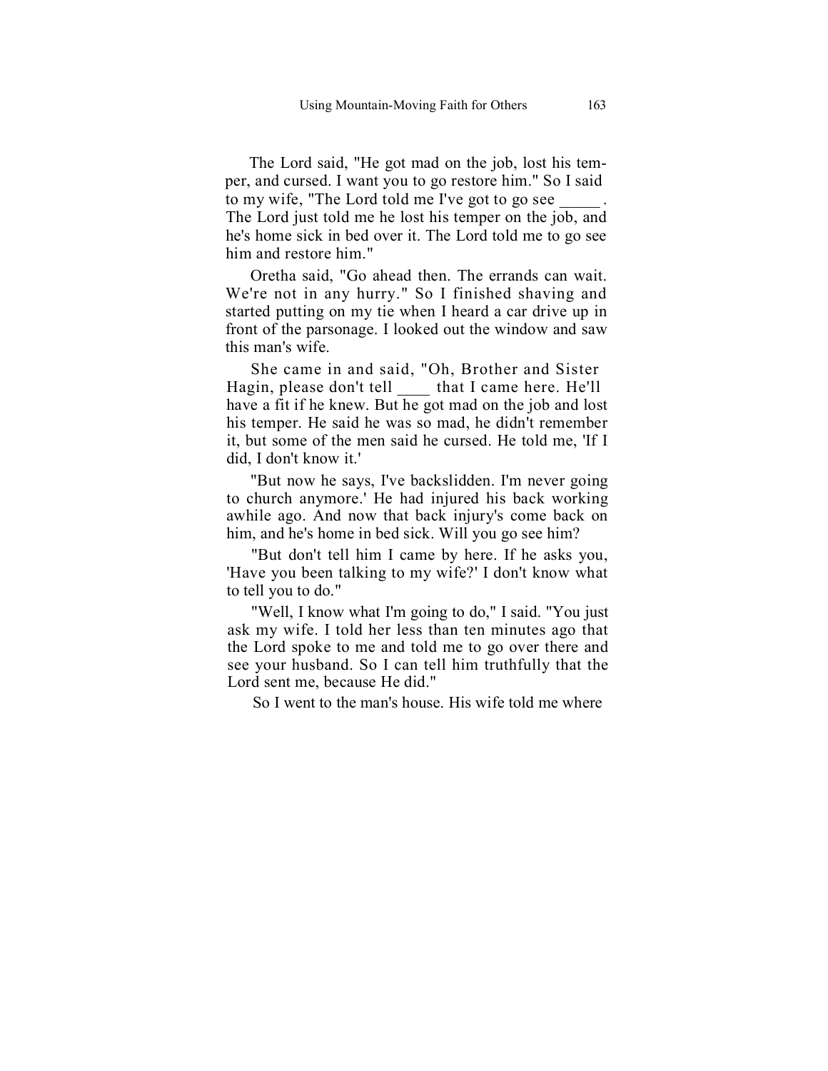The Lord said, "He got mad on the job, lost his temper, and cursed. I want you to go restore him." So I said to my wife, "The Lord told me I've got to go see _____ . The Lord just told me he lost his temper on the job, and he's home sick in bed over it. The Lord told me to go see him and restore him."

Oretha said, "Go ahead then. The errands can wait. We're not in any hurry." So I finished shaving and started putting on my tie when I heard a car drive up in front of the parsonage. I looked out the window and saw this man's wife.

She came in and said, "Oh, Brother and Sister Hagin, please don't tell ____ that I came here. He'll have a fit if he knew. But he got mad on the job and lost his temper. He said he was so mad, he didn't remember it, but some of the men said he cursed. He told me, 'If I did, I don't know it.'

"But now he says, I've backslidden. I'm never going to church anymore.' He had injured his back working awhile ago. And now that back injury's come back on him, and he's home in bed sick. Will you go see him?

"But don't tell him I came by here. If he asks you, 'Have you been talking to my wife?' I don't know what to tell you to do."

"Well, I know what I'm going to do," I said. "You just ask my wife. I told her less than ten minutes ago that the Lord spoke to me and told me to go over there and see your husband. So I can tell him truthfully that the Lord sent me, because He did."

So I went to the man's house. His wife told me where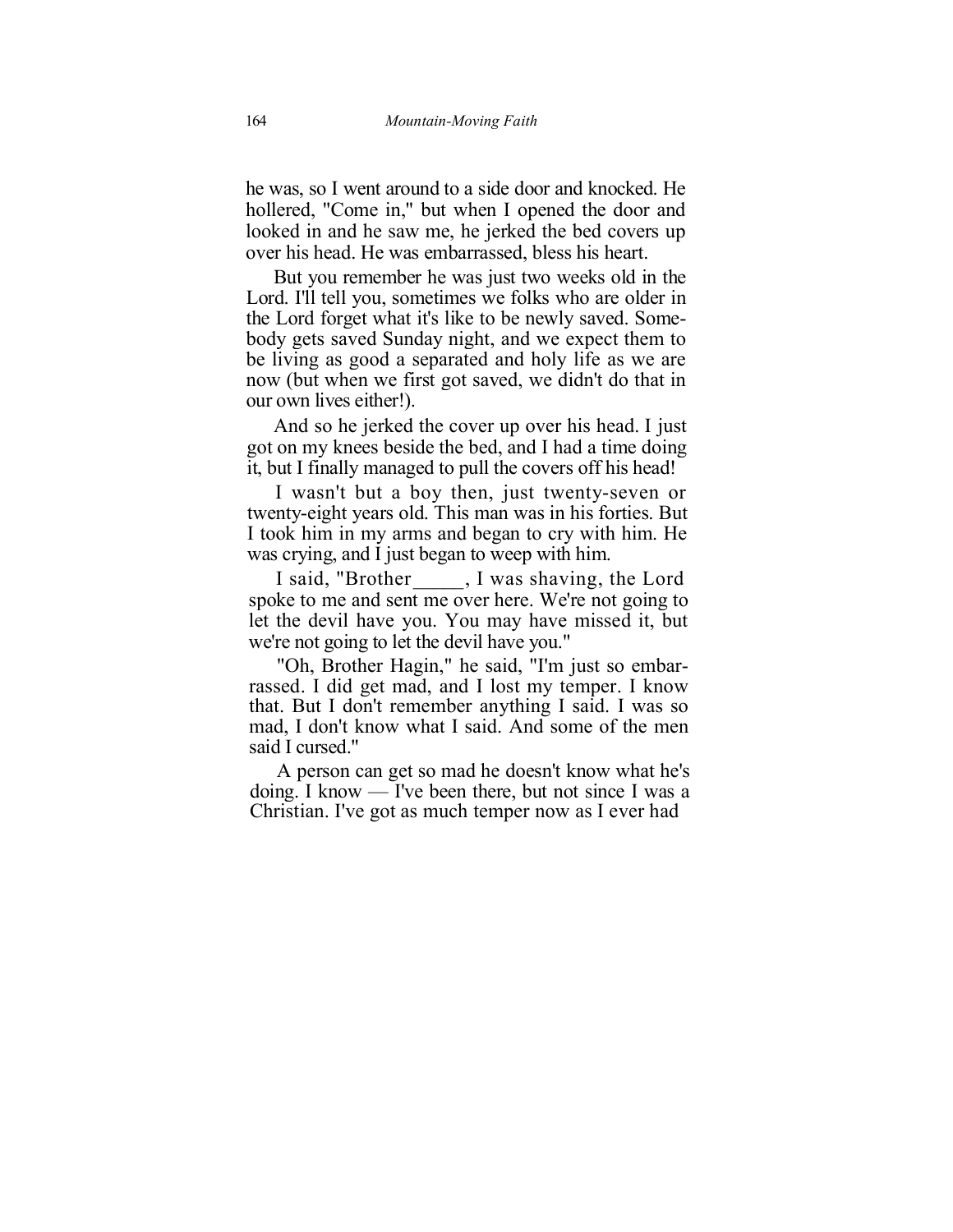he was, so I went around to a side door and knocked. He hollered, "Come in," but when I opened the door and looked in and he saw me, he jerked the bed covers up over his head. He was embarrassed, bless his heart.

But you remember he was just two weeks old in the Lord. I'll tell you, sometimes we folks who are older in the Lord forget what it's like to be newly saved. Somebody gets saved Sunday night, and we expect them to be living as good a separated and holy life as we are now (but when we first got saved, we didn't do that in our own lives either!).

And so he jerked the cover up over his head. I just got on my knees beside the bed, and I had a time doing it, but I finally managed to pull the covers off his head!

I wasn't but a boy then, just twenty-seven or twenty-eight years old. This man was in his forties. But I took him in my arms and began to cry with him. He was crying, and I just began to weep with him.

I said, "Brother_____, I was shaving, the Lord spoke to me and sent me over here. We're not going to let the devil have you. You may have missed it, but we're not going to let the devil have you."

"Oh, Brother Hagin," he said, "I'm just so embarrassed. I did get mad, and I lost my temper. I know that. But I don't remember anything I said. I was so mad, I don't know what I said. And some of the men said I cursed."

A person can get so mad he doesn't know what he's doing. I know — I've been there, but not since I was a Christian. I've got as much temper now as I ever had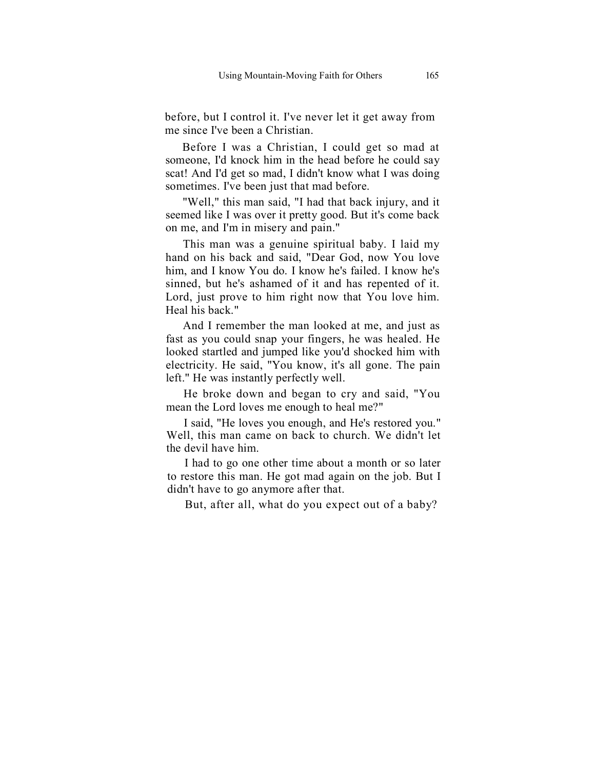before, but I control it. I've never let it get away from me since I've been a Christian.

Before I was a Christian, I could get so mad at someone, I'd knock him in the head before he could say scat! And I'd get so mad, I didn't know what I was doing sometimes. I've been just that mad before.

"Well," this man said, "I had that back injury, and it seemed like I was over it pretty good. But it's come back on me, and I'm in misery and pain."

This man was a genuine spiritual baby. I laid my hand on his back and said, "Dear God, now You love him, and I know You do. I know he's failed. I know he's sinned, but he's ashamed of it and has repented of it. Lord, just prove to him right now that You love him. Heal his back."

And I remember the man looked at me, and just as fast as you could snap your fingers, he was healed. He looked startled and jumped like you'd shocked him with electricity. He said, "You know, it's all gone. The pain left." He was instantly perfectly well.

He broke down and began to cry and said, "You mean the Lord loves me enough to heal me?"

I said, "He loves you enough, and He's restored you." Well, this man came on back to church. We didn't let the devil have him.

I had to go one other time about a month or so later to restore this man. He got mad again on the job. But I didn't have to go anymore after that.

But, after all, what do you expect out of a baby?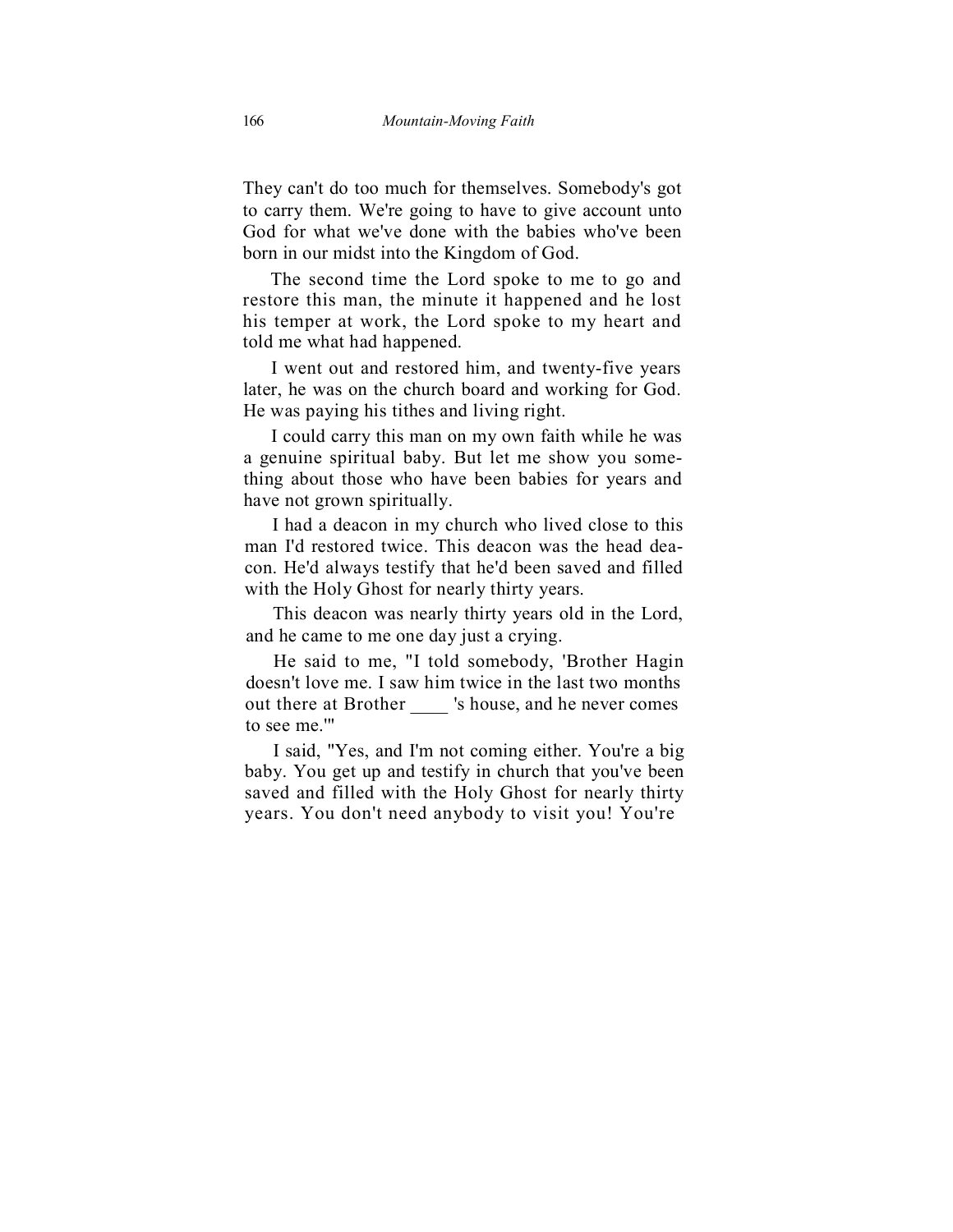They can't do too much for themselves. Somebody's got to carry them. We're going to have to give account unto God for what we've done with the babies who've been born in our midst into the Kingdom of God.

The second time the Lord spoke to me to go and restore this man, the minute it happened and he lost his temper at work, the Lord spoke to my heart and told me what had happened.

I went out and restored him, and twenty-five years later, he was on the church board and working for God. He was paying his tithes and living right.

I could carry this man on my own faith while he was a genuine spiritual baby. But let me show you something about those who have been babies for years and have not grown spiritually.

I had a deacon in my church who lived close to this man I'd restored twice. This deacon was the head deacon. He'd always testify that he'd been saved and filled with the Holy Ghost for nearly thirty years.

This deacon was nearly thirty years old in the Lord, and he came to me one day just a crying.

He said to me, "I told somebody, 'Brother Hagin doesn't love me. I saw him twice in the last two months out there at Brother ____ 's house, and he never comes to see me.'"

I said, "Yes, and I'm not coming either. You're a big baby. You get up and testify in church that you've been saved and filled with the Holy Ghost for nearly thirty years. You don't need anybody to visit you! You're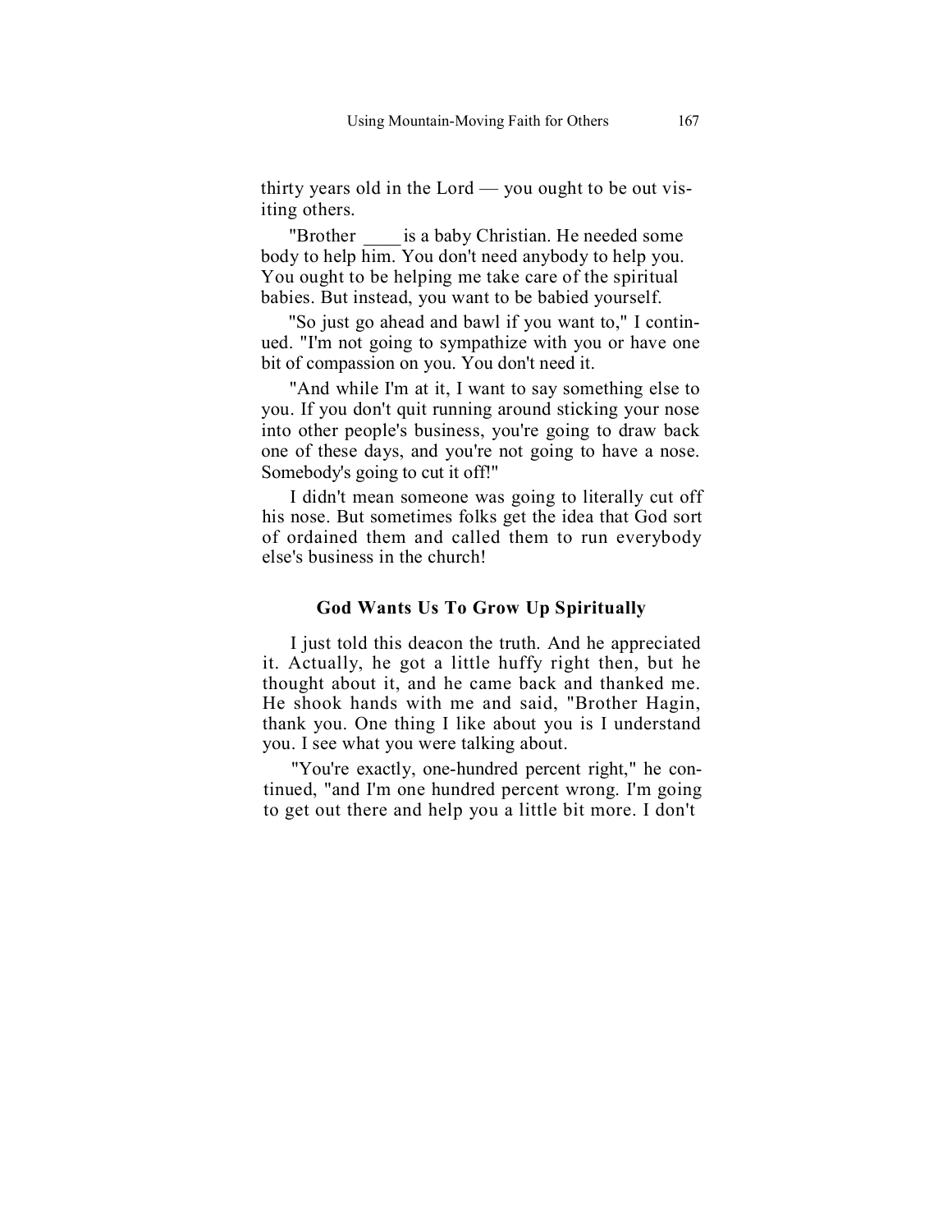thirty years old in the Lord — you ought to be out visiting others.

"Brother ____ is a baby Christian. He needed some body to help him. You don't need anybody to help you. You ought to be helping me take care of the spiritual babies. But instead, you want to be babied yourself.

"So just go ahead and bawl if you want to," I continued. "I'm not going to sympathize with you or have one bit of compassion on you. You don't need it.

"And while I'm at it, I want to say something else to you. If you don't quit running around sticking your nose into other people's business, you're going to draw back one of these days, and you're not going to have a nose. Somebody's going to cut it off!"

I didn't mean someone was going to literally cut off his nose. But sometimes folks get the idea that God sort of ordained them and called them to run everybody else's business in the church!

### God Wants Us To Grow Up Spiritually

I just told this deacon the truth. And he appreciated it. Actually, he got a little huffy right then, but he thought about it, and he came back and thanked me. He shook hands with me and said, "Brother Hagin, thank you. One thing I like about you is I understand you. I see what you were talking about.

"You're exactly, one-hundred percent right," he continued, "and I'm one hundred percent wrong. I'm going to get out there and help you a little bit more. I don't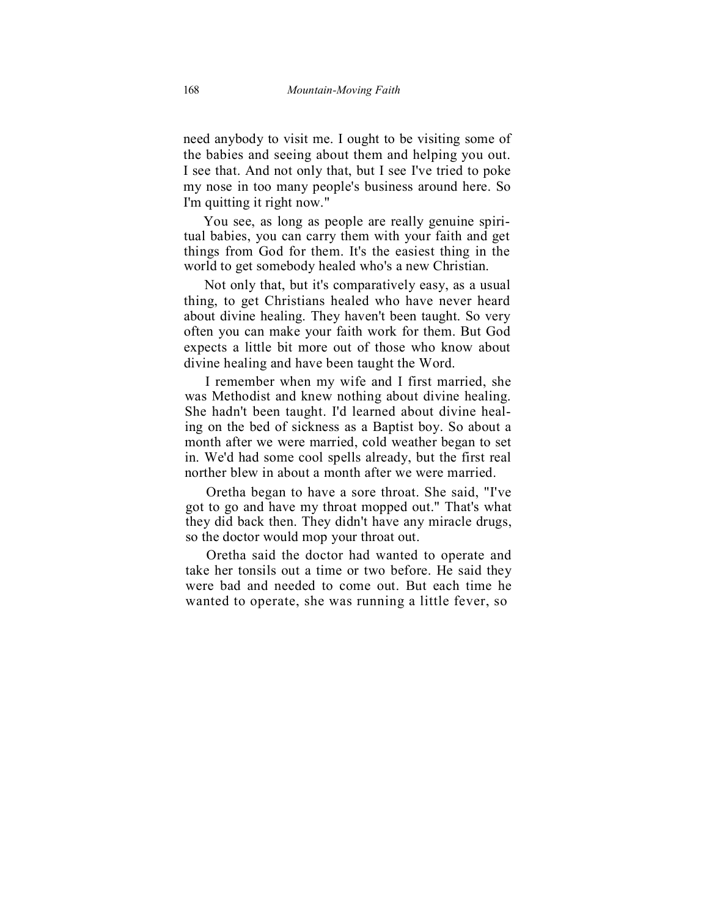need anybody to visit me. I ought to be visiting some of the babies and seeing about them and helping you out. I see that. And not only that, but I see I've tried to poke my nose in too many people's business around here. So I'm quitting it right now."

You see, as long as people are really genuine spiritual babies, you can carry them with your faith and get things from God for them. It's the easiest thing in the world to get somebody healed who's a new Christian.

Not only that, but it's comparatively easy, as a usual thing, to get Christians healed who have never heard about divine healing. They haven't been taught. So very often you can make your faith work for them. But God expects a little bit more out of those who know about divine healing and have been taught the Word.

I remember when my wife and I first married, she was Methodist and knew nothing about divine healing. She hadn't been taught. I'd learned about divine healing on the bed of sickness as a Baptist boy. So about a month after we were married, cold weather began to set in. We'd had some cool spells already, but the first real norther blew in about a month after we were married.

Oretha began to have a sore throat. She said, "I've got to go and have my throat mopped out." That's what they did back then. They didn't have any miracle drugs, so the doctor would mop your throat out.

Oretha said the doctor had wanted to operate and take her tonsils out a time or two before. He said they were bad and needed to come out. But each time he wanted to operate, she was running a little fever, so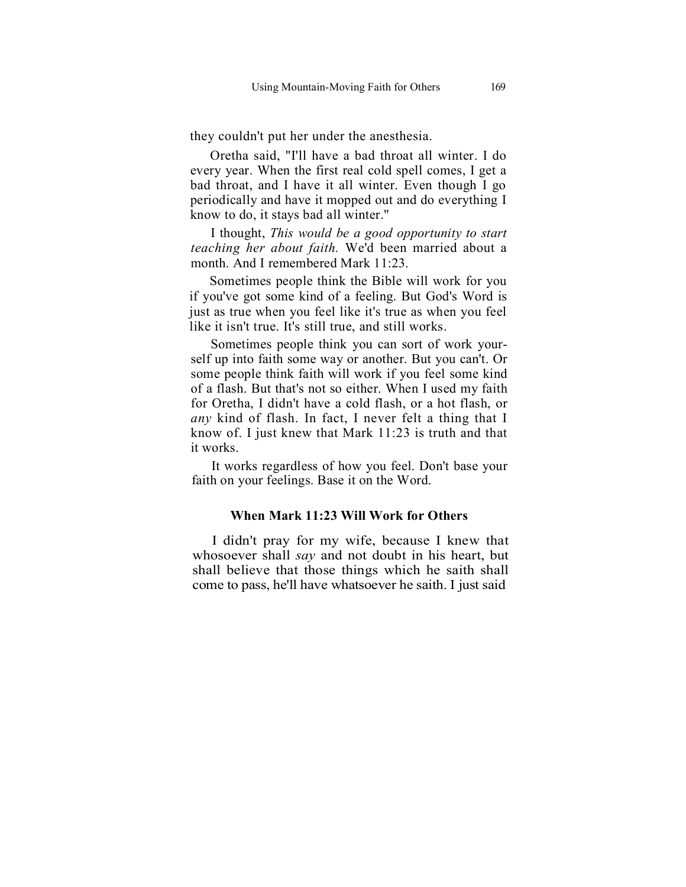they couldn't put her under the anesthesia.

Oretha said, "I'll have a bad throat all winter. I do every year. When the first real cold spell comes, I get a bad throat, and I have it all winter. Even though I go periodically and have it mopped out and do everything I know to do, it stays bad all winter."

I thought, *This would be a good opportunity to start teaching her about faith.* We'd been married about a month. And I remembered Mark 11:23.

Sometimes people think the Bible will work for you if you've got some kind of a feeling. But God's Word is just as true when you feel like it's true as when you feel like it isn't true. It's still true, and still works.

Sometimes people think you can sort of work yourself up into faith some way or another. But you can't. Or some people think faith will work if you feel some kind of a flash. But that's not so either. When I used my faith for Oretha, I didn't have a cold flash, or a hot flash, or *any* kind of flash. In fact, I never felt a thing that I know of. I just knew that Mark 11:23 is truth and that it works.

It works regardless of how you feel. Don't base your faith on your feelings. Base it on the Word.

### When Mark 11:23 Will Work for Others

I didn't pray for my wife, because I knew that whosoever shall *say* and not doubt in his heart, but shall believe that those things which he saith shall come to pass, he'll have whatsoever he saith. I just said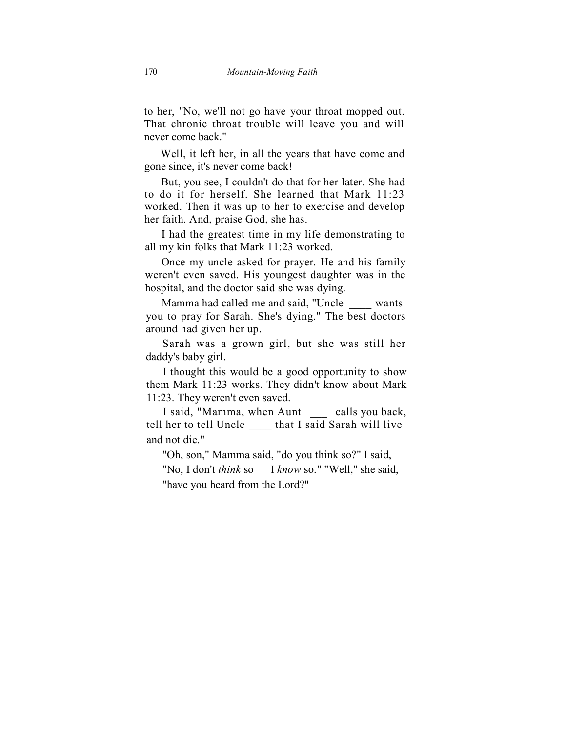to her, "No, we'll not go have your throat mopped out. That chronic throat trouble will leave you and will never come back."

Well, it left her, in all the years that have come and gone since, it's never come back!

But, you see, I couldn't do that for her later. She had to do it for herself. She learned that Mark 11:23 worked. Then it was up to her to exercise and develop her faith. And, praise God, she has.

I had the greatest time in my life demonstrating to all my kin folks that Mark 11:23 worked.

Once my uncle asked for prayer. He and his family weren't even saved. His youngest daughter was in the hospital, and the doctor said she was dying.

Mamma had called me and said, "Uncle ____ wants you to pray for Sarah. She's dying." The best doctors around had given her up.

Sarah was a grown girl, but she was still her daddy's baby girl.

I thought this would be a good opportunity to show them Mark 11:23 works. They didn't know about Mark 11:23. They weren't even saved.

I said, "Mamma, when Aunt ___ calls you back, tell her to tell Uncle ____ that I said Sarah will live and not die."

"Oh, son," Mamma said, "do you think so?" I said,

"No, I don't *think* so — I *know* so." "Well," she said,

"have you heard from the Lord?"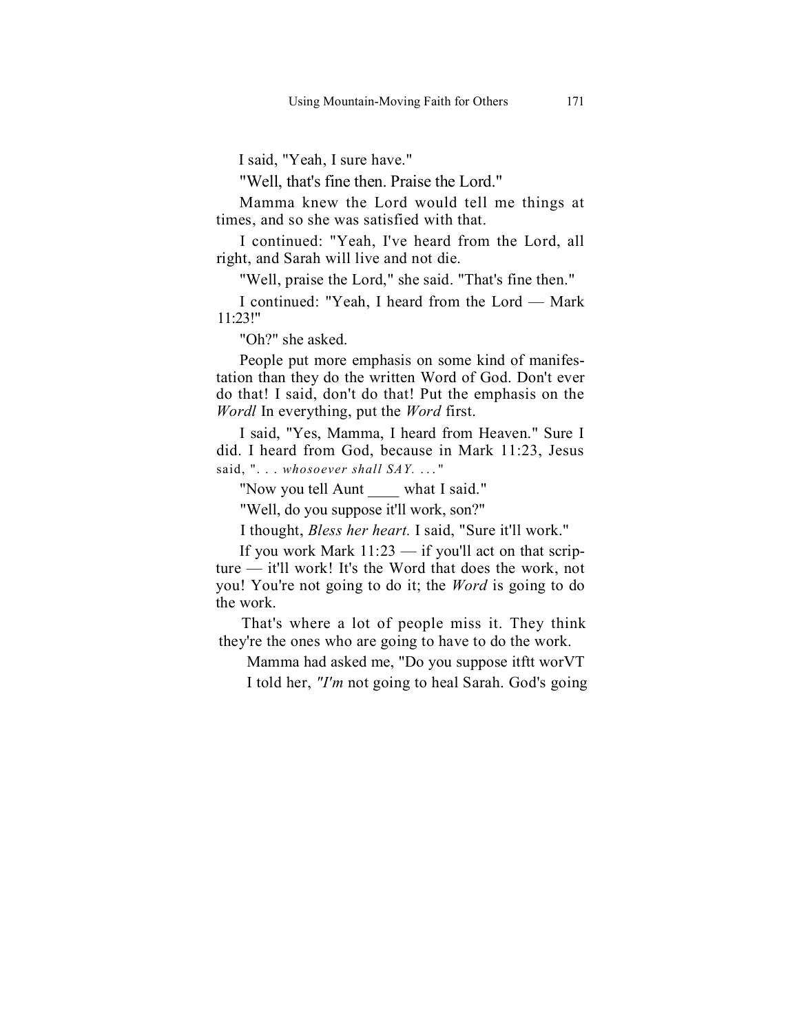I said, "Yeah, I sure have."

"Well, that's fine then. Praise the Lord."

Mamma knew the Lord would tell me things at times, and so she was satisfied with that.

I continued: "Yeah, I've heard from the Lord, all right, and Sarah will live and not die.

"Well, praise the Lord," she said. "That's fine then."

I continued: "Yeah, I heard from the Lord — Mark 11:23!"

"Oh?" she asked.

People put more emphasis on some kind of manifestation than they do the written Word of God. Don't ever do that! I said, don't do that! Put the emphasis on the *Wordl* In everything, put the *Word* first.

I said, "Yes, Mamma, I heard from Heaven." Sure I did. I heard from God, because in Mark 11:23, Jesus said, ". . . *whosoever shall SAY. . . .*"

"Now you tell Aunt ____ what I said."

"Well, do you suppose it'll work, son?"

I thought, *Bless her heart.* I said, "Sure it'll work."

If you work Mark 11:23 — if you'll act on that scripture — it'll work! It's the Word that does the work, not you! You're not going to do it; the *Word* is going to do the work.

That's where a lot of people miss it. They think they're the ones who are going to have to do the work.

Mamma had asked me, "Do you suppose itftt worVT

I told her, *"I'm* not going to heal Sarah. God's going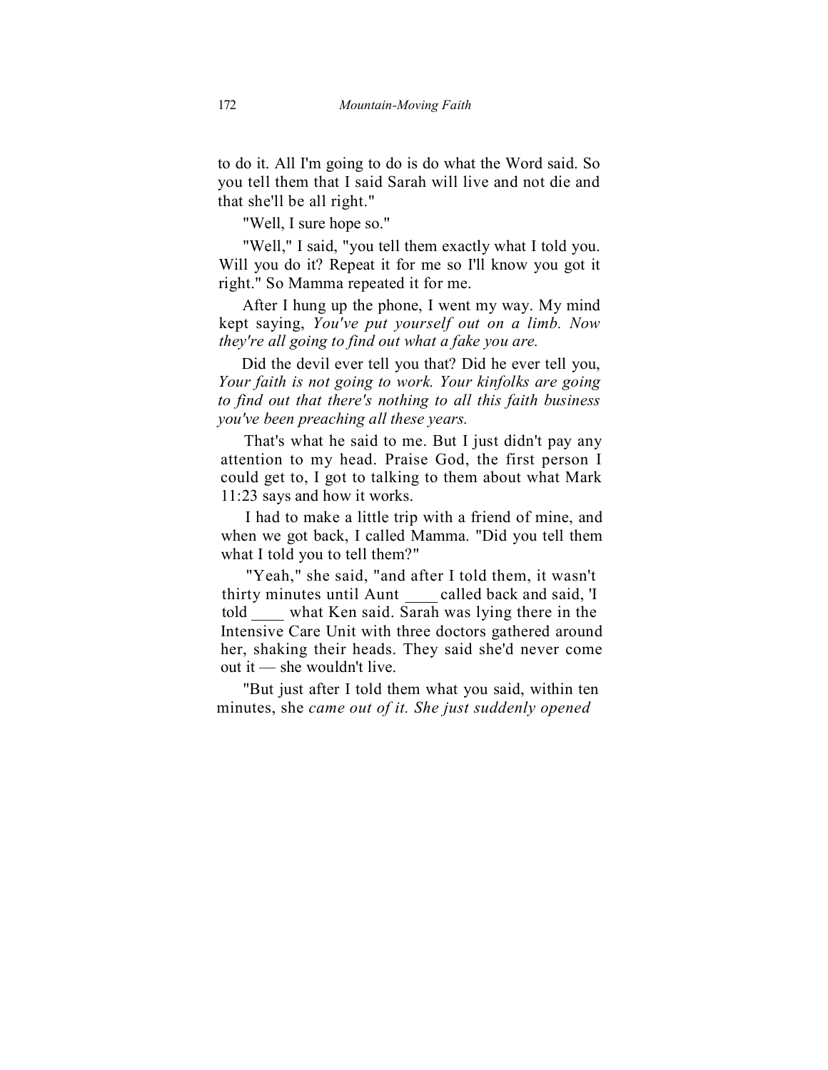to do it. All I'm going to do is do what the Word said. So you tell them that I said Sarah will live and not die and that she'll be all right."

"Well, I sure hope so."

"Well," I said, "you tell them exactly what I told you. Will you do it? Repeat it for me so I'll know you got it right." So Mamma repeated it for me.

After I hung up the phone, I went my way. My mind kept saying, *You've put yourself out on a limb. Now they're all going to find out what a fake you are.*

Did the devil ever tell you that? Did he ever tell you, *Your faith is not going to work. Your kinfolks are going to find out that there's nothing to all this faith business you've been preaching all these years.*

That's what he said to me. But I just didn't pay any attention to my head. Praise God, the first person I could get to, I got to talking to them about what Mark 11:23 says and how it works.

I had to make a little trip with a friend of mine, and when we got back, I called Mamma. "Did you tell them what I told you to tell them?"

"Yeah," she said, "and after I told them, it wasn't thirty minutes until Aunt ____ called back and said, 'I told ____ what Ken said. Sarah was lying there in the Intensive Care Unit with three doctors gathered around her, shaking their heads. They said she'd never come out it — she wouldn't live.

"But just after I told them what you said, within ten minutes, she *came out of it. She just suddenly opened*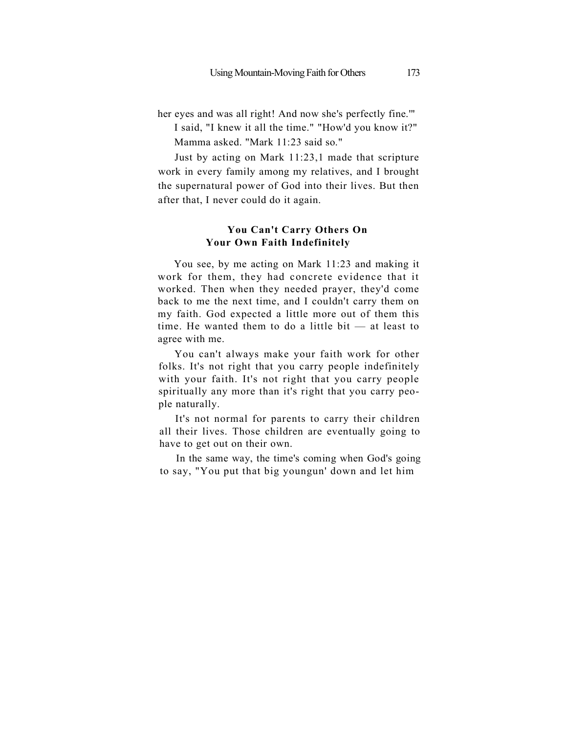her eyes and was all right! And now she's perfectly fine.'"

I said, "I knew it all the time." "How'd you know it?" Mamma asked. "Mark 11:23 said so."

Just by acting on Mark 11:23,1 made that scripture work in every family among my relatives, and I brought the supernatural power of God into their lives. But then after that, I never could do it again.

### You Can't Carry Others On Your Own Faith Indefinitely

You see, by me acting on Mark 11:23 and making it work for them, they had concrete evidence that it worked. Then when they needed prayer, they'd come back to me the next time, and I couldn't carry them on my faith. God expected a little more out of them this time. He wanted them to do a little bit — at least to agree with me.

You can't always make your faith work for other folks. It's not right that you carry people indefinitely with your faith. It's not right that you carry people spiritually any more than it's right that you carry people naturally.

It's not normal for parents to carry their children all their lives. Those children are eventually going to have to get out on their own.

In the same way, the time's coming when God's going to say, "You put that big youngun' down and let him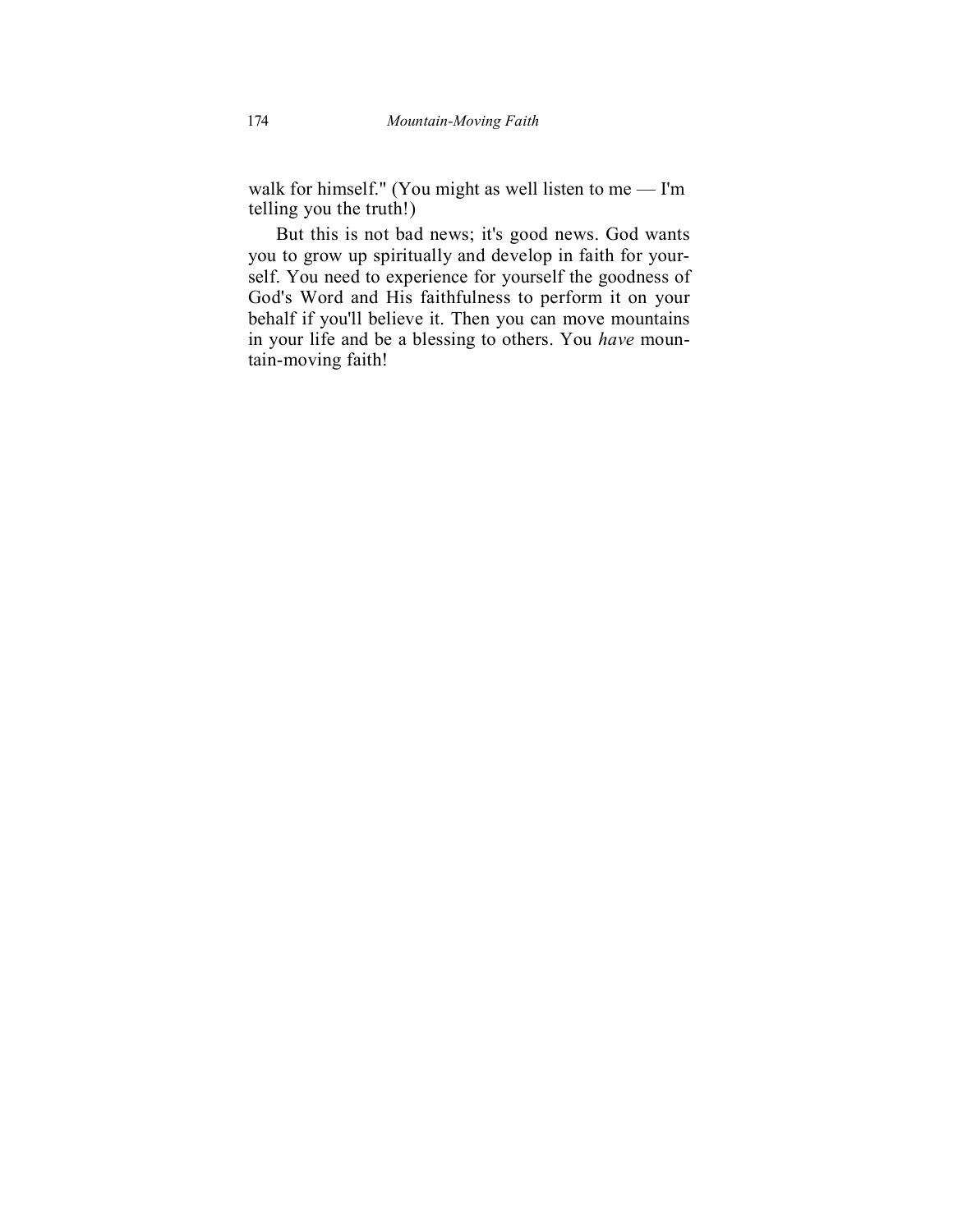walk for himself." (You might as well listen to me — I'm telling you the truth!)

But this is not bad news; it's good news. God wants you to grow up spiritually and develop in faith for yourself. You need to experience for yourself the goodness of God's Word and His faithfulness to perform it on your behalf if you'll believe it. Then you can move mountains in your life and be a blessing to others. You *have* mountain-moving faith!